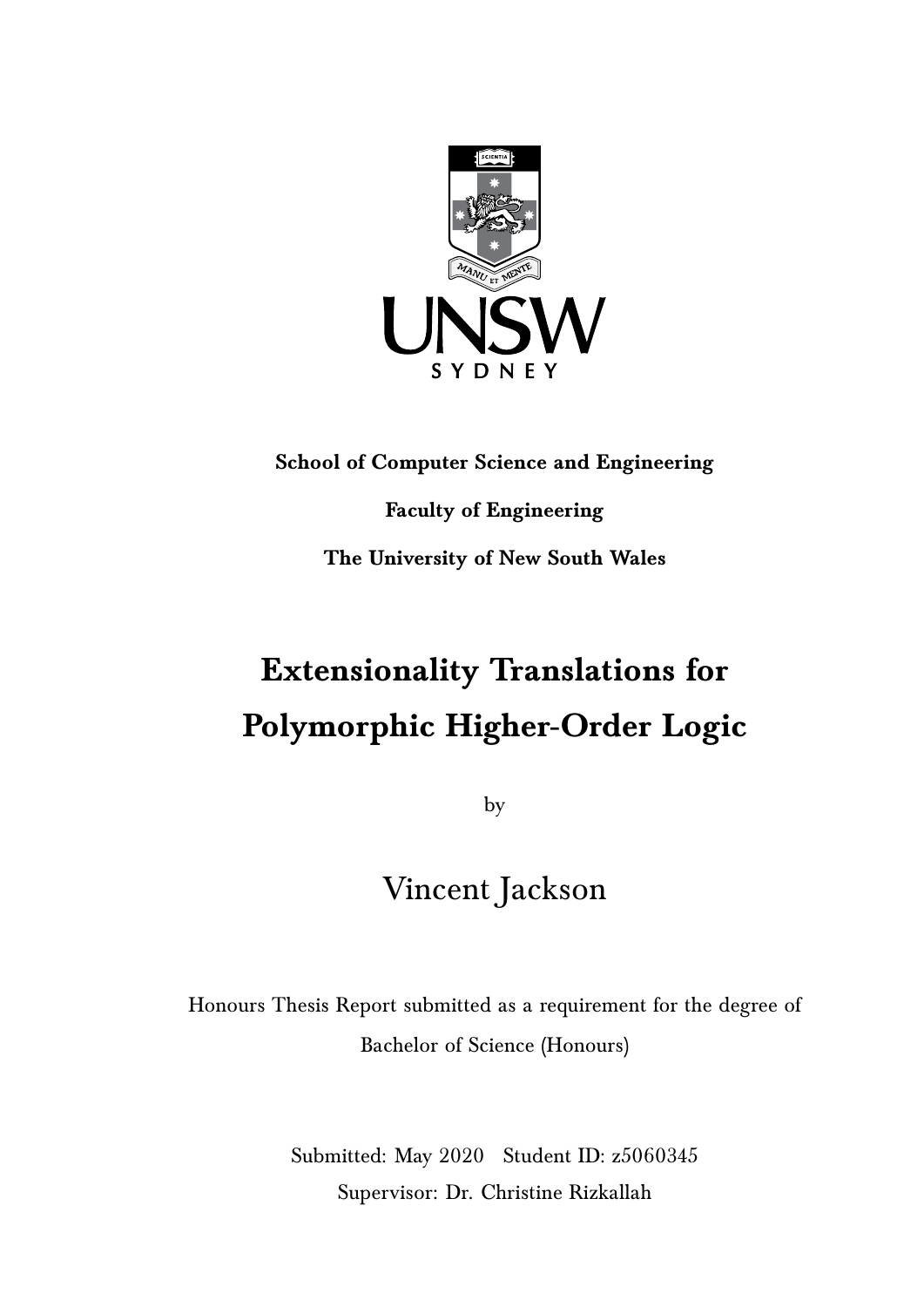**School of Computer Science and Engineering**

**Faculty of Engineering**

**The University of New South Wales**

# Extensionality Translations for Polymorphic Higher-Order Logic

by

Vincent Jackson

Honours Thesis Report submitted as a requirement for the degree of Bachelor of Science (Honours)

Submitted: May 2020 Student ID: z5060345

Supervisor: Dr. Christine Rizkallah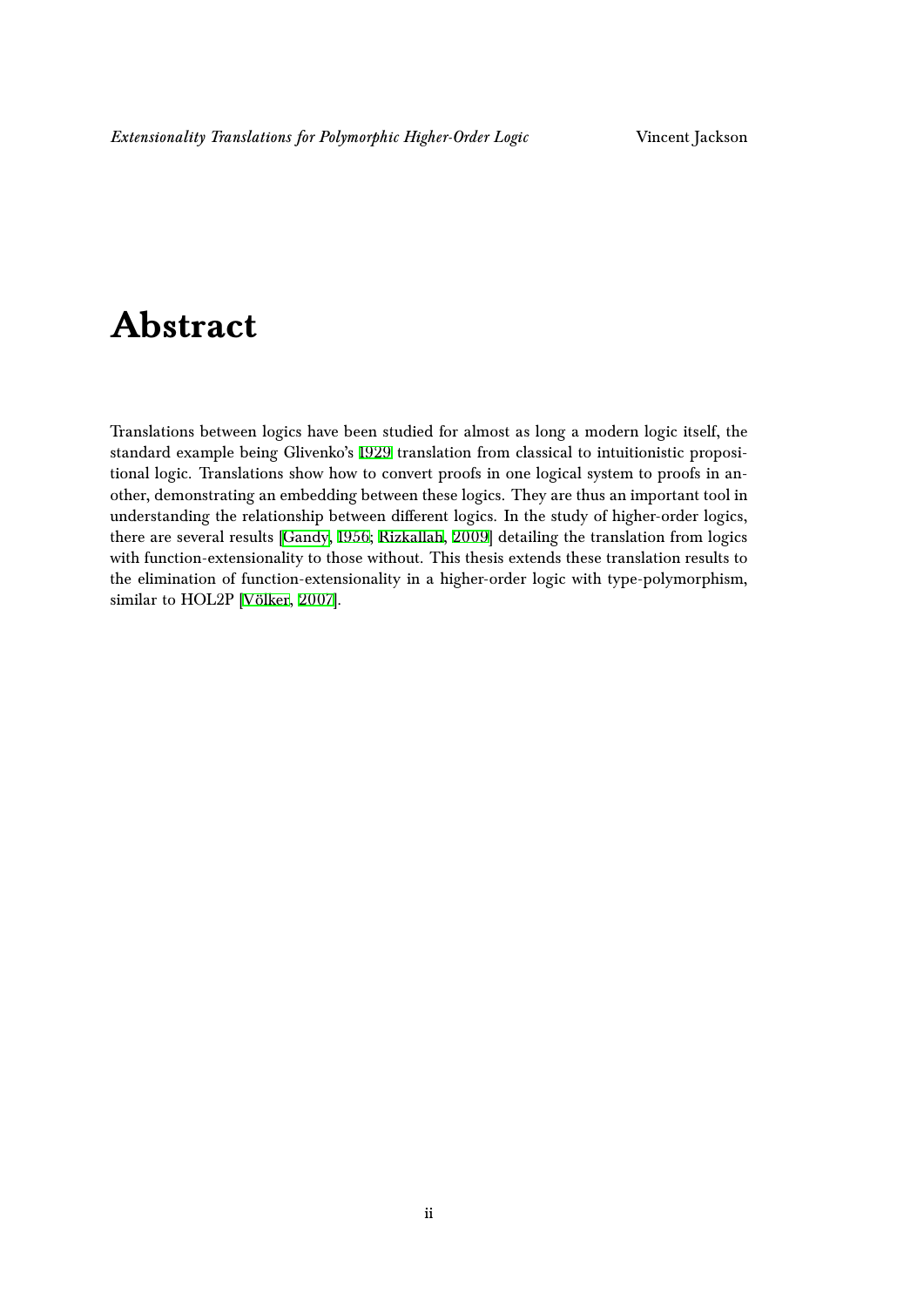# Abstract

Translations between logics have been studied for almost as long a modern logic itself, the standard example being Glivenko's 1929 translation from classical to intuitionistic propositional logic. Translations show how to convert proofs in one logical system to proofs in another, demonstrating an embedding between these logics. They are thus an important tool in understanding the relationship between different logics. In the study of higher-order logics, there are several results [Gandy, 1956; Rizkallah, 2009] detailing the translation from logics with function-extensionality to those without. This thesis extends these translation results to the elimination of function-extensionality in a higher-order logic with type-polymorphism, similar to HOL2P [Völker, 2007].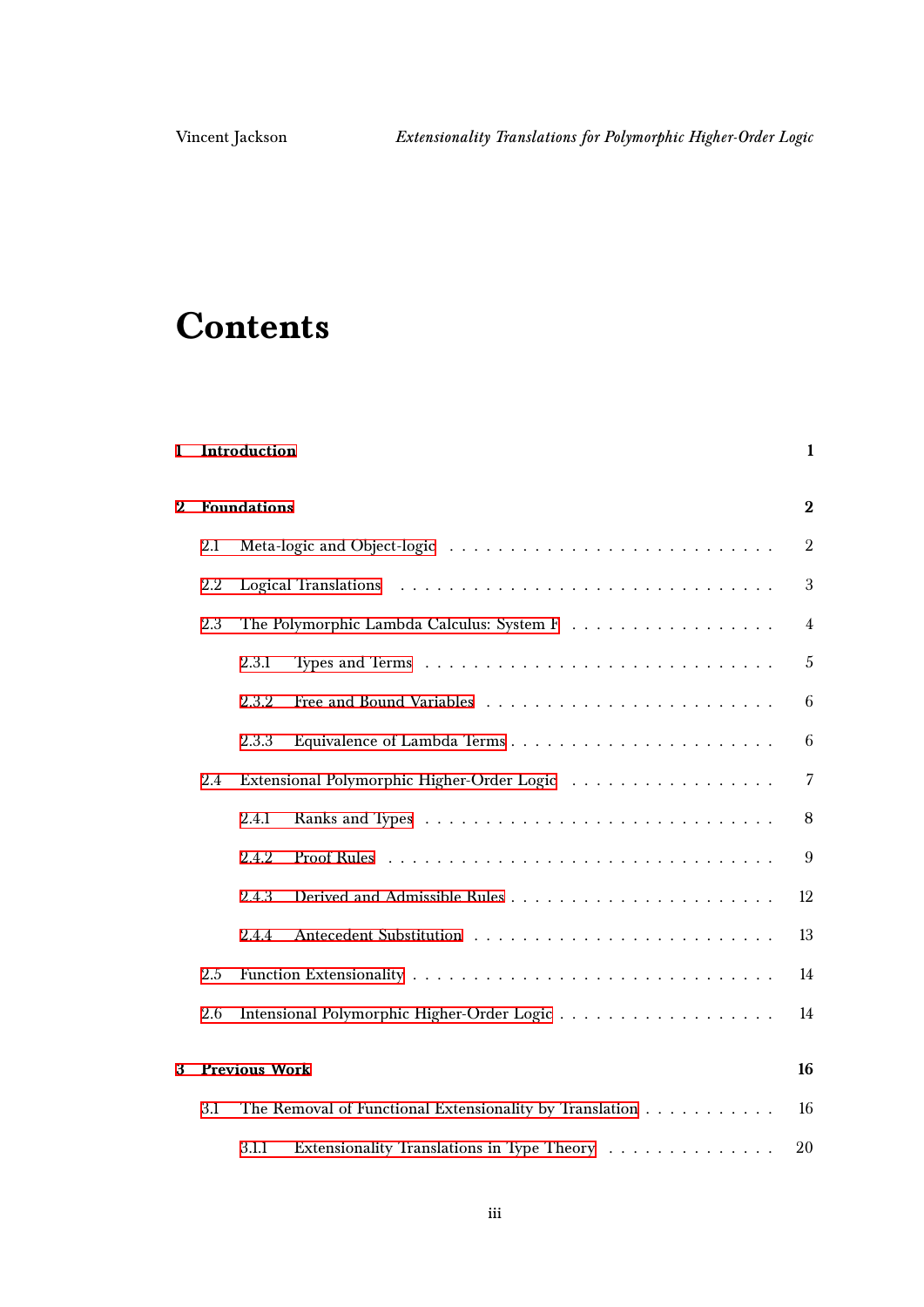# Contents

**1 Introduction** **1**

**2 Foundations** **2**

- 2.1 Meta-logic and Object-logic . . . . . . . . . . . . . . . . . . . . . . . . . . . 2
- 2.2 Logical Translations . . . . . . . . . . . . . . . . . . . . . . . . . . . . . . . 3
- 2.3 The Polymorphic Lambda Calculus: System F . . . . . . . . . . . . . . . . . 4
  - 2.3.1 Types and Terms . . . . . . . . . . . . . . . . . . . . . . . . . . . . 5
  - 2.3.2 Free and Bound Variables . . . . . . . . . . . . . . . . . . . . . . . 6
  - 2.3.3 Equivalence of Lambda Terms . . . . . . . . . . . . . . . . . . . . . 6
- 2.4 Extensional Polymorphic Higher-Order Logic . . . . . . . . . . . . . . . . . 7
  - 2.4.1 Ranks and Types . . . . . . . . . . . . . . . . . . . . . . . . . . . . 8
  - 2.4.2 Proof Rules . . . . . . . . . . . . . . . . . . . . . . . . . . . . . . . 9
  - 2.4.3 Derived and Admissible Rules . . . . . . . . . . . . . . . . . . . . . 12
  - 2.4.4 Antecedent Substitution . . . . . . . . . . . . . . . . . . . . . . . . 13
- 2.5 Function Extensionality . . . . . . . . . . . . . . . . . . . . . . . . . . . . . 14
- 2.6 Intensional Polymorphic Higher-Order Logic . . . . . . . . . . . . . . . . . . 14

**3 Previous Work** **16**

- 3.1 The Removal of Functional Extensionality by Translation . . . . . . . . . . . 16
  - 3.1.1 Extensionality Translations in Type Theory . . . . . . . . . . . . . . 20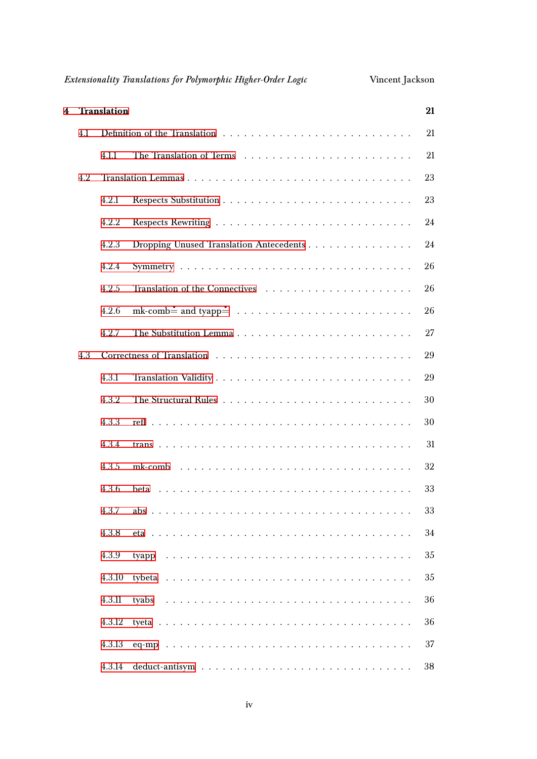**4 Translation** **21**

4.1 Definition of the Translation . . . . . . . . . . . . . . . . . . . . . . . . . . . 21

4.1.1 The Translation of Terms . . . . . . . . . . . . . . . . . . . . . . . . 21

4.2 Translation Lemmas . . . . . . . . . . . . . . . . . . . . . . . . . . . . . . 23

4.2.1 Respects Substitution . . . . . . . . . . . . . . . . . . . . . . . . . . 23

4.2.2 Respects Rewriting . . . . . . . . . . . . . . . . . . . . . . . . . . . 24

4.2.3 Dropping Unused Translation Antecedents . . . . . . . . . . . . . . . 24

4.2.4 Symmetry . . . . . . . . . . . . . . . . . . . . . . . . . . . . . . . . 26

4.2.5 Translation of the Connectives . . . . . . . . . . . . . . . . . . . . . 26

4.2.6 mk-comb$\dot{\equiv}$ and tyapp$\dot{\equiv}$ . . . . . . . . . . . . . . . . . . . . . . . . 26

4.2.7 The Substitution Lemma . . . . . . . . . . . . . . . . . . . . . . . . 27

4.3 Correctness of Translation . . . . . . . . . . . . . . . . . . . . . . . . . . . 29

4.3.1 Translation Validity . . . . . . . . . . . . . . . . . . . . . . . . . . . 29

4.3.2 The Structural Rules . . . . . . . . . . . . . . . . . . . . . . . . . . 30

4.3.3 refl . . . . . . . . . . . . . . . . . . . . . . . . . . . . . . . . . . . 30

4.3.4 trans . . . . . . . . . . . . . . . . . . . . . . . . . . . . . . . . . . 31

4.3.5 mk-comb . . . . . . . . . . . . . . . . . . . . . . . . . . . . . . . . 32

4.3.6 beta . . . . . . . . . . . . . . . . . . . . . . . . . . . . . . . . . . 33

4.3.7 abs . . . . . . . . . . . . . . . . . . . . . . . . . . . . . . . . . . . 33

4.3.8 eta . . . . . . . . . . . . . . . . . . . . . . . . . . . . . . . . . . . 34

4.3.9 tyapp . . . . . . . . . . . . . . . . . . . . . . . . . . . . . . . . . . 35

4.3.10 tybeta . . . . . . . . . . . . . . . . . . . . . . . . . . . . . . . . . 35

4.3.11 tyabs . . . . . . . . . . . . . . . . . . . . . . . . . . . . . . . . . . 36

4.3.12 tyeta . . . . . . . . . . . . . . . . . . . . . . . . . . . . . . . . . . 36

4.3.13 eq-mp . . . . . . . . . . . . . . . . . . . . . . . . . . . . . . . . . 37

4.3.14 deduct-antisym . . . . . . . . . . . . . . . . . . . . . . . . . . . . . 38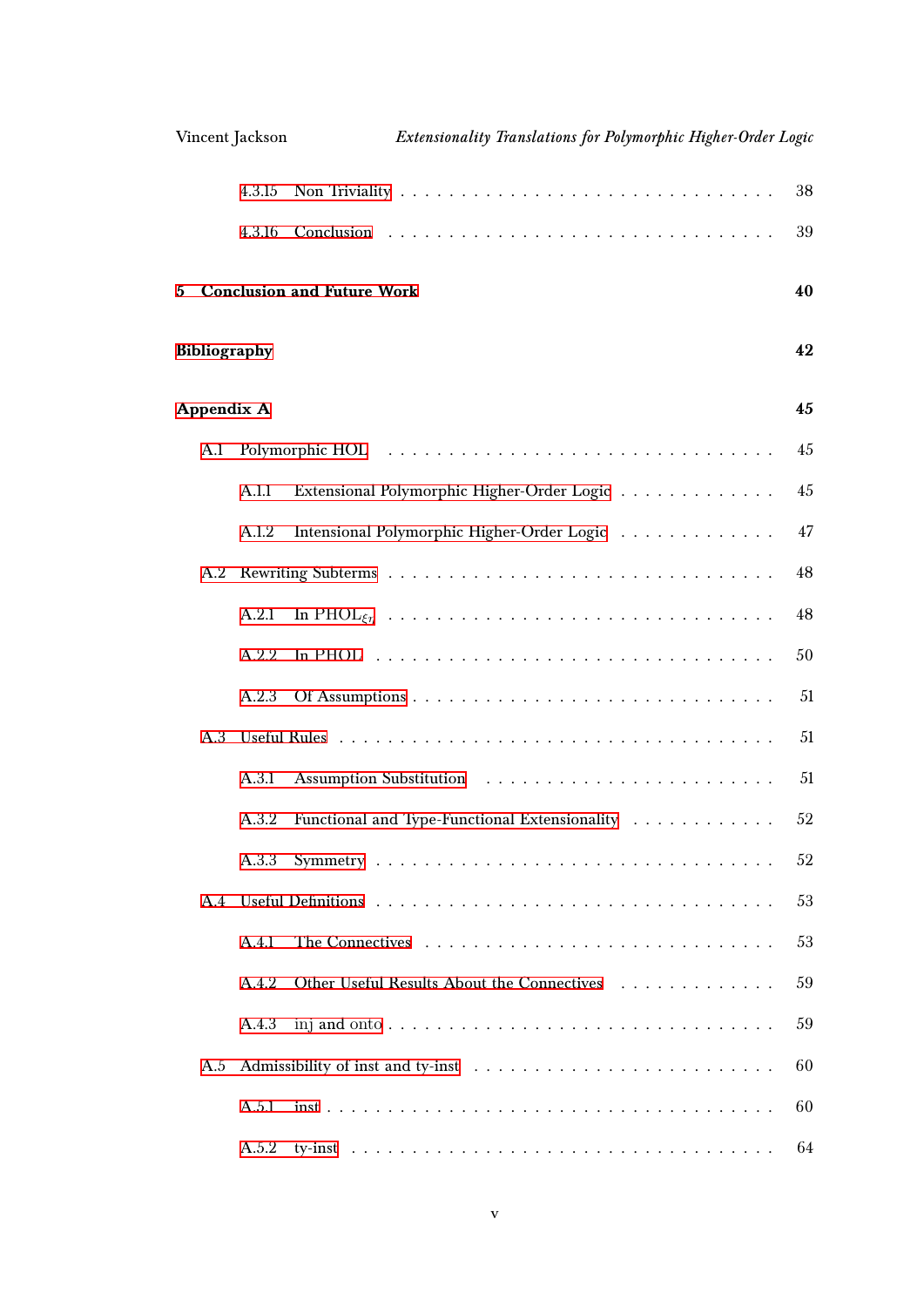4.3.15 Non Triviality . . . . . . . . . . . . . . . . . . . . . . . . . . . . . . 38

4.3.16 Conclusion . . . . . . . . . . . . . . . . . . . . . . . . . . . . . . 39

**5 Conclusion and Future Work** **40**

**Bibliography** **42**

**Appendix A** **45**

A.1 Polymorphic HOL . . . . . . . . . . . . . . . . . . . . . . . . . . . . . . 45

A.1.1 Extensional Polymorphic Higher-Order Logic . . . . . . . . . . . . . 45

A.1.2 Intensional Polymorphic Higher-Order Logic . . . . . . . . . . . . . 47

A.2 Rewriting Subterms . . . . . . . . . . . . . . . . . . . . . . . . . . . . . . 48

A.2.1 In $\mathrm{PHOL}_{\xi\eta}$ . . . . . . . . . . . . . . . . . . . . . . . . . . . . . . 48

A.2.2 In PHOL . . . . . . . . . . . . . . . . . . . . . . . . . . . . . . 50

A.2.3 Of Assumptions . . . . . . . . . . . . . . . . . . . . . . . . . . . . . . 51

A.3 Useful Rules . . . . . . . . . . . . . . . . . . . . . . . . . . . . . . 51

A.3.1 Assumption Substitution . . . . . . . . . . . . . . . . . . . . . . . . 51

A.3.2 Functional and Type-Functional Extensionality . . . . . . . . . . . . 52

A.3.3 Symmetry . . . . . . . . . . . . . . . . . . . . . . . . . . . . . . 52

A.4 Useful Definitions . . . . . . . . . . . . . . . . . . . . . . . . . . . . . . 53

A.4.1 The Connectives . . . . . . . . . . . . . . . . . . . . . . . . . . . . 53

A.4.2 Other Useful Results About the Connectives . . . . . . . . . . . . . 59

A.4.3 inj and onto . . . . . . . . . . . . . . . . . . . . . . . . . . . . . . 59

A.5 Admissibility of inst and ty-inst . . . . . . . . . . . . . . . . . . . . . . 60

A.5.1 inst . . . . . . . . . . . . . . . . . . . . . . . . . . . . . . 60

A.5.2 ty-inst . . . . . . . . . . . . . . . . . . . . . . . . . . . . . . 64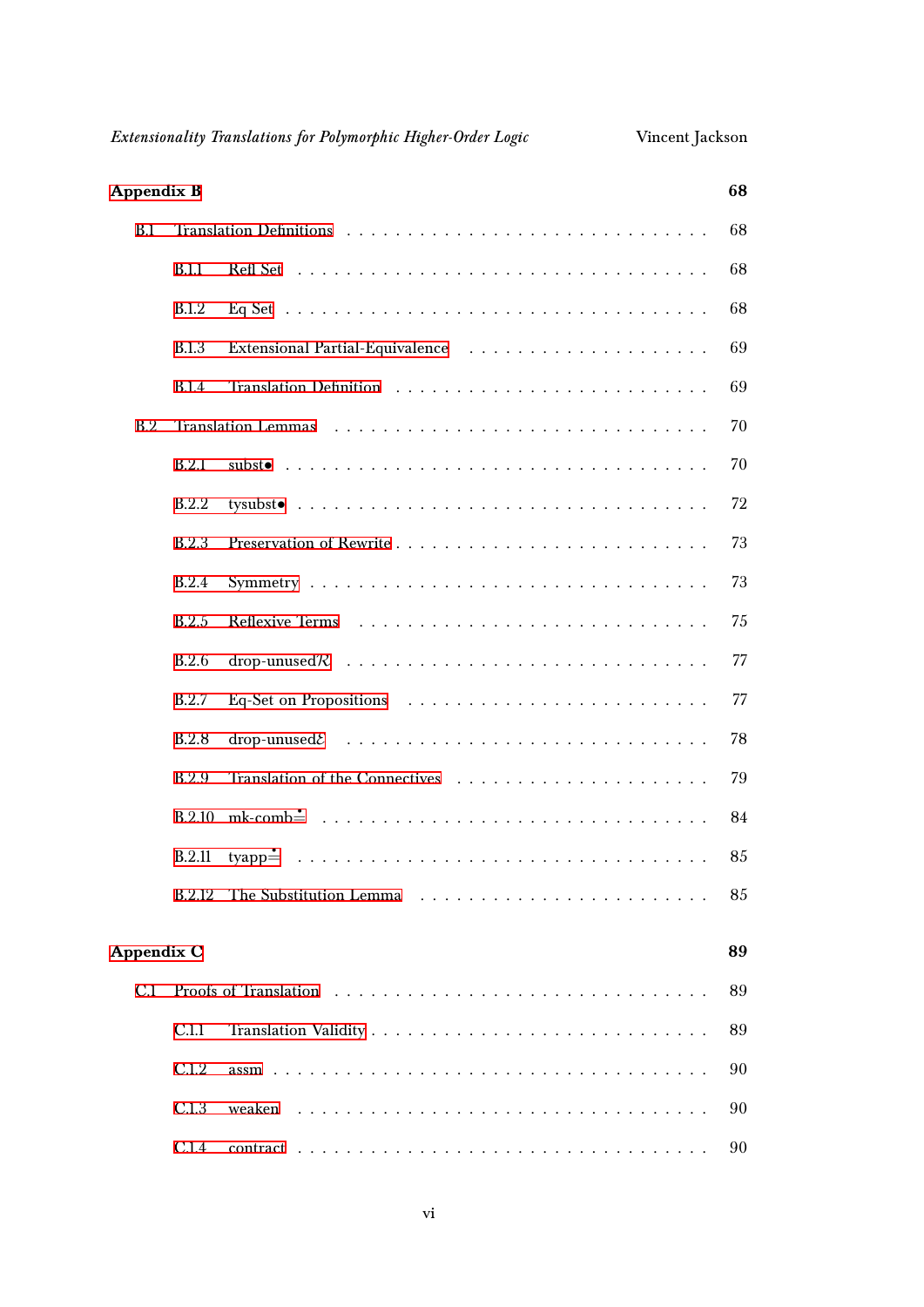**Appendix B** **68**

B.1 Translation Definitions . . . . . . . . . . . . . . . . . . . . . . . . . . . . 68

B.1.1 Refl Set . . . . . . . . . . . . . . . . . . . . . . . . . . . . . . . 68

B.1.2 Eq Set . . . . . . . . . . . . . . . . . . . . . . . . . . . . . . . . 68

B.1.3 Extensional Partial-Equivalence . . . . . . . . . . . . . . . . . . . 69

B.1.4 Translation Definition . . . . . . . . . . . . . . . . . . . . . . . 69

B.2 Translation Lemmas . . . . . . . . . . . . . . . . . . . . . . . . . . . . . 70

B.2.1 subst$\bullet$ . . . . . . . . . . . . . . . . . . . . . . . . . . . . . . . . 70

B.2.2 tysubst$\bullet$ . . . . . . . . . . . . . . . . . . . . . . . . . . . . . . . 72

B.2.3 Preservation of Rewrite . . . . . . . . . . . . . . . . . . . . . . . . 73

B.2.4 Symmetry . . . . . . . . . . . . . . . . . . . . . . . . . . . . . . . 73

B.2.5 Reflexive Terms . . . . . . . . . . . . . . . . . . . . . . . . . . . . 75

B.2.6 drop-unused$\mathcal{R}$ . . . . . . . . . . . . . . . . . . . . . . . . . . . 77

B.2.7 Eq-Set on Propositions . . . . . . . . . . . . . . . . . . . . . . . . 77

B.2.8 drop-unused$\mathcal{E}$ . . . . . . . . . . . . . . . . . . . . . . . . . . . 78

B.2.9 Translation of the Connectives . . . . . . . . . . . . . . . . . . . . 79

B.2.10 mk-comb$\stackrel{\bullet}{=}$ . . . . . . . . . . . . . . . . . . . . . . . . . . . . 84

B.2.11 tyapp$\stackrel{\bullet}{=}$ . . . . . . . . . . . . . . . . . . . . . . . . . . . . . 85

B.2.12 The Substitution Lemma . . . . . . . . . . . . . . . . . . . . . . . 85

**Appendix C** **89**

C.1 Proofs of Translation . . . . . . . . . . . . . . . . . . . . . . . . . . . . 89

C.1.1 Translation Validity . . . . . . . . . . . . . . . . . . . . . . . . . . 89

C.1.2 assm . . . . . . . . . . . . . . . . . . . . . . . . . . . . . . . . . . 90

C.1.3 weaken . . . . . . . . . . . . . . . . . . . . . . . . . . . . . . . . 90

C.1.4 contract . . . . . . . . . . . . . . . . . . . . . . . . . . . . . . . . 90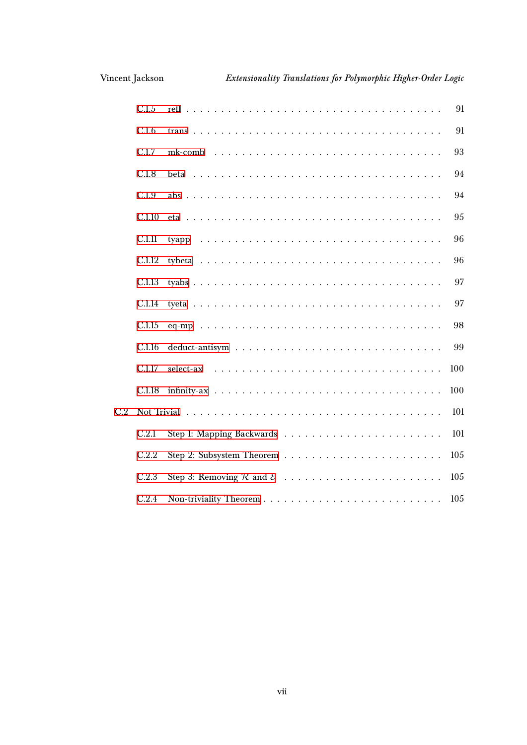- C.1.5 refl . . . . . . . . . . . . . . . . . . . . . . . . . . . . . . . . . . 91
- C.1.6 trans . . . . . . . . . . . . . . . . . . . . . . . . . . . . . . . . . 91
- C.1.7 mk-comb . . . . . . . . . . . . . . . . . . . . . . . . . . . . . . 93
- C.1.8 beta . . . . . . . . . . . . . . . . . . . . . . . . . . . . . . . . . 94
- C.1.9 abs . . . . . . . . . . . . . . . . . . . . . . . . . . . . . . . . . . 94
- C.1.10 eta . . . . . . . . . . . . . . . . . . . . . . . . . . . . . . . . . 95
- C.1.11 tyapp . . . . . . . . . . . . . . . . . . . . . . . . . . . . . . . . 96
- C.1.12 tybeta . . . . . . . . . . . . . . . . . . . . . . . . . . . . . . . 96
- C.1.13 tyabs . . . . . . . . . . . . . . . . . . . . . . . . . . . . . . . . 97
- C.1.14 tyeta . . . . . . . . . . . . . . . . . . . . . . . . . . . . . . . . 97
- C.1.15 eq-mp . . . . . . . . . . . . . . . . . . . . . . . . . . . . . . . 98
- C.1.16 deduct-antisym . . . . . . . . . . . . . . . . . . . . . . . . . . 99
- C.1.17 select-ax . . . . . . . . . . . . . . . . . . . . . . . . . . . . . . 100
- C.1.18 infinity-ax . . . . . . . . . . . . . . . . . . . . . . . . . . . . . 100

C.2 Not Trivial . . . . . . . . . . . . . . . . . . . . . . . . . . . . . . . . . . 101

- C.2.1 Step 1: Mapping Backwards . . . . . . . . . . . . . . . . . . . . 101
- C.2.2 Step 2: Subsystem Theorem . . . . . . . . . . . . . . . . . . . . 105
- C.2.3 Step 3: Removing $\mathcal{R}$ and $\mathcal{E}$ . . . . . . . . . . . . . . . . . . . . 105
- C.2.4 Non-triviality Theorem . . . . . . . . . . . . . . . . . . . . . . . 105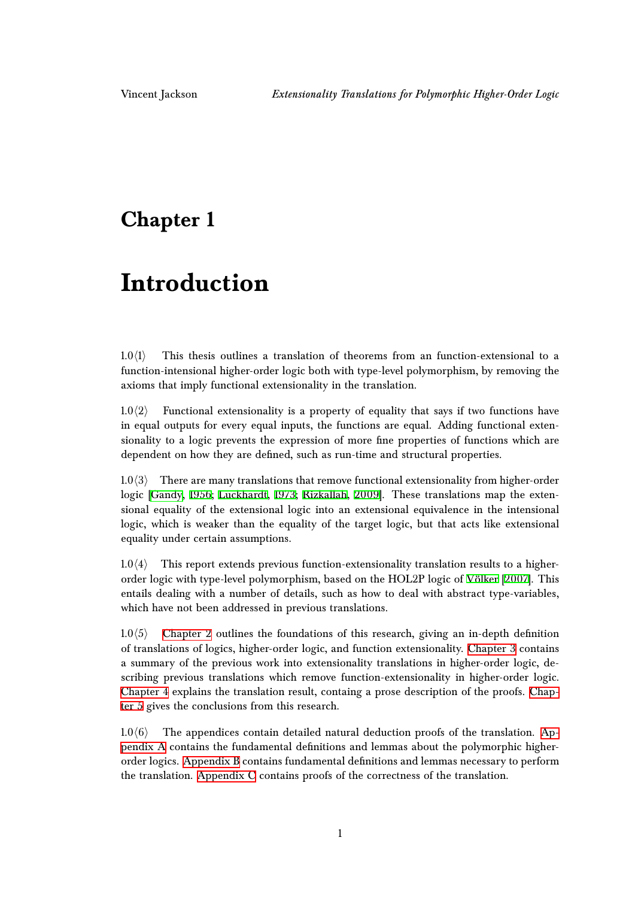# Chapter 1

# Introduction

1.0⟨1⟩ This thesis outlines a translation of theorems from an function-extensional to a function-intensional higher-order logic both with type-level polymorphism, by removing the axioms that imply functional extensionality in the translation.

1.0⟨2⟩ Functional extensionality is a property of equality that says if two functions have in equal outputs for every equal inputs, the functions are equal. Adding functional extensionality to a logic prevents the expression of more fine properties of functions which are dependent on how they are defined, such as run-time and structural properties.

1.0⟨3⟩ There are many translations that remove functional extensionality from higher-order logic [Gandy, 1956; Luckhardt, 1973; Rizkallah, 2009]. These translations map the extensional equality of the extensional logic into an extensional equivalence in the intensional logic, which is weaker than the equality of the target logic, but that acts like extensional equality under certain assumptions.

1.0⟨4⟩ This report extends previous function-extensionality translation results to a higher-order logic with type-level polymorphism, based on the HOL2P logic of Völker [2007]. This entails dealing with a number of details, such as how to deal with abstract type-variables, which have not been addressed in previous translations.

1.0⟨5⟩ Chapter 2 outlines the foundations of this research, giving an in-depth definition of translations of logics, higher-order logic, and function extensionality. Chapter 3 contains a summary of the previous work into extensionality translations in higher-order logic, describing previous translations which remove function-extensionality in higher-order logic. Chapter 4 explains the translation result, containg a prose description of the proofs. Chapter 5 gives the conclusions from this research.

1.0⟨6⟩ The appendices contain detailed natural deduction proofs of the translation. Appendix A contains the fundamental definitions and lemmas about the polymorphic higher-order logics. Appendix B contains fundamental definitions and lemmas necessary to perform the translation. Appendix C contains proofs of the correctness of the translation.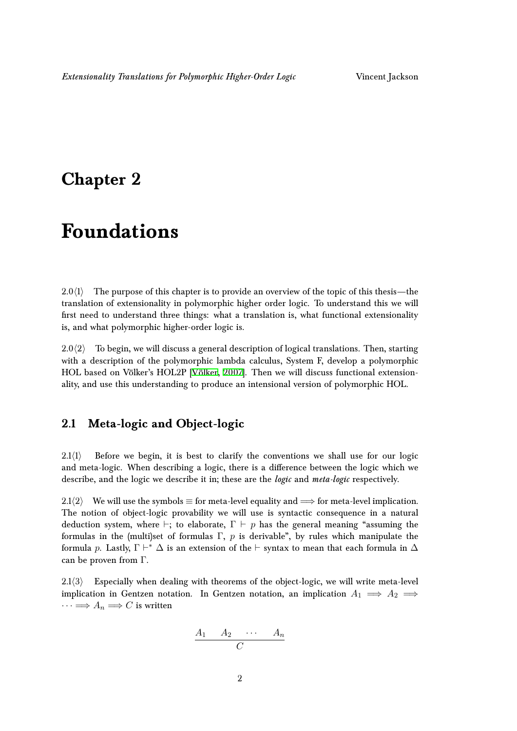# Chapter 2

# Foundations

2.0⟨1⟩ The purpose of this chapter is to provide an overview of the topic of this thesis—the translation of extensionality in polymorphic higher order logic. To understand this we will first need to understand three things: what a translation is, what functional extensionality is, and what polymorphic higher-order logic is.

2.0⟨2⟩ To begin, we will discuss a general description of logical translations. Then, starting with a description of the polymorphic lambda calculus, System F, develop a polymorphic HOL based on Völker's HOL2P [Völker, 2007]. Then we will discuss functional extensionality, and use this understanding to produce an intensional version of polymorphic HOL.

## 2.1 Meta-logic and Object-logic

2.1⟨1⟩ Before we begin, it is best to clarify the conventions we shall use for our logic and meta-logic. When describing a logic, there is a difference between the logic which we describe, and the logic we describe it in; these are the ***logic*** and ***meta-logic*** respectively.

2.1⟨2⟩ We will use the symbols $\equiv$ for meta-level equality and $\Longrightarrow$ for meta-level implication. The notion of object-logic provability we will use is syntactic consequence in a natural deduction system, where $\vdash$; to elaborate, $\Gamma \vdash p$ has the general meaning "assuming the formulas in the (multi)set of formulas $\Gamma$, $p$ is derivable", by rules which manipulate the formula $p$. Lastly, $\Gamma \vdash^* \Delta$ is an extension of the $\vdash$ syntax to mean that each formula in $\Delta$ can be proven from $\Gamma$.

2.1⟨3⟩ Especially when dealing with theorems of the object-logic, we will write meta-level implication in Gentzen notation. In Gentzen notation, an implication $A_1 \Longrightarrow A_2 \Longrightarrow \cdots \Longrightarrow A_n \Longrightarrow C$ is written

$$\frac{A_1 \qquad A_2 \qquad \cdots \qquad A_n}{C}$$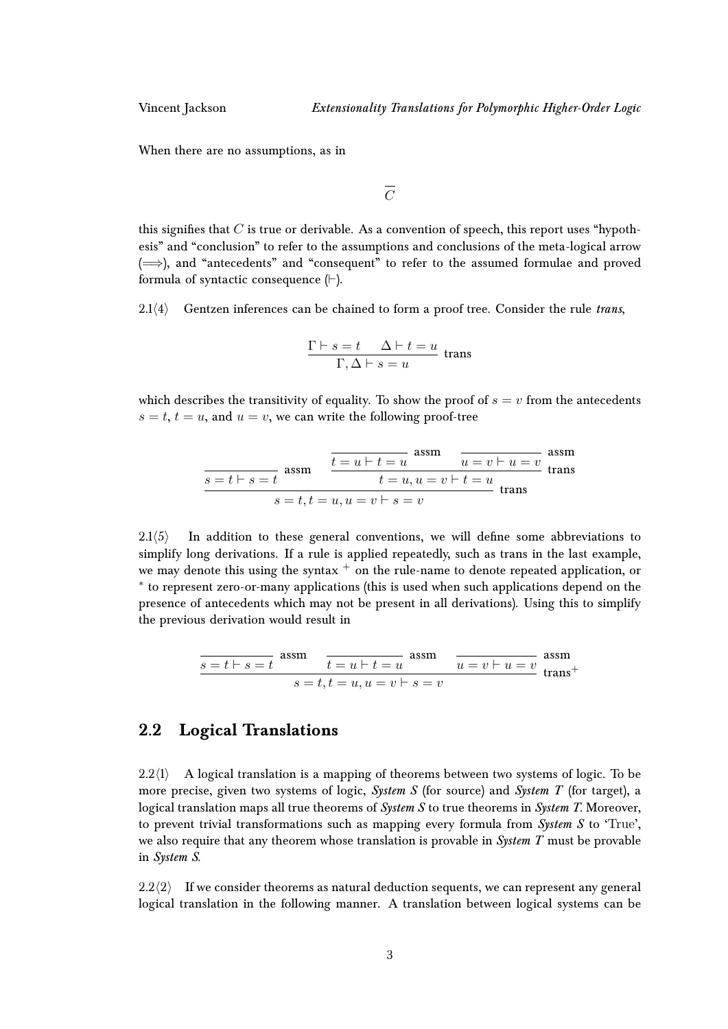When there are no assumptions, as in

$$\overline{C}$$

this signifies that $C$ is true or derivable. As a convention of speech, this report uses "hypothesis" and "conclusion" to refer to the assumptions and conclusions of the meta-logical arrow ($\Longrightarrow$), and "antecedents" and "consequent" to refer to the assumed formulae and proved formula of syntactic consequence ($\vdash$).

2.1⟨4⟩ Gentzen inferences can be chained to form a proof tree. Consider the rule *trans*,

$$\frac{\Gamma \vdash s = t \qquad \Delta \vdash t = u}{\Gamma, \Delta \vdash s = u} \text{ trans}$$

which describes the transitivity of equality. To show the proof of $s = v$ from the antecedents $s = t$, $t = u$, and $u = v$, we can write the following proof-tree

$$\frac{\dfrac{}{s = t \vdash s = t} \text{ assm} \qquad \dfrac{\dfrac{}{t = u \vdash t = u} \text{ assm} \qquad \dfrac{}{u = v \vdash u = v} \text{ assm}}{t = u, u = v \vdash t = u} \text{ trans}}{s = t, t = u, u = v \vdash s = v} \text{ trans}$$

2.1⟨5⟩ In addition to these general conventions, we will define some abbreviations to simplify long derivations. If a rule is applied repeatedly, such as trans in the last example, we may denote this using the syntax $^+$ on the rule-name to denote repeated application, or $^*$ to represent zero-or-many applications (this is used when such applications depend on the presence of antecedents which may not be present in all derivations). Using this to simplify the previous derivation would result in

$$\frac{\dfrac{}{s = t \vdash s = t} \text{ assm} \qquad \dfrac{}{t = u \vdash t = u} \text{ assm} \qquad \dfrac{}{u = v \vdash u = v} \text{ assm}}{s = t, t = u, u = v \vdash s = v} \text{ trans}^+$$

## 2.2 Logical Translations

2.2⟨1⟩ A logical translation is a mapping of theorems between two systems of logic. To be more precise, given two systems of logic, *System S* (for source) and *System T* (for target), a logical translation maps all true theorems of *System S* to true theorems in *System T*. Moreover, to prevent trivial transformations such as mapping every formula from *System S* to 'True', we also require that any theorem whose translation is provable in *System T* must be provable in *System S*.

2.2⟨2⟩ If we consider theorems as natural deduction sequents, we can represent any general logical translation in the following manner. A translation between logical systems can be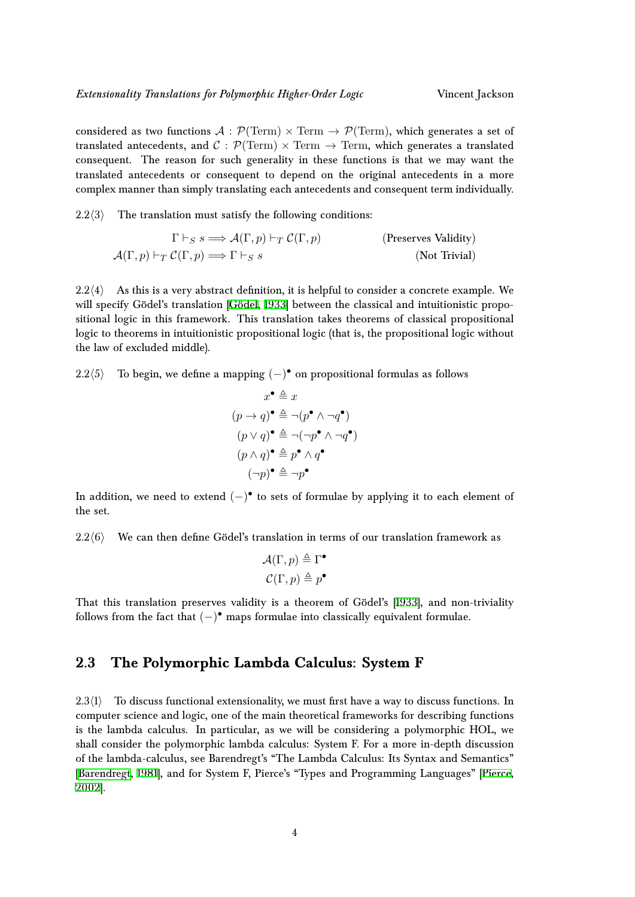considered as two functions $\mathcal{A} : \mathcal{P}(\text{Term}) \times \text{Term} \to \mathcal{P}(\text{Term})$, which generates a set of translated antecedents, and $\mathcal{C} : \mathcal{P}(\text{Term}) \times \text{Term} \to \text{Term}$, which generates a translated consequent. The reason for such generality in these functions is that we may want the translated antecedents or consequent to depend on the original antecedents in a more complex manner than simply translating each antecedents and consequent term individually.

2.2⟨3⟩ The translation must satisfy the following conditions:

$$\Gamma \vdash_S s \Longrightarrow \mathcal{A}(\Gamma, p) \vdash_T \mathcal{C}(\Gamma, p) \qquad \text{(Preserves Validity)}$$
$$\mathcal{A}(\Gamma, p) \vdash_T \mathcal{C}(\Gamma, p) \Longrightarrow \Gamma \vdash_S s \qquad \text{(Not Trivial)}$$

2.2⟨4⟩ As this is a very abstract definition, it is helpful to consider a concrete example. We will specify Gödel's translation [Gödel, 1933] between the classical and intuitionistic propositional logic in this framework. This translation takes theorems of classical propositional logic to theorems in intuitionistic propositional logic (that is, the propositional logic without the law of excluded middle).

2.2⟨5⟩ To begin, we define a mapping $(-)^\bullet$ on propositional formulas as follows

$$\begin{aligned}
x^\bullet &\triangleq x \\
(p \to q)^\bullet &\triangleq \neg(p^\bullet \land \neg q^\bullet) \\
(p \lor q)^\bullet &\triangleq \neg(\neg p^\bullet \land \neg q^\bullet) \\
(p \land q)^\bullet &\triangleq p^\bullet \land q^\bullet \\
(\neg p)^\bullet &\triangleq \neg p^\bullet
\end{aligned}$$

In addition, we need to extend $(-)^\bullet$ to sets of formulae by applying it to each element of the set.

2.2⟨6⟩ We can then define Gödel's translation in terms of our translation framework as

$$\begin{aligned}
\mathcal{A}(\Gamma, p) &\triangleq \Gamma^\bullet \\
\mathcal{C}(\Gamma, p) &\triangleq p^\bullet
\end{aligned}$$

That this translation preserves validity is a theorem of Gödel's [1933], and non-triviality follows from the fact that $(-)^\bullet$ maps formulae into classically equivalent formulae.

## 2.3 The Polymorphic Lambda Calculus: System F

2.3⟨1⟩ To discuss functional extensionality, we must first have a way to discuss functions. In computer science and logic, one of the main theoretical frameworks for describing functions is the lambda calculus. In particular, as we will be considering a polymorphic HOL, we shall consider the polymorphic lambda calculus: System F. For a more in-depth discussion of the lambda-calculus, see Barendregt's "The Lambda Calculus: Its Syntax and Semantics" [Barendregt, 1981], and for System F, Pierce's "Types and Programming Languages" [Pierce, 2002].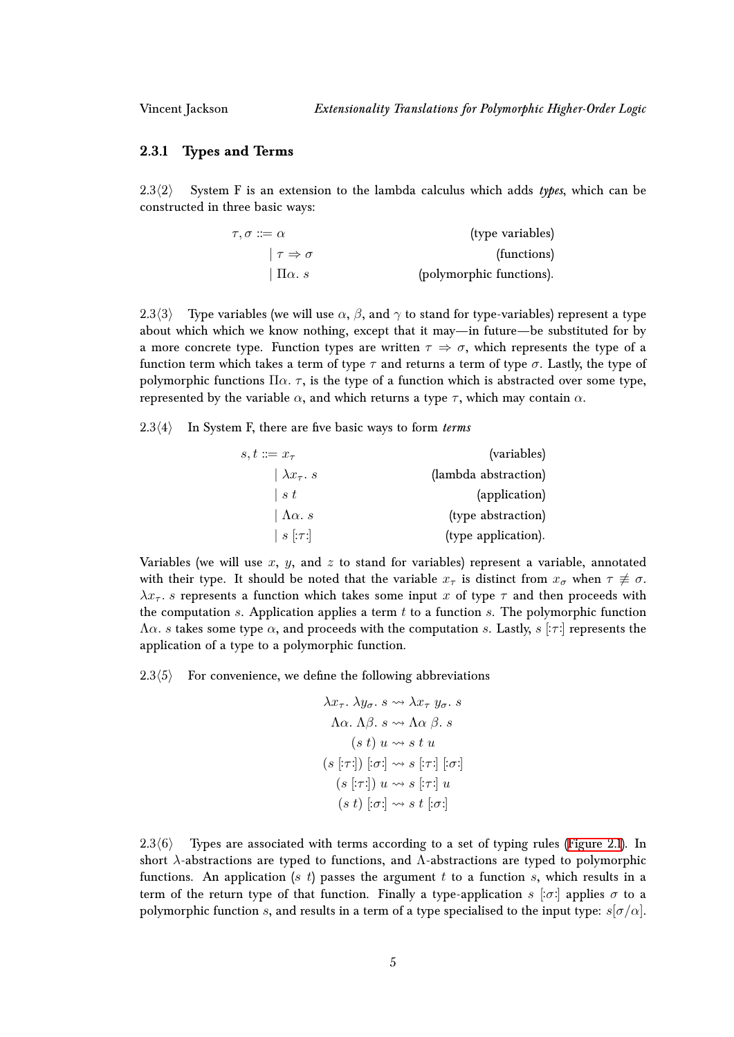### 2.3.1 Types and Terms

2.3⟨2⟩ System F is an extension to the lambda calculus which adds ***types***, which can be constructed in three basic ways:

$$
\begin{aligned}
\tau, \sigma ::= {} & \alpha && \text{(type variables)} \\
\mid {} & \tau \Rightarrow \sigma && \text{(functions)} \\
\mid {} & \Pi\alpha.\ s && \text{(polymorphic functions).}
\end{aligned}
$$

2.3⟨3⟩ Type variables (we will use $\alpha$, $\beta$, and $\gamma$ to stand for type-variables) represent a type about which which we know nothing, except that it may—in future—be substituted for by a more concrete type. Function types are written $\tau \Rightarrow \sigma$, which represents the type of a function term which takes a term of type $\tau$ and returns a term of type $\sigma$. Lastly, the type of polymorphic functions $\Pi\alpha.\ \tau$, is the type of a function which is abstracted over some type, represented by the variable $\alpha$, and which returns a type $\tau$, which may contain $\alpha$.

2.3⟨4⟩ In System F, there are five basic ways to form ***terms***

$$
\begin{aligned}
s, t ::= {} & x_\tau && \text{(variables)} \\
\mid {} & \lambda x_\tau.\ s && \text{(lambda abstraction)} \\
\mid {} & s\ t && \text{(application)} \\
\mid {} & \Lambda\alpha.\ s && \text{(type abstraction)} \\
\mid {} & s\ [:\tau:] && \text{(type application).}
\end{aligned}
$$

Variables (we will use $x$, $y$, and $z$ to stand for variables) represent a variable, annotated with their type. It should be noted that the variable $x_\tau$ is distinct from $x_\sigma$ when $\tau \not\equiv \sigma$. $\lambda x_\tau.\ s$ represents a function which takes some input $x$ of type $\tau$ and then proceeds with the computation $s$. Application applies a term $t$ to a function $s$. The polymorphic function $\Lambda\alpha.\ s$ takes some type $\alpha$, and proceeds with the computation $s$. Lastly, $s\ [:\tau:]$ represents the application of a type to a polymorphic function.

2.3⟨5⟩ For convenience, we define the following abbreviations

$$
\begin{aligned}
\lambda x_\tau.\ \lambda y_\sigma.\ s &\rightsquigarrow \lambda x_\tau\ y_\sigma.\ s \\
\Lambda\alpha.\ \Lambda\beta.\ s &\rightsquigarrow \Lambda\alpha\ \beta.\ s \\
(s\ t)\ u &\rightsquigarrow s\ t\ u \\
(s\ [:\tau:])\ [:\sigma:] &\rightsquigarrow s\ [:\tau:]\ [:\sigma:] \\
(s\ [:\tau:])\ u &\rightsquigarrow s\ [:\tau:]\ u \\
(s\ t)\ [:\sigma:] &\rightsquigarrow s\ t\ [:\sigma:]
\end{aligned}
$$

2.3⟨6⟩ Types are associated with terms according to a set of typing rules (Figure 2.1). In short $\lambda$-abstractions are typed to functions, and $\Lambda$-abstractions are typed to polymorphic functions. An application $(s\ t)$ passes the argument $t$ to a function $s$, which results in a term of the return type of that function. Finally a type-application $s\ [:\sigma:]$ applies $\sigma$ to a polymorphic function $s$, and results in a term of a type specialised to the input type: $s[\sigma/\alpha]$.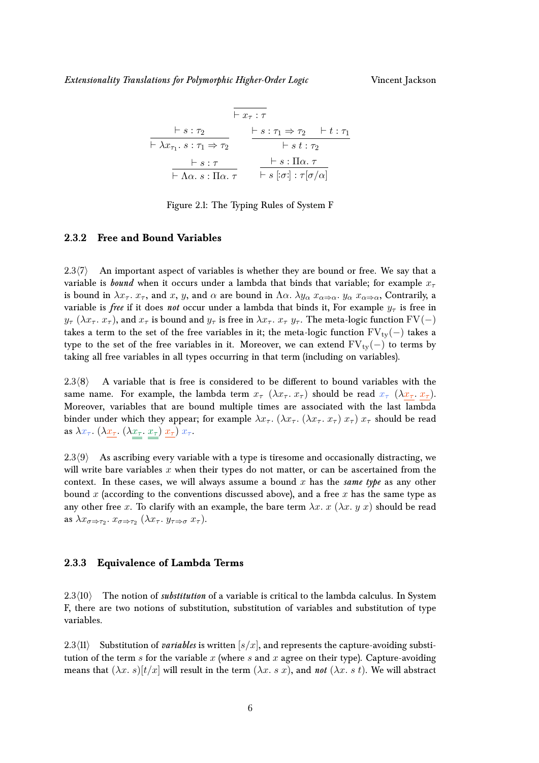$$\frac{}{\vdash x_\tau : \tau}$$

$$\frac{\vdash s : \tau_2}{\vdash \lambda x_{\tau_1}.\ s : \tau_1 \Rightarrow \tau_2} \qquad \frac{\vdash s : \tau_1 \Rightarrow \tau_2 \quad \vdash t : \tau_1}{\vdash s\ t : \tau_2}$$

$$\frac{\vdash s : \tau}{\vdash \Lambda\alpha.\ s : \Pi\alpha.\ \tau} \qquad \frac{\vdash s : \Pi\alpha.\ \tau}{\vdash s\ [:\sigma:] : \tau[\sigma/\alpha]}$$

Figure 2.1: The Typing Rules of System F

### 2.3.2 Free and Bound Variables

2.3⟨7⟩ An important aspect of variables is whether they are bound or free. We say that a variable is ***bound*** when it occurs under a lambda that binds that variable; for example $x_\tau$ is bound in $\lambda x_\tau.\ x_\tau$, and $x$, $y$, and $\alpha$ are bound in $\Lambda\alpha.\ \lambda y_\alpha\ x_{\alpha\Rightarrow\alpha}.\ y_\alpha\ x_{\alpha\Rightarrow\alpha}$, Contrarily, a variable is ***free*** if it does ***not*** occur under a lambda that binds it, For example $y_\tau$ is free in $y_\tau\ (\lambda x_\tau.\ x_\tau)$, and $x_\tau$ is bound and $y_\tau$ is free in $\lambda x_\tau.\ x_\tau\ y_\tau$. The meta-logic function $\mathrm{FV}(-)$ takes a term to the set of the free variables in it; the meta-logic function $\mathrm{FV_{ty}}(-)$ takes a type to the set of the free variables in it. Moreover, we can extend $\mathrm{FV_{ty}}(-)$ to terms by taking all free variables in all types occurring in that term (including on variables).

2.3⟨8⟩ A variable that is free is considered to be different to bound variables with the same name. For example, the lambda term $x_\tau\ (\lambda x_\tau.\ x_\tau)$ should be read $x_\tau\ (\lambda \underline{x_\tau}.\ \underline{x_\tau})$. Moreover, variables that are bound multiple times are associated with the last lambda binder under which they appear; for example $\lambda x_\tau.\ (\lambda x_\tau.\ (\lambda x_\tau.\ x_\tau)\ x_\tau)\ x_\tau$ should be read as $\lambda x_\tau.\ (\lambda \underline{x_\tau}.\ (\lambda \underline{\underline{x_\tau}}.\ \underline{\underline{x_\tau}})\ \underline{x_\tau})\ x_\tau$.

2.3⟨9⟩ As ascribing every variable with a type is tiresome and occasionally distracting, we will write bare variables $x$ when their types do not matter, or can be ascertained from the context. In these cases, we will always assume a bound $x$ has the ***same type*** as any other bound $x$ (according to the conventions discussed above), and a free $x$ has the same type as any other free $x$. To clarify with an example, the bare term $\lambda x.\ x\ (\lambda x.\ y\ x)$ should be read as $\lambda x_{\sigma\Rightarrow\tau_2}.\ x_{\sigma\Rightarrow\tau_2}\ (\lambda x_\tau.\ y_{\tau\Rightarrow\sigma}\ x_\tau)$.

### 2.3.3 Equivalence of Lambda Terms

2.3⟨10⟩ The notion of ***substitution*** of a variable is critical to the lambda calculus. In System F, there are two notions of substitution, substitution of variables and substitution of type variables.

2.3⟨11⟩ Substitution of ***variables*** is written $[s/x]$, and represents the capture-avoiding substitution of the term $s$ for the variable $x$ (where $s$ and $x$ agree on their type). Capture-avoiding means that $(\lambda x.\ s)[t/x]$ will result in the term $(\lambda x.\ s\ x)$, and ***not*** $(\lambda x.\ s\ t)$. We will abstract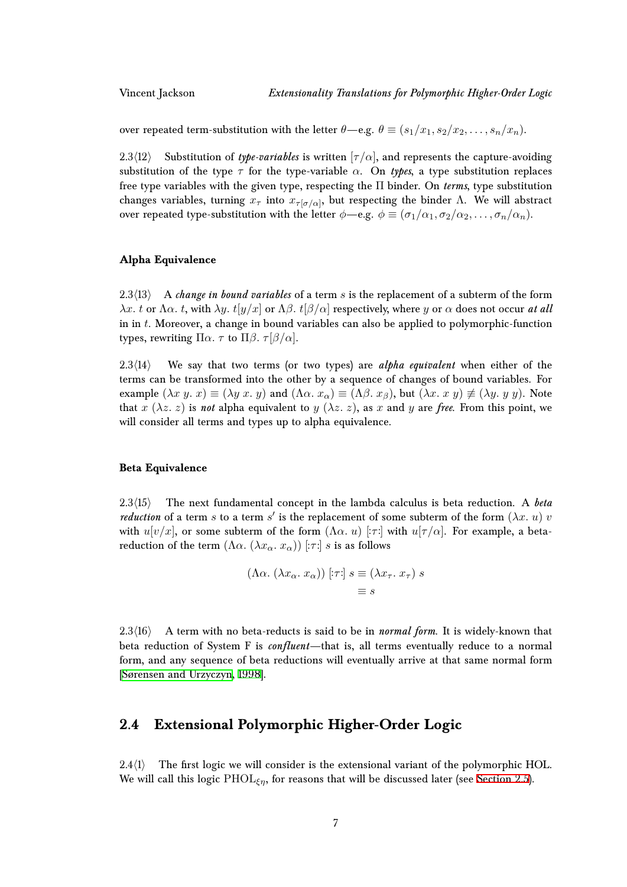over repeated term-substitution with the letter $\theta$—e.g. $\theta \equiv (s_1/x_1, s_2/x_2, \ldots, s_n/x_n)$.

2.3⟨12⟩ Substitution of ***type-variables*** is written $[\tau/\alpha]$, and represents the capture-avoiding substitution of the type $\tau$ for the type-variable $\alpha$. On ***types***, a type substitution replaces free type variables with the given type, respecting the $\Pi$ binder. On ***terms***, type substitution changes variables, turning $x_\tau$ into $x_{\tau[\sigma/\alpha]}$, but respecting the binder $\Lambda$. We will abstract over repeated type-substitution with the letter $\phi$—e.g. $\phi \equiv (\sigma_1/\alpha_1, \sigma_2/\alpha_2, \ldots, \sigma_n/\alpha_n)$.

#### Alpha Equivalence

2.3⟨13⟩ A ***change in bound variables*** of a term $s$ is the replacement of a subterm of the form $\lambda x.\ t$ or $\Lambda\alpha.\ t$, with $\lambda y.\ t[y/x]$ or $\Lambda\beta.\ t[\beta/\alpha]$ respectively, where $y$ or $\alpha$ does not occur ***at all*** in in $t$. Moreover, a change in bound variables can also be applied to polymorphic-function types, rewriting $\Pi\alpha.\ \tau$ to $\Pi\beta.\ \tau[\beta/\alpha]$.

2.3⟨14⟩ We say that two terms (or two types) are ***alpha equivalent*** when either of the terms can be transformed into the other by a sequence of changes of bound variables. For example $(\lambda x\ y.\ x) \equiv (\lambda y\ x.\ y)$ and $(\Lambda\alpha.\ x_\alpha) \equiv (\Lambda\beta.\ x_\beta)$, but $(\lambda x.\ x\ y) \not\equiv (\lambda y.\ y\ y)$. Note that $x\ (\lambda z.\ z)$ is ***not*** alpha equivalent to $y\ (\lambda z.\ z)$, as $x$ and $y$ are ***free***. From this point, we will consider all terms and types up to alpha equivalence.

#### Beta Equivalence

2.3⟨15⟩ The next fundamental concept in the lambda calculus is beta reduction. A ***beta reduction*** of a term $s$ to a term $s'$ is the replacement of some subterm of the form $(\lambda x.\ u)\ v$ with $u[v/x]$, or some subterm of the form $(\Lambda\alpha.\ u)\ [:\tau:]$ with $u[\tau/\alpha]$. For example, a beta-reduction of the term $(\Lambda\alpha.\ (\lambda x_\alpha.\ x_\alpha))\ [:\tau:]\ s$ is as follows

$$\begin{aligned}(\Lambda\alpha.\ (\lambda x_\alpha.\ x_\alpha))\ [:\tau:]\ s &\equiv (\lambda x_\tau.\ x_\tau)\ s \\ &\equiv s\end{aligned}$$

2.3⟨16⟩ A term with no beta-reducts is said to be in ***normal form***. It is widely-known that beta reduction of System F is ***confluent***—that is, all terms eventually reduce to a normal form, and any sequence of beta reductions will eventually arrive at that same normal form [Sørensen and Urzyczyn, 1998].

## 2.4 Extensional Polymorphic Higher-Order Logic

2.4⟨1⟩ The first logic we will consider is the extensional variant of the polymorphic HOL. We will call this logic $\mathrm{PHOL}_{\xi\eta}$, for reasons that will be discussed later (see Section 2.5).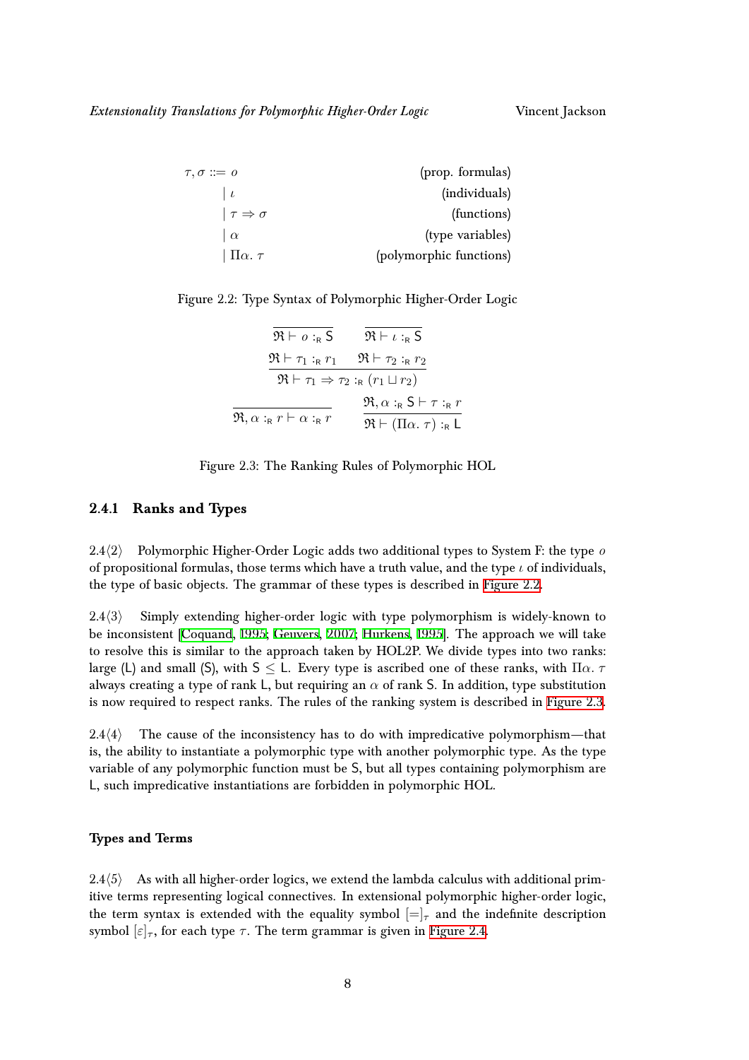$$
\begin{aligned}
\tau, \sigma ::= \; & o && \text{(prop. formulas)} \\
\mid \; & \iota && \text{(individuals)} \\
\mid \; & \tau \Rightarrow \sigma && \text{(functions)} \\
\mid \; & \alpha && \text{(type variables)} \\
\mid \; & \Pi \alpha.\ \tau && \text{(polymorphic functions)}
\end{aligned}
$$

Figure 2.2: Type Syntax of Polymorphic Higher-Order Logic

$$
\frac{}{\mathfrak{R} \vdash o :_{\mathsf{R}} \mathsf{S}} \qquad \frac{}{\mathfrak{R} \vdash \iota :_{\mathsf{R}} \mathsf{S}}
$$

$$
\frac{\mathfrak{R} \vdash \tau_1 :_{\mathsf{R}} r_1 \qquad \mathfrak{R} \vdash \tau_2 :_{\mathsf{R}} r_2}{\mathfrak{R} \vdash \tau_1 \Rightarrow \tau_2 :_{\mathsf{R}} (r_1 \sqcup r_2)}
$$

$$
\frac{}{\mathfrak{R}, \alpha :_{\mathsf{R}} r \vdash \alpha :_{\mathsf{R}} r} \qquad \frac{\mathfrak{R}, \alpha :_{\mathsf{R}} \mathsf{S} \vdash \tau :_{\mathsf{R}} r}{\mathfrak{R} \vdash (\Pi \alpha.\ \tau) :_{\mathsf{R}} \mathsf{L}}
$$

Figure 2.3: The Ranking Rules of Polymorphic HOL

### 2.4.1 Ranks and Types

2.4⟨2⟩ Polymorphic Higher-Order Logic adds two additional types to System F: the type $o$ of propositional formulas, those terms which have a truth value, and the type $\iota$ of individuals, the type of basic objects. The grammar of these types is described in Figure 2.2.

2.4⟨3⟩ Simply extending higher-order logic with type polymorphism is widely-known to be inconsistent [Coquand, 1995; Geuvers, 2007; Hurkens, 1995]. The approach we will take to resolve this is similar to the approach taken by HOL2P. We divide types into two ranks: large ($\mathsf{L}$) and small ($\mathsf{S}$), with $\mathsf{S} \leq \mathsf{L}$. Every type is ascribed one of these ranks, with $\Pi\alpha.\ \tau$ always creating a type of rank $\mathsf{L}$, but requiring an $\alpha$ of rank $\mathsf{S}$. In addition, type substitution is now required to respect ranks. The rules of the ranking system is described in Figure 2.3.

2.4⟨4⟩ The cause of the inconsistency has to do with impredicative polymorphism—that is, the ability to instantiate a polymorphic type with another polymorphic type. As the type variable of any polymorphic function must be $\mathsf{S}$, but all types containing polymorphism are $\mathsf{L}$, such impredicative instantiations are forbidden in polymorphic HOL.

#### Types and Terms

2.4⟨5⟩ As with all higher-order logics, we extend the lambda calculus with additional primitive terms representing logical connectives. In extensional polymorphic higher-order logic, the term syntax is extended with the equality symbol $[=]_\tau$ and the indefinite description symbol $[\varepsilon]_\tau$, for each type $\tau$. The term grammar is given in Figure 2.4.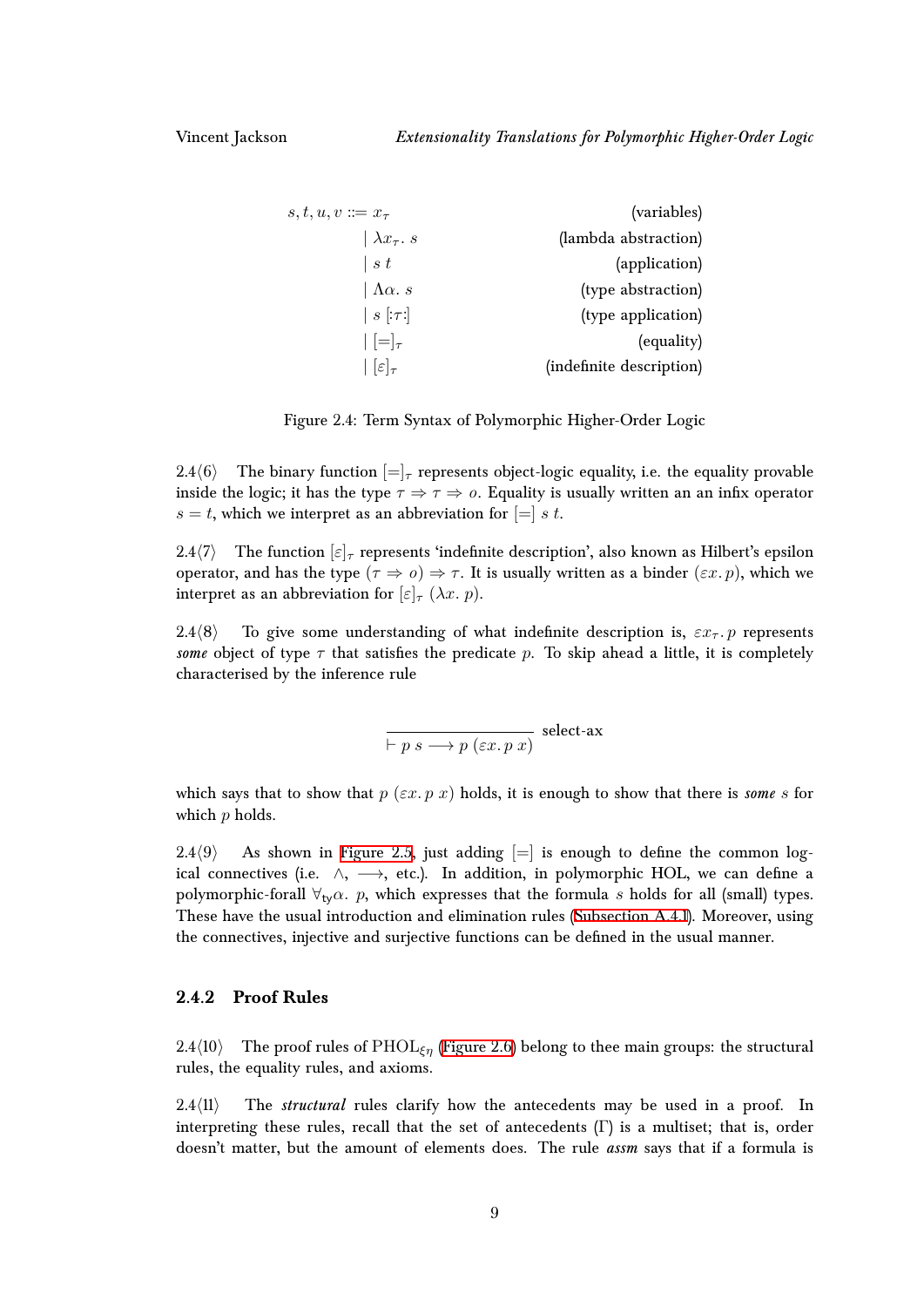$$
\begin{array}{llr}
s, t, u, v ::= & x_\tau & \text{(variables)} \\
& \mid \lambda x_\tau.\ s & \text{(lambda abstraction)} \\
& \mid s\ t & \text{(application)} \\
& \mid \Lambda\alpha.\ s & \text{(type abstraction)} \\
& \mid s\ [:\tau:] & \text{(type application)} \\
& \mid [=]_\tau & \text{(equality)} \\
& \mid [\varepsilon]_\tau & \text{(indefinite description)}
\end{array}
$$

Figure 2.4: Term Syntax of Polymorphic Higher-Order Logic

2.4⟨6⟩ The binary function $[=]_\tau$ represents object-logic equality, i.e. the equality provable inside the logic; it has the type $\tau \Rightarrow \tau \Rightarrow o$. Equality is usually written an an infix operator $s = t$, which we interpret as an abbreviation for $[=]\ s\ t$.

2.4⟨7⟩ The function $[\varepsilon]_\tau$ represents 'indefinite description', also known as Hilbert's epsilon operator, and has the type $(\tau \Rightarrow o) \Rightarrow \tau$. It is usually written as a binder $(\varepsilon x.\ p)$, which we interpret as an abbreviation for $[\varepsilon]_\tau\ (\lambda x.\ p)$.

2.4⟨8⟩ To give some understanding of what indefinite description is, $\varepsilon x_\tau.\ p$ represents *some* object of type $\tau$ that satisfies the predicate $p$. To skip ahead a little, it is completely characterised by the inference rule

$$
\frac{}{\vdash p\ s \longrightarrow p\ (\varepsilon x.\ p\ x)}\ \text{select-ax}
$$

which says that to show that $p\ (\varepsilon x.\ p\ x)$ holds, it is enough to show that there is *some* $s$ for which $p$ holds.

2.4⟨9⟩ As shown in Figure 2.5, just adding $[=]$ is enough to define the common logical connectives (i.e. $\wedge$, $\longrightarrow$, etc.). In addition, in polymorphic HOL, we can define a polymorphic-forall $\forall_{\mathsf{ty}}\alpha.\ p$, which expresses that the formula $s$ holds for all (small) types. These have the usual introduction and elimination rules (Subsection A.4.1). Moreover, using the connectives, injective and surjective functions can be defined in the usual manner.

### 2.4.2 Proof Rules

2.4⟨10⟩ The proof rules of $\text{PHOL}_{\xi\eta}$ (Figure 2.6) belong to thee main groups: the structural rules, the equality rules, and axioms.

2.4⟨11⟩ The *structural* rules clarify how the antecedents may be used in a proof. In interpreting these rules, recall that the set of antecedents ($\Gamma$) is a multiset; that is, order doesn't matter, but the amount of elements does. The rule *assm* says that if a formula is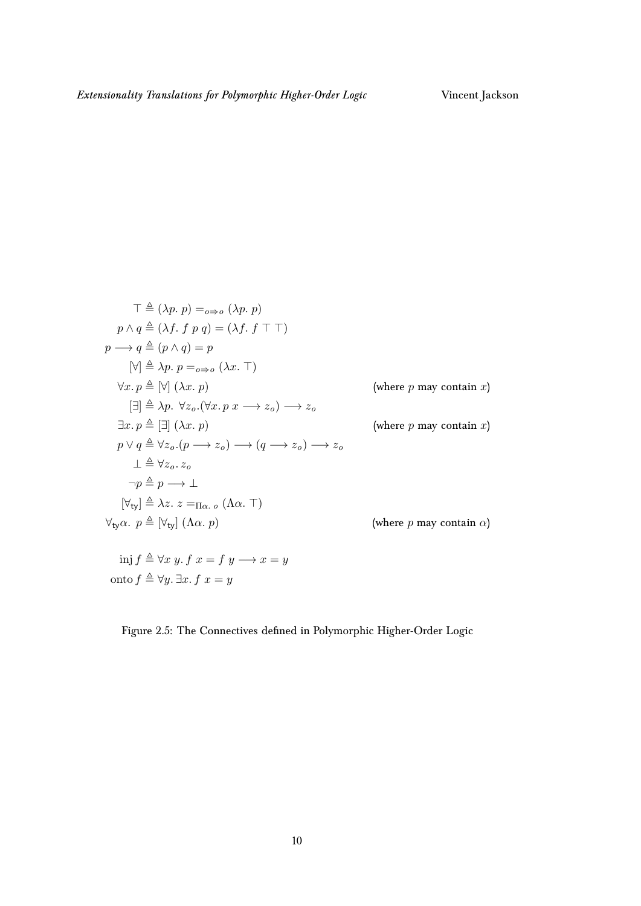$$
\begin{aligned}
\top &\triangleq (\lambda p.\ p) =_{o \Rightarrow o} (\lambda p.\ p) \\
p \wedge q &\triangleq (\lambda f.\ f\ p\ q) = (\lambda f.\ f\ \top\ \top) \\
p \longrightarrow q &\triangleq (p \wedge q) = p \\
[\forall] &\triangleq \lambda p.\ p =_{o \Rightarrow o} (\lambda x.\ \top) \\
\forall x.\, p &\triangleq [\forall]\ (\lambda x.\ p) && \text{(where } p \text{ may contain } x\text{)} \\
[\exists] &\triangleq \lambda p.\ \forall z_o.(\forall x.\, p\ x \longrightarrow z_o) \longrightarrow z_o \\
\exists x.\, p &\triangleq [\exists]\ (\lambda x.\ p) && \text{(where } p \text{ may contain } x\text{)} \\
p \vee q &\triangleq \forall z_o.(p \longrightarrow z_o) \longrightarrow (q \longrightarrow z_o) \longrightarrow z_o \\
\bot &\triangleq \forall z_o.\, z_o \\
\neg p &\triangleq p \longrightarrow \bot \\
[\forall_{\mathsf{ty}}] &\triangleq \lambda z.\ z =_{\Pi\alpha.\ o} (\Lambda\alpha.\ \top) \\
\forall_{\mathsf{ty}}\alpha.\ p &\triangleq [\forall_{\mathsf{ty}}]\ (\Lambda\alpha.\ p) && \text{(where } p \text{ may contain } \alpha\text{)}
\end{aligned}
$$

$$
\begin{aligned}
\operatorname{inj} f &\triangleq \forall x\ y.\, f\ x = f\ y \longrightarrow x = y \\
\operatorname{onto} f &\triangleq \forall y.\, \exists x.\, f\ x = y
\end{aligned}
$$

Figure 2.5: The Connectives defined in Polymorphic Higher-Order Logic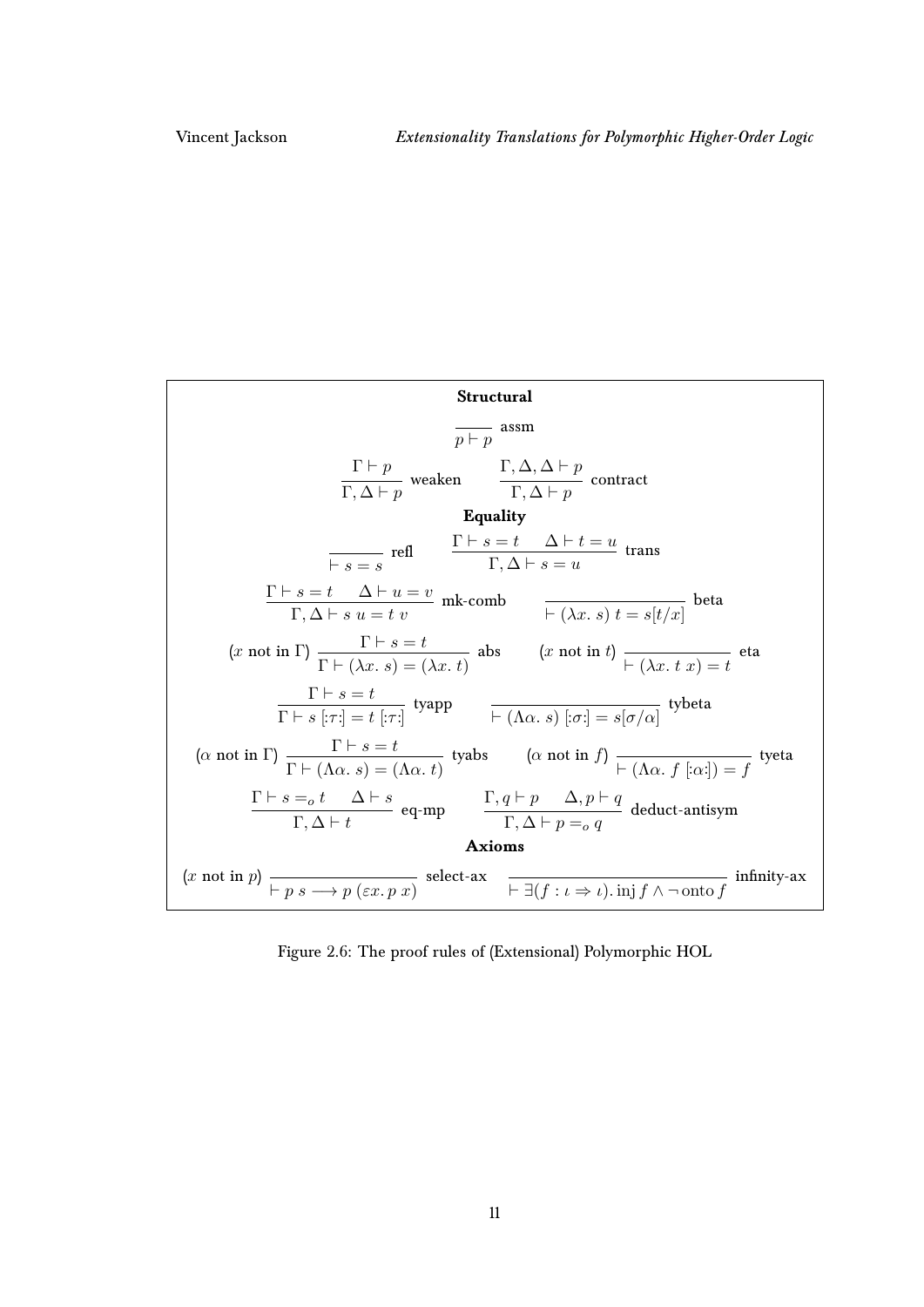**Structural**

$$\frac{}{p \vdash p}\ \text{assm}$$

$$\frac{\Gamma \vdash p}{\Gamma, \Delta \vdash p}\ \text{weaken} \qquad \frac{\Gamma, \Delta, \Delta \vdash p}{\Gamma, \Delta \vdash p}\ \text{contract}$$

**Equality**

$$\frac{}{\vdash s = s}\ \text{refl} \qquad \frac{\Gamma \vdash s = t \quad \Delta \vdash t = u}{\Gamma, \Delta \vdash s = u}\ \text{trans}$$

$$\frac{\Gamma \vdash s = t \quad \Delta \vdash u = v}{\Gamma, \Delta \vdash s\ u = t\ v}\ \text{mk-comb} \qquad \frac{}{\vdash (\lambda x.\ s)\ t = s[t/x]}\ \text{beta}$$

$$(x \text{ not in } \Gamma)\ \frac{\Gamma \vdash s = t}{\Gamma \vdash (\lambda x.\ s) = (\lambda x.\ t)}\ \text{abs} \qquad (x \text{ not in } t)\ \frac{}{\vdash (\lambda x.\ t\ x) = t}\ \text{eta}$$

$$\frac{\Gamma \vdash s = t}{\Gamma \vdash s\ [:\tau:] = t\ [:\tau:]}\ \text{tyapp} \qquad \frac{}{\vdash (\Lambda\alpha.\ s)\ [:\sigma:] = s[\sigma/\alpha]}\ \text{tybeta}$$

$$(\alpha \text{ not in } \Gamma)\ \frac{\Gamma \vdash s = t}{\Gamma \vdash (\Lambda\alpha.\ s) = (\Lambda\alpha.\ t)}\ \text{tyabs} \qquad (\alpha \text{ not in } f)\ \frac{}{\vdash (\Lambda\alpha.\ f\ [:\alpha:]) = f}\ \text{tyeta}$$

$$\frac{\Gamma \vdash s =_o t \quad \Delta \vdash s}{\Gamma, \Delta \vdash t}\ \text{eq-mp} \qquad \frac{\Gamma, q \vdash p \quad \Delta, p \vdash q}{\Gamma, \Delta \vdash p =_o q}\ \text{deduct-antisym}$$

**Axioms**

$$(x \text{ not in } p)\ \frac{}{\vdash p\ s \longrightarrow p\ (\varepsilon x.\ p\ x)}\ \text{select-ax} \qquad \frac{}{\vdash \exists (f : \iota \Rightarrow \iota).\ \text{inj}\, f \wedge \neg\, \text{onto}\, f}\ \text{infinity-ax}$$

Figure 2.6: The proof rules of (Extensional) Polymorphic HOL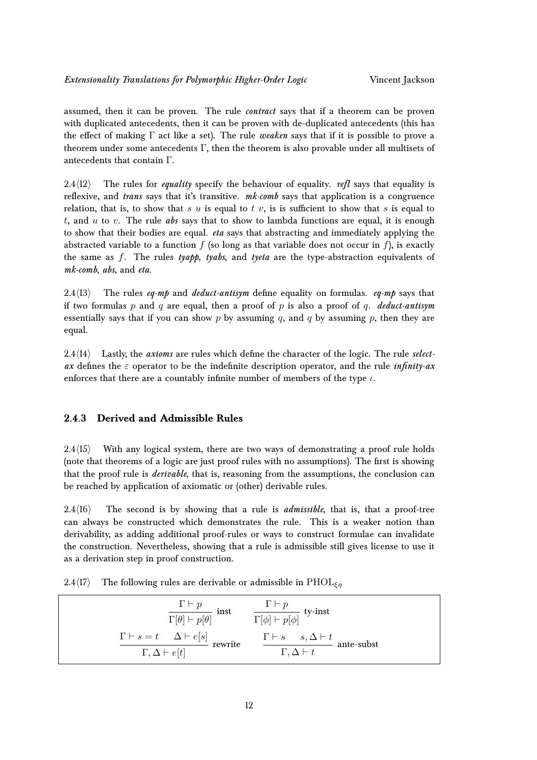assumed, then it can be proven. The rule *contract* says that if a theorem can be proven with duplicated antecedents, then it can be proven with de-duplicated antecedents (this has the effect of making $\Gamma$ act like a set). The rule *weaken* says that if it is possible to prove a theorem under some antecedents $\Gamma$, then the theorem is also provable under all multisets of antecedents that contain $\Gamma$.

2.4⟨12⟩ The rules for ***equality*** specify the behaviour of equality. ***refl*** says that equality is reflexive, and ***trans*** says that it's transitive. ***mk-comb*** says that application is a congruence relation, that is, to show that $s\ u$ is equal to $t\ v$, is is sufficient to show that $s$ is equal to $t$, and $u$ to $v$. The rule ***abs*** says that to show to lambda functions are equal, it is enough to show that their bodies are equal. ***eta*** says that abstracting and immediately applying the abstracted variable to a function $f$ (so long as that variable does not occur in $f$), is exactly the same as $f$. The rules ***tyapp***, ***tyabs***, and ***tyeta*** are the type-abstraction equivalents of ***mk-comb***, ***abs***, and ***eta***.

2.4⟨13⟩ The rules ***eq-mp*** and ***deduct-antisym*** define equality on formulas. ***eq-mp*** says that if two formulas $p$ and $q$ are equal, then a proof of $p$ is also a proof of $q$. ***deduct-antisym*** essentially says that if you can show $p$ by assuming $q$, and $q$ by assuming $p$, then they are equal.

2.4⟨14⟩ Lastly, the ***axioms*** are rules which define the character of the logic. The rule ***select-ax*** defines the $\varepsilon$ operator to be the indefinite description operator, and the rule ***infinity-ax*** enforces that there are a countably infinite number of members of the type $\iota$.

### 2.4.3 Derived and Admissible Rules

2.4⟨15⟩ With any logical system, there are two ways of demonstrating a proof rule holds (note that theorems of a logic are just proof rules with no assumptions). The first is showing that the proof rule is ***derivable***, that is, reasoning from the assumptions, the conclusion can be reached by application of axiomatic or (other) derivable rules.

2.4⟨16⟩ The second is by showing that a rule is ***admissible***, that is, that a proof-tree can always be constructed which demonstrates the rule. This is a weaker notion than derivability, as adding additional proof-rules or ways to construct formulae can invalidate the construction. Nevertheless, showing that a rule is admissible still gives license to use it as a derivation step in proof construction.

2.4⟨17⟩ The following rules are derivable or admissible in $\mathrm{PHOL}_{\xi\eta}$

$$\frac{\Gamma \vdash p}{\Gamma[\theta] \vdash p[\theta]}\ \text{inst} \qquad \frac{\Gamma \vdash p}{\Gamma[\phi] \vdash p[\phi]}\ \text{ty-inst}$$

$$\frac{\Gamma \vdash s = t \quad \Delta \vdash e[s]}{\Gamma, \Delta \vdash e[t]}\ \text{rewrite} \qquad \frac{\Gamma \vdash s \quad s, \Delta \vdash t}{\Gamma, \Delta \vdash t}\ \text{ante-subst}$$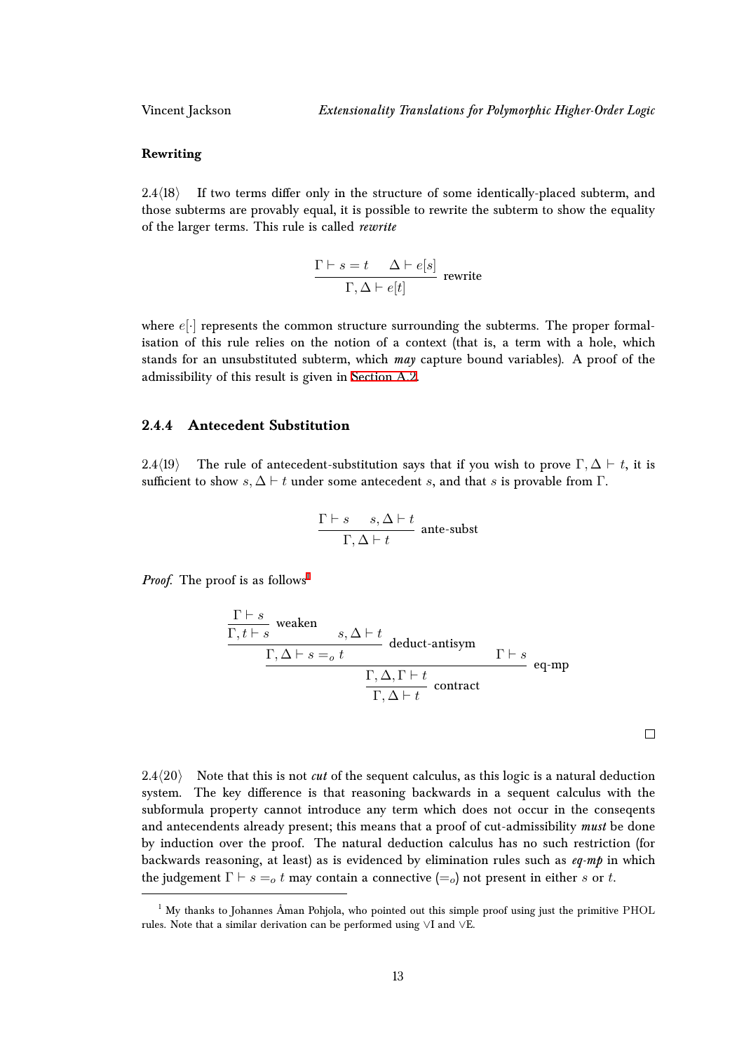**Rewriting**

2.4⟨18⟩ If two terms differ only in the structure of some identically-placed subterm, and those subterms are provably equal, it is possible to rewrite the subterm to show the equality of the larger terms. This rule is called *rewrite*

$$\frac{\Gamma \vdash s = t \qquad \Delta \vdash e[s]}{\Gamma, \Delta \vdash e[t]} \text{ rewrite}$$

where $e[\cdot]$ represents the common structure surrounding the subterms. The proper formalisation of this rule relies on the notion of a context (that is, a term with a hole, which stands for an unsubstituted subterm, which *may* capture bound variables). A proof of the admissibility of this result is given in Section A.2.

### 2.4.4 Antecedent Substitution

2.4⟨19⟩ The rule of antecedent-substitution says that if you wish to prove $\Gamma, \Delta \vdash t$, it is sufficient to show $s, \Delta \vdash t$ under some antecedent $s$, and that $s$ is provable from $\Gamma$.

$$\frac{\Gamma \vdash s \qquad s, \Delta \vdash t}{\Gamma, \Delta \vdash t} \text{ ante-subst}$$

*Proof.* The proof is as follows[1]

$$\cfrac{\cfrac{\cfrac{\cfrac{\Gamma \vdash s}{\Gamma, t \vdash s}\text{ weaken} \qquad s, \Delta \vdash t}{\Gamma, \Delta \vdash s =_o t}\text{ deduct-antisym} \qquad \Gamma \vdash s}{\Gamma, \Delta, \Gamma \vdash t}\text{ eq-mp}}{\Gamma, \Delta \vdash t}\text{ contract}$$

□

2.4⟨20⟩ Note that this is not *cut* of the sequent calculus, as this logic is a natural deduction system. The key difference is that reasoning backwards in a sequent calculus with the subformula property cannot introduce any term which does not occur in the conseqents and antecendents already present; this means that a proof of cut-admissibility *must* be done by induction over the proof. The natural deduction calculus has no such restriction (for backwards reasoning, at least) as is evidenced by elimination rules such as *eq-mp* in which the judgement $\Gamma \vdash s =_o t$ may contain a connective ($=_o$) not present in either $s$ or $t$.

[1] My thanks to Johannes Åman Pohjola, who pointed out this simple proof using just the primitive PHOL rules. Note that a similar derivation can be performed using $\vee$I and $\vee$E.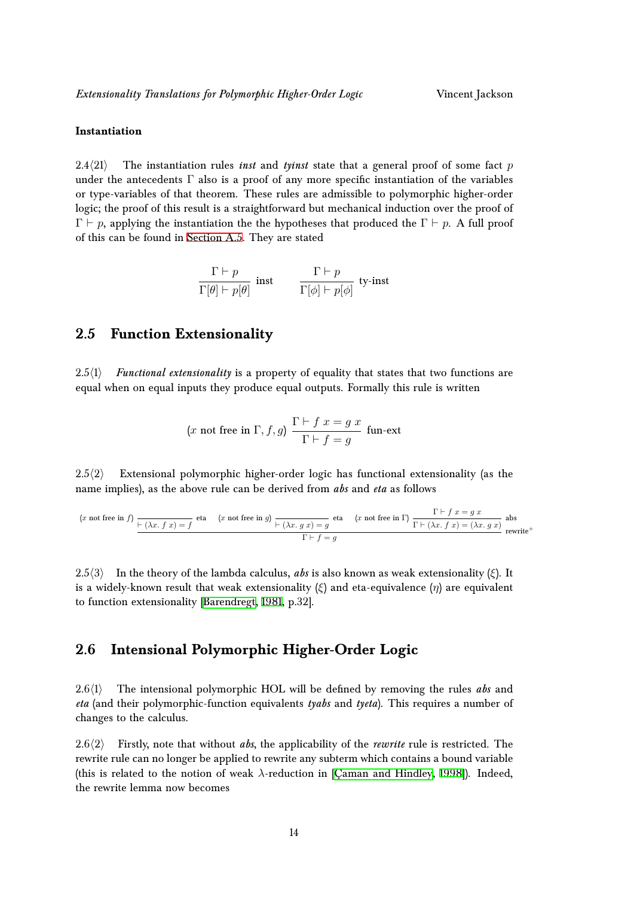#### Instantiation

2.4⟨21⟩ The instantiation rules *inst* and *tyinst* state that a general proof of some fact $p$ under the antecedents $\Gamma$ also is a proof of any more specific instantiation of the variables or type-variables of that theorem. These rules are admissible to polymorphic higher-order logic; the proof of this result is a straightforward but mechanical induction over the proof of $\Gamma \vdash p$, applying the instantiation the the hypotheses that produced the $\Gamma \vdash p$. A full proof of this can be found in Section A.5. They are stated

$$\frac{\Gamma \vdash p}{\Gamma[\theta] \vdash p[\theta]}\ \text{inst} \qquad \frac{\Gamma \vdash p}{\Gamma[\phi] \vdash p[\phi]}\ \text{ty-inst}$$

## 2.5 Function Extensionality

2.5⟨1⟩ *Functional extensionality* is a property of equality that states that two functions are equal when on equal inputs they produce equal outputs. Formally this rule is written

$$(x \text{ not free in } \Gamma, f, g)\ \frac{\Gamma \vdash f\ x = g\ x}{\Gamma \vdash f = g}\ \text{fun-ext}$$

2.5⟨2⟩ Extensional polymorphic higher-order logic has functional extensionality (as the name implies), as the above rule can be derived from *abs* and *eta* as follows

$$\frac{(x \text{ not free in } f)\ \dfrac{}{\vdash (\lambda x.\ f\ x) = f}\ \text{eta} \quad (x \text{ not free in } g)\ \dfrac{}{\vdash (\lambda x.\ g\ x) = g}\ \text{eta} \quad (x \text{ not free in } \Gamma)\ \dfrac{\Gamma \vdash f\ x = g\ x}{\Gamma \vdash (\lambda x.\ f\ x) = (\lambda x.\ g\ x)}\ \text{abs}}{\Gamma \vdash f = g}\ \text{rewrite}^{+}$$

2.5⟨3⟩ In the theory of the lambda calculus, *abs* is also known as weak extensionality ($\xi$). It is a widely-known result that weak extensionality ($\xi$) and eta-equivalence ($\eta$) are equivalent to function extensionality [Barendregt, 1981, p.32].

## 2.6 Intensional Polymorphic Higher-Order Logic

2.6⟨1⟩ The intensional polymorphic HOL will be defined by removing the rules *abs* and *eta* (and their polymorphic-function equivalents *tyabs* and *tyeta*). This requires a number of changes to the calculus.

2.6⟨2⟩ Firstly, note that without *abs*, the applicability of the *rewrite* rule is restricted. The rewrite rule can no longer be applied to rewrite any subterm which contains a bound variable (this is related to the notion of weak $\lambda$-reduction in [Çaman and Hindley, 1998]). Indeed, the rewrite lemma now becomes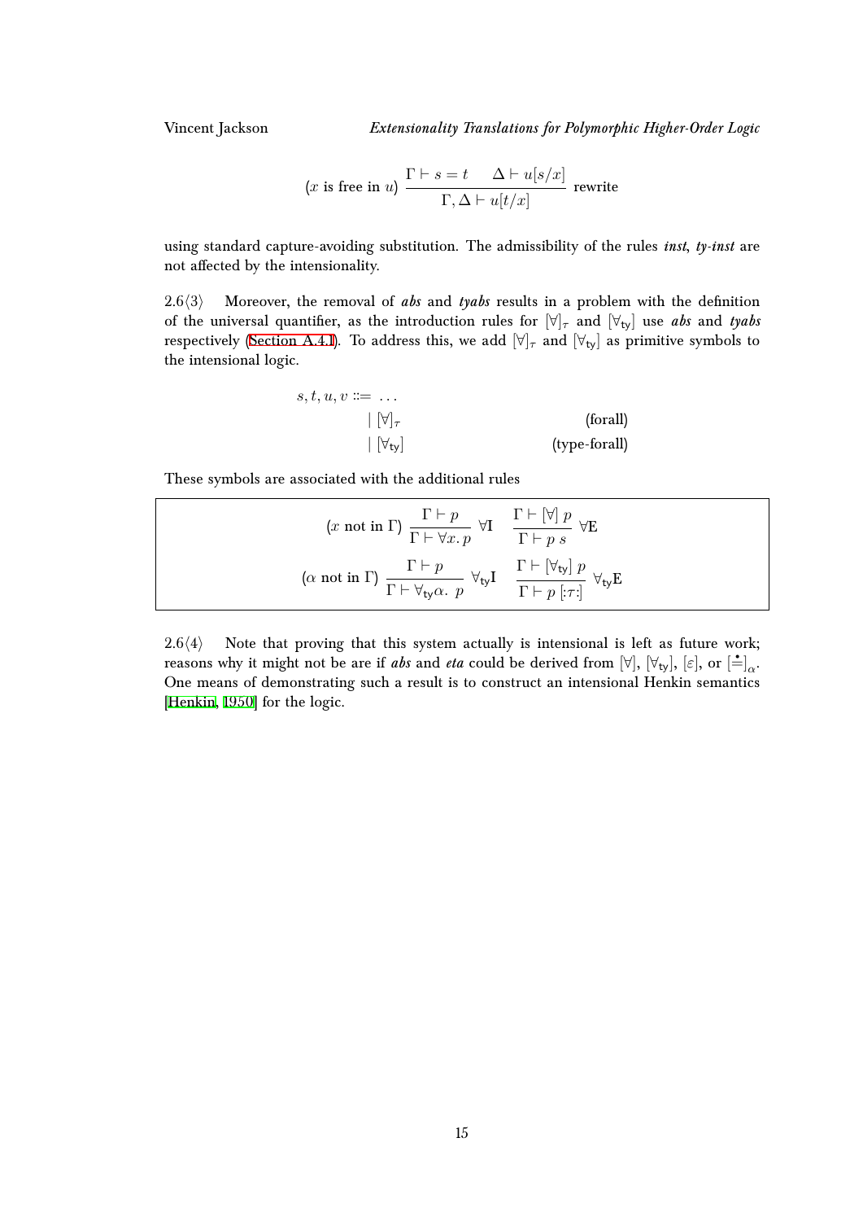$$(x \text{ is free in } u)\ \frac{\Gamma \vdash s = t \qquad \Delta \vdash u[s/x]}{\Gamma, \Delta \vdash u[t/x]}\ \text{rewrite}$$

using standard capture-avoiding substitution. The admissibility of the rules ***inst***, ***ty-inst*** are not affected by the intensionality.

2.6⟨3⟩ Moreover, the removal of ***abs*** and ***tyabs*** results in a problem with the definition of the universal quantifier, as the introduction rules for $[\forall]_\tau$ and $[\forall_{\mathsf{ty}}]$ use ***abs*** and ***tyabs*** respectively (Section A.4.1). To address this, we add $[\forall]_\tau$ and $[\forall_{\mathsf{ty}}]$ as primitive symbols to the intensional logic.

$$
\begin{aligned}
s, t, u, v ::= \ & \dots \\
& \mid [\forall]_\tau && \text{(forall)} \\
& \mid [\forall_{\mathsf{ty}}] && \text{(type-forall)}
\end{aligned}
$$

These symbols are associated with the additional rules

$$(x \text{ not in } \Gamma)\ \frac{\Gamma \vdash p}{\Gamma \vdash \forall x.\, p}\ \forall\text{I} \qquad \frac{\Gamma \vdash [\forall]\ p}{\Gamma \vdash p\ s}\ \forall\text{E}$$

$$(\alpha \text{ not in } \Gamma)\ \frac{\Gamma \vdash p}{\Gamma \vdash \forall_{\mathsf{ty}}\alpha.\ p}\ \forall_{\mathsf{ty}}\text{I} \qquad \frac{\Gamma \vdash [\forall_{\mathsf{ty}}]\ p}{\Gamma \vdash p\ [{:}\tau{:}]}\ \forall_{\mathsf{ty}}\text{E}$$

2.6⟨4⟩ Note that proving that this system actually is intensional is left as future work; reasons why it might not be are if ***abs*** and ***eta*** could be derived from $[\forall]$, $[\forall_{\mathsf{ty}}]$, $[\varepsilon]$, or $[\doteq]_\alpha$. One means of demonstrating such a result is to construct an intensional Henkin semantics [Henkin, 1950] for the logic.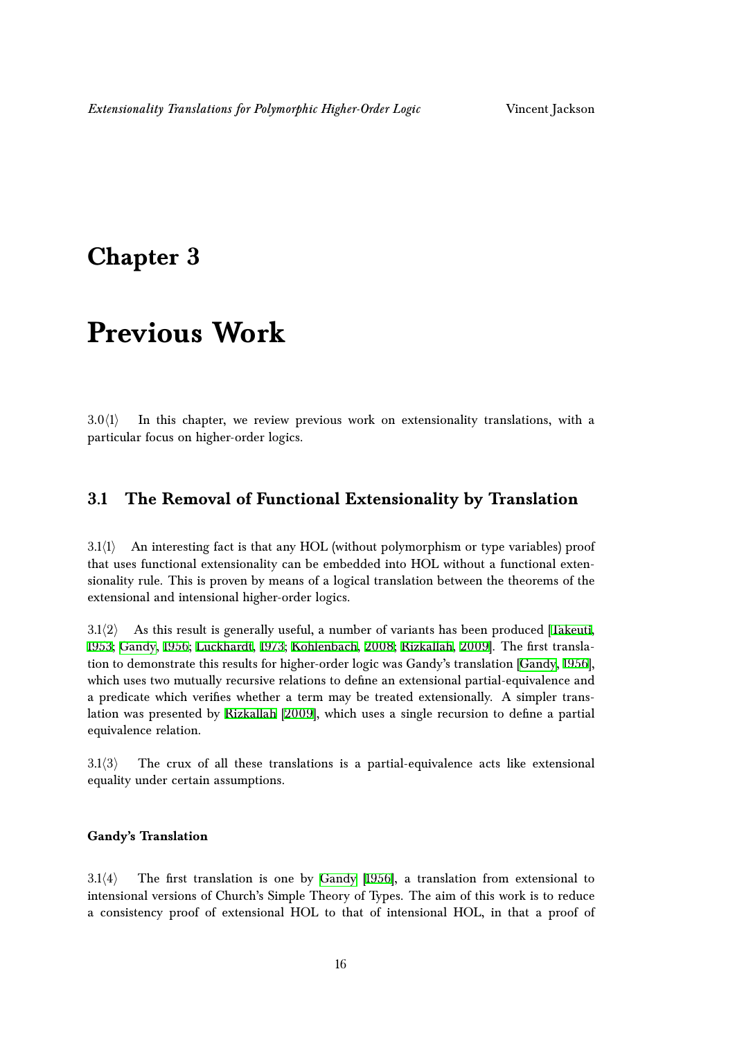# Chapter 3

# Previous Work

3.0⟨1⟩ In this chapter, we review previous work on extensionality translations, with a particular focus on higher-order logics.

## 3.1 The Removal of Functional Extensionality by Translation

3.1⟨1⟩ An interesting fact is that any HOL (without polymorphism or type variables) proof that uses functional extensionality can be embedded into HOL without a functional extensionality rule. This is proven by means of a logical translation between the theorems of the extensional and intensional higher-order logics.

3.1⟨2⟩ As this result is generally useful, a number of variants has been produced [Takeuti, 1953; Gandy, 1956; Luckhardt, 1973; Kohlenbach, 2008; Rizkallah, 2009]. The first translation to demonstrate this results for higher-order logic was Gandy's translation [Gandy, 1956], which uses two mutually recursive relations to define an extensional partial-equivalence and a predicate which verifies whether a term may be treated extensionally. A simpler translation was presented by Rizkallah [2009], which uses a single recursion to define a partial equivalence relation.

3.1⟨3⟩ The crux of all these translations is a partial-equivalence acts like extensional equality under certain assumptions.

#### Gandy's Translation

3.1⟨4⟩ The first translation is one by Gandy [1956], a translation from extensional to intensional versions of Church's Simple Theory of Types. The aim of this work is to reduce a consistency proof of extensional HOL to that of intensional HOL, in that a proof of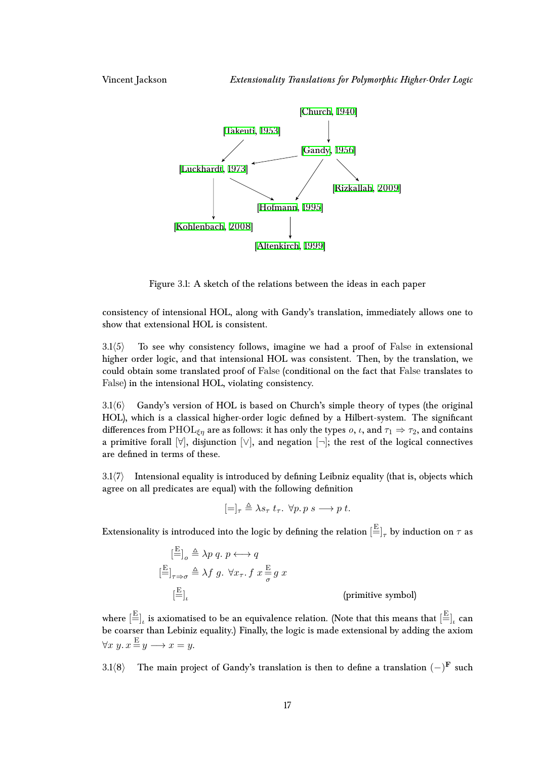[Church, 1940]

[Takeuti, 1953]

[Gandy, 1956]

[Luckhardt, 1973]

[Rizkallah, 2009]

[Hofmann, 1995]

[Kohlenbach, 2008]

[Altenkirch, 1999]

Figure 3.1: A sketch of the relations between the ideas in each paper

consistency of intensional HOL, along with Gandy's translation, immediately allows one to show that extensional HOL is consistent.

3.1⟨5⟩ To see why consistency follows, imagine we had a proof of False in extensional higher order logic, and that intensional HOL was consistent. Then, by the translation, we could obtain some translated proof of False (conditional on the fact that False translates to False) in the intensional HOL, violating consistency.

3.1⟨6⟩ Gandy's version of HOL is based on Church's simple theory of types (the original HOL), which is a classical higher-order logic defined by a Hilbert-system. The significant differences from $\mathrm{PHOL}_{\xi\eta}$ are as follows: it has only the types $o$, $\iota$, and $\tau_1 \Rightarrow \tau_2$, and contains a primitive forall $[\forall]$, disjunction $[\vee]$, and negation $[\neg]$; the rest of the logical connectives are defined in terms of these.

3.1⟨7⟩ Intensional equality is introduced by defining Leibniz equality (that is, objects which agree on all predicates are equal) with the following definition

$$[=]_\tau \triangleq \lambda s_\tau\ t_\tau.\ \forall p.\, p\ s \longrightarrow p\ t.$$

Extensionality is introduced into the logic by defining the relation $[\overset{\mathrm{E}}{=}]_\tau$ by induction on $\tau$ as

$$
\begin{aligned}
[\overset{\mathrm{E}}{=}]_o &\triangleq \lambda p\ q.\ p \longleftrightarrow q \\
[\overset{\mathrm{E}}{=}]_{\tau\Rightarrow\sigma} &\triangleq \lambda f\ g.\ \forall x_\tau.\, f\ x \overset{\mathrm{E}}{\underset{\sigma}{=}} g\ x \\
[\overset{\mathrm{E}}{=}]_\iota & \qquad\qquad\qquad\qquad\qquad\qquad \text{(primitive symbol)}
\end{aligned}
$$

where $[\overset{\mathrm{E}}{=}]_\iota$ is axiomatised to be an equivalence relation. (Note that this means that $[\overset{\mathrm{E}}{=}]_\iota$ can be coarser than Lebiniz equality.) Finally, the logic is made extensional by adding the axiom $\forall x\ y.\, x \overset{\mathrm{E}}{=} y \longrightarrow x = y$.

3.1⟨8⟩ The main project of Gandy's translation is then to define a translation $(-)^{\mathbf{F}}$ such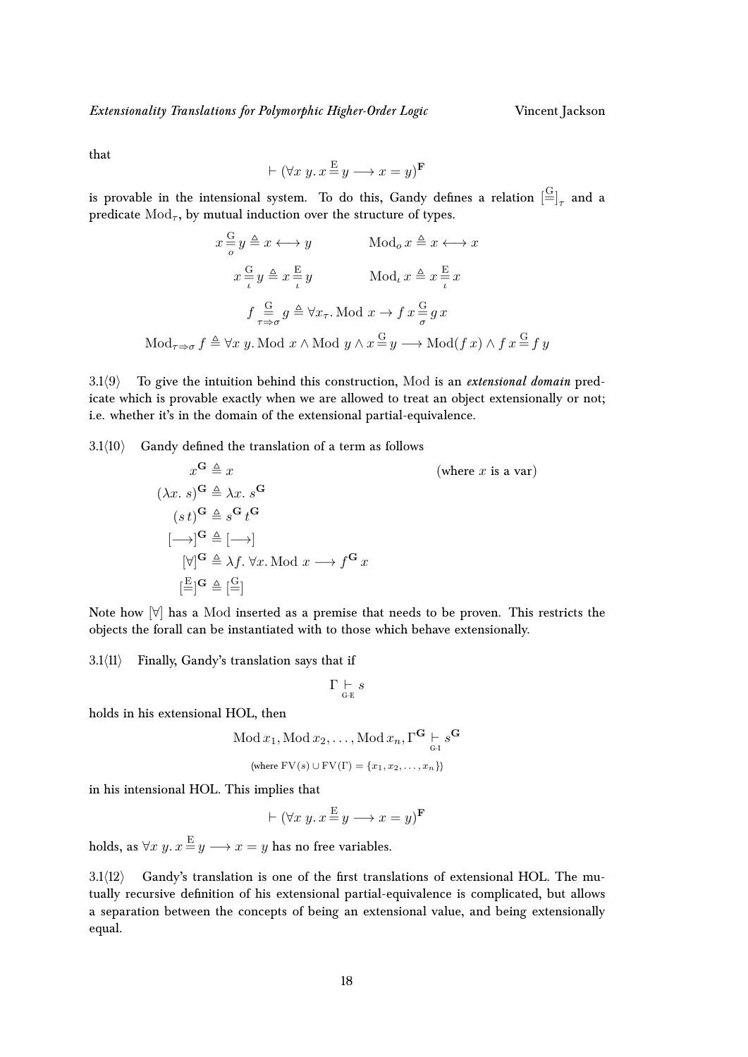that

$$\vdash (\forall x\ y.\, x \stackrel{\mathrm{E}}{=} y \longrightarrow x = y)^{\mathbf{F}}$$

is provable in the intensional system. To do this, Gandy defines a relation $[\stackrel{\mathrm{G}}{=}]_\tau$ and a predicate $\mathrm{Mod}_\tau$, by mutual induction over the structure of types.

$$x \mathrel{\underset{o}{\stackrel{\mathrm{G}}{=}}} y \triangleq x \longleftrightarrow y \qquad\qquad \mathrm{Mod}_o\, x \triangleq x \longleftrightarrow x$$

$$x \mathrel{\underset{\iota}{\stackrel{\mathrm{G}}{=}}} y \triangleq x \mathrel{\underset{\iota}{\stackrel{\mathrm{E}}{=}}} y \qquad\qquad \mathrm{Mod}_\iota\, x \triangleq x \mathrel{\underset{\iota}{\stackrel{\mathrm{E}}{=}}} x$$

$$f \mathrel{\underset{\tau\Rightarrow\sigma}{\stackrel{\mathrm{G}}{=}}} g \triangleq \forall x_\tau.\, \mathrm{Mod}\ x \to f\, x \mathrel{\underset{\sigma}{\stackrel{\mathrm{G}}{=}}} g\, x$$

$$\mathrm{Mod}_{\tau\Rightarrow\sigma}\, f \triangleq \forall x\ y.\, \mathrm{Mod}\ x \wedge \mathrm{Mod}\ y \wedge x \stackrel{\mathrm{G}}{=} y \longrightarrow \mathrm{Mod}(f\, x) \wedge f\, x \stackrel{\mathrm{G}}{=} f\, y$$

3.1⟨9⟩ To give the intuition behind this construction, Mod is an ***extensional domain*** predicate which is provable exactly when we are allowed to treat an object extensionally or not; i.e. whether it's in the domain of the extensional partial-equivalence.

3.1⟨10⟩ Gandy defined the translation of a term as follows

$$
\begin{aligned}
x^{\mathbf{G}} &\triangleq x && \text{(where } x \text{ is a var)}\\
(\lambda x.\ s)^{\mathbf{G}} &\triangleq \lambda x.\ s^{\mathbf{G}}\\
(s\, t)^{\mathbf{G}} &\triangleq s^{\mathbf{G}}\, t^{\mathbf{G}}\\
[\longrightarrow]^{\mathbf{G}} &\triangleq [\longrightarrow]\\
[\forall]^{\mathbf{G}} &\triangleq \lambda f.\ \forall x.\, \mathrm{Mod}\ x \longrightarrow f^{\mathbf{G}}\, x\\
[\stackrel{\mathrm{E}}{=}]^{\mathbf{G}} &\triangleq [\stackrel{\mathrm{G}}{=}]
\end{aligned}
$$

Note how $[\forall]$ has a Mod inserted as a premise that needs to be proven. This restricts the objects the forall can be instantiated with to those which behave extensionally.

3.1⟨11⟩ Finally, Gandy's translation says that if

$$\Gamma \underset{\text{G-E}}{\vdash} s$$

holds in his extensional HOL, then

$$\mathrm{Mod}\, x_1, \mathrm{Mod}\, x_2, \ldots, \mathrm{Mod}\, x_n, \Gamma^{\mathbf{G}} \underset{\text{G-I}}{\vdash} s^{\mathbf{G}}$$

$$\text{(where } \mathrm{FV}(s) \cup \mathrm{FV}(\Gamma) = \{x_1, x_2, \ldots, x_n\}\text{)}$$

in his intensional HOL. This implies that

$$\vdash (\forall x\ y.\, x \stackrel{\mathrm{E}}{=} y \longrightarrow x = y)^{\mathbf{F}}$$

holds, as $\forall x\ y.\, x \stackrel{\mathrm{E}}{=} y \longrightarrow x = y$ has no free variables.

3.1⟨12⟩ Gandy's translation is one of the first translations of extensional HOL. The mutually recursive definition of his extensional partial-equivalence is complicated, but allows a separation between the concepts of being an extensional value, and being extensionally equal.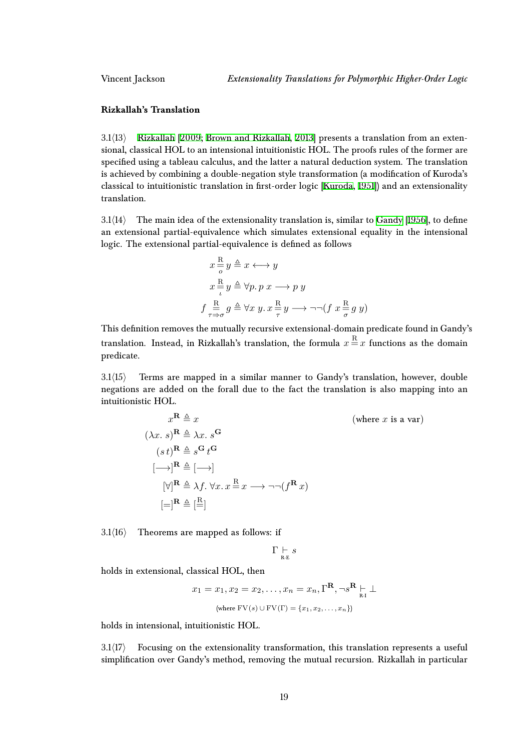**Rizkallah's Translation**

3.1⟨13⟩ Rizkallah [2009; Brown and Rizkallah, 2013] presents a translation from an extensional, classical HOL to an intensional intuitionistic HOL. The proofs rules of the former are specified using a tableau calculus, and the latter a natural deduction system. The translation is achieved by combining a double-negation style transformation (a modification of Kuroda's classical to intuitionistic translation in first-order logic [Kuroda, 1951]) and an extensionality translation.

3.1⟨14⟩ The main idea of the extensionality translation is, similar to Gandy [1956], to define an extensional partial-equivalence which simulates extensional equality in the intensional logic. The extensional partial-equivalence is defined as follows

$$
\begin{aligned}
x \overset{\mathrm{R}}{\underset{o}{=}} y &\triangleq x \longleftrightarrow y \\
x \overset{\mathrm{R}}{\underset{\iota}{=}} y &\triangleq \forall p.\, p\ x \longrightarrow p\ y \\
f \overset{\mathrm{R}}{\underset{\tau \Rightarrow \sigma}{=}} g &\triangleq \forall x\ y.\, x \overset{\mathrm{R}}{\underset{\tau}{=}} y \longrightarrow \neg\neg(f\ x \overset{\mathrm{R}}{\underset{\sigma}{=}} g\ y)
\end{aligned}
$$

This definition removes the mutually recursive extensional-domain predicate found in Gandy's translation. Instead, in Rizkallah's translation, the formula $x \overset{\mathrm{R}}{=} x$ functions as the domain predicate.

3.1⟨15⟩ Terms are mapped in a similar manner to Gandy's translation, however, double negations are added on the forall due to the fact the translation is also mapping into an intuitionistic HOL.

$$
\begin{aligned}
x^{\mathbf{R}} &\triangleq x && \text{(where } x \text{ is a var)} \\
(\lambda x.\ s)^{\mathbf{R}} &\triangleq \lambda x.\ s^{\mathbf{G}} \\
(s\, t)^{\mathbf{R}} &\triangleq s^{\mathbf{G}}\, t^{\mathbf{G}} \\
[\longrightarrow]^{\mathbf{R}} &\triangleq [\longrightarrow] \\
[\forall]^{\mathbf{R}} &\triangleq \lambda f.\ \forall x.\, x \overset{\mathrm{R}}{=} x \longrightarrow \neg\neg(f^{\mathbf{R}}\, x) \\
[=]^{\mathbf{R}} &\triangleq [\overset{\mathrm{R}}{=}]
\end{aligned}
$$

3.1⟨16⟩ Theorems are mapped as follows: if

$$\Gamma \underset{\text{R-E}}{\vdash} s$$

holds in extensional, classical HOL, then

$$x_1 = x_1, x_2 = x_2, \ldots, x_n = x_n, \Gamma^{\mathbf{R}}, \neg s^{\mathbf{R}} \underset{\text{R-I}}{\vdash} \bot$$

$$\text{(where } \mathrm{FV}(s) \cup \mathrm{FV}(\Gamma) = \{x_1, x_2, \ldots, x_n\}\text{)}$$

holds in intensional, intuitionistic HOL.

3.1⟨17⟩ Focusing on the extensionality transformation, this translation represents a useful simplification over Gandy's method, removing the mutual recursion. Rizkallah in particular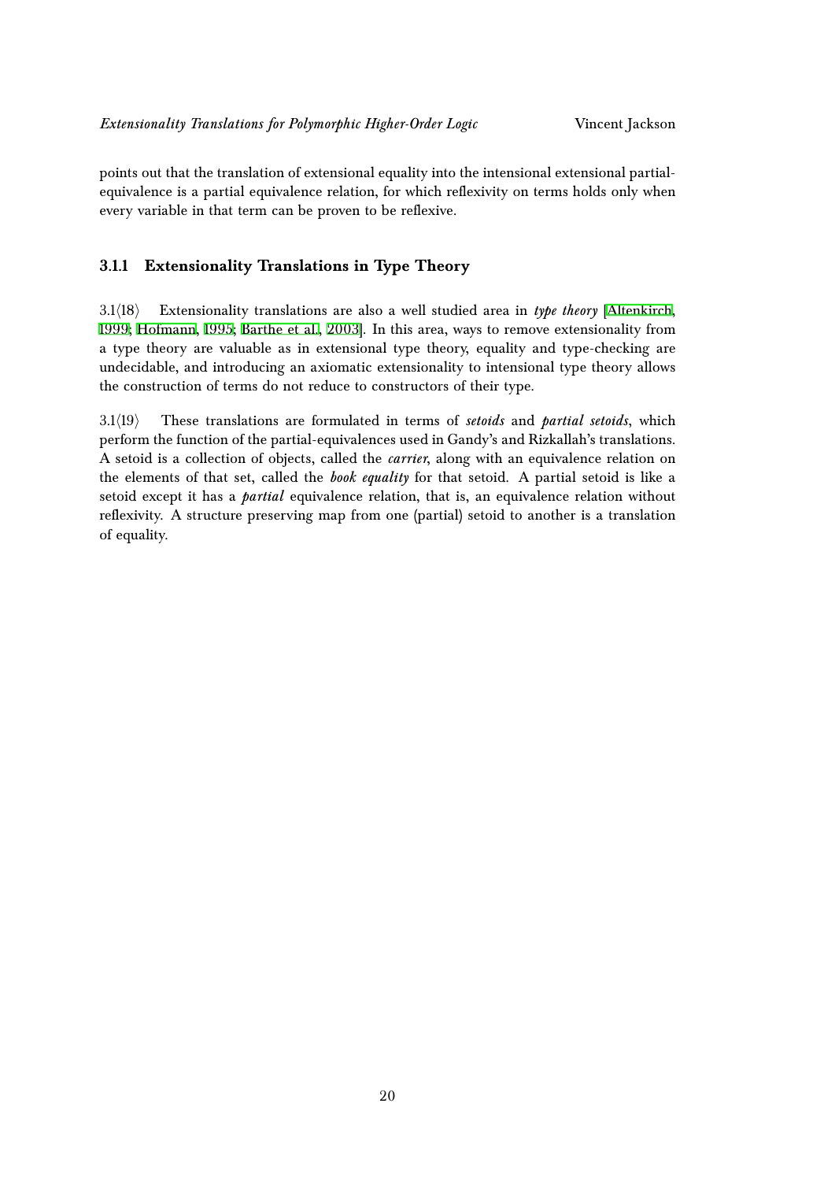points out that the translation of extensional equality into the intensional extensional partial-equivalence is a partial equivalence relation, for which reflexivity on terms holds only when every variable in that term can be proven to be reflexive.

### 3.1.1 Extensionality Translations in Type Theory

3.1⟨18⟩ Extensionality translations are also a well studied area in *type theory* [Altenkirch, 1999; Hofmann, 1995; Barthe et al., 2003]. In this area, ways to remove extensionality from a type theory are valuable as in extensional type theory, equality and type-checking are undecidable, and introducing an axiomatic extensionality to intensional type theory allows the construction of terms do not reduce to constructors of their type.

3.1⟨19⟩ These translations are formulated in terms of *setoids* and *partial setoids*, which perform the function of the partial-equivalences used in Gandy's and Rizkallah's translations. A setoid is a collection of objects, called the *carrier*, along with an equivalence relation on the elements of that set, called the *book equality* for that setoid. A partial setoid is like a setoid except it has a *partial* equivalence relation, that is, an equivalence relation without reflexivity. A structure preserving map from one (partial) setoid to another is a translation of equality.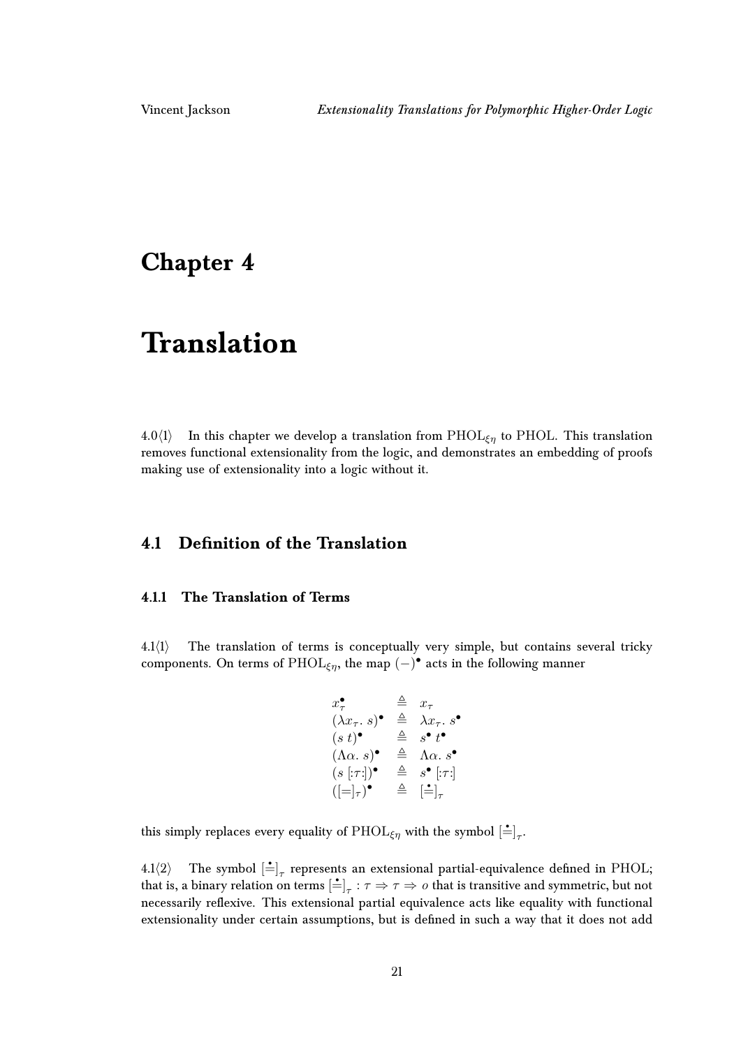# Chapter 4

# Translation

4.0⟨1⟩ In this chapter we develop a translation from $\mathrm{PHOL}_{\xi\eta}$ to PHOL. This translation removes functional extensionality from the logic, and demonstrates an embedding of proofs making use of extensionality into a logic without it.

## 4.1 Definition of the Translation

### 4.1.1 The Translation of Terms

4.1⟨1⟩ The translation of terms is conceptually very simple, but contains several tricky components. On terms of $\mathrm{PHOL}_{\xi\eta}$, the map $(-)^\bullet$ acts in the following manner

$$
\begin{array}{lcl}
x_\tau^\bullet & \triangleq & x_\tau \\
(\lambda x_\tau.\ s)^\bullet & \triangleq & \lambda x_\tau.\ s^\bullet \\
(s\ t)^\bullet & \triangleq & s^\bullet\ t^\bullet \\
(\Lambda \alpha.\ s)^\bullet & \triangleq & \Lambda \alpha.\ s^\bullet \\
(s\ [:\tau:])^\bullet & \triangleq & s^\bullet\ [:\tau:] \\
([=]_\tau)^\bullet & \triangleq & [\dot{=}]_\tau
\end{array}
$$

this simply replaces every equality of $\mathrm{PHOL}_{\xi\eta}$ with the symbol $[\dot{=}]_\tau$.

4.1⟨2⟩ The symbol $[\dot{=}]_\tau$ represents an extensional partial-equivalence defined in PHOL; that is, a binary relation on terms $[\dot{=}]_\tau : \tau \Rightarrow \tau \Rightarrow o$ that is transitive and symmetric, but not necessarily reflexive. This extensional partial equivalence acts like equality with functional extensionality under certain assumptions, but is defined in such a way that it does not add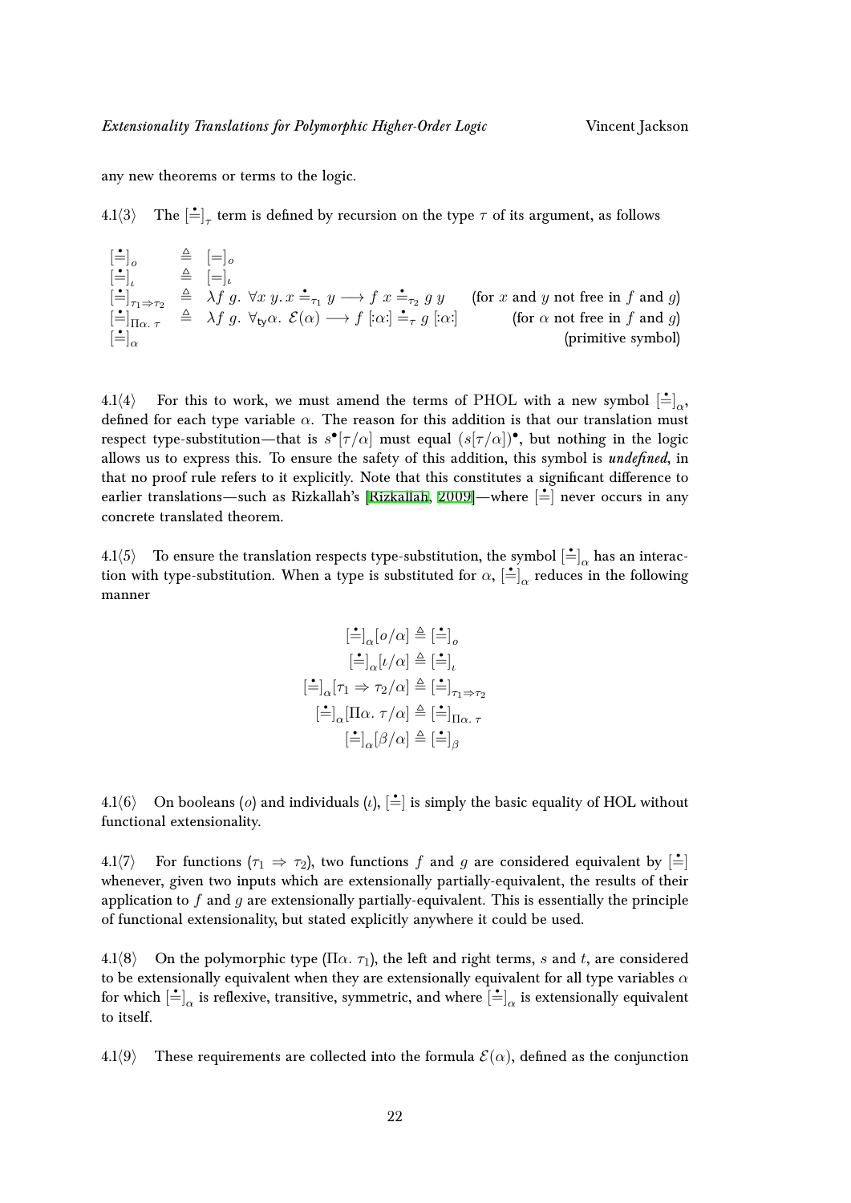any new theorems or terms to the logic.

4.1⟨3⟩ The $[\dot{=}]_\tau$ term is defined by recursion on the type $\tau$ of its argument, as follows

$$
\begin{array}{lcll}
[\dot{=}]_o & \triangleq & [=]_o & \\
[\dot{=}]_\iota & \triangleq & [=]_\iota & \\
[\dot{=}]_{\tau_1 \Rightarrow \tau_2} & \triangleq & \lambda f\ g.\ \forall x\ y.\ x \mathrel{\dot{=}_{\tau_1}} y \longrightarrow f\ x \mathrel{\dot{=}_{\tau_2}} g\ y & \text{(for } x \text{ and } y \text{ not free in } f \text{ and } g\text{)} \\
[\dot{=}]_{\Pi\alpha.\ \tau} & \triangleq & \lambda f\ g.\ \forall_{\mathsf{ty}}\alpha.\ \mathcal{E}(\alpha) \longrightarrow f\ [:\alpha:] \mathrel{\dot{=}_\tau} g\ [:\alpha:] & \text{(for } \alpha \text{ not free in } f \text{ and } g\text{)} \\
[\dot{=}]_\alpha & & & \text{(primitive symbol)}
\end{array}
$$

4.1⟨4⟩ For this to work, we must amend the terms of PHOL with a new symbol $[\dot{=}]_\alpha$, defined for each type variable $\alpha$. The reason for this addition is that our translation must respect type-substitution—that is $s^\bullet[\tau/\alpha]$ must equal $(s[\tau/\alpha])^\bullet$, but nothing in the logic allows us to express this. To ensure the safety of this addition, this symbol is ***undefined***, in that no proof rule refers to it explicitly. Note that this constitutes a significant difference to earlier translations—such as Rizkallah's [Rizkallah, 2009]—where $[\dot{=}]$ never occurs in any concrete translated theorem.

4.1⟨5⟩ To ensure the translation respects type-substitution, the symbol $[\dot{=}]_\alpha$ has an interaction with type-substitution. When a type is substituted for $\alpha$, $[\dot{=}]_\alpha$ reduces in the following manner

$$
\begin{aligned}
[\dot{=}]_\alpha[o/\alpha] &\triangleq [\dot{=}]_o \\
[\dot{=}]_\alpha[\iota/\alpha] &\triangleq [\dot{=}]_\iota \\
[\dot{=}]_\alpha[\tau_1 \Rightarrow \tau_2/\alpha] &\triangleq [\dot{=}]_{\tau_1 \Rightarrow \tau_2} \\
[\dot{=}]_\alpha[\Pi\alpha.\ \tau/\alpha] &\triangleq [\dot{=}]_{\Pi\alpha.\ \tau} \\
[\dot{=}]_\alpha[\beta/\alpha] &\triangleq [\dot{=}]_\beta
\end{aligned}
$$

4.1⟨6⟩ On booleans ($o$) and individuals ($\iota$), $[\dot{=}]$ is simply the basic equality of HOL without functional extensionality.

4.1⟨7⟩ For functions ($\tau_1 \Rightarrow \tau_2$), two functions $f$ and $g$ are considered equivalent by $[\dot{=}]$ whenever, given two inputs which are extensionally partially-equivalent, the results of their application to $f$ and $g$ are extensionally partially-equivalent. This is essentially the principle of functional extensionality, but stated explicitly anywhere it could be used.

4.1⟨8⟩ On the polymorphic type ($\Pi\alpha.\ \tau_1$), the left and right terms, $s$ and $t$, are considered to be extensionally equivalent when they are extensionally equivalent for all type variables $\alpha$ for which $[\dot{=}]_\alpha$ is reflexive, transitive, symmetric, and where $[\dot{=}]_\alpha$ is extensionally equivalent to itself.

4.1⟨9⟩ These requirements are collected into the formula $\mathcal{E}(\alpha)$, defined as the conjunction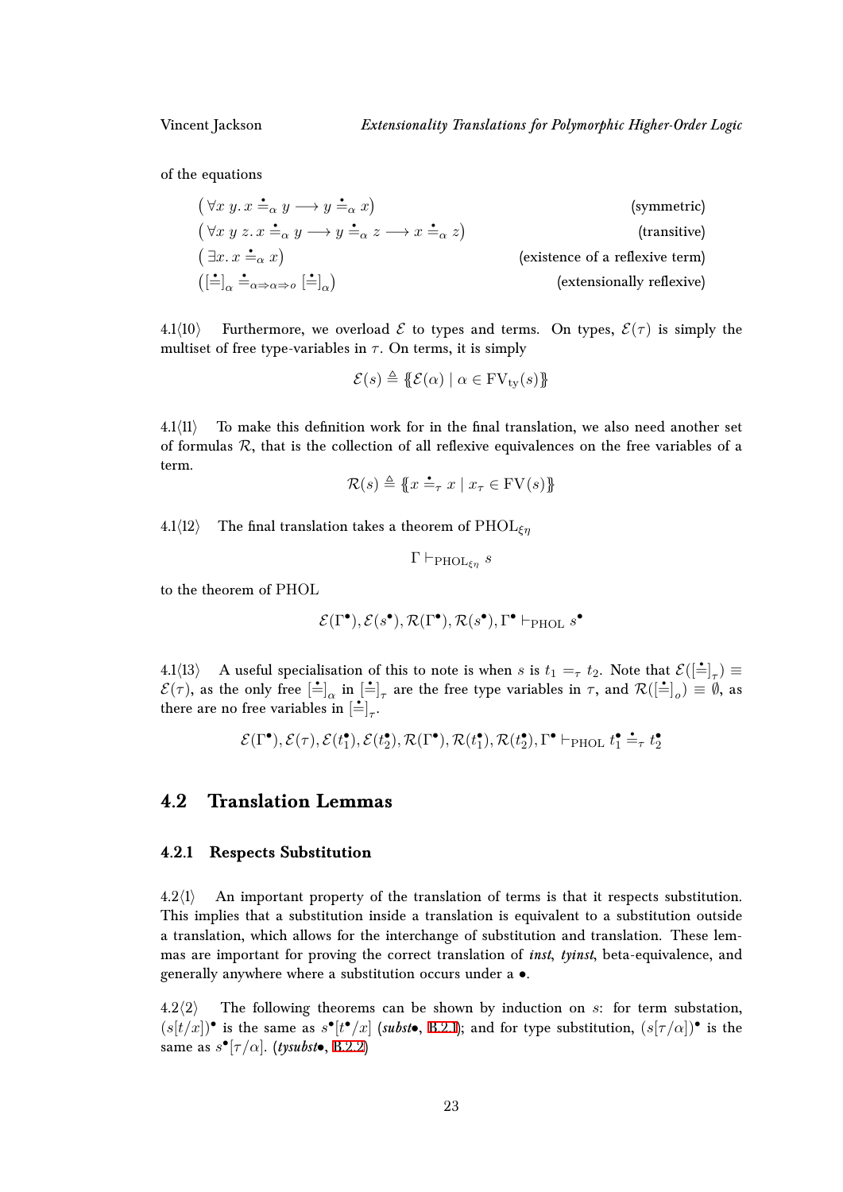of the equations

$$\left(\forall x\ y.\ x \doteq_\alpha y \longrightarrow y \doteq_\alpha x\right) \qquad \text{(symmetric)}$$

$$\left(\forall x\ y\ z.\ x \doteq_\alpha y \longrightarrow y \doteq_\alpha z \longrightarrow x \doteq_\alpha z\right) \qquad \text{(transitive)}$$

$$\left(\exists x.\ x \doteq_\alpha x\right) \qquad \text{(existence of a reflexive term)}$$

$$\left([\doteq]_\alpha \doteq_{\alpha \Rightarrow \alpha \Rightarrow o} [\doteq]_\alpha\right) \qquad \text{(extensionally reflexive)}$$

4.1⟨10⟩ Furthermore, we overload $\mathcal{E}$ to types and terms. On types, $\mathcal{E}(\tau)$ is simply the multiset of free type-variables in $\tau$. On terms, it is simply

$$\mathcal{E}(s) \triangleq \{\!\{\mathcal{E}(\alpha) \mid \alpha \in \mathrm{FV}_{\mathrm{ty}}(s)\}\!\}$$

4.1⟨11⟩ To make this definition work for in the final translation, we also need another set of formulas $\mathcal{R}$, that is the collection of all reflexive equivalences on the free variables of a term.

$$\mathcal{R}(s) \triangleq \{\!\{x \doteq_\tau x \mid x_\tau \in \mathrm{FV}(s)\}\!\}$$

4.1⟨12⟩ The final translation takes a theorem of $\mathrm{PHOL}_{\xi\eta}$

$$\Gamma \vdash_{\mathrm{PHOL}_{\xi\eta}} s$$

to the theorem of PHOL

$$\mathcal{E}(\Gamma^\bullet), \mathcal{E}(s^\bullet), \mathcal{R}(\Gamma^\bullet), \mathcal{R}(s^\bullet), \Gamma^\bullet \vdash_{\mathrm{PHOL}} s^\bullet$$

4.1⟨13⟩ A useful specialisation of this to note is when $s$ is $t_1 =_\tau t_2$. Note that $\mathcal{E}([\doteq]_\tau) \equiv \mathcal{E}(\tau)$, as the only free $[\doteq]_\alpha$ in $[\doteq]_\tau$ are the free type variables in $\tau$, and $\mathcal{R}([\doteq]_o) \equiv \emptyset$, as there are no free variables in $[\doteq]_\tau$.

$$\mathcal{E}(\Gamma^\bullet), \mathcal{E}(\tau), \mathcal{E}(t_1^\bullet), \mathcal{E}(t_2^\bullet), \mathcal{R}(\Gamma^\bullet), \mathcal{R}(t_1^\bullet), \mathcal{R}(t_2^\bullet), \Gamma^\bullet \vdash_{\mathrm{PHOL}} t_1^\bullet \doteq_\tau t_2^\bullet$$

## 4.2 Translation Lemmas

### 4.2.1 Respects Substitution

4.2⟨1⟩ An important property of the translation of terms is that it respects substitution. This implies that a substitution inside a translation is equivalent to a substitution outside a translation, which allows for the interchange of substitution and translation. These lemmas are important for proving the correct translation of *inst*, *tyinst*, beta-equivalence, and generally anywhere where a substitution occurs under a $\bullet$.

4.2⟨2⟩ The following theorems can be shown by induction on $s$: for term substation, $(s[t/x])^\bullet$ is the same as $s^\bullet[t^\bullet/x]$ (***subst•***, B.2.1); and for type substitution, $(s[\tau/\alpha])^\bullet$ is the same as $s^\bullet[\tau/\alpha]$. (***tysubst•***, B.2.2)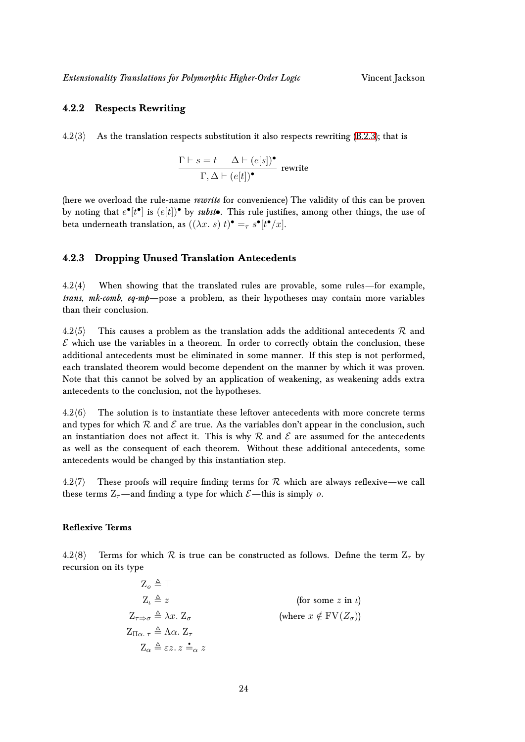### 4.2.2 Respects Rewriting

4.2⟨3⟩ As the translation respects substitution it also respects rewriting (B.2.3); that is

$$\frac{\Gamma \vdash s = t \qquad \Delta \vdash (e[s])^\bullet}{\Gamma, \Delta \vdash (e[t])^\bullet} \text{ rewrite}$$

(here we overload the rule-name *rewrite* for convenience) The validity of this can be proven by noting that $e^\bullet[t^\bullet]$ is $(e[t])^\bullet$ by ***subst•***. This rule justifies, among other things, the use of beta underneath translation, as $((\lambda x.\ s)\ t)^\bullet =_\tau s^\bullet[t^\bullet/x]$.

### 4.2.3 Dropping Unused Translation Antecedents

4.2⟨4⟩ When showing that the translated rules are provable, some rules—for example, ***trans***, ***mk-comb***, ***eq-mp***—pose a problem, as their hypotheses may contain more variables than their conclusion.

4.2⟨5⟩ This causes a problem as the translation adds the additional antecedents $\mathcal{R}$ and $\mathcal{E}$ which use the variables in a theorem. In order to correctly obtain the conclusion, these additional antecedents must be eliminated in some manner. If this step is not performed, each translated theorem would become dependent on the manner by which it was proven. Note that this cannot be solved by an application of weakening, as weakening adds extra antecedents to the conclusion, not the hypotheses.

4.2⟨6⟩ The solution is to instantiate these leftover antecedents with more concrete terms and types for which $\mathcal{R}$ and $\mathcal{E}$ are true. As the variables don't appear in the conclusion, such an instantiation does not affect it. This is why $\mathcal{R}$ and $\mathcal{E}$ are assumed for the antecedents as well as the consequent of each theorem. Without these additional antecedents, some antecedents would be changed by this instantiation step.

4.2⟨7⟩ These proofs will require finding terms for $\mathcal{R}$ which are always reflexive—we call these terms $\mathrm{Z}_\tau$—and finding a type for which $\mathcal{E}$—this is simply $o$.

#### Reflexive Terms

4.2⟨8⟩ Terms for which $\mathcal{R}$ is true can be constructed as follows. Define the term $\mathrm{Z}_\tau$ by recursion on its type

$$\begin{aligned}
\mathrm{Z}_o &\triangleq \top \\
\mathrm{Z}_\iota &\triangleq z && \text{(for some } z \text{ in } \iota\text{)} \\
\mathrm{Z}_{\tau \Rightarrow \sigma} &\triangleq \lambda x.\ \mathrm{Z}_\sigma && \text{(where } x \notin \mathrm{FV}(Z_\sigma)\text{)} \\
\mathrm{Z}_{\Pi\alpha.\ \tau} &\triangleq \Lambda\alpha.\ \mathrm{Z}_\tau \\
\mathrm{Z}_\alpha &\triangleq \varepsilon z.\ z \stackrel{\bullet}{=}_\alpha z
\end{aligned}$$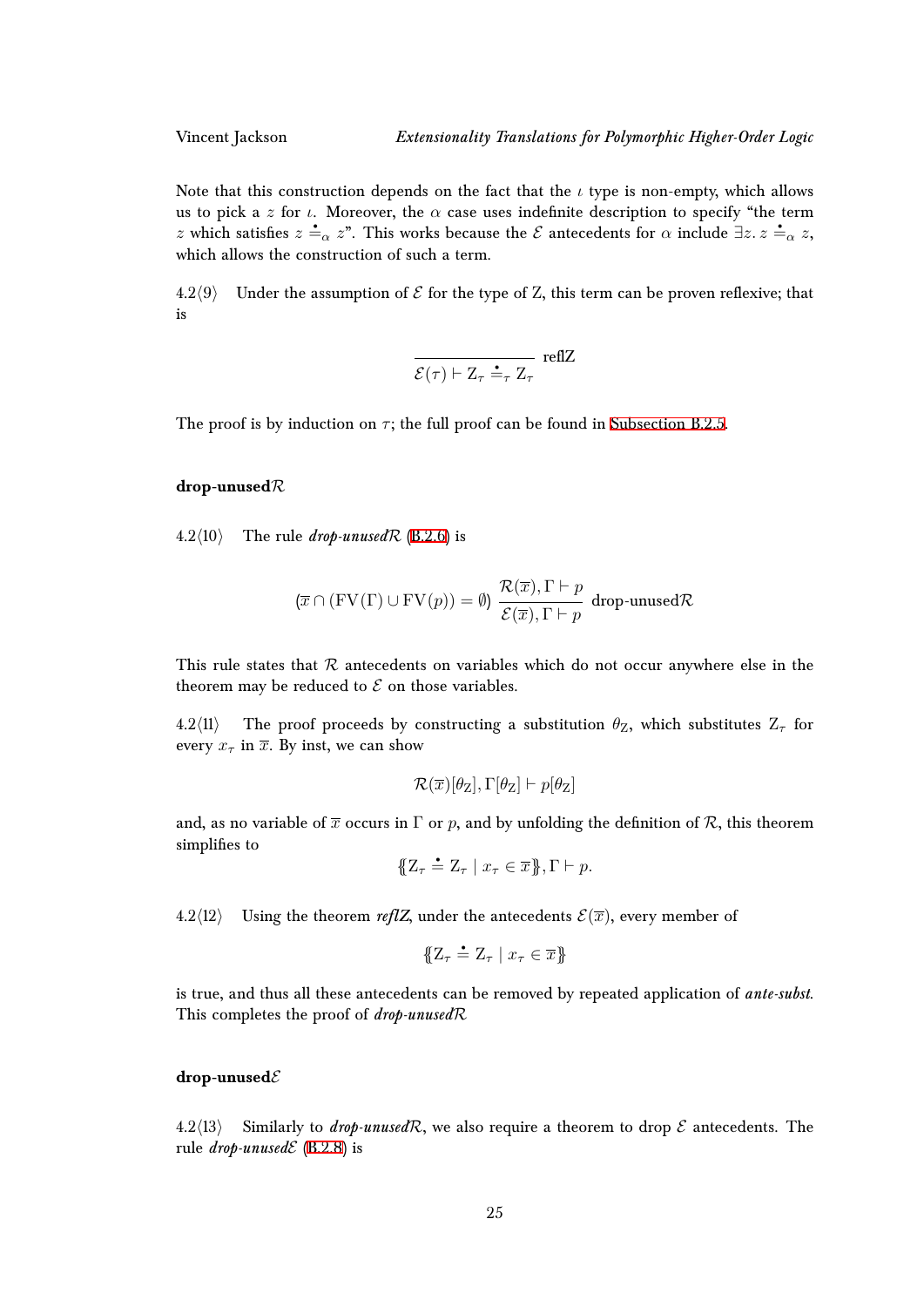Note that this construction depends on the fact that the $\iota$ type is non-empty, which allows us to pick a $z$ for $\iota$. Moreover, the $\alpha$ case uses indefinite description to specify "the term $z$ which satisfies $z \doteq_\alpha z$". This works because the $\mathcal{E}$ antecedents for $\alpha$ include $\exists z.\, z \doteq_\alpha z$, which allows the construction of such a term.

4.2⟨9⟩ Under the assumption of $\mathcal{E}$ for the type of Z, this term can be proven reflexive; that is

$$\frac{}{\mathcal{E}(\tau) \vdash \mathrm{Z}_\tau \doteq_\tau \mathrm{Z}_\tau}\ \text{reflZ}$$

The proof is by induction on $\tau$; the full proof can be found in Subsection B.2.5.

**drop-unused$\mathcal{R}$**

4.2⟨10⟩ The rule *drop-unused$\mathcal{R}$* (B.2.6) is

$$(\overline{x} \cap (\mathrm{FV}(\Gamma) \cup \mathrm{FV}(p)) = \emptyset)\ \frac{\mathcal{R}(\overline{x}), \Gamma \vdash p}{\mathcal{E}(\overline{x}), \Gamma \vdash p}\ \text{drop-unused}\mathcal{R}$$

This rule states that $\mathcal{R}$ antecedents on variables which do not occur anywhere else in the theorem may be reduced to $\mathcal{E}$ on those variables.

4.2⟨11⟩ The proof proceeds by constructing a substitution $\theta_\mathrm{Z}$, which substitutes $\mathrm{Z}_\tau$ for every $x_\tau$ in $\overline{x}$. By inst, we can show

$$\mathcal{R}(\overline{x})[\theta_\mathrm{Z}], \Gamma[\theta_\mathrm{Z}] \vdash p[\theta_\mathrm{Z}]$$

and, as no variable of $\overline{x}$ occurs in $\Gamma$ or $p$, and by unfolding the definition of $\mathcal{R}$, this theorem simplifies to

$$\{\!\{\mathrm{Z}_\tau \doteq \mathrm{Z}_\tau \mid x_\tau \in \overline{x}\}\!\}, \Gamma \vdash p.$$

4.2⟨12⟩ Using the theorem *reflZ*, under the antecedents $\mathcal{E}(\overline{x})$, every member of

$$\{\!\{\mathrm{Z}_\tau \doteq \mathrm{Z}_\tau \mid x_\tau \in \overline{x}\}\!\}$$

is true, and thus all these antecedents can be removed by repeated application of ***ante-subst***. This completes the proof of *drop-unused$\mathcal{R}$*

**drop-unused$\mathcal{E}$**

4.2⟨13⟩ Similarly to *drop-unused$\mathcal{R}$*, we also require a theorem to drop $\mathcal{E}$ antecedents. The rule *drop-unused$\mathcal{E}$* (B.2.8) is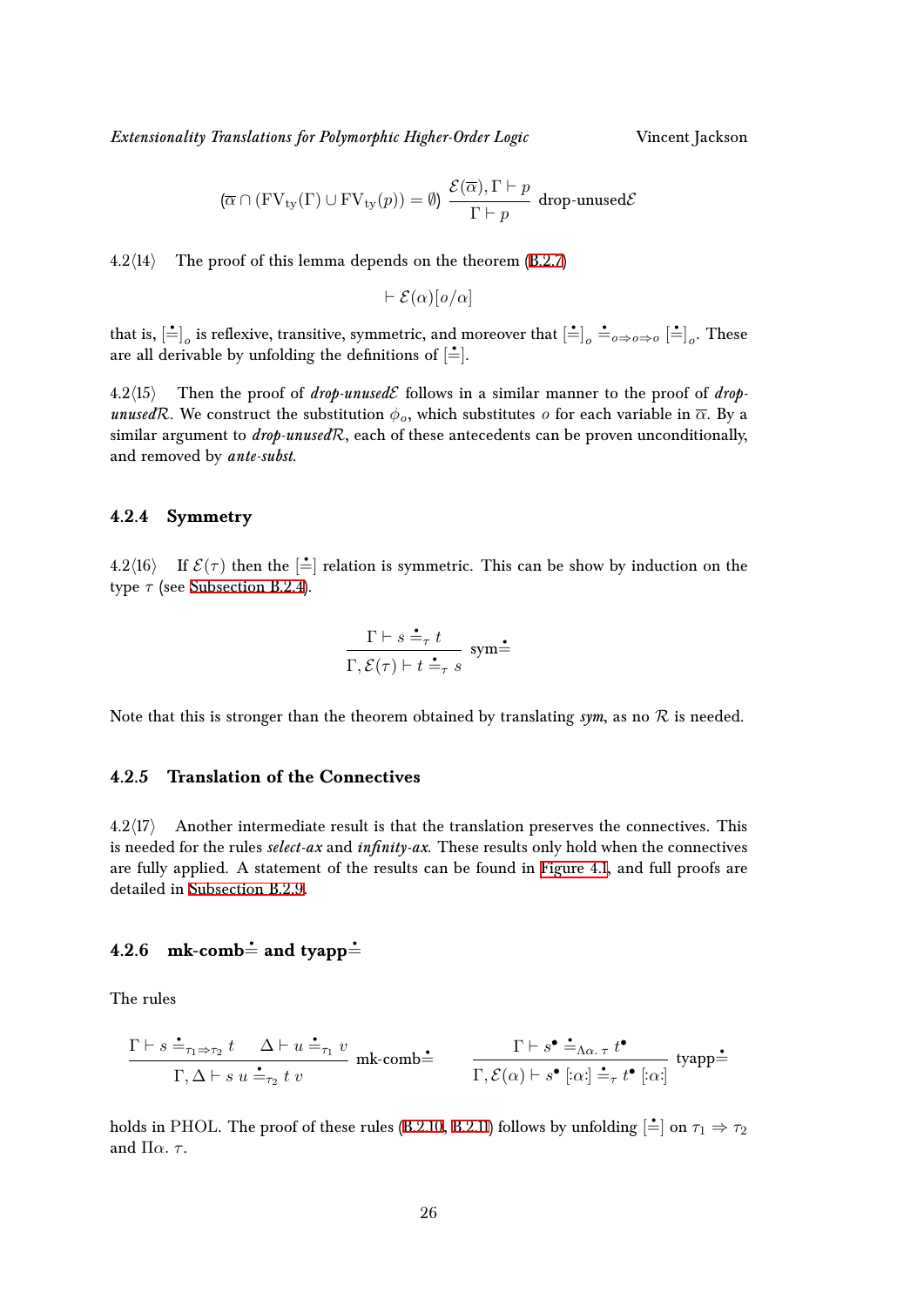$$(\overline{\alpha} \cap (\mathrm{FV_{ty}}(\Gamma) \cup \mathrm{FV_{ty}}(p)) = \emptyset) \; \frac{\mathcal{E}(\overline{\alpha}), \Gamma \vdash p}{\Gamma \vdash p} \text{ drop-unused}\mathcal{E}$$

4.2⟨14⟩ The proof of this lemma depends on the theorem (B.2.7)

$$\vdash \mathcal{E}(\alpha)[o/\alpha]$$

that is, $[\doteq]_o$ is reflexive, transitive, symmetric, and moreover that $[\doteq]_o \doteq_{o \Rightarrow o \Rightarrow o} [\doteq]_o$. These are all derivable by unfolding the definitions of $[\doteq]$.

4.2⟨15⟩ Then the proof of *drop-unused$\mathcal{E}$* follows in a similar manner to the proof of *drop-unused$\mathcal{R}$*. We construct the substitution $\phi_o$, which substitutes $o$ for each variable in $\overline{\alpha}$. By a similar argument to *drop-unused$\mathcal{R}$*, each of these antecedents can be proven unconditionally, and removed by *ante-subst*.

### 4.2.4 Symmetry

4.2⟨16⟩ If $\mathcal{E}(\tau)$ then the $[\doteq]$ relation is symmetric. This can be show by induction on the type $\tau$ (see Subsection B.2.4).

$$\frac{\Gamma \vdash s \doteq_\tau t}{\Gamma, \mathcal{E}(\tau) \vdash t \doteq_\tau s} \text{ sym}\doteq$$

Note that this is stronger than the theorem obtained by translating *sym*, as no $\mathcal{R}$ is needed.

### 4.2.5 Translation of the Connectives

4.2⟨17⟩ Another intermediate result is that the translation preserves the connectives. This is needed for the rules *select-ax* and *infinity-ax*. These results only hold when the connectives are fully applied. A statement of the results can be found in Figure 4.1, and full proofs are detailed in Subsection B.2.9.

### 4.2.6 mk-comb$\doteq$ and tyapp$\doteq$

The rules

$$\frac{\Gamma \vdash s \doteq_{\tau_1 \Rightarrow \tau_2} t \qquad \Delta \vdash u \doteq_{\tau_1} v}{\Gamma, \Delta \vdash s\ u \doteq_{\tau_2} t\ v} \text{ mk-comb}\doteq \qquad \frac{\Gamma \vdash s^\bullet \doteq_{\Lambda\alpha.\,\tau} t^\bullet}{\Gamma, \mathcal{E}(\alpha) \vdash s^\bullet\ [:\alpha:] \doteq_\tau t^\bullet\ [:\alpha:]} \text{ tyapp}\doteq$$

holds in PHOL. The proof of these rules (B.2.10, B.2.11) follows by unfolding $[\doteq]$ on $\tau_1 \Rightarrow \tau_2$ and $\Pi\alpha.\ \tau$.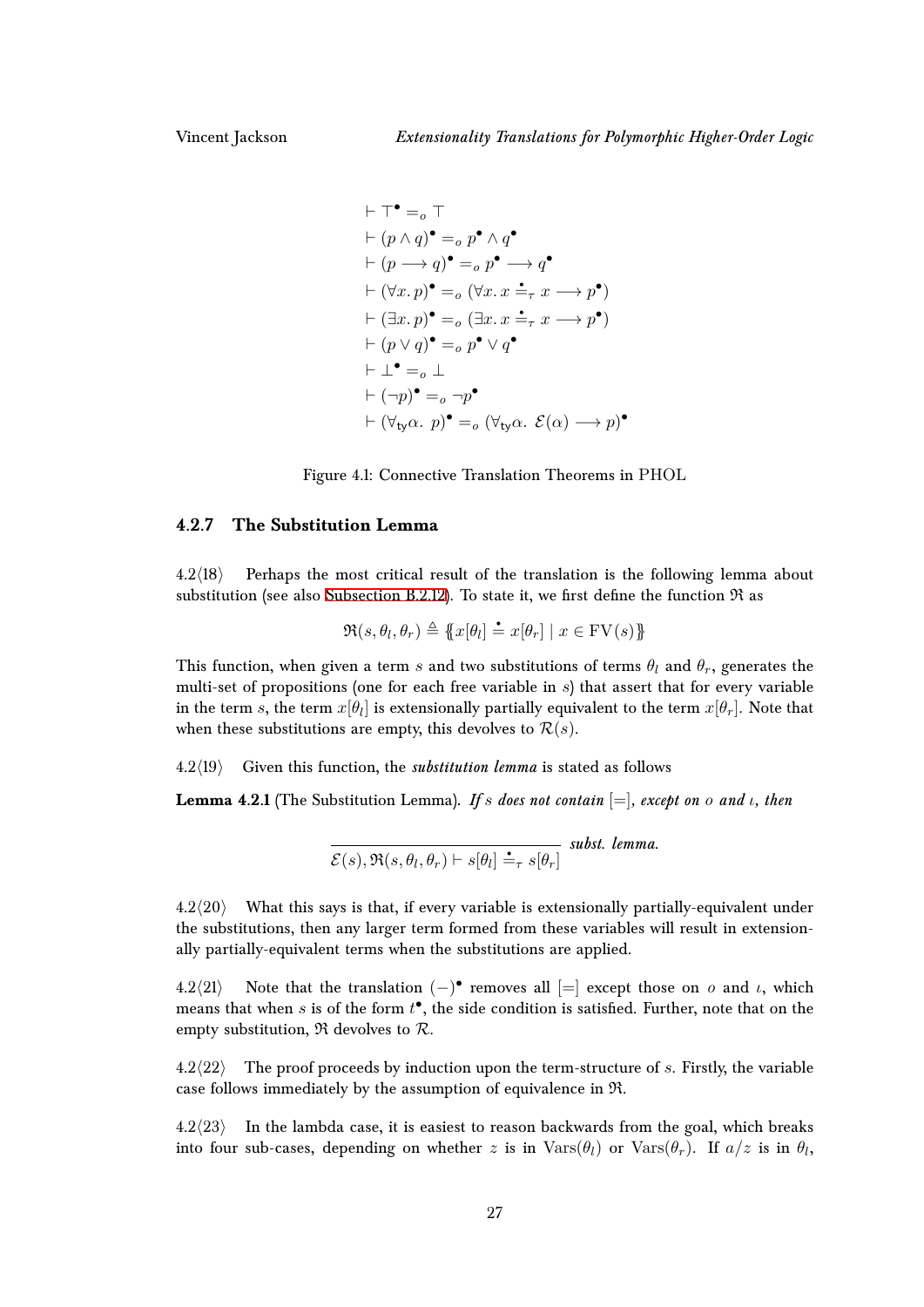$$\vdash \top^\bullet =_o \top$$
$$\vdash (p \wedge q)^\bullet =_o p^\bullet \wedge q^\bullet$$
$$\vdash (p \longrightarrow q)^\bullet =_o p^\bullet \longrightarrow q^\bullet$$
$$\vdash (\forall x.\, p)^\bullet =_o (\forall x.\, x \stackrel{\bullet}{=}_\tau x \longrightarrow p^\bullet)$$
$$\vdash (\exists x.\, p)^\bullet =_o (\exists x.\, x \stackrel{\bullet}{=}_\tau x \longrightarrow p^\bullet)$$
$$\vdash (p \vee q)^\bullet =_o p^\bullet \vee q^\bullet$$
$$\vdash \bot^\bullet =_o \bot$$
$$\vdash (\neg p)^\bullet =_o \neg p^\bullet$$
$$\vdash (\forall_{\mathsf{ty}} \alpha.\ p)^\bullet =_o (\forall_{\mathsf{ty}} \alpha.\ \mathcal{E}(\alpha) \longrightarrow p)^\bullet$$

Figure 4.1: Connective Translation Theorems in PHOL

### 4.2.7 The Substitution Lemma

4.2⟨18⟩ Perhaps the most critical result of the translation is the following lemma about substitution (see also Subsection B.2.12). To state it, we first define the function $\mathfrak{R}$ as

$$\mathfrak{R}(s, \theta_l, \theta_r) \triangleq \{\!\{ x[\theta_l] \stackrel{\bullet}{=} x[\theta_r] \mid x \in \mathrm{FV}(s) \}\!\}$$

This function, when given a term $s$ and two substitutions of terms $\theta_l$ and $\theta_r$, generates the multi-set of propositions (one for each free variable in $s$) that assert that for every variable in the term $s$, the term $x[\theta_l]$ is extensionally partially equivalent to the term $x[\theta_r]$. Note that when these substitutions are empty, this devolves to $\mathcal{R}(s)$.

4.2⟨19⟩ Given this function, the ***substitution lemma*** is stated as follows

**Lemma 4.2.1** (The Substitution Lemma). *If $s$ does not contain $[=]$, except on $o$ and $\iota$, then*

$$\frac{}{\mathcal{E}(s), \mathfrak{R}(s, \theta_l, \theta_r) \vdash s[\theta_l] \stackrel{\bullet}{=}_\tau s[\theta_r]}\ \textit{subst. lemma.}$$

4.2⟨20⟩ What this says is that, if every variable is extensionally partially-equivalent under the substitutions, then any larger term formed from these variables will result in extensionally partially-equivalent terms when the substitutions are applied.

4.2⟨21⟩ Note that the translation $(-)^\bullet$ removes all $[=]$ except those on $o$ and $\iota$, which means that when $s$ is of the form $t^\bullet$, the side condition is satisfied. Further, note that on the empty substitution, $\mathfrak{R}$ devolves to $\mathcal{R}$.

4.2⟨22⟩ The proof proceeds by induction upon the term-structure of $s$. Firstly, the variable case follows immediately by the assumption of equivalence in $\mathfrak{R}$.

4.2⟨23⟩ In the lambda case, it is easiest to reason backwards from the goal, which breaks into four sub-cases, depending on whether $z$ is in $\mathrm{Vars}(\theta_l)$ or $\mathrm{Vars}(\theta_r)$. If $a/z$ is in $\theta_l$,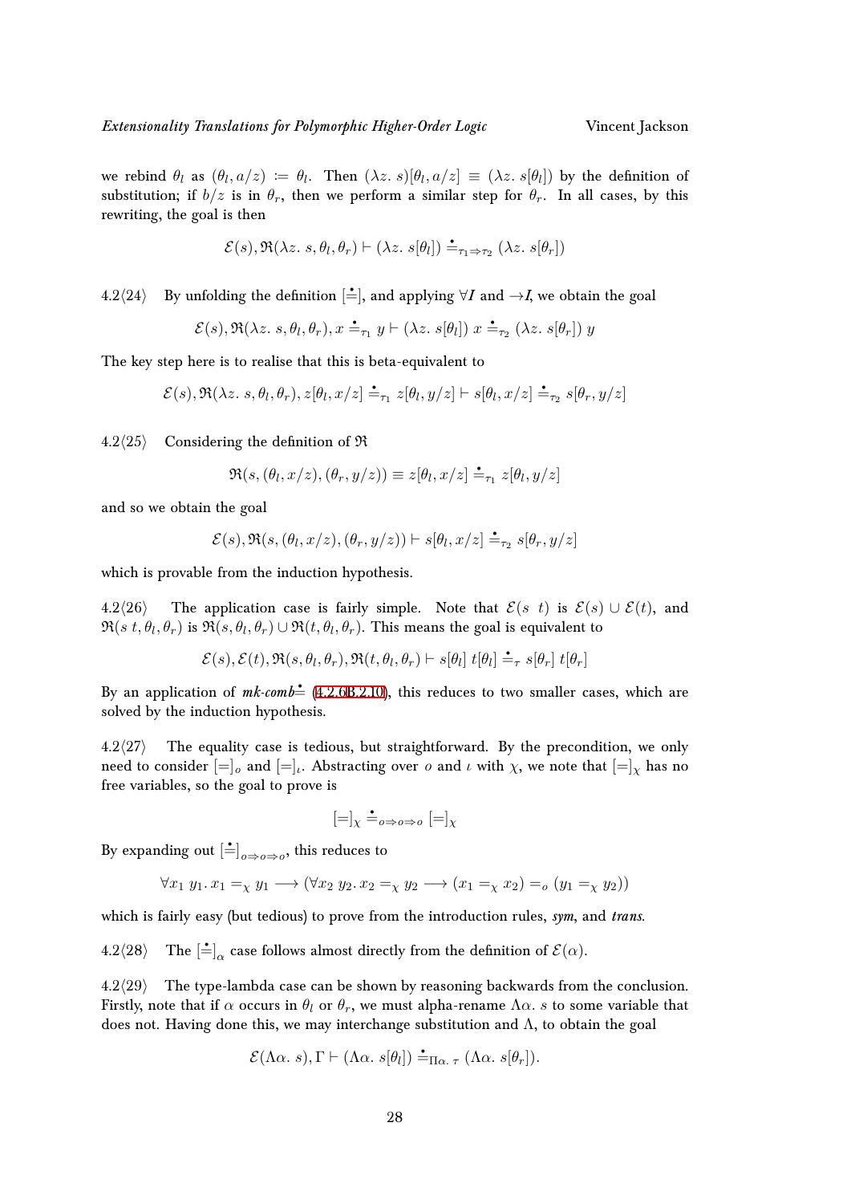we rebind $\theta_l$ as $(\theta_l, a/z) \coloneqq \theta_l$. Then $(\lambda z.\ s)[\theta_l, a/z] \equiv (\lambda z.\ s[\theta_l])$ by the definition of substitution; if $b/z$ is in $\theta_r$, then we perform a similar step for $\theta_r$. In all cases, by this rewriting, the goal is then

$$\mathcal{E}(s), \mathfrak{R}(\lambda z.\ s, \theta_l, \theta_r) \vdash (\lambda z.\ s[\theta_l]) \stackrel{\bullet}{=}_{\tau_1 \Rightarrow \tau_2} (\lambda z.\ s[\theta_r])$$

4.2⟨24⟩ By unfolding the definition $[\stackrel{\bullet}{=}]$, and applying $\forall I$ and $\rightarrow I$, we obtain the goal

$$\mathcal{E}(s), \mathfrak{R}(\lambda z.\ s, \theta_l, \theta_r), x \stackrel{\bullet}{=}_{\tau_1} y \vdash (\lambda z.\ s[\theta_l])\ x \stackrel{\bullet}{=}_{\tau_2} (\lambda z.\ s[\theta_r])\ y$$

The key step here is to realise that this is beta-equivalent to

$$\mathcal{E}(s), \mathfrak{R}(\lambda z.\ s, \theta_l, \theta_r), z[\theta_l, x/z] \stackrel{\bullet}{=}_{\tau_1} z[\theta_l, y/z] \vdash s[\theta_l, x/z] \stackrel{\bullet}{=}_{\tau_2} s[\theta_r, y/z]$$

4.2⟨25⟩ Considering the definition of $\mathfrak{R}$

$$\mathfrak{R}(s, (\theta_l, x/z), (\theta_r, y/z)) \equiv z[\theta_l, x/z] \stackrel{\bullet}{=}_{\tau_1} z[\theta_l, y/z]$$

and so we obtain the goal

$$\mathcal{E}(s), \mathfrak{R}(s, (\theta_l, x/z), (\theta_r, y/z)) \vdash s[\theta_l, x/z] \stackrel{\bullet}{=}_{\tau_2} s[\theta_r, y/z]$$

which is provable from the induction hypothesis.

4.2⟨26⟩ The application case is fairly simple. Note that $\mathcal{E}(s\ \ t)$ is $\mathcal{E}(s) \cup \mathcal{E}(t)$, and $\mathfrak{R}(s\ t, \theta_l, \theta_r)$ is $\mathfrak{R}(s, \theta_l, \theta_r) \cup \mathfrak{R}(t, \theta_l, \theta_r)$. This means the goal is equivalent to

$$\mathcal{E}(s), \mathcal{E}(t), \mathfrak{R}(s, \theta_l, \theta_r), \mathfrak{R}(t, \theta_l, \theta_r) \vdash s[\theta_l]\ t[\theta_l] \stackrel{\bullet}{=}_{\tau} s[\theta_r]\ t[\theta_r]$$

By an application of *mk-comb*$\stackrel{\bullet}{=}$ (4.2.6B.2.10), this reduces to two smaller cases, which are solved by the induction hypothesis.

4.2⟨27⟩ The equality case is tedious, but straightforward. By the precondition, we only need to consider $[=]_o$ and $[=]_\iota$. Abstracting over $o$ and $\iota$ with $\chi$, we note that $[=]_\chi$ has no free variables, so the goal to prove is

$$[=]_\chi \stackrel{\bullet}{=}_{o \Rightarrow o \Rightarrow o} [=]_\chi$$

By expanding out $[\stackrel{\bullet}{=}]_{o \Rightarrow o \Rightarrow o}$, this reduces to

$$\forall x_1\ y_1.\ x_1 =_\chi y_1 \longrightarrow (\forall x_2\ y_2.\ x_2 =_\chi y_2 \longrightarrow (x_1 =_\chi x_2) =_o (y_1 =_\chi y_2))$$

which is fairly easy (but tedious) to prove from the introduction rules, *sym*, and *trans*.

4.2⟨28⟩ The $[\stackrel{\bullet}{=}]_\alpha$ case follows almost directly from the definition of $\mathcal{E}(\alpha)$.

4.2⟨29⟩ The type-lambda case can be shown by reasoning backwards from the conclusion. Firstly, note that if $\alpha$ occurs in $\theta_l$ or $\theta_r$, we must alpha-rename $\Lambda\alpha.\ s$ to some variable that does not. Having done this, we may interchange substitution and $\Lambda$, to obtain the goal

$$\mathcal{E}(\Lambda\alpha.\ s), \Gamma \vdash (\Lambda\alpha.\ s[\theta_l]) \stackrel{\bullet}{=}_{\Pi\alpha.\ \tau} (\Lambda\alpha.\ s[\theta_r]).$$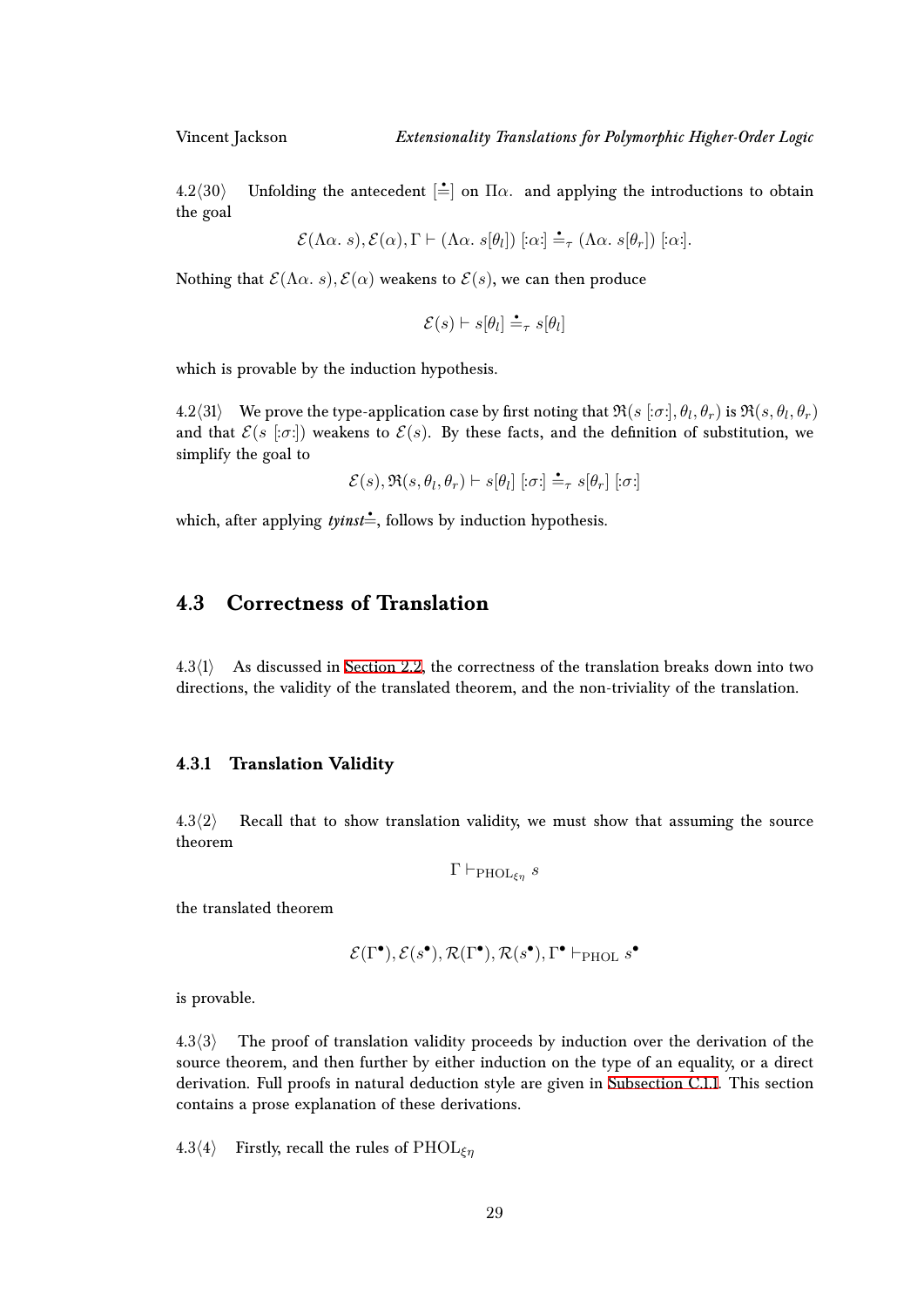4.2⟨30⟩ Unfolding the antecedent $[\doteq]$ on $\Pi\alpha.$ and applying the introductions to obtain the goal

$$\mathcal{E}(\Lambda\alpha.\ s), \mathcal{E}(\alpha), \Gamma \vdash (\Lambda\alpha.\ s[\theta_l])\ [\!:\!\alpha\!:\!] \doteq_\tau (\Lambda\alpha.\ s[\theta_r])\ [\!:\!\alpha\!:\!].$$

Nothing that $\mathcal{E}(\Lambda\alpha.\ s), \mathcal{E}(\alpha)$ weakens to $\mathcal{E}(s)$, we can then produce

$$\mathcal{E}(s) \vdash s[\theta_l] \doteq_\tau s[\theta_l]$$

which is provable by the induction hypothesis.

4.2⟨31⟩ We prove the type-application case by first noting that $\mathfrak{R}(s\ [\!:\!\sigma\!:\!], \theta_l, \theta_r)$ is $\mathfrak{R}(s, \theta_l, \theta_r)$ and that $\mathcal{E}(s\ [\!:\!\sigma\!:\!])$ weakens to $\mathcal{E}(s)$. By these facts, and the definition of substitution, we simplify the goal to

$$\mathcal{E}(s), \mathfrak{R}(s, \theta_l, \theta_r) \vdash s[\theta_l]\ [\!:\!\sigma\!:\!] \doteq_\tau s[\theta_r]\ [\!:\!\sigma\!:\!]$$

which, after applying *tyinst*$\doteq$, follows by induction hypothesis.

## 4.3 Correctness of Translation

4.3⟨1⟩ As discussed in Section 2.2, the correctness of the translation breaks down into two directions, the validity of the translated theorem, and the non-triviality of the translation.

### 4.3.1 Translation Validity

4.3⟨2⟩ Recall that to show translation validity, we must show that assuming the source theorem

$$\Gamma \vdash_{\mathrm{PHOL}_{\xi\eta}} s$$

the translated theorem

$$\mathcal{E}(\Gamma^\bullet), \mathcal{E}(s^\bullet), \mathcal{R}(\Gamma^\bullet), \mathcal{R}(s^\bullet), \Gamma^\bullet \vdash_{\mathrm{PHOL}} s^\bullet$$

is provable.

4.3⟨3⟩ The proof of translation validity proceeds by induction over the derivation of the source theorem, and then further by either induction on the type of an equality, or a direct derivation. Full proofs in natural deduction style are given in Subsection C.1.1. This section contains a prose explanation of these derivations.

4.3⟨4⟩ Firstly, recall the rules of $\mathrm{PHOL}_{\xi\eta}$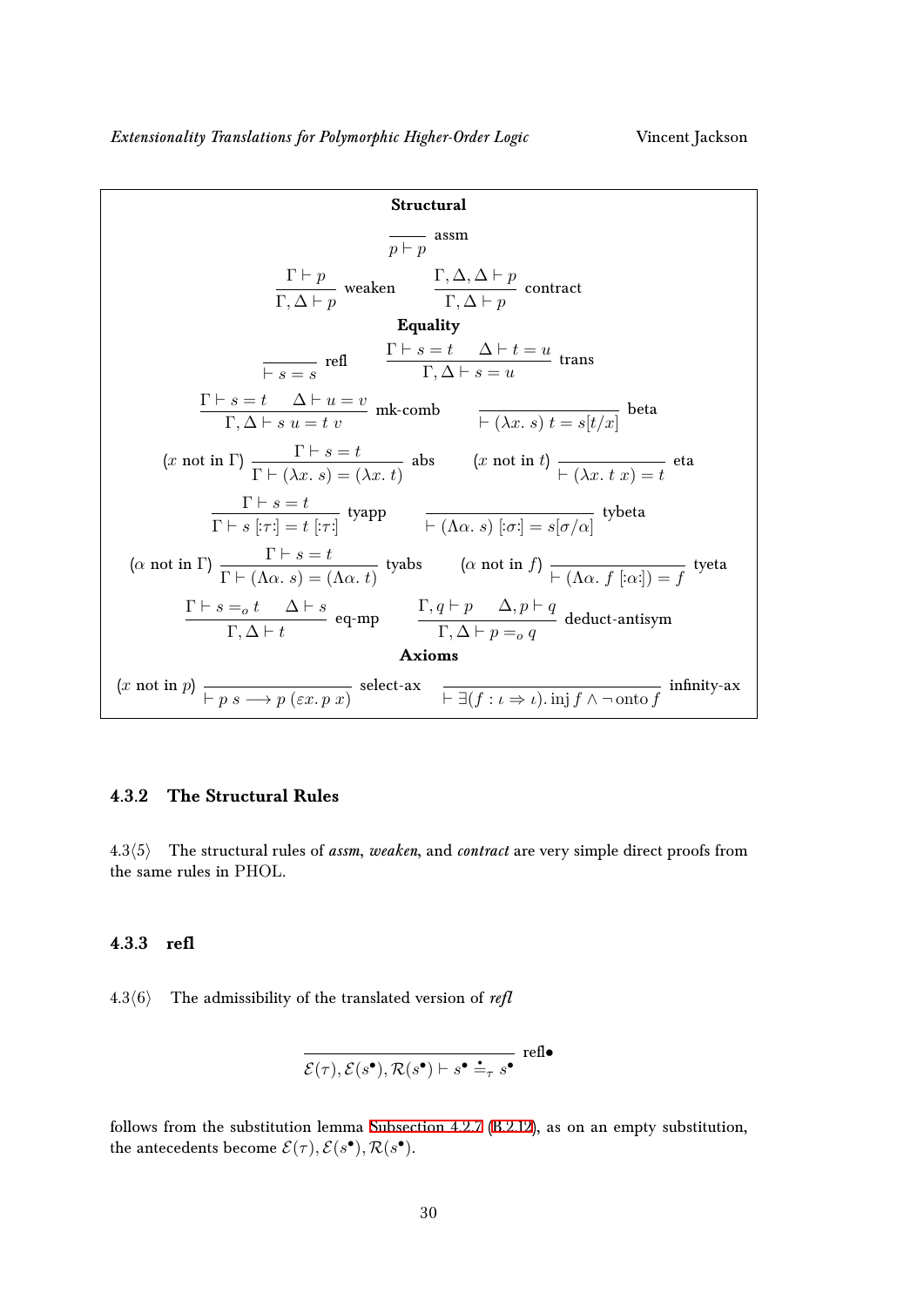**Structural**

$$\frac{}{p \vdash p}\ \text{assm}$$

$$\frac{\Gamma \vdash p}{\Gamma, \Delta \vdash p}\ \text{weaken} \qquad \frac{\Gamma, \Delta, \Delta \vdash p}{\Gamma, \Delta \vdash p}\ \text{contract}$$

**Equality**

$$\frac{}{\vdash s = s}\ \text{refl} \qquad \frac{\Gamma \vdash s = t \quad \Delta \vdash t = u}{\Gamma, \Delta \vdash s = u}\ \text{trans}$$

$$\frac{\Gamma \vdash s = t \quad \Delta \vdash u = v}{\Gamma, \Delta \vdash s\ u = t\ v}\ \text{mk-comb} \qquad \frac{}{\vdash (\lambda x.\ s)\ t = s[t/x]}\ \text{beta}$$

$$(x \text{ not in } \Gamma)\ \frac{\Gamma \vdash s = t}{\Gamma \vdash (\lambda x.\ s) = (\lambda x.\ t)}\ \text{abs} \qquad (x \text{ not in } t)\ \frac{}{\vdash (\lambda x.\ t\ x) = t}\ \text{eta}$$

$$\frac{\Gamma \vdash s = t}{\Gamma \vdash s\ [:\tau:] = t\ [:\tau:]}\ \text{tyapp} \qquad \frac{}{\vdash (\Lambda\alpha.\ s)\ [:\sigma:] = s[\sigma/\alpha]}\ \text{tybeta}$$

$$(\alpha \text{ not in } \Gamma)\ \frac{\Gamma \vdash s = t}{\Gamma \vdash (\Lambda\alpha.\ s) = (\Lambda\alpha.\ t)}\ \text{tyabs} \qquad (\alpha \text{ not in } f)\ \frac{}{\vdash (\Lambda\alpha.\ f\ [:\alpha:]) = f}\ \text{tyeta}$$

$$\frac{\Gamma \vdash s =_o t \quad \Delta \vdash s}{\Gamma, \Delta \vdash t}\ \text{eq-mp} \qquad \frac{\Gamma, q \vdash p \quad \Delta, p \vdash q}{\Gamma, \Delta \vdash p =_o q}\ \text{deduct-antisym}$$

**Axioms**

$$(x \text{ not in } p)\ \frac{}{\vdash p\ s \longrightarrow p\ (\varepsilon x.\ p\ x)}\ \text{select-ax} \qquad \frac{}{\vdash \exists (f : \iota \Rightarrow \iota).\ \text{inj}\ f \land \neg\, \text{onto}\ f}\ \text{infinity-ax}$$

### 4.3.2 The Structural Rules

4.3⟨5⟩ The structural rules of *assm*, *weaken*, and *contract* are very simple direct proofs from the same rules in PHOL.

### 4.3.3 refl

4.3⟨6⟩ The admissibility of the translated version of *refl*

$$\frac{}{\mathcal{E}(\tau), \mathcal{E}(s^\bullet), \mathcal{R}(s^\bullet) \vdash s^\bullet \doteq_\tau s^\bullet}\ \text{refl}\bullet$$

follows from the substitution lemma Subsection 4.2.7 (B.2.12), as on an empty substitution, the antecedents become $\mathcal{E}(\tau), \mathcal{E}(s^\bullet), \mathcal{R}(s^\bullet)$.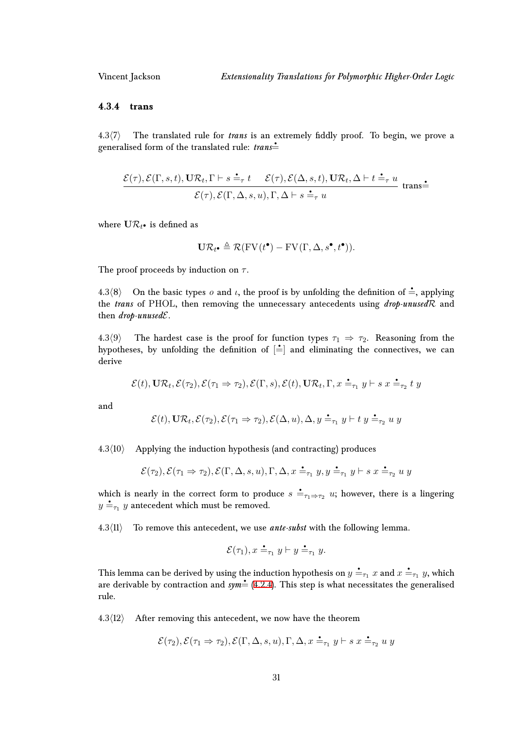### 4.3.4 trans

4.3⟨7⟩ The translated rule for ***trans*** is an extremely fiddly proof. To begin, we prove a generalised form of the translated rule: ***trans***$\dot{=}$

$$\frac{\mathcal{E}(\tau), \mathcal{E}(\Gamma, s, t), \mathbf{U}\mathcal{R}_t, \Gamma \vdash s \doteq_\tau t \qquad \mathcal{E}(\tau), \mathcal{E}(\Delta, s, t), \mathbf{U}\mathcal{R}_t, \Delta \vdash t \doteq_\tau u}{\mathcal{E}(\tau), \mathcal{E}(\Gamma, \Delta, s, u), \Gamma, \Delta \vdash s \doteq_\tau u} \text{ trans}\dot{=}$$

where $\mathbf{U}\mathcal{R}_{t^\bullet}$ is defined as

$$\mathbf{U}\mathcal{R}_{t^\bullet} \triangleq \mathcal{R}(\mathrm{FV}(t^\bullet) - \mathrm{FV}(\Gamma, \Delta, s^\bullet, t^\bullet)).$$

The proof proceeds by induction on $\tau$.

4.3⟨8⟩ On the basic types $o$ and $\iota$, the proof is by unfolding the definition of $\doteq$, applying the ***trans*** of PHOL, then removing the unnecessary antecedents using ***drop-unused***$\mathcal{R}$ and then ***drop-unused***$\mathcal{E}$.

4.3⟨9⟩ The hardest case is the proof for function types $\tau_1 \Rightarrow \tau_2$. Reasoning from the hypotheses, by unfolding the definition of $[\doteq]$ and eliminating the connectives, we can derive

$$\mathcal{E}(t), \mathbf{U}\mathcal{R}_t, \mathcal{E}(\tau_2), \mathcal{E}(\tau_1 \Rightarrow \tau_2), \mathcal{E}(\Gamma, s), \mathcal{E}(t), \mathbf{U}\mathcal{R}_t, \Gamma, x \doteq_{\tau_1} y \vdash s\ x \doteq_{\tau_2} t\ y$$

and

$$\mathcal{E}(t), \mathbf{U}\mathcal{R}_t, \mathcal{E}(\tau_2), \mathcal{E}(\tau_1 \Rightarrow \tau_2), \mathcal{E}(\Delta, u), \Delta, y \doteq_{\tau_1} y \vdash t\ y \doteq_{\tau_2} u\ y$$

4.3⟨10⟩ Applying the induction hypothesis (and contracting) produces

$$\mathcal{E}(\tau_2), \mathcal{E}(\tau_1 \Rightarrow \tau_2), \mathcal{E}(\Gamma, \Delta, s, u), \Gamma, \Delta, x \doteq_{\tau_1} y, y \doteq_{\tau_1} y \vdash s\ x \doteq_{\tau_2} u\ y$$

which is nearly in the correct form to produce $s \doteq_{\tau_1 \Rightarrow \tau_2} u$; however, there is a lingering $y \doteq_{\tau_1} y$ antecedent which must be removed.

4.3⟨11⟩ To remove this antecedent, we use ***ante-subst*** with the following lemma.

$$\mathcal{E}(\tau_1), x \doteq_{\tau_1} y \vdash y \doteq_{\tau_1} y.$$

This lemma can be derived by using the induction hypothesis on $y \doteq_{\tau_1} x$ and $x \doteq_{\tau_1} y$, which are derivable by contraction and ***sym***$\dot{=}$ (4.2.4). This step is what necessitates the generalised rule.

4.3⟨12⟩ After removing this antecedent, we now have the theorem

$$\mathcal{E}(\tau_2), \mathcal{E}(\tau_1 \Rightarrow \tau_2), \mathcal{E}(\Gamma, \Delta, s, u), \Gamma, \Delta, x \doteq_{\tau_1} y \vdash s\ x \doteq_{\tau_2} u\ y$$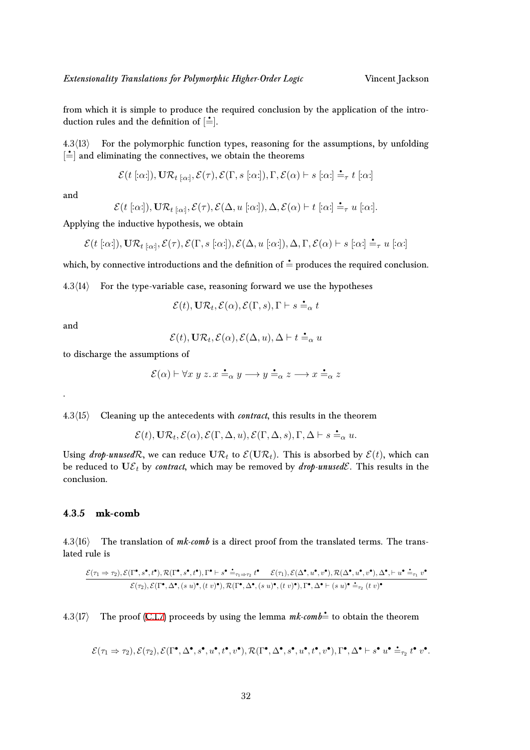from which it is simple to produce the required conclusion by the application of the introduction rules and the definition of $[\dot{=}]$.

4.3⟨13⟩ For the polymorphic function types, reasoning for the assumptions, by unfolding $[\dot{=}]$ and eliminating the connectives, we obtain the theorems

$$\mathcal{E}(t\ [\!:\!\alpha\!:\!]), \mathbf{U}\mathcal{R}_{t\ [:\alpha:]}, \mathcal{E}(\tau), \mathcal{E}(\Gamma, s\ [\!:\!\alpha\!:\!]), \Gamma, \mathcal{E}(\alpha) \vdash s\ [\!:\!\alpha\!:\!] \doteq_\tau t\ [\!:\!\alpha\!:\!]$$

and

$$\mathcal{E}(t\ [\!:\!\alpha\!:\!]), \mathbf{U}\mathcal{R}_{t\ [:\alpha:]}, \mathcal{E}(\tau), \mathcal{E}(\Delta, u\ [\!:\!\alpha\!:\!]), \Delta, \mathcal{E}(\alpha) \vdash t\ [\!:\!\alpha\!:\!] \doteq_\tau u\ [\!:\!\alpha\!:\!].$$

Applying the inductive hypothesis, we obtain

$$\mathcal{E}(t\ [\!:\!\alpha\!:\!]), \mathbf{U}\mathcal{R}_{t\ [:\alpha:]}, \mathcal{E}(\tau), \mathcal{E}(\Gamma, s\ [\!:\!\alpha\!:\!]), \mathcal{E}(\Delta, u\ [\!:\!\alpha\!:\!]), \Delta, \Gamma, \mathcal{E}(\alpha) \vdash s\ [\!:\!\alpha\!:\!] \doteq_\tau u\ [\!:\!\alpha\!:\!]$$

which, by connective introductions and the definition of $\doteq$ produces the required conclusion.

4.3⟨14⟩ For the type-variable case, reasoning forward we use the hypotheses

$$\mathcal{E}(t), \mathbf{U}\mathcal{R}_t, \mathcal{E}(\alpha), \mathcal{E}(\Gamma, s), \Gamma \vdash s \doteq_\alpha t$$

and

$$\mathcal{E}(t), \mathbf{U}\mathcal{R}_t, \mathcal{E}(\alpha), \mathcal{E}(\Delta, u), \Delta \vdash t \doteq_\alpha u$$

to discharge the assumptions of

$$\mathcal{E}(\alpha) \vdash \forall x\ y\ z.\, x \doteq_\alpha y \longrightarrow y \doteq_\alpha z \longrightarrow x \doteq_\alpha z$$

.

4.3⟨15⟩ Cleaning up the antecedents with *contract*, this results in the theorem

$$\mathcal{E}(t), \mathbf{U}\mathcal{R}_t, \mathcal{E}(\alpha), \mathcal{E}(\Gamma, \Delta, u), \mathcal{E}(\Gamma, \Delta, s), \Gamma, \Delta \vdash s \doteq_\alpha u.$$

Using *drop-unused*$\mathcal{R}$, we can reduce $\mathbf{U}\mathcal{R}_t$ to $\mathcal{E}(\mathbf{U}\mathcal{R}_t)$. This is absorbed by $\mathcal{E}(t)$, which can be reduced to $\mathbf{U}\mathcal{E}_t$ by *contract*, which may be removed by *drop-unused*$\mathcal{E}$. This results in the conclusion.

### 4.3.5 mk-comb

4.3⟨16⟩ The translation of *mk-comb* is a direct proof from the translated terms. The translated rule is

$$\frac{\mathcal{E}(\tau_1 \Rightarrow \tau_2), \mathcal{E}(\Gamma^\bullet, s^\bullet, t^\bullet), \mathcal{R}(\Gamma^\bullet, s^\bullet, t^\bullet), \Gamma^\bullet \vdash s^\bullet \doteq_{\tau_1 \Rightarrow \tau_2} t^\bullet \qquad \mathcal{E}(\tau_1), \mathcal{E}(\Delta^\bullet, u^\bullet, v^\bullet), \mathcal{R}(\Delta^\bullet, u^\bullet, v^\bullet), \Delta^\bullet, \vdash u^\bullet \doteq_{\tau_1} v^\bullet}{\mathcal{E}(\tau_2), \mathcal{E}(\Gamma^\bullet, \Delta^\bullet, (s\ u)^\bullet, (t\ v)^\bullet), \mathcal{R}(\Gamma^\bullet, \Delta^\bullet, (s\ u)^\bullet, (t\ v)^\bullet), \Gamma^\bullet, \Delta^\bullet \vdash (s\ u)^\bullet \doteq_{\tau_2} (t\ v)^\bullet}$$

4.3⟨17⟩ The proof (C.1.7) proceeds by using the lemma *mk-comb*$\doteq$ to obtain the theorem

$$\mathcal{E}(\tau_1 \Rightarrow \tau_2), \mathcal{E}(\tau_2), \mathcal{E}(\Gamma^\bullet, \Delta^\bullet, s^\bullet, u^\bullet, t^\bullet, v^\bullet), \mathcal{R}(\Gamma^\bullet, \Delta^\bullet, s^\bullet, u^\bullet, t^\bullet, v^\bullet), \Gamma^\bullet, \Delta^\bullet \vdash s^\bullet\ u^\bullet \doteq_{\tau_2} t^\bullet\ v^\bullet.$$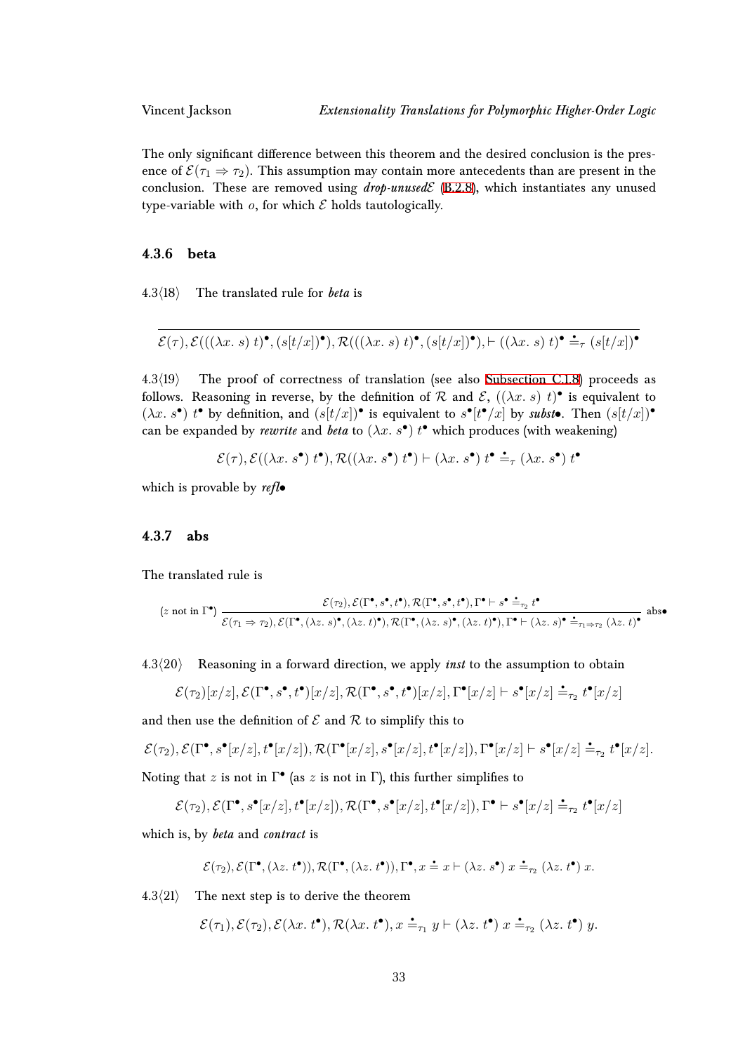The only significant difference between this theorem and the desired conclusion is the presence of $\mathcal{E}(\tau_1 \Rightarrow \tau_2)$. This assumption may contain more antecedents than are present in the conclusion. These are removed using ***drop-unused*$\mathcal{E}$** (B.2.8), which instantiates any unused type-variable with $o$, for which $\mathcal{E}$ holds tautologically.

### 4.3.6 beta

4.3⟨18⟩ The translated rule for ***beta*** is

$$\frac{}{\mathcal{E}(\tau), \mathcal{E}(((\lambda x.\ s)\ t)^\bullet, (s[t/x])^\bullet), \mathcal{R}(((\lambda x.\ s)\ t)^\bullet, (s[t/x])^\bullet), \vdash ((\lambda x.\ s)\ t)^\bullet \doteq_\tau (s[t/x])^\bullet}$$

4.3⟨19⟩ The proof of correctness of translation (see also Subsection C.1.8) proceeds as follows. Reasoning in reverse, by the definition of $\mathcal{R}$ and $\mathcal{E}$, $((\lambda x.\ s)\ t)^\bullet$ is equivalent to $(\lambda x.\ s^\bullet)\ t^\bullet$ by definition, and $(s[t/x])^\bullet$ is equivalent to $s^\bullet[t^\bullet/x]$ by ***subst•***. Then $(s[t/x])^\bullet$ can be expanded by ***rewrite*** and ***beta*** to $(\lambda x.\ s^\bullet)\ t^\bullet$ which produces (with weakening)

$$\mathcal{E}(\tau), \mathcal{E}((\lambda x.\ s^\bullet)\ t^\bullet), \mathcal{R}((\lambda x.\ s^\bullet)\ t^\bullet) \vdash (\lambda x.\ s^\bullet)\ t^\bullet \doteq_\tau (\lambda x.\ s^\bullet)\ t^\bullet$$

which is provable by ***refl•***

### 4.3.7 abs

The translated rule is

$$(z \text{ not in } \Gamma^\bullet)\ \frac{\mathcal{E}(\tau_2), \mathcal{E}(\Gamma^\bullet, s^\bullet, t^\bullet), \mathcal{R}(\Gamma^\bullet, s^\bullet, t^\bullet), \Gamma^\bullet \vdash s^\bullet \doteq_{\tau_2} t^\bullet}{\mathcal{E}(\tau_1 \Rightarrow \tau_2), \mathcal{E}(\Gamma^\bullet, (\lambda z.\ s)^\bullet, (\lambda z.\ t)^\bullet), \mathcal{R}(\Gamma^\bullet, (\lambda z.\ s)^\bullet, (\lambda z.\ t)^\bullet), \Gamma^\bullet \vdash (\lambda z.\ s)^\bullet \doteq_{\tau_1 \Rightarrow \tau_2} (\lambda z.\ t)^\bullet}\ \text{abs}\bullet$$

4.3⟨20⟩ Reasoning in a forward direction, we apply ***inst*** to the assumption to obtain

$$\mathcal{E}(\tau_2)[x/z], \mathcal{E}(\Gamma^\bullet, s^\bullet, t^\bullet)[x/z], \mathcal{R}(\Gamma^\bullet, s^\bullet, t^\bullet)[x/z], \Gamma^\bullet[x/z] \vdash s^\bullet[x/z] \doteq_{\tau_2} t^\bullet[x/z]$$

and then use the definition of $\mathcal{E}$ and $\mathcal{R}$ to simplify this to

$$\mathcal{E}(\tau_2), \mathcal{E}(\Gamma^\bullet, s^\bullet[x/z], t^\bullet[x/z]), \mathcal{R}(\Gamma^\bullet[x/z], s^\bullet[x/z], t^\bullet[x/z]), \Gamma^\bullet[x/z] \vdash s^\bullet[x/z] \doteq_{\tau_2} t^\bullet[x/z].$$

Noting that $z$ is not in $\Gamma^\bullet$ (as $z$ is not in $\Gamma$), this further simplifies to

$$\mathcal{E}(\tau_2), \mathcal{E}(\Gamma^\bullet, s^\bullet[x/z], t^\bullet[x/z]), \mathcal{R}(\Gamma^\bullet, s^\bullet[x/z], t^\bullet[x/z]), \Gamma^\bullet \vdash s^\bullet[x/z] \doteq_{\tau_2} t^\bullet[x/z]$$

which is, by ***beta*** and ***contract*** is

$$\mathcal{E}(\tau_2), \mathcal{E}(\Gamma^\bullet, (\lambda z.\ t^\bullet)), \mathcal{R}(\Gamma^\bullet, (\lambda z.\ t^\bullet)), \Gamma^\bullet, x \doteq x \vdash (\lambda z.\ s^\bullet)\ x \doteq_{\tau_2} (\lambda z.\ t^\bullet)\ x.$$

4.3⟨21⟩ The next step is to derive the theorem

$$\mathcal{E}(\tau_1), \mathcal{E}(\tau_2), \mathcal{E}(\lambda x.\ t^\bullet), \mathcal{R}(\lambda x.\ t^\bullet), x \doteq_{\tau_1} y \vdash (\lambda z.\ t^\bullet)\ x \doteq_{\tau_2} (\lambda z.\ t^\bullet)\ y.$$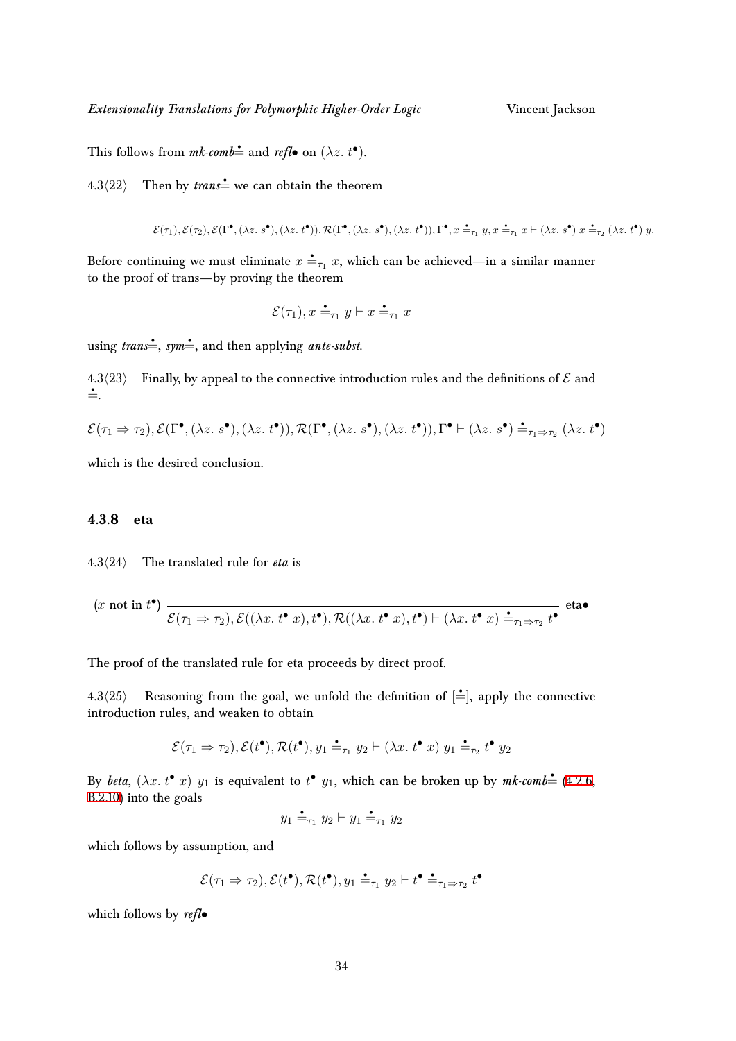This follows from *mk-comb*$\dot{=}$ and *refl*$\bullet$ on $(\lambda z.\ t^\bullet)$.

4.3⟨22⟩  Then by *trans*$\dot{=}$ we can obtain the theorem

$$\mathcal{E}(\tau_1), \mathcal{E}(\tau_2), \mathcal{E}(\Gamma^\bullet, (\lambda z.\ s^\bullet), (\lambda z.\ t^\bullet)), \mathcal{R}(\Gamma^\bullet, (\lambda z.\ s^\bullet), (\lambda z.\ t^\bullet)), \Gamma^\bullet, x \doteq_{\tau_1} y, x \doteq_{\tau_1} x \vdash (\lambda z.\ s^\bullet)\ x \doteq_{\tau_2} (\lambda z.\ t^\bullet)\ y.$$

Before continuing we must eliminate $x \doteq_{\tau_1} x$, which can be achieved—in a similar manner to the proof of trans—by proving the theorem

$$\mathcal{E}(\tau_1), x \doteq_{\tau_1} y \vdash x \doteq_{\tau_1} x$$

using *trans*$\dot{=}$, *sym*$\dot{=}$, and then applying *ante-subst*.

4.3⟨23⟩  Finally, by appeal to the connective introduction rules and the definitions of $\mathcal{E}$ and $\dot{=}$.

$$\mathcal{E}(\tau_1 \Rightarrow \tau_2), \mathcal{E}(\Gamma^\bullet, (\lambda z.\ s^\bullet), (\lambda z.\ t^\bullet)), \mathcal{R}(\Gamma^\bullet, (\lambda z.\ s^\bullet), (\lambda z.\ t^\bullet)), \Gamma^\bullet \vdash (\lambda z.\ s^\bullet) \doteq_{\tau_1 \Rightarrow \tau_2} (\lambda z.\ t^\bullet)$$

which is the desired conclusion.

### 4.3.8 eta

4.3⟨24⟩  The translated rule for *eta* is

$$(x \text{ not in } t^\bullet)\ \frac{}{\mathcal{E}(\tau_1 \Rightarrow \tau_2), \mathcal{E}((\lambda x.\ t^\bullet\ x), t^\bullet), \mathcal{R}((\lambda x.\ t^\bullet\ x), t^\bullet) \vdash (\lambda x.\ t^\bullet\ x) \doteq_{\tau_1 \Rightarrow \tau_2} t^\bullet}\ \text{eta}\bullet$$

The proof of the translated rule for eta proceeds by direct proof.

4.3⟨25⟩  Reasoning from the goal, we unfold the definition of $[\dot{=}]$, apply the connective introduction rules, and weaken to obtain

$$\mathcal{E}(\tau_1 \Rightarrow \tau_2), \mathcal{E}(t^\bullet), \mathcal{R}(t^\bullet), y_1 \doteq_{\tau_1} y_2 \vdash (\lambda x.\ t^\bullet\ x)\ y_1 \doteq_{\tau_2} t^\bullet\ y_2$$

By *beta*, $(\lambda x.\ t^\bullet\ x)\ y_1$ is equivalent to $t^\bullet\ y_1$, which can be broken up by *mk-comb*$\dot{=}$ (4.2.6, B.2.10) into the goals

$$y_1 \doteq_{\tau_1} y_2 \vdash y_1 \doteq_{\tau_1} y_2$$

which follows by assumption, and

$$\mathcal{E}(\tau_1 \Rightarrow \tau_2), \mathcal{E}(t^\bullet), \mathcal{R}(t^\bullet), y_1 \doteq_{\tau_1} y_2 \vdash t^\bullet \doteq_{\tau_1 \Rightarrow \tau_2} t^\bullet$$

which follows by *refl*$\bullet$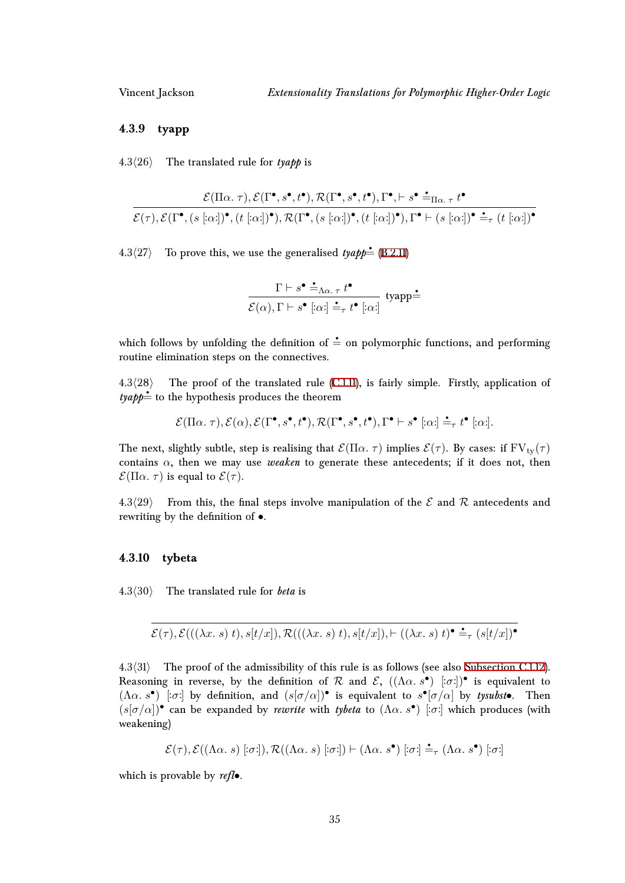### 4.3.9 tyapp

4.3⟨26⟩ The translated rule for *tyapp* is

$$\frac{\mathcal{E}(\Pi\alpha.\ \tau), \mathcal{E}(\Gamma^\bullet, s^\bullet, t^\bullet), \mathcal{R}(\Gamma^\bullet, s^\bullet, t^\bullet), \Gamma^\bullet, \vdash s^\bullet \mathrel{\dot{\doteq}}_{\Pi\alpha.\ \tau} t^\bullet}{\mathcal{E}(\tau), \mathcal{E}(\Gamma^\bullet, (s\ [:\alpha:])^\bullet, (t\ [:\alpha:])^\bullet), \mathcal{R}(\Gamma^\bullet, (s\ [:\alpha:])^\bullet, (t\ [:\alpha:])^\bullet), \Gamma^\bullet \vdash (s\ [:\alpha:])^\bullet \mathrel{\dot{\doteq}}_\tau (t\ [:\alpha:])^\bullet}$$

4.3⟨27⟩ To prove this, we use the generalised *tyapp*$\dot{\doteq}$ (B.2.11)

$$\frac{\Gamma \vdash s^\bullet \mathrel{\dot{\doteq}}_{\Lambda\alpha.\ \tau} t^\bullet}{\mathcal{E}(\alpha), \Gamma \vdash s^\bullet\ [:\alpha:] \mathrel{\dot{\doteq}}_\tau t^\bullet\ [:\alpha:]}\ \text{tyapp}\dot{\doteq}$$

which follows by unfolding the definition of $\dot{\doteq}$ on polymorphic functions, and performing routine elimination steps on the connectives.

4.3⟨28⟩ The proof of the translated rule (C.1.11), is fairly simple. Firstly, application of *tyapp*$\dot{\doteq}$ to the hypothesis produces the theorem

$$\mathcal{E}(\Pi\alpha.\ \tau), \mathcal{E}(\alpha), \mathcal{E}(\Gamma^\bullet, s^\bullet, t^\bullet), \mathcal{R}(\Gamma^\bullet, s^\bullet, t^\bullet), \Gamma^\bullet \vdash s^\bullet\ [:\alpha:] \mathrel{\dot{\doteq}}_\tau t^\bullet\ [:\alpha:].$$

The next, slightly subtle, step is realising that $\mathcal{E}(\Pi\alpha.\ \tau)$ implies $\mathcal{E}(\tau)$. By cases: if $\mathrm{FV}_{\mathrm{ty}}(\tau)$ contains $\alpha$, then we may use *weaken* to generate these antecedents; if it does not, then $\mathcal{E}(\Pi\alpha.\ \tau)$ is equal to $\mathcal{E}(\tau)$.

4.3⟨29⟩ From this, the final steps involve manipulation of the $\mathcal{E}$ and $\mathcal{R}$ antecedents and rewriting by the definition of $\bullet$.

### 4.3.10 tybeta

4.3⟨30⟩ The translated rule for *beta* is

$$\frac{}{\mathcal{E}(\tau), \mathcal{E}(((\lambda x.\ s)\ t), s[t/x]), \mathcal{R}(((\lambda x.\ s)\ t), s[t/x]), \vdash ((\lambda x.\ s)\ t)^\bullet \mathrel{\dot{\doteq}}_\tau (s[t/x])^\bullet}$$

4.3⟨31⟩ The proof of the admissibility of this rule is as follows (see also Subsection C.1.12). Reasoning in reverse, by the definition of $\mathcal{R}$ and $\mathcal{E}$, $((\Lambda\alpha.\ s^\bullet)\ [:\sigma:])^\bullet$ is equivalent to $(\Lambda\alpha.\ s^\bullet)\ [:\sigma:]$ by definition, and $(s[\sigma/\alpha])^\bullet$ is equivalent to $s^\bullet[\sigma/\alpha]$ by *tysubst*$\bullet$. Then $(s[\sigma/\alpha])^\bullet$ can be expanded by *rewrite* with *tybeta* to $(\Lambda\alpha.\ s^\bullet)\ [:\sigma:]$ which produces (with weakening)

$$\mathcal{E}(\tau), \mathcal{E}((\Lambda\alpha.\ s)\ [:\sigma:]), \mathcal{R}((\Lambda\alpha.\ s)\ [:\sigma:]) \vdash (\Lambda\alpha.\ s^\bullet)\ [:\sigma:] \mathrel{\dot{\doteq}}_\tau (\Lambda\alpha.\ s^\bullet)\ [:\sigma:]$$

which is provable by *refl*$\bullet$.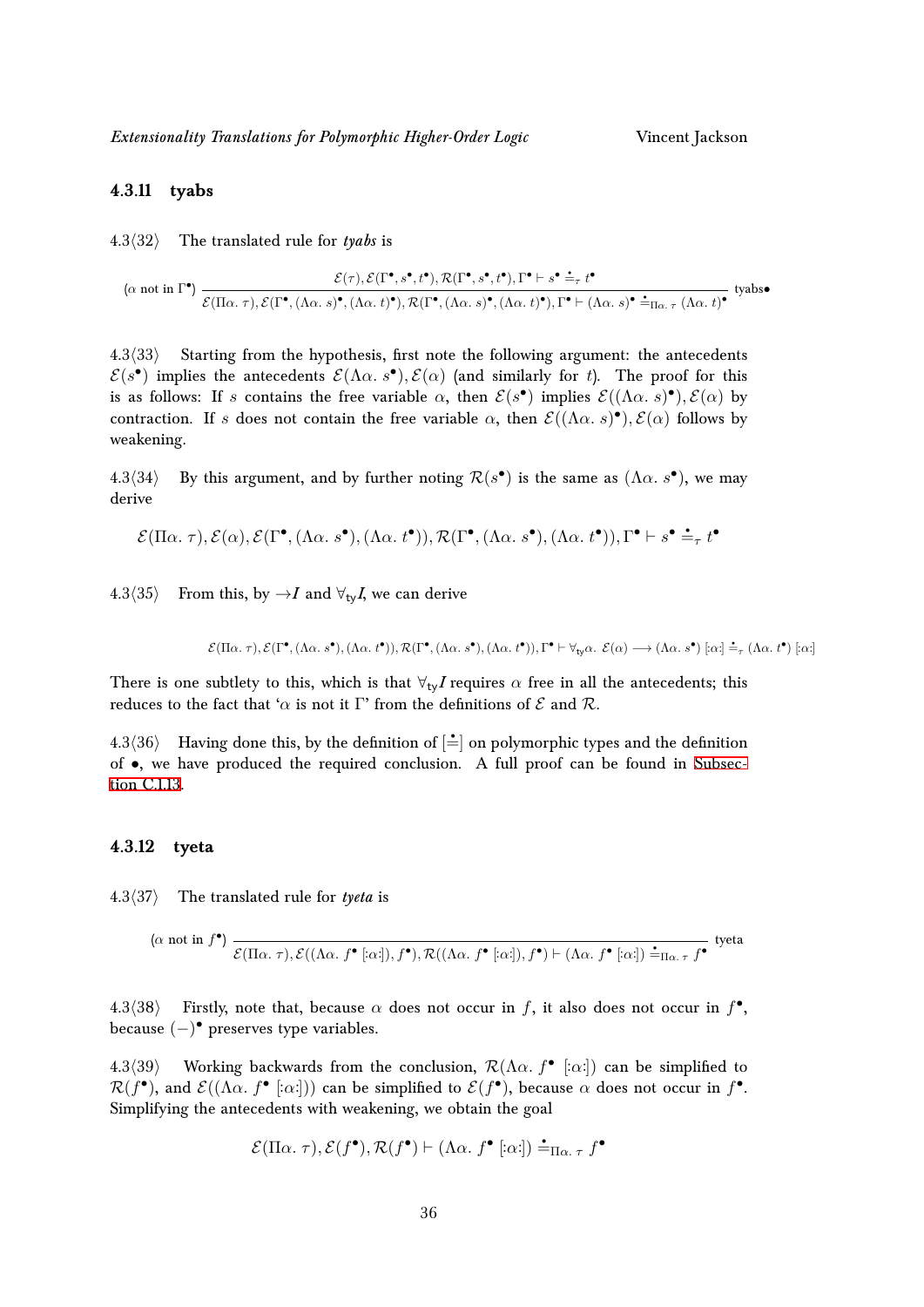### 4.3.11 tyabs

4.3⟨32⟩ The translated rule for *tyabs* is

$$(\alpha \text{ not in } \Gamma^\bullet)\ \frac{\mathcal{E}(\tau), \mathcal{E}(\Gamma^\bullet, s^\bullet, t^\bullet), \mathcal{R}(\Gamma^\bullet, s^\bullet, t^\bullet), \Gamma^\bullet \vdash s^\bullet \doteq_\tau t^\bullet}{\mathcal{E}(\Pi\alpha.\ \tau), \mathcal{E}(\Gamma^\bullet, (\Lambda\alpha.\ s)^\bullet, (\Lambda\alpha.\ t)^\bullet), \mathcal{R}(\Gamma^\bullet, (\Lambda\alpha.\ s)^\bullet, (\Lambda\alpha.\ t)^\bullet), \Gamma^\bullet \vdash (\Lambda\alpha.\ s)^\bullet \doteq_{\Pi\alpha.\ \tau} (\Lambda\alpha.\ t)^\bullet}\ \text{tyabs}\bullet$$

4.3⟨33⟩ Starting from the hypothesis, first note the following argument: the antecedents $\mathcal{E}(s^\bullet)$ implies the antecedents $\mathcal{E}(\Lambda\alpha.\ s^\bullet), \mathcal{E}(\alpha)$ (and similarly for $t$). The proof for this is as follows: If $s$ contains the free variable $\alpha$, then $\mathcal{E}(s^\bullet)$ implies $\mathcal{E}((\Lambda\alpha.\ s)^\bullet), \mathcal{E}(\alpha)$ by contraction. If $s$ does not contain the free variable $\alpha$, then $\mathcal{E}((\Lambda\alpha.\ s)^\bullet), \mathcal{E}(\alpha)$ follows by weakening.

4.3⟨34⟩ By this argument, and by further noting $\mathcal{R}(s^\bullet)$ is the same as $(\Lambda\alpha.\ s^\bullet)$, we may derive

$$\mathcal{E}(\Pi\alpha.\ \tau), \mathcal{E}(\alpha), \mathcal{E}(\Gamma^\bullet, (\Lambda\alpha.\ s^\bullet), (\Lambda\alpha.\ t^\bullet)), \mathcal{R}(\Gamma^\bullet, (\Lambda\alpha.\ s^\bullet), (\Lambda\alpha.\ t^\bullet)), \Gamma^\bullet \vdash s^\bullet \doteq_\tau t^\bullet$$

4.3⟨35⟩ From this, by $\to I$ and $\forall_{\mathsf{ty}} I$, we can derive

$$\mathcal{E}(\Pi\alpha.\ \tau), \mathcal{E}(\Gamma^\bullet, (\Lambda\alpha.\ s^\bullet), (\Lambda\alpha.\ t^\bullet)), \mathcal{R}(\Gamma^\bullet, (\Lambda\alpha.\ s^\bullet), (\Lambda\alpha.\ t^\bullet)), \Gamma^\bullet \vdash \forall_{\mathsf{ty}}\alpha.\ \mathcal{E}(\alpha) \longrightarrow (\Lambda\alpha.\ s^\bullet)\ [:\alpha:] \doteq_\tau (\Lambda\alpha.\ t^\bullet)\ [:\alpha:]$$

There is one subtlety to this, which is that $\forall_{\mathsf{ty}} I$ requires $\alpha$ free in all the antecedents; this reduces to the fact that '$\alpha$ is not it $\Gamma$' from the definitions of $\mathcal{E}$ and $\mathcal{R}$.

4.3⟨36⟩ Having done this, by the definition of $[\doteq]$ on polymorphic types and the definition of $\bullet$, we have produced the required conclusion. A full proof can be found in Subsection C.1.13.

### 4.3.12 tyeta

4.3⟨37⟩ The translated rule for *tyeta* is

$$(\alpha \text{ not in } f^\bullet)\ \frac{}{\mathcal{E}(\Pi\alpha.\ \tau), \mathcal{E}((\Lambda\alpha.\ f^\bullet\ [:\alpha:]), f^\bullet), \mathcal{R}((\Lambda\alpha.\ f^\bullet\ [:\alpha:]), f^\bullet) \vdash (\Lambda\alpha.\ f^\bullet\ [:\alpha:]) \doteq_{\Pi\alpha.\ \tau} f^\bullet}\ \text{tyeta}$$

4.3⟨38⟩ Firstly, note that, because $\alpha$ does not occur in $f$, it also does not occur in $f^\bullet$, because $(-)^\bullet$ preserves type variables.

4.3⟨39⟩ Working backwards from the conclusion, $\mathcal{R}(\Lambda\alpha.\ f^\bullet\ [:\alpha:])$ can be simplified to $\mathcal{R}(f^\bullet)$, and $\mathcal{E}((\Lambda\alpha.\ f^\bullet\ [:\alpha:]))$ can be simplified to $\mathcal{E}(f^\bullet)$, because $\alpha$ does not occur in $f^\bullet$. Simplifying the antecedents with weakening, we obtain the goal

$$\mathcal{E}(\Pi\alpha.\ \tau), \mathcal{E}(f^\bullet), \mathcal{R}(f^\bullet) \vdash (\Lambda\alpha.\ f^\bullet\ [:\alpha:]) \doteq_{\Pi\alpha.\ \tau} f^\bullet$$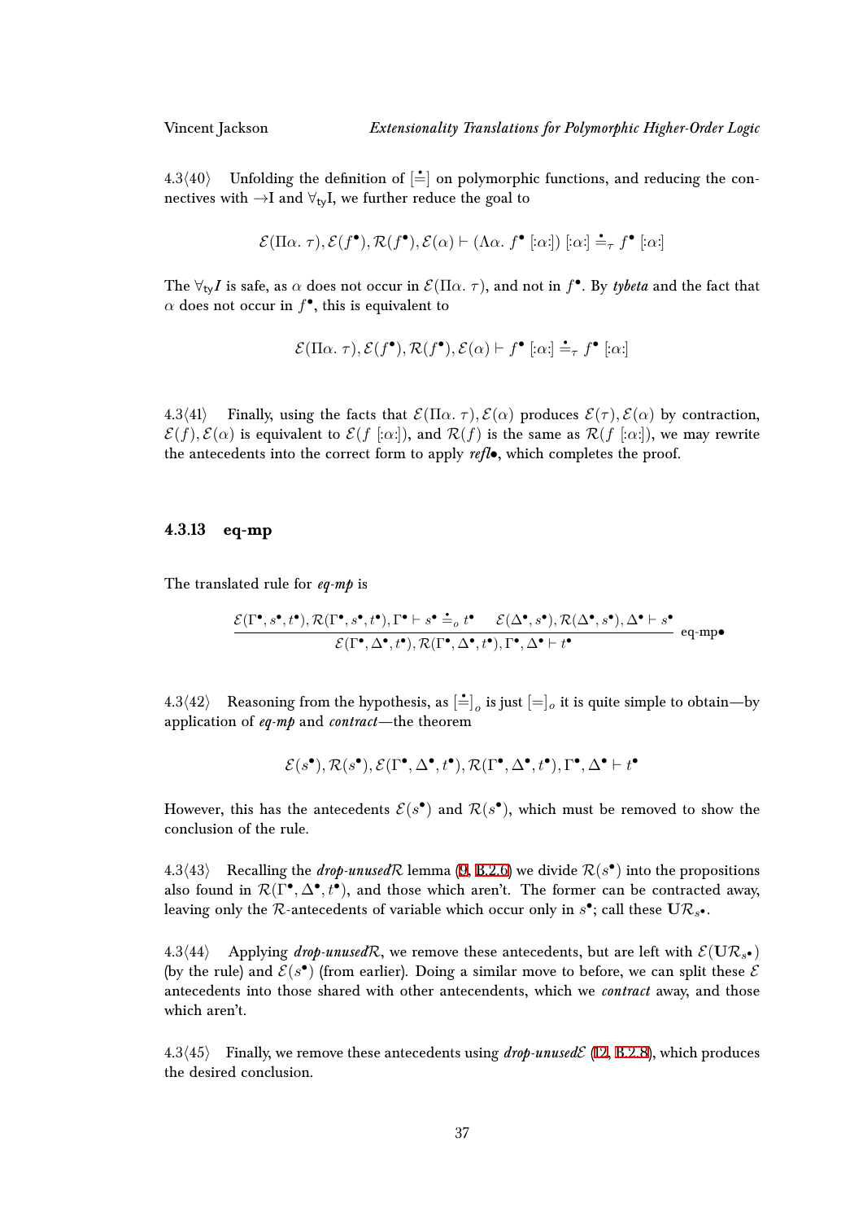4.3⟨40⟩ Unfolding the definition of $[\dot{=}]$ on polymorphic functions, and reducing the connectives with $\rightarrow$I and $\forall_{\mathsf{ty}}$I, we further reduce the goal to

$$\mathcal{E}(\Pi\alpha.\ \tau), \mathcal{E}(f^\bullet), \mathcal{R}(f^\bullet), \mathcal{E}(\alpha) \vdash (\Lambda\alpha.\ f^\bullet\ [{:}\alpha{:}])\ [{:}\alpha{:}] \mathrel{\dot{=}_\tau} f^\bullet\ [{:}\alpha{:}]$$

The $\forall_{\mathsf{ty}}I$ is safe, as $\alpha$ does not occur in $\mathcal{E}(\Pi\alpha.\ \tau)$, and not in $f^\bullet$. By ***tybeta*** and the fact that $\alpha$ does not occur in $f^\bullet$, this is equivalent to

$$\mathcal{E}(\Pi\alpha.\ \tau), \mathcal{E}(f^\bullet), \mathcal{R}(f^\bullet), \mathcal{E}(\alpha) \vdash f^\bullet\ [{:}\alpha{:}] \mathrel{\dot{=}_\tau} f^\bullet\ [{:}\alpha{:}]$$

4.3⟨41⟩ Finally, using the facts that $\mathcal{E}(\Pi\alpha.\ \tau), \mathcal{E}(\alpha)$ produces $\mathcal{E}(\tau), \mathcal{E}(\alpha)$ by contraction, $\mathcal{E}(f), \mathcal{E}(\alpha)$ is equivalent to $\mathcal{E}(f\ [{:}\alpha{:}])$, and $\mathcal{R}(f)$ is the same as $\mathcal{R}(f\ [{:}\alpha{:}])$, we may rewrite the antecedents into the correct form to apply ***refl•***, which completes the proof.

### 4.3.13 eq-mp

The translated rule for ***eq-mp*** is

$$\frac{\mathcal{E}(\Gamma^\bullet, s^\bullet, t^\bullet), \mathcal{R}(\Gamma^\bullet, s^\bullet, t^\bullet), \Gamma^\bullet \vdash s^\bullet \mathrel{\dot{=}_o} t^\bullet \qquad \mathcal{E}(\Delta^\bullet, s^\bullet), \mathcal{R}(\Delta^\bullet, s^\bullet), \Delta^\bullet \vdash s^\bullet}{\mathcal{E}(\Gamma^\bullet, \Delta^\bullet, t^\bullet), \mathcal{R}(\Gamma^\bullet, \Delta^\bullet, t^\bullet), \Gamma^\bullet, \Delta^\bullet \vdash t^\bullet}\ \text{eq-mp}\bullet$$

4.3⟨42⟩ Reasoning from the hypothesis, as $[\dot{=}]_o$ is just $[=]_o$ it is quite simple to obtain—by application of ***eq-mp*** and ***contract***—the theorem

$$\mathcal{E}(s^\bullet), \mathcal{R}(s^\bullet), \mathcal{E}(\Gamma^\bullet, \Delta^\bullet, t^\bullet), \mathcal{R}(\Gamma^\bullet, \Delta^\bullet, t^\bullet), \Gamma^\bullet, \Delta^\bullet \vdash t^\bullet$$

However, this has the antecedents $\mathcal{E}(s^\bullet)$ and $\mathcal{R}(s^\bullet)$, which must be removed to show the conclusion of the rule.

4.3⟨43⟩ Recalling the ***drop-unused$\mathcal{R}$*** lemma (9, B.2.6) we divide $\mathcal{R}(s^\bullet)$ into the propositions also found in $\mathcal{R}(\Gamma^\bullet, \Delta^\bullet, t^\bullet)$, and those which aren't. The former can be contracted away, leaving only the $\mathcal{R}$-antecedents of variable which occur only in $s^\bullet$; call these $\mathbf{U}\mathcal{R}_{s^\bullet}$.

4.3⟨44⟩ Applying ***drop-unused$\mathcal{R}$***, we remove these antecedents, but are left with $\mathcal{E}(\mathbf{U}\mathcal{R}_{s^\bullet})$ (by the rule) and $\mathcal{E}(s^\bullet)$ (from earlier). Doing a similar move to before, we can split these $\mathcal{E}$ antecedents into those shared with other antecendents, which we ***contract*** away, and those which aren't.

4.3⟨45⟩ Finally, we remove these antecedents using ***drop-unused$\mathcal{E}$*** (12, B.2.8), which produces the desired conclusion.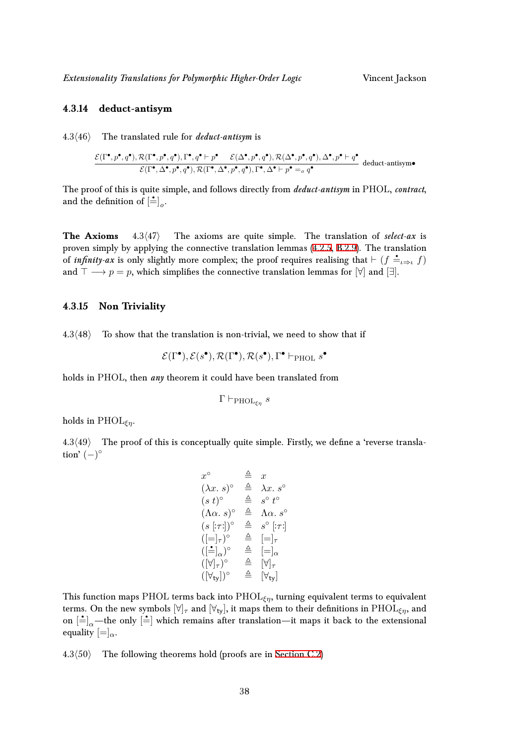### 4.3.14 deduct-antisym

4.3⟨46⟩ The translated rule for ***deduct-antisym*** is

$$\frac{\mathcal{E}(\Gamma^\bullet, p^\bullet, q^\bullet), \mathcal{R}(\Gamma^\bullet, p^\bullet, q^\bullet), \Gamma^\bullet, q^\bullet \vdash p^\bullet \qquad \mathcal{E}(\Delta^\bullet, p^\bullet, q^\bullet), \mathcal{R}(\Delta^\bullet, p^\bullet, q^\bullet), \Delta^\bullet, p^\bullet \vdash q^\bullet}{\mathcal{E}(\Gamma^\bullet, \Delta^\bullet, p^\bullet, q^\bullet), \mathcal{R}(\Gamma^\bullet, \Delta^\bullet, p^\bullet, q^\bullet), \Gamma^\bullet, \Delta^\bullet \vdash p^\bullet =_o q^\bullet} \text{ deduct-antisym}\bullet$$

The proof of this is quite simple, and follows directly from ***deduct-antisym*** in PHOL, ***contract***, and the definition of $[\dot{=}]_o$.

**The Axioms** 4.3⟨47⟩ The axioms are quite simple. The translation of ***select-ax*** is proven simply by applying the connective translation lemmas (4.2.5, B.2.9). The translation of ***infinity-ax*** is only slightly more complex; the proof requires realising that $\vdash (f \doteq_{\iota \Rightarrow \iota} f)$ and $\top \longrightarrow p = p$, which simplifies the connective translation lemmas for $[\forall]$ and $[\exists]$.

### 4.3.15 Non Triviality

4.3⟨48⟩ To show that the translation is non-trivial, we need to show that if

$$\mathcal{E}(\Gamma^\bullet), \mathcal{E}(s^\bullet), \mathcal{R}(\Gamma^\bullet), \mathcal{R}(s^\bullet), \Gamma^\bullet \vdash_{\mathrm{PHOL}} s^\bullet$$

holds in PHOL, then ***any*** theorem it could have been translated from

$$\Gamma \vdash_{\mathrm{PHOL}_{\xi\eta}} s$$

holds in $\mathrm{PHOL}_{\xi\eta}$.

4.3⟨49⟩ The proof of this is conceptually quite simple. Firstly, we define a 'reverse translation' $(-)^\circ$

$$\begin{array}{lcl}
x^\circ & \triangleq & x \\
(\lambda x.\ s)^\circ & \triangleq & \lambda x.\ s^\circ \\
(s\ t)^\circ & \triangleq & s^\circ\ t^\circ \\
(\Lambda\alpha.\ s)^\circ & \triangleq & \Lambda\alpha.\ s^\circ \\
(s\ [:\tau:])^\circ & \triangleq & s^\circ\ [:\tau:] \\
([=]_\tau)^\circ & \triangleq & [=]_\tau \\
([\dot{=}]_\alpha)^\circ & \triangleq & [=]_\alpha \\
([\forall]_\tau)^\circ & \triangleq & [\forall]_\tau \\
([\forall_{\mathsf{ty}}])^\circ & \triangleq & [\forall_{\mathsf{ty}}]
\end{array}$$

This function maps PHOL terms back into $\mathrm{PHOL}_{\xi\eta}$, turning equivalent terms to equivalent terms. On the new symbols $[\forall]_\tau$ and $[\forall_{\mathsf{ty}}]$, it maps them to their definitions in $\mathrm{PHOL}_{\xi\eta}$, and on $[\dot{=}]_\alpha$—the only $[\dot{=}]$ which remains after translation—it maps it back to the extensional equality $[=]_\alpha$.

4.3⟨50⟩ The following theorems hold (proofs are in Section C.2)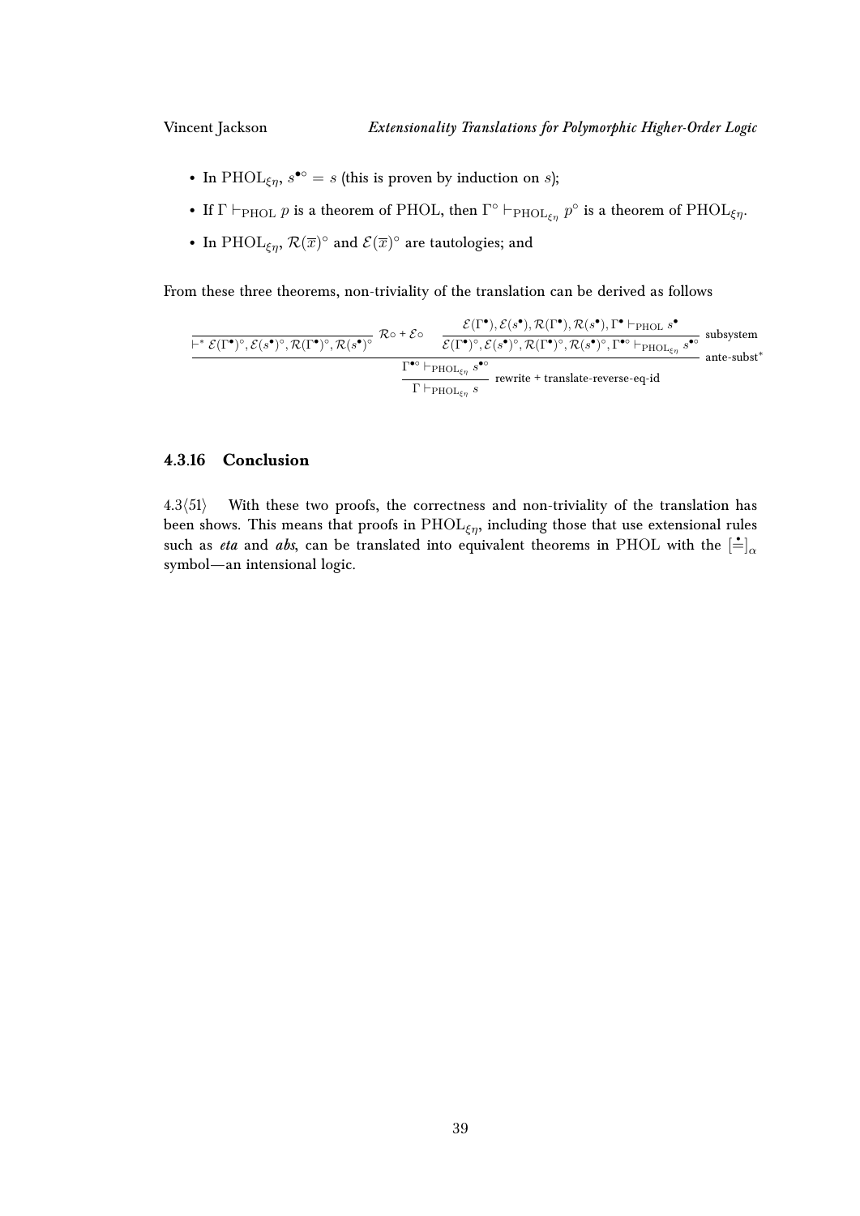- In $\mathrm{PHOL}_{\xi\eta}$, $s^{\bullet\circ} = s$ (this is proven by induction on $s$);
- If $\Gamma \vdash_{\mathrm{PHOL}} p$ is a theorem of PHOL, then $\Gamma^\circ \vdash_{\mathrm{PHOL}_{\xi\eta}} p^\circ$ is a theorem of $\mathrm{PHOL}_{\xi\eta}$.
- In $\mathrm{PHOL}_{\xi\eta}$, $\mathcal{R}(\overline{x})^\circ$ and $\mathcal{E}(\overline{x})^\circ$ are tautologies; and

From these three theorems, non-triviality of the translation can be derived as follows

$$
\dfrac{\dfrac{}{\vdash^* \mathcal{E}(\Gamma^\bullet)^\circ, \mathcal{E}(s^\bullet)^\circ, \mathcal{R}(\Gamma^\bullet)^\circ, \mathcal{R}(s^\bullet)^\circ}\ \mathcal{R}\circ + \mathcal{E}\circ \qquad \dfrac{\mathcal{E}(\Gamma^\bullet), \mathcal{E}(s^\bullet), \mathcal{R}(\Gamma^\bullet), \mathcal{R}(s^\bullet), \Gamma^\bullet \vdash_{\mathrm{PHOL}} s^\bullet}{\mathcal{E}(\Gamma^\bullet)^\circ, \mathcal{E}(s^\bullet)^\circ, \mathcal{R}(\Gamma^\bullet)^\circ, \mathcal{R}(s^\bullet)^\circ, \Gamma^{\bullet\circ} \vdash_{\mathrm{PHOL}_{\xi\eta}} s^{\bullet\circ}}\ \text{subsystem}}{\dfrac{\Gamma^{\bullet\circ} \vdash_{\mathrm{PHOL}_{\xi\eta}} s^{\bullet\circ}}{\Gamma \vdash_{\mathrm{PHOL}_{\xi\eta}} s}\ \text{rewrite + translate-reverse-eq-id}}\ \text{ante-subst}^*
$$

### 4.3.16 Conclusion

4.3⟨51⟩ With these two proofs, the correctness and non-triviality of the translation has been shows. This means that proofs in $\mathrm{PHOL}_{\xi\eta}$, including those that use extensional rules such as *eta* and *abs*, can be translated into equivalent theorems in PHOL with the $[\dot{=}]_\alpha$ symbol—an intensional logic.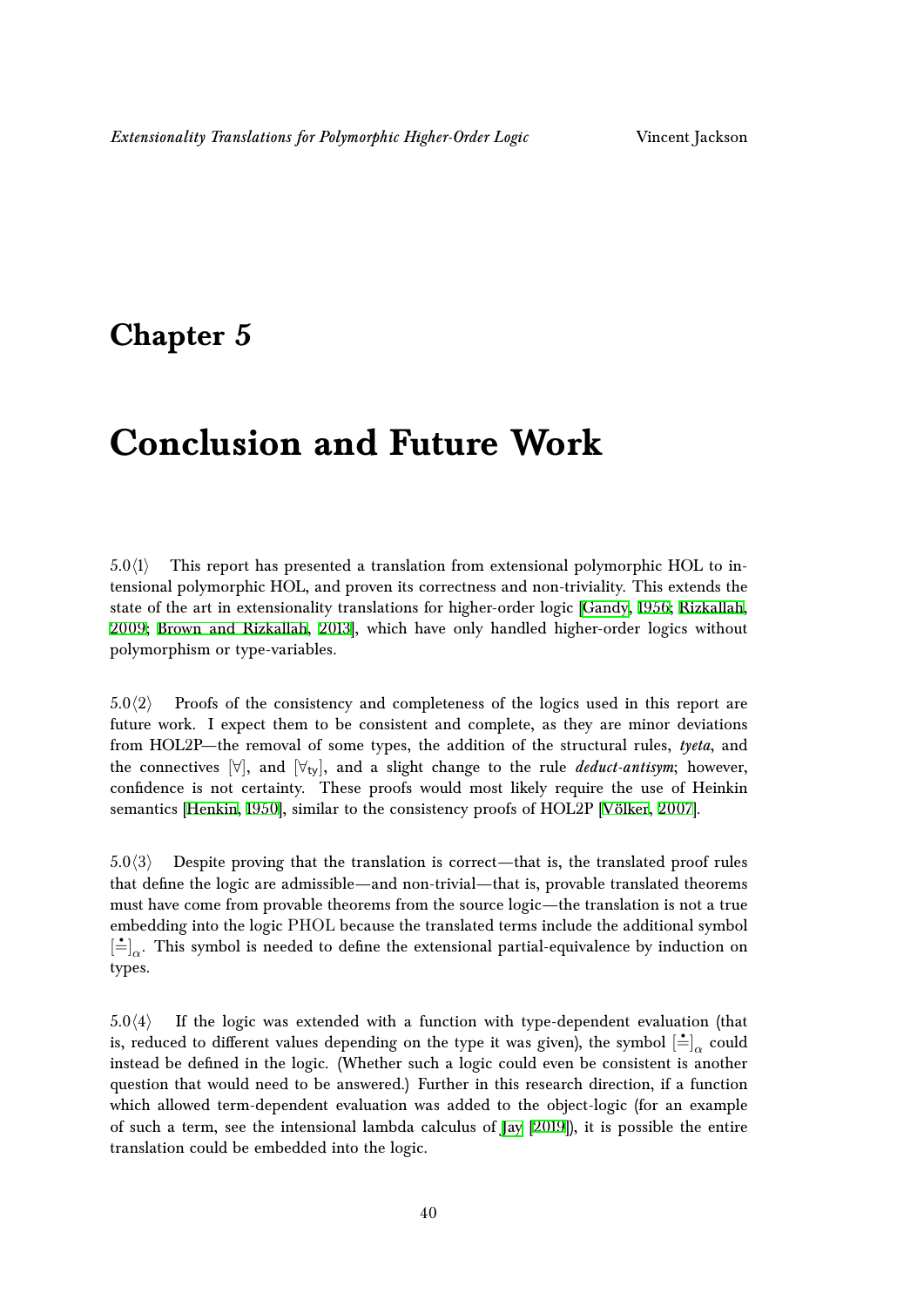# Chapter 5

# Conclusion and Future Work

5.0⟨1⟩ This report has presented a translation from extensional polymorphic HOL to intensional polymorphic HOL, and proven its correctness and non-triviality. This extends the state of the art in extensionality translations for higher-order logic [Gandy, 1956; Rizkallah, 2009; Brown and Rizkallah, 2013], which have only handled higher-order logics without polymorphism or type-variables.

5.0⟨2⟩ Proofs of the consistency and completeness of the logics used in this report are future work. I expect them to be consistent and complete, as they are minor deviations from HOL2P—the removal of some types, the addition of the structural rules, ***tyeta***, and the connectives $[\forall]$, and $[\forall_{\mathsf{ty}}]$, and a slight change to the rule ***deduct-antisym***; however, confidence is not certainty. These proofs would most likely require the use of Heinkin semantics [Henkin, 1950], similar to the consistency proofs of HOL2P [Völker, 2007].

5.0⟨3⟩ Despite proving that the translation is correct—that is, the translated proof rules that define the logic are admissible—and non-trivial—that is, provable translated theorems must have come from provable theorems from the source logic—the translation is not a true embedding into the logic PHOL because the translated terms include the additional symbol $[\dot{=}]_\alpha$. This symbol is needed to define the extensional partial-equivalence by induction on types.

5.0⟨4⟩ If the logic was extended with a function with type-dependent evaluation (that is, reduced to different values depending on the type it was given), the symbol $[\dot{=}]_\alpha$ could instead be defined in the logic. (Whether such a logic could even be consistent is another question that would need to be answered.) Further in this research direction, if a function which allowed term-dependent evaluation was added to the object-logic (for an example of such a term, see the intensional lambda calculus of Jay [2019]), it is possible the entire translation could be embedded into the logic.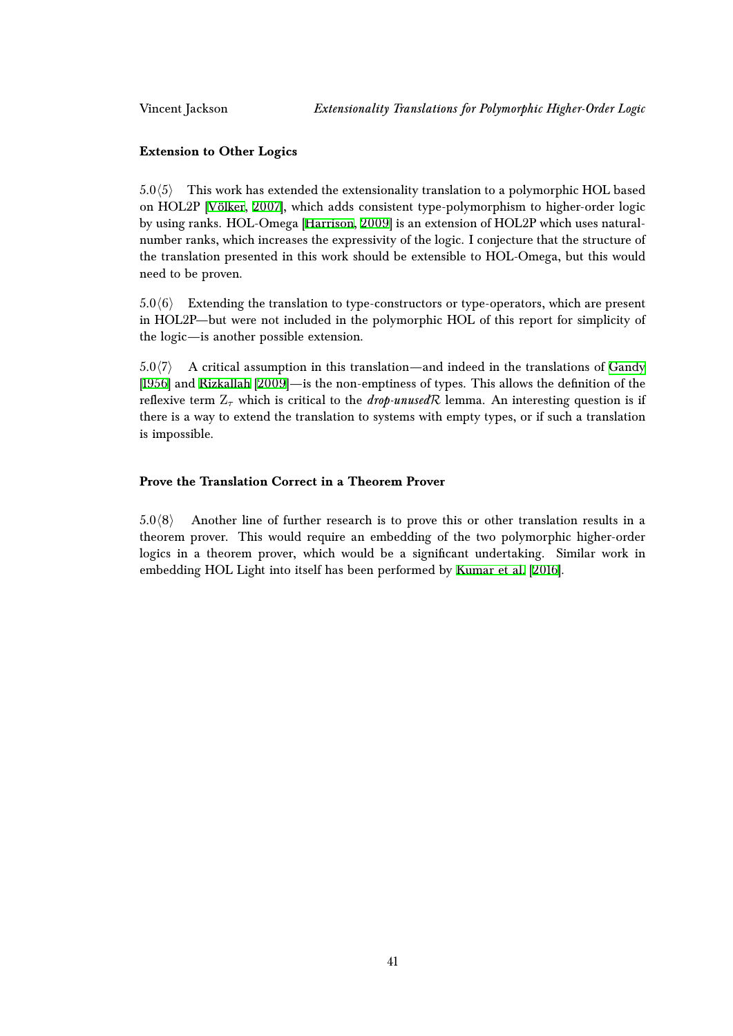### Extension to Other Logics

5.0⟨5⟩ This work has extended the extensionality translation to a polymorphic HOL based on HOL2P [Völker, 2007], which adds consistent type-polymorphism to higher-order logic by using ranks. HOL-Omega [Harrison, 2009] is an extension of HOL2P which uses natural-number ranks, which increases the expressivity of the logic. I conjecture that the structure of the translation presented in this work should be extensible to HOL-Omega, but this would need to be proven.

5.0⟨6⟩ Extending the translation to type-constructors or type-operators, which are present in HOL2P—but were not included in the polymorphic HOL of this report for simplicity of the logic—is another possible extension.

5.0⟨7⟩ A critical assumption in this translation—and indeed in the translations of Gandy [1956] and Rizkallah [2009]—is the non-emptiness of types. This allows the definition of the reflexive term $\mathrm{Z}_\tau$ which is critical to the ***drop-unused*$\mathcal{R}$** lemma. An interesting question is if there is a way to extend the translation to systems with empty types, or if such a translation is impossible.

### Prove the Translation Correct in a Theorem Prover

5.0⟨8⟩ Another line of further research is to prove this or other translation results in a theorem prover. This would require an embedding of the two polymorphic higher-order logics in a theorem prover, which would be a significant undertaking. Similar work in embedding HOL Light into itself has been performed by Kumar et al. [2016].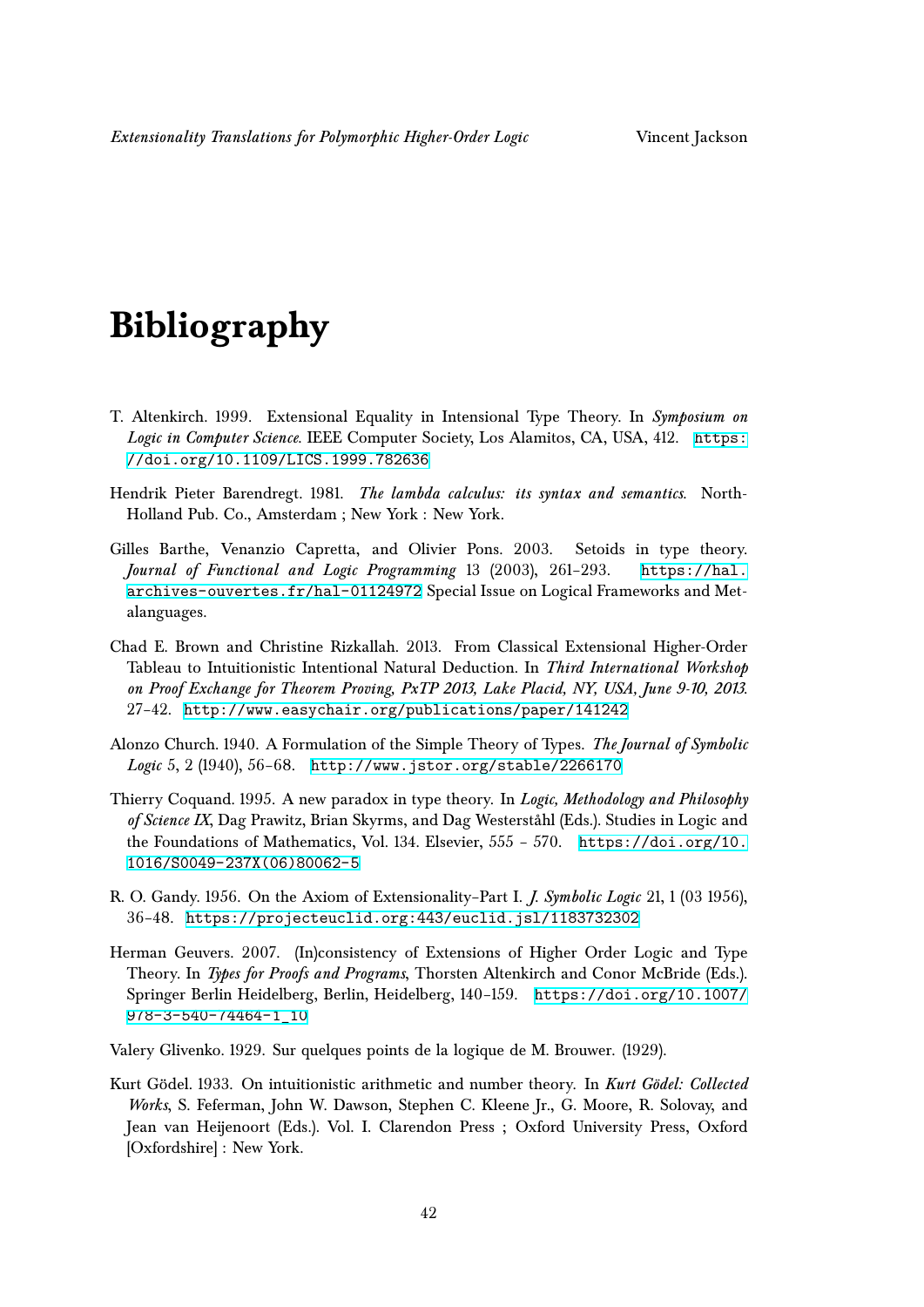# Bibliography

T. Altenkirch. 1999. Extensional Equality in Intensional Type Theory. In *Symposium on Logic in Computer Science*. IEEE Computer Society, Los Alamitos, CA, USA, 412. https://doi.org/10.1109/LICS.1999.782636

Hendrik Pieter Barendregt. 1981. *The lambda calculus: its syntax and semantics.* North-Holland Pub. Co., Amsterdam ; New York : New York.

Gilles Barthe, Venanzio Capretta, and Olivier Pons. 2003. Setoids in type theory. *Journal of Functional and Logic Programming* 13 (2003), 261–293. https://hal.archives-ouvertes.fr/hal-01124972 Special Issue on Logical Frameworks and Metalanguages.

Chad E. Brown and Christine Rizkallah. 2013. From Classical Extensional Higher-Order Tableau to Intuitionistic Intentional Natural Deduction. In *Third International Workshop on Proof Exchange for Theorem Proving, PxTP 2013, Lake Placid, NY, USA, June 9-10, 2013.* 27–42. http://www.easychair.org/publications/paper/141242

Alonzo Church. 1940. A Formulation of the Simple Theory of Types. *The Journal of Symbolic Logic* 5, 2 (1940), 56–68. http://www.jstor.org/stable/2266170

Thierry Coquand. 1995. A new paradox in type theory. In *Logic, Methodology and Philosophy of Science IX*, Dag Prawitz, Brian Skyrms, and Dag Westerståhl (Eds.). Studies in Logic and the Foundations of Mathematics, Vol. 134. Elsevier, 555 – 570. https://doi.org/10.1016/S0049-237X(06)80062-5

R. O. Gandy. 1956. On the Axiom of Extensionality–Part I. *J. Symbolic Logic* 21, 1 (03 1956), 36–48. https://projecteuclid.org:443/euclid.jsl/1183732302

Herman Geuvers. 2007. (In)consistency of Extensions of Higher Order Logic and Type Theory. In *Types for Proofs and Programs*, Thorsten Altenkirch and Conor McBride (Eds.). Springer Berlin Heidelberg, Berlin, Heidelberg, 140–159. https://doi.org/10.1007/978-3-540-74464-1_10

Valery Glivenko. 1929. Sur quelques points de la logique de M. Brouwer. (1929).

Kurt Gödel. 1933. On intuitionistic arithmetic and number theory. In *Kurt Gödel: Collected Works*, S. Feferman, John W. Dawson, Stephen C. Kleene Jr., G. Moore, R. Solovay, and Jean van Heijenoort (Eds.). Vol. I. Clarendon Press ; Oxford University Press, Oxford [Oxfordshire] : New York.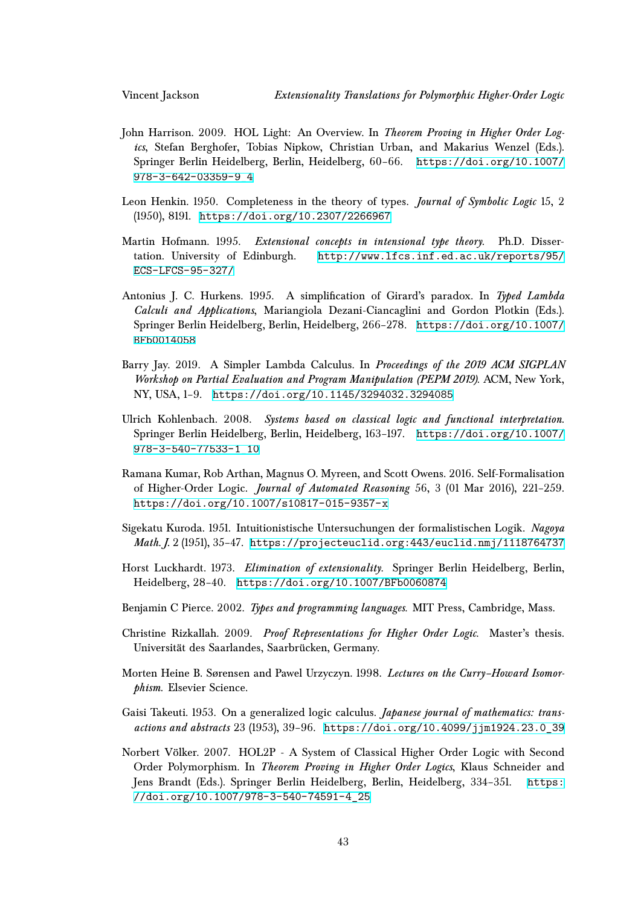John Harrison. 2009. HOL Light: An Overview. In *Theorem Proving in Higher Order Logics*, Stefan Berghofer, Tobias Nipkow, Christian Urban, and Makarius Wenzel (Eds.). Springer Berlin Heidelberg, Berlin, Heidelberg, 60–66. https://doi.org/10.1007/978-3-642-03359-9_4

Leon Henkin. 1950. Completeness in the theory of types. *Journal of Symbolic Logic* 15, 2 (1950), 8191. https://doi.org/10.2307/2266967

Martin Hofmann. 1995. *Extensional concepts in intensional type theory*. Ph.D. Dissertation. University of Edinburgh. http://www.lfcs.inf.ed.ac.uk/reports/95/ECS-LFCS-95-327/

Antonius J. C. Hurkens. 1995. A simplification of Girard's paradox. In *Typed Lambda Calculi and Applications*, Mariangiola Dezani-Ciancaglini and Gordon Plotkin (Eds.). Springer Berlin Heidelberg, Berlin, Heidelberg, 266–278. https://doi.org/10.1007/BFb0014058

Barry Jay. 2019. A Simpler Lambda Calculus. In *Proceedings of the 2019 ACM SIGPLAN Workshop on Partial Evaluation and Program Manipulation (PEPM 2019)*. ACM, New York, NY, USA, 1–9. https://doi.org/10.1145/3294032.3294085

Ulrich Kohlenbach. 2008. *Systems based on classical logic and functional interpretation*. Springer Berlin Heidelberg, Berlin, Heidelberg, 163–197. https://doi.org/10.1007/978-3-540-77533-1_10

Ramana Kumar, Rob Arthan, Magnus O. Myreen, and Scott Owens. 2016. Self-Formalisation of Higher-Order Logic. *Journal of Automated Reasoning* 56, 3 (01 Mar 2016), 221–259. https://doi.org/10.1007/s10817-015-9357-x

Sigekatu Kuroda. 1951. Intuitionistische Untersuchungen der formalistischen Logik. *Nagoya Math. J.* 2 (1951), 35–47. https://projecteuclid.org:443/euclid.nmj/1118764737

Horst Luckhardt. 1973. *Elimination of extensionality*. Springer Berlin Heidelberg, Berlin, Heidelberg, 28–40. https://doi.org/10.1007/BFb0060874

Benjamin C Pierce. 2002. *Types and programming languages*. MIT Press, Cambridge, Mass.

Christine Rizkallah. 2009. *Proof Representations for Higher Order Logic*. Master's thesis. Universität des Saarlandes, Saarbrücken, Germany.

Morten Heine B. Sørensen and Pawel Urzyczyn. 1998. *Lectures on the Curry–Howard Isomorphism*. Elsevier Science.

Gaisi Takeuti. 1953. On a generalized logic calculus. *Japanese journal of mathematics: transactions and abstracts* 23 (1953), 39–96. https://doi.org/10.4099/jjm1924.23.0_39

Norbert Völker. 2007. HOL2P - A System of Classical Higher Order Logic with Second Order Polymorphism. In *Theorem Proving in Higher Order Logics*, Klaus Schneider and Jens Brandt (Eds.). Springer Berlin Heidelberg, Berlin, Heidelberg, 334–351. https://doi.org/10.1007/978-3-540-74591-4_25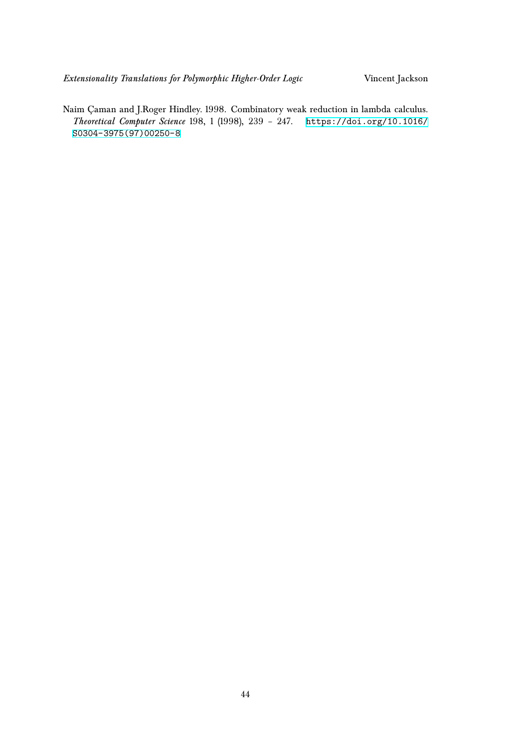Naim Çaman and J.Roger Hindley. 1998. Combinatory weak reduction in lambda calculus. *Theoretical Computer Science* 198, 1 (1998), 239 – 247. https://doi.org/10.1016/S0304-3975(97)00250-8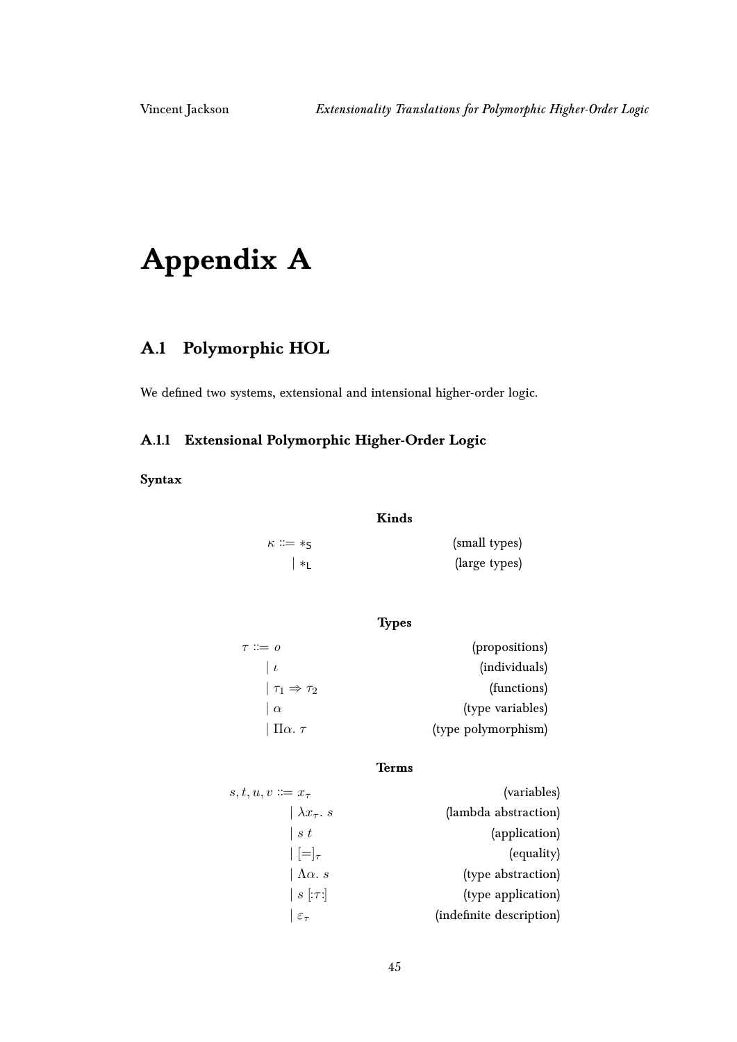# Appendix A

## A.1 Polymorphic HOL

We defined two systems, extensional and intensional higher-order logic.

### A.1.1 Extensional Polymorphic Higher-Order Logic

**Syntax**

**Kinds**

| | |
|---|---|
| $\kappa ::= *_{\mathsf{S}}$ | (small types) |
| $\mid *_{\mathsf{L}}$ | (large types) |

**Types**

| | |
|---|---|
| $\tau ::= o$ | (propositions) |
| $\mid \iota$ | (individuals) |
| $\mid \tau_1 \Rightarrow \tau_2$ | (functions) |
| $\mid \alpha$ | (type variables) |
| $\mid \Pi\alpha.\ \tau$ | (type polymorphism) |

**Terms**

| | |
|---|---|
| $s, t, u, v ::= x_\tau$ | (variables) |
| $\mid \lambda x_\tau.\ s$ | (lambda abstraction) |
| $\mid s\ t$ | (application) |
| $\mid [=]_\tau$ | (equality) |
| $\mid \Lambda\alpha.\ s$ | (type abstraction) |
| $\mid s\ [{:}\tau{:}]$ | (type application) |
| $\mid \varepsilon_\tau$ | (indefinite description) |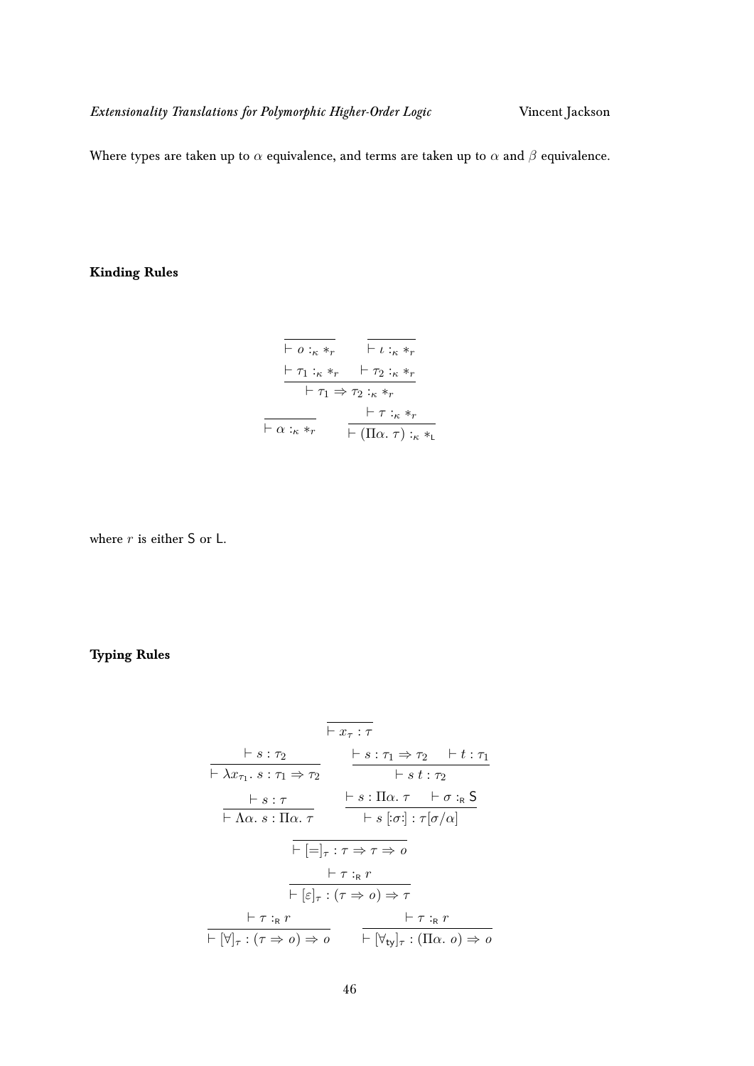Where types are taken up to $\alpha$ equivalence, and terms are taken up to $\alpha$ and $\beta$ equivalence.

**Kinding Rules**

$$\frac{}{\vdash o :_\kappa *_r} \qquad \frac{}{\vdash \iota :_\kappa *_r}$$

$$\frac{\vdash \tau_1 :_\kappa *_r \quad \vdash \tau_2 :_\kappa *_r}{\vdash \tau_1 \Rightarrow \tau_2 :_\kappa *_r}$$

$$\frac{}{\vdash \alpha :_\kappa *_r} \qquad \frac{\vdash \tau :_\kappa *_r}{\vdash (\Pi\alpha.\ \tau) :_\kappa *_{\mathsf{L}}}$$

where $r$ is either $\mathsf{S}$ or $\mathsf{L}$.

**Typing Rules**

$$\frac{}{\vdash x_\tau : \tau}$$

$$\frac{\vdash s : \tau_2}{\vdash \lambda x_{\tau_1}.\ s : \tau_1 \Rightarrow \tau_2} \qquad \frac{\vdash s : \tau_1 \Rightarrow \tau_2 \quad \vdash t : \tau_1}{\vdash s\ t : \tau_2}$$

$$\frac{\vdash s : \tau}{\vdash \Lambda\alpha.\ s : \Pi\alpha.\ \tau} \qquad \frac{\vdash s : \Pi\alpha.\ \tau \quad \vdash \sigma :_{\mathsf{R}} \mathsf{S}}{\vdash s\ [:\sigma:] : \tau[\sigma/\alpha]}$$

$$\frac{}{\vdash [=]_\tau : \tau \Rightarrow \tau \Rightarrow o}$$

$$\frac{\vdash \tau :_{\mathsf{R}} r}{\vdash [\varepsilon]_\tau : (\tau \Rightarrow o) \Rightarrow \tau}$$

$$\frac{\vdash \tau :_{\mathsf{R}} r}{\vdash [\forall]_\tau : (\tau \Rightarrow o) \Rightarrow o} \qquad \frac{\vdash \tau :_{\mathsf{R}} r}{\vdash [\forall_{\mathsf{ty}}]_\tau : (\Pi\alpha.\ o) \Rightarrow o}$$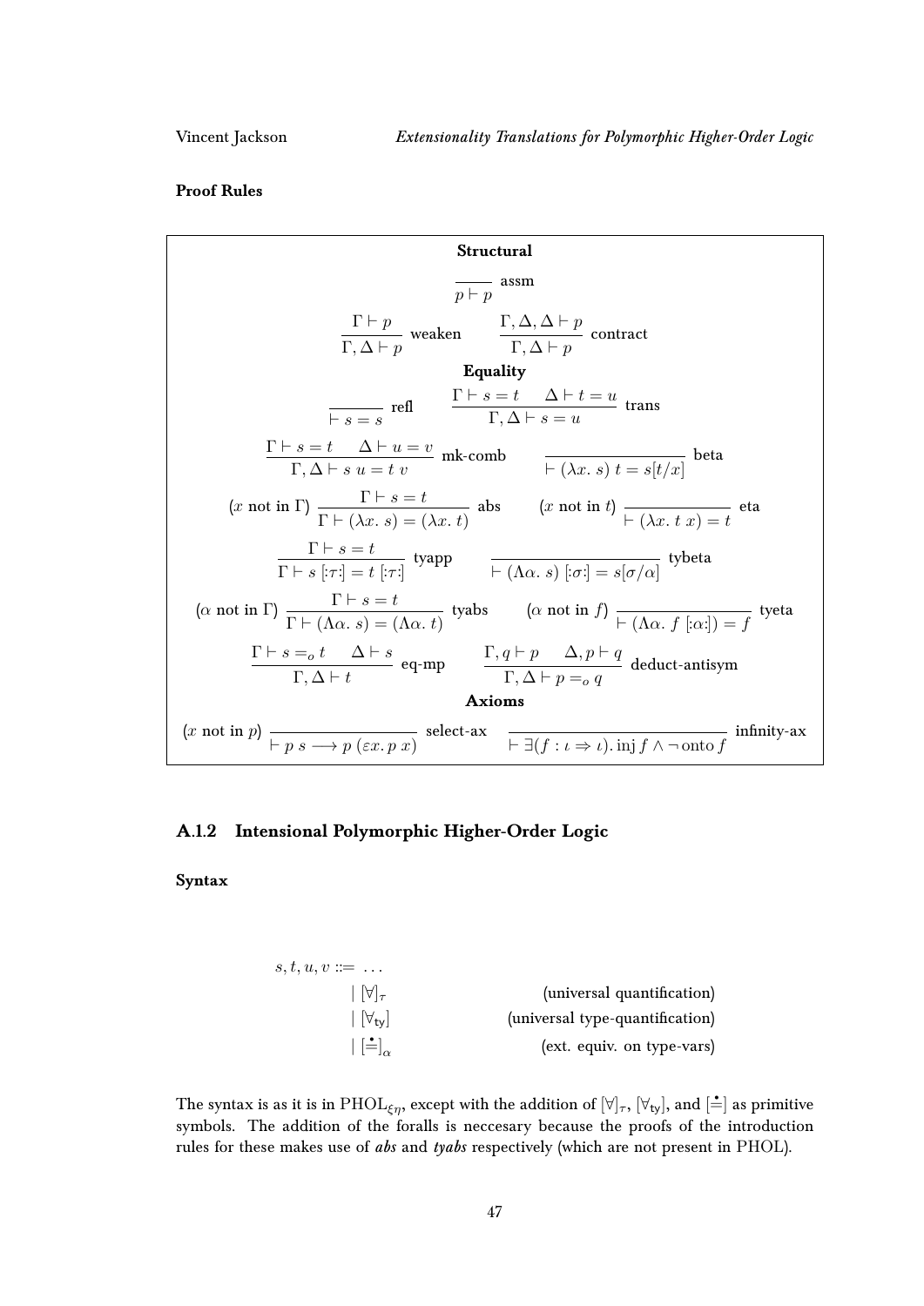**Proof Rules**

**Structural**

$$\frac{}{p \vdash p}\ \text{assm}$$

$$\frac{\Gamma \vdash p}{\Gamma, \Delta \vdash p}\ \text{weaken} \qquad \frac{\Gamma, \Delta, \Delta \vdash p}{\Gamma, \Delta \vdash p}\ \text{contract}$$

**Equality**

$$\frac{}{\vdash s = s}\ \text{refl} \qquad \frac{\Gamma \vdash s = t \quad \Delta \vdash t = u}{\Gamma, \Delta \vdash s = u}\ \text{trans}$$

$$\frac{\Gamma \vdash s = t \quad \Delta \vdash u = v}{\Gamma, \Delta \vdash s\ u = t\ v}\ \text{mk-comb} \qquad \frac{}{\vdash (\lambda x.\ s)\ t = s[t/x]}\ \text{beta}$$

$$(x \text{ not in } \Gamma)\ \frac{\Gamma \vdash s = t}{\Gamma \vdash (\lambda x.\ s) = (\lambda x.\ t)}\ \text{abs} \qquad (x \text{ not in } t)\ \frac{}{\vdash (\lambda x.\ t\ x) = t}\ \text{eta}$$

$$\frac{\Gamma \vdash s = t}{\Gamma \vdash s\ [:\tau:] = t\ [:\tau:]}\ \text{tyapp} \qquad \frac{}{\vdash (\Lambda \alpha.\ s)\ [:\sigma:] = s[\sigma/\alpha]}\ \text{tybeta}$$

$$(\alpha \text{ not in } \Gamma)\ \frac{\Gamma \vdash s = t}{\Gamma \vdash (\Lambda \alpha.\ s) = (\Lambda \alpha.\ t)}\ \text{tyabs} \qquad (\alpha \text{ not in } f)\ \frac{}{\vdash (\Lambda \alpha.\ f\ [:\alpha:]) = f}\ \text{tyeta}$$

$$\frac{\Gamma \vdash s =_o t \quad \Delta \vdash s}{\Gamma, \Delta \vdash t}\ \text{eq-mp} \qquad \frac{\Gamma, q \vdash p \quad \Delta, p \vdash q}{\Gamma, \Delta \vdash p =_o q}\ \text{deduct-antisym}$$

**Axioms**

$$(x \text{ not in } p)\ \frac{}{\vdash p\ s \longrightarrow p\ (\varepsilon x.\ p\ x)}\ \text{select-ax} \qquad \frac{}{\vdash \exists (f : \iota \Rightarrow \iota).\ \text{inj}\ f \wedge \neg\, \text{onto}\ f}\ \text{infinity-ax}$$

### A.1.2 Intensional Polymorphic Higher-Order Logic

**Syntax**

$$
\begin{aligned}
s, t, u, v ::=\ & \dots \\
& \mid [\forall]_\tau && \text{(universal quantification)} \\
& \mid [\forall_{\mathsf{ty}}] && \text{(universal type-quantification)} \\
& \mid [\doteq]_\alpha && \text{(ext. equiv. on type-vars)}
\end{aligned}
$$

The syntax is as it is in $\text{PHOL}_{\xi\eta}$, except with the addition of $[\forall]_\tau$, $[\forall_{\mathsf{ty}}]$, and $[\doteq]$ as primitive symbols. The addition of the foralls is neccesary because the proofs of the introduction rules for these makes use of *abs* and *tyabs* respectively (which are not present in PHOL).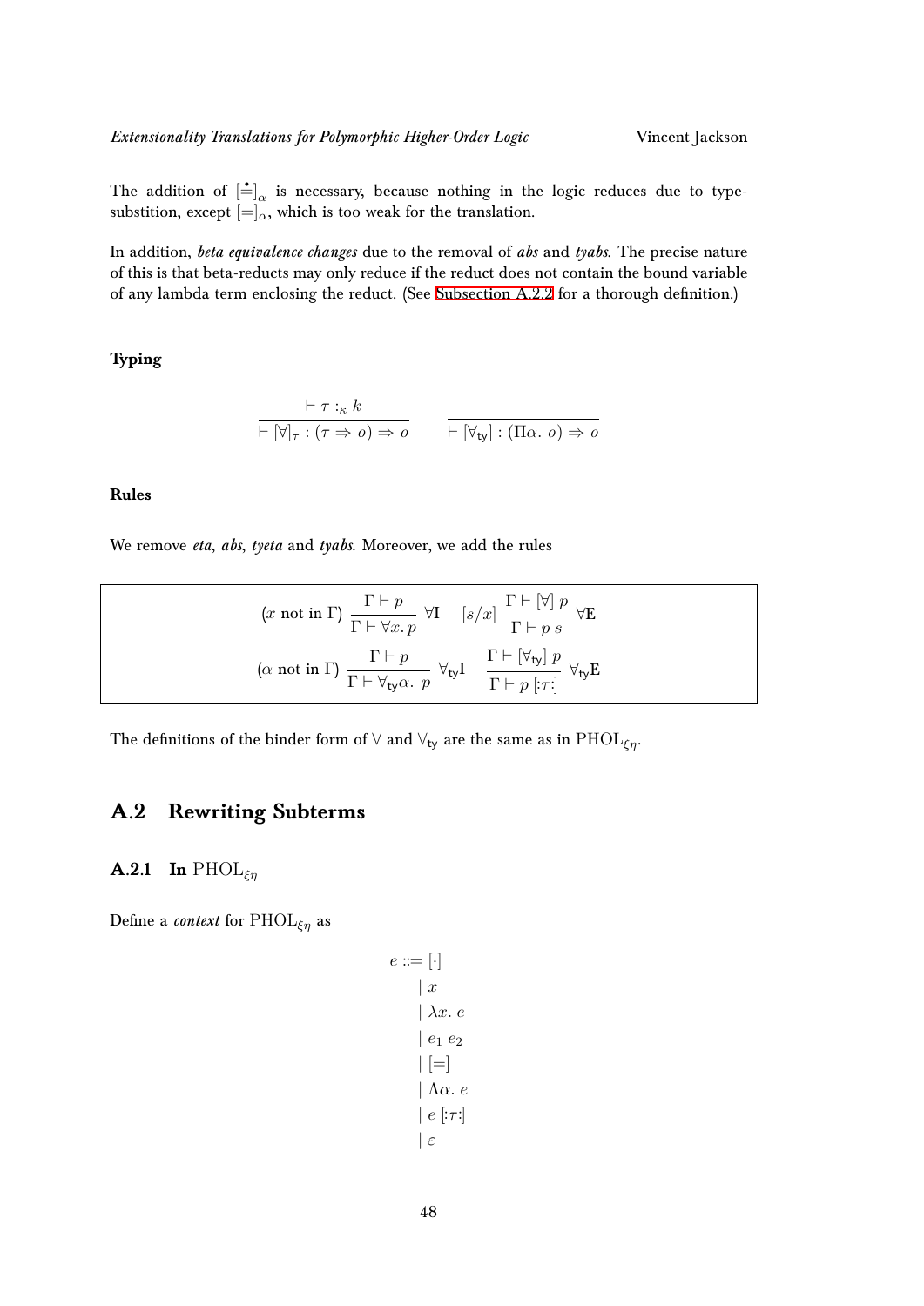The addition of $[\dot{=}]_\alpha$ is necessary, because nothing in the logic reduces due to type-substition, except $[=]_\alpha$, which is too weak for the translation.

In addition, ***beta equivalence changes*** due to the removal of ***abs*** and ***tyabs***. The precise nature of this is that beta-reducts may only reduce if the reduct does not contain the bound variable of any lambda term enclosing the reduct. (See Subsection A.2.2 for a thorough definition.)

#### Typing

$$\frac{\vdash \tau :_\kappa k}{\vdash [\forall]_\tau : (\tau \Rightarrow o) \Rightarrow o} \qquad \frac{}{\vdash [\forall_{\mathsf{ty}}] : (\Pi\alpha.\ o) \Rightarrow o}$$

#### Rules

We remove ***eta***, ***abs***, ***tyeta*** and ***tyabs***. Moreover, we add the rules

$$(x \text{ not in } \Gamma)\ \frac{\Gamma \vdash p}{\Gamma \vdash \forall x.\, p}\ \forall\mathrm{I} \qquad [s/x]\ \frac{\Gamma \vdash [\forall]\ p}{\Gamma \vdash p\ s}\ \forall\mathrm{E}$$

$$(\alpha \text{ not in } \Gamma)\ \frac{\Gamma \vdash p}{\Gamma \vdash \forall_{\mathsf{ty}}\alpha.\ p}\ \forall_{\mathsf{ty}}\mathrm{I} \qquad \frac{\Gamma \vdash [\forall_{\mathsf{ty}}]\ p}{\Gamma \vdash p\ [:\tau:]}\ \forall_{\mathsf{ty}}\mathrm{E}$$

The definitions of the binder form of $\forall$ and $\forall_{\mathsf{ty}}$ are the same as in $\mathrm{PHOL}_{\xi\eta}$.

## A.2 Rewriting Subterms

### A.2.1 In $\mathrm{PHOL}_{\xi\eta}$

Define a *context* for $\mathrm{PHOL}_{\xi\eta}$ as

$$\begin{aligned} e ::= &\ [\cdot] \\ \mid &\ x \\ \mid &\ \lambda x.\ e \\ \mid &\ e_1\ e_2 \\ \mid &\ [=] \\ \mid &\ \Lambda\alpha.\ e \\ \mid &\ e\ [:\tau:] \\ \mid &\ \varepsilon \end{aligned}$$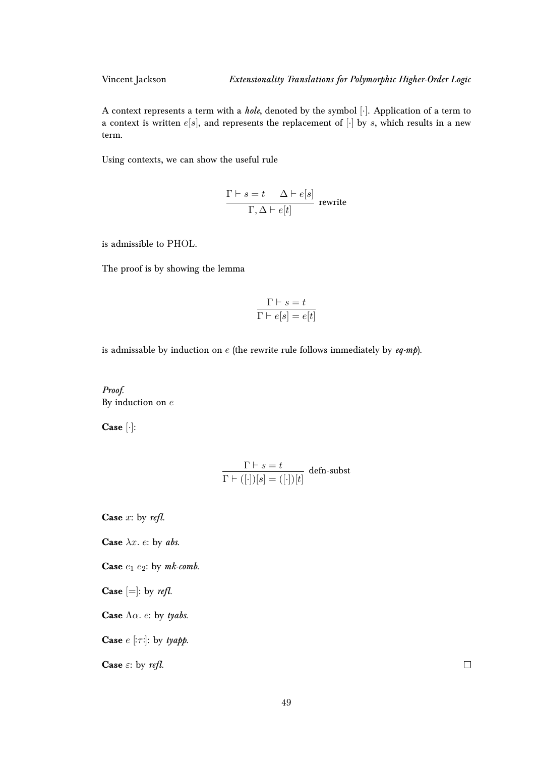A context represents a term with a *hole*, denoted by the symbol $[\cdot]$. Application of a term to a context is written $e[s]$, and represents the replacement of $[\cdot]$ by $s$, which results in a new term.

Using contexts, we can show the useful rule

$$\frac{\Gamma \vdash s = t \qquad \Delta \vdash e[s]}{\Gamma, \Delta \vdash e[t]} \text{ rewrite}$$

is admissible to PHOL.

The proof is by showing the lemma

$$\frac{\Gamma \vdash s = t}{\Gamma \vdash e[s] = e[t]}$$

is admissable by induction on $e$ (the rewrite rule follows immediately by ***eq-mp***).

*Proof.*
By induction on $e$

**Case** $[\cdot]$:

$$\frac{\Gamma \vdash s = t}{\Gamma \vdash ([\cdot])[s] = ([\cdot])[t]} \text{ defn-subst}$$

**Case** $x$: by ***refl***.

**Case** $\lambda x.\ e$: by ***abs***.

**Case** $e_1\ e_2$: by ***mk-comb***.

**Case** $[=]$: by ***refl***.

**Case** $\Lambda\alpha.\ e$: by ***tyabs***.

**Case** $e\ [:\tau:]$: by ***tyapp***.

**Case** $\varepsilon$: by ***refl***. □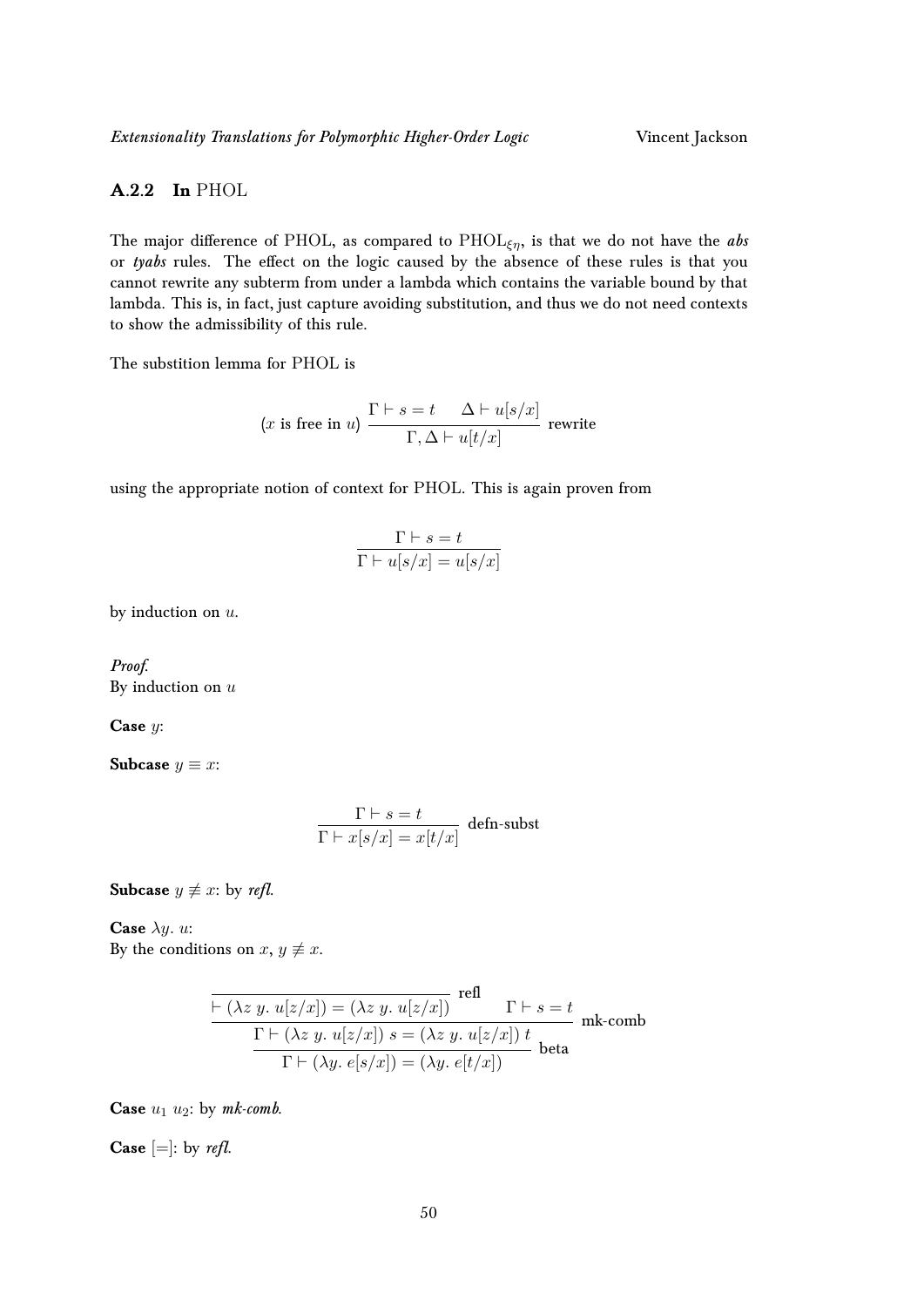### A.2.2 In PHOL

The major difference of PHOL, as compared to $\text{PHOL}_{\xi\eta}$, is that we do not have the *abs* or *tyabs* rules. The effect on the logic caused by the absence of these rules is that you cannot rewrite any subterm from under a lambda which contains the variable bound by that lambda. This is, in fact, just capture avoiding substitution, and thus we do not need contexts to show the admissibility of this rule.

The substition lemma for PHOL is

$$(x \text{ is free in } u)\ \frac{\Gamma \vdash s = t \qquad \Delta \vdash u[s/x]}{\Gamma, \Delta \vdash u[t/x]} \text{ rewrite}$$

using the appropriate notion of context for PHOL. This is again proven from

$$\frac{\Gamma \vdash s = t}{\Gamma \vdash u[s/x] = u[s/x]}$$

by induction on $u$.

*Proof.*
By induction on $u$

**Case** $y$:

**Subcase** $y \equiv x$:

$$\frac{\Gamma \vdash s = t}{\Gamma \vdash x[s/x] = x[t/x]} \text{ defn-subst}$$

**Subcase** $y \not\equiv x$: by *refl*.

**Case** $\lambda y.\ u$:
By the conditions on $x$, $y \not\equiv x$.

$$\frac{\dfrac{\dfrac{}{\vdash (\lambda z\ y.\ u[z/x]) = (\lambda z\ y.\ u[z/x])} \text{ refl} \qquad \Gamma \vdash s = t}{\Gamma \vdash (\lambda z\ y.\ u[z/x])\ s = (\lambda z\ y.\ u[z/x])\ t} \text{ mk-comb}}{\Gamma \vdash (\lambda y.\ e[s/x]) = (\lambda y.\ e[t/x])} \text{ beta}$$

**Case** $u_1\ u_2$: by *mk-comb*.

**Case** $[=]$: by *refl*.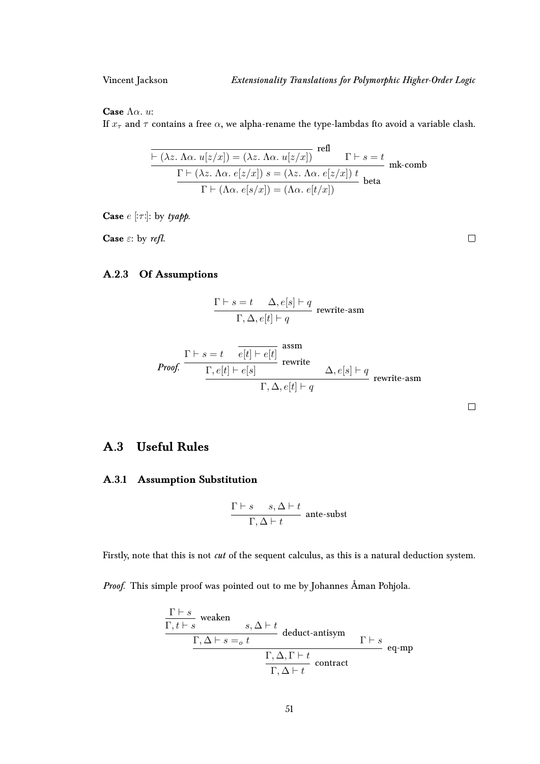**Case** $\Lambda\alpha.\ u$:
If $x_\tau$ and $\tau$ contains a free $\alpha$, we alpha-rename the type-lambdas fto avoid a variable clash.

$$\dfrac{\dfrac{\dfrac{}{\vdash (\lambda z.\ \Lambda\alpha.\ u[z/x]) = (\lambda z.\ \Lambda\alpha.\ u[z/x])}\ \text{refl} \qquad \Gamma \vdash s = t}{\Gamma \vdash (\lambda z.\ \Lambda\alpha.\ e[z/x])\ s = (\lambda z.\ \Lambda\alpha.\ e[z/x])\ t}\ \text{mk-comb}}{\Gamma \vdash (\Lambda\alpha.\ e[s/x]) = (\Lambda\alpha.\ e[t/x])}\ \text{beta}$$

**Case** $e\ [:\tau:]$: by *tyapp*.

**Case** $\varepsilon$: by *refl*. □

### A.2.3 Of Assumptions

$$\dfrac{\Gamma \vdash s = t \qquad \Delta, e[s] \vdash q}{\Gamma, \Delta, e[t] \vdash q}\ \text{rewrite-asm}$$

*Proof.*

$$\dfrac{\dfrac{\Gamma \vdash s = t \qquad \dfrac{}{e[t] \vdash e[t]}\ \text{assm}}{\Gamma, e[t] \vdash e[s]}\ \text{rewrite} \qquad \Delta, e[s] \vdash q}{\Gamma, \Delta, e[t] \vdash q}\ \text{rewrite-asm}$$

□

## A.3 Useful Rules

### A.3.1 Assumption Substitution

$$\dfrac{\Gamma \vdash s \qquad s, \Delta \vdash t}{\Gamma, \Delta \vdash t}\ \text{ante-subst}$$

Firstly, note that this is not *cut* of the sequent calculus, as this is a natural deduction system.

*Proof.* This simple proof was pointed out to me by Johannes Åman Pohjola.

$$\dfrac{\dfrac{\dfrac{\Gamma \vdash s}{\Gamma, t \vdash s}\ \text{weaken} \qquad s, \Delta \vdash t}{\Gamma, \Delta \vdash s =_o t}\ \text{deduct-antisym} \qquad \Gamma \vdash s}{\dfrac{\Gamma, \Delta, \Gamma \vdash t}{\Gamma, \Delta \vdash t}\ \text{contract}}\ \text{eq-mp}$$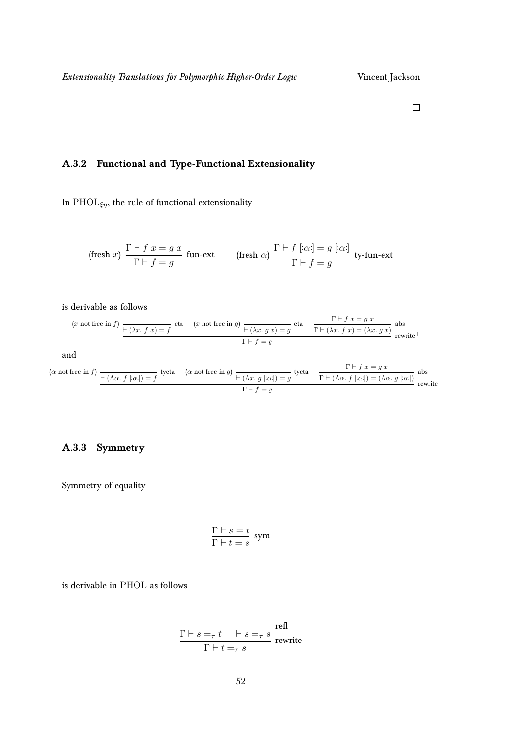$\square$

### A.3.2 Functional and Type-Functional Extensionality

In $\mathrm{PHOL}_{\xi\eta}$, the rule of functional extensionality

$$(\text{fresh } x)\ \frac{\Gamma \vdash f\ x = g\ x}{\Gamma \vdash f = g}\ \text{fun-ext} \qquad (\text{fresh } \alpha)\ \frac{\Gamma \vdash f\ [:\alpha:] = g\ [:\alpha:]}{\Gamma \vdash f = g}\ \text{ty-fun-ext}$$

is derivable as follows

$$\dfrac{(x \text{ not free in } f)\ \dfrac{}{\vdash (\lambda x.\ f\ x) = f}\ \text{eta} \qquad (x \text{ not free in } g)\ \dfrac{}{\vdash (\lambda x.\ g\ x) = g}\ \text{eta} \qquad \dfrac{\Gamma \vdash f\ x = g\ x}{\Gamma \vdash (\lambda x.\ f\ x) = (\lambda x.\ g\ x)}\ \text{abs}}{\Gamma \vdash f = g}\ \text{rewrite}^{+}$$

and

$$\dfrac{(\alpha \text{ not free in } f)\ \dfrac{}{\vdash (\Lambda\alpha.\ f\ [:\alpha:]) = f}\ \text{tyeta} \qquad (\alpha \text{ not free in } g)\ \dfrac{}{\vdash (\Lambda x.\ g\ [:\alpha:]) = g}\ \text{tyeta} \qquad \dfrac{\Gamma \vdash f\ x = g\ x}{\Gamma \vdash (\Lambda\alpha.\ f\ [:\alpha:]) = (\Lambda\alpha.\ g\ [:\alpha:])}\ \text{abs}}{\Gamma \vdash f = g}\ \text{rewrite}^{+}$$

### A.3.3 Symmetry

Symmetry of equality

$$\frac{\Gamma \vdash s = t}{\Gamma \vdash t = s}\ \text{sym}$$

is derivable in PHOL as follows

$$\dfrac{\Gamma \vdash s =_{\tau} t \qquad \dfrac{}{\vdash s =_{\tau} s}\ \text{refl}}{\Gamma \vdash t =_{\tau} s}\ \text{rewrite}$$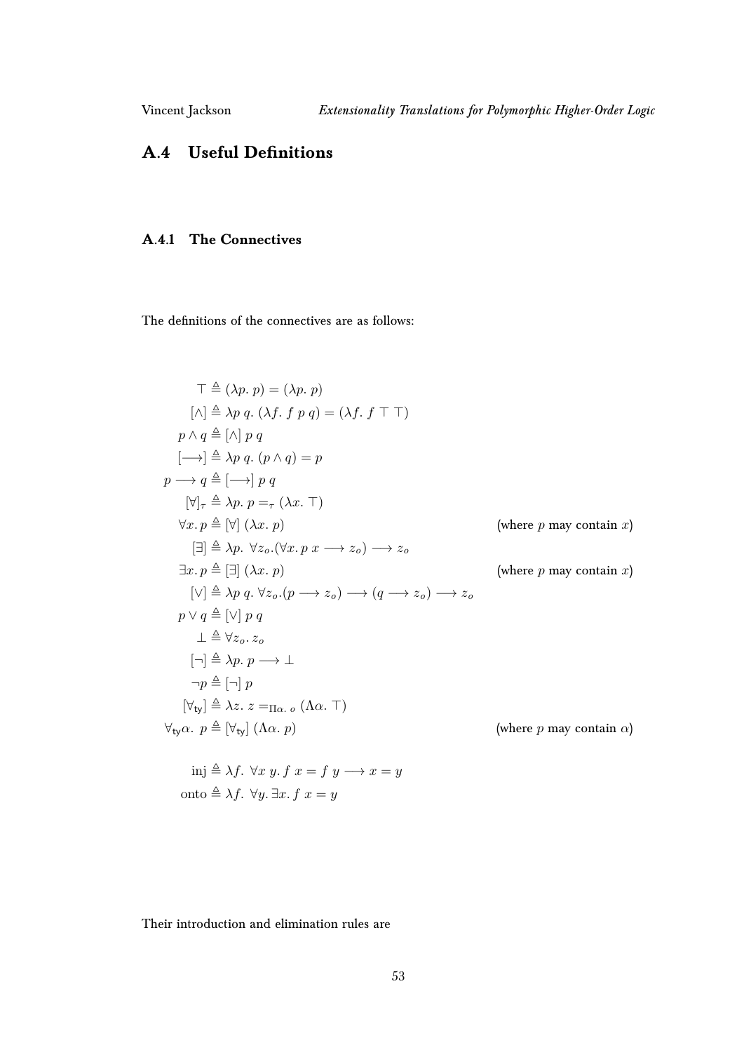## A.4 Useful Definitions

### A.4.1 The Connectives

The definitions of the connectives are as follows:

$$
\begin{aligned}
\top &\triangleq (\lambda p.\ p) = (\lambda p.\ p) \\
[\wedge] &\triangleq \lambda p\ q.\ (\lambda f.\ f\ p\ q) = (\lambda f.\ f\ \top\ \top) \\
p \wedge q &\triangleq [\wedge]\ p\ q \\
[\longrightarrow] &\triangleq \lambda p\ q.\ (p \wedge q) = p \\
p \longrightarrow q &\triangleq [\longrightarrow]\ p\ q \\
[\forall]_\tau &\triangleq \lambda p.\ p =_\tau (\lambda x.\ \top) \\
\forall x.\, p &\triangleq [\forall]\ (\lambda x.\ p) && \text{(where } p \text{ may contain } x\text{)} \\
[\exists] &\triangleq \lambda p.\ \forall z_o.(\forall x.\, p\ x \longrightarrow z_o) \longrightarrow z_o \\
\exists x.\, p &\triangleq [\exists]\ (\lambda x.\ p) && \text{(where } p \text{ may contain } x\text{)} \\
[\vee] &\triangleq \lambda p\ q.\ \forall z_o.(p \longrightarrow z_o) \longrightarrow (q \longrightarrow z_o) \longrightarrow z_o \\
p \vee q &\triangleq [\vee]\ p\ q \\
\bot &\triangleq \forall z_o.\, z_o \\
[\neg] &\triangleq \lambda p.\ p \longrightarrow \bot \\
\neg p &\triangleq [\neg]\ p \\
[\forall_{\mathsf{ty}}] &\triangleq \lambda z.\ z =_{\Pi\alpha.\ o} (\Lambda\alpha.\ \top) \\
\forall_{\mathsf{ty}}\alpha.\ p &\triangleq [\forall_{\mathsf{ty}}]\ (\Lambda\alpha.\ p) && \text{(where } p \text{ may contain } \alpha\text{)}
\end{aligned}
$$

$$
\begin{aligned}
\text{inj} &\triangleq \lambda f.\ \forall x\ y.\, f\ x = f\ y \longrightarrow x = y \\
\text{onto} &\triangleq \lambda f.\ \forall y.\, \exists x.\, f\ x = y
\end{aligned}
$$

Their introduction and elimination rules are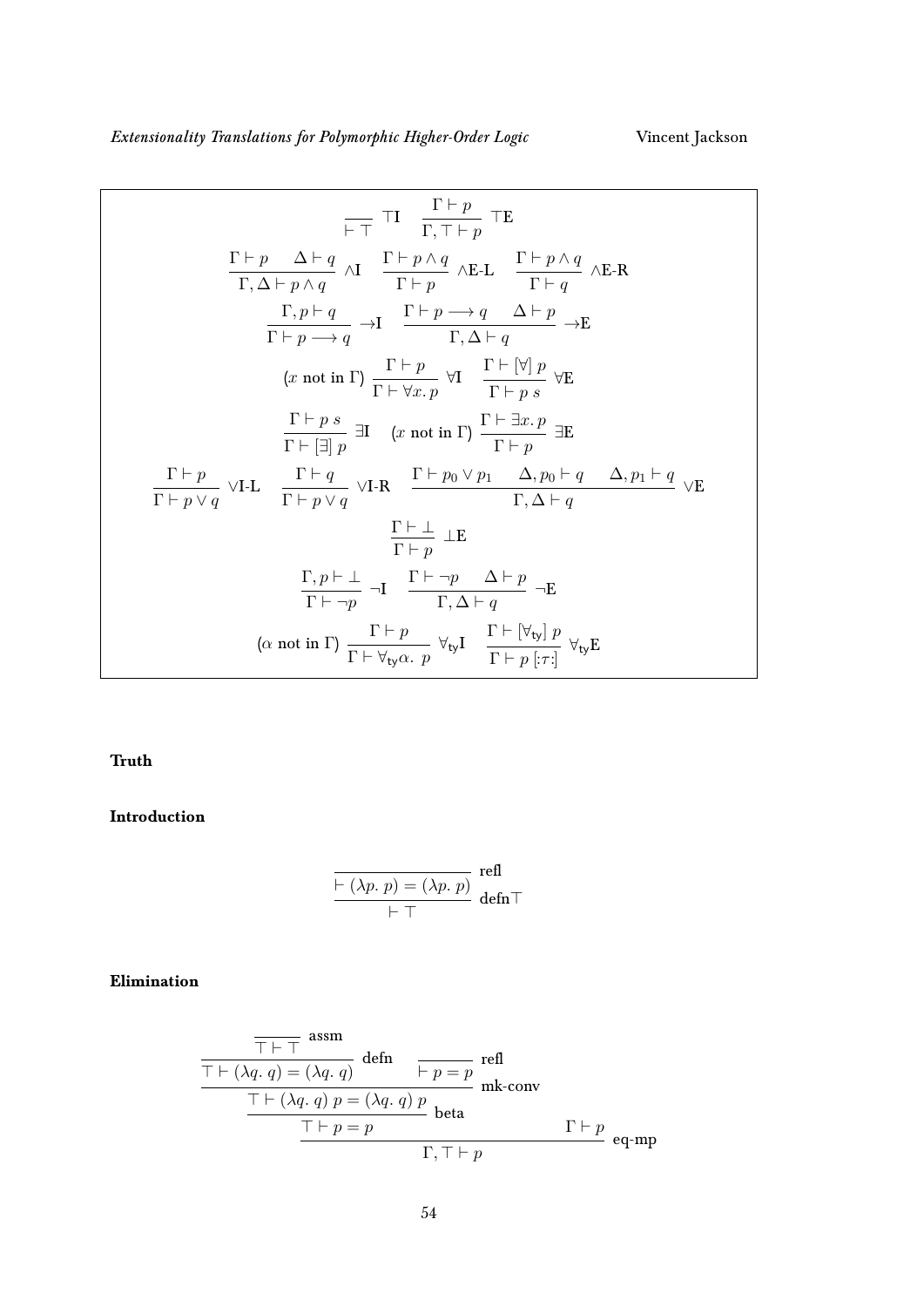$$\frac{}{\vdash \top}\ \top\text{I} \qquad \frac{\Gamma \vdash p}{\Gamma, \top \vdash p}\ \top\text{E}$$

$$\frac{\Gamma \vdash p \quad \Delta \vdash q}{\Gamma, \Delta \vdash p \wedge q}\ \wedge\text{I} \qquad \frac{\Gamma \vdash p \wedge q}{\Gamma \vdash p}\ \wedge\text{E-L} \qquad \frac{\Gamma \vdash p \wedge q}{\Gamma \vdash q}\ \wedge\text{E-R}$$

$$\frac{\Gamma, p \vdash q}{\Gamma \vdash p \longrightarrow q}\ \rightarrow\text{I} \qquad \frac{\Gamma \vdash p \longrightarrow q \quad \Delta \vdash p}{\Gamma, \Delta \vdash q}\ \rightarrow\text{E}$$

$$(x \text{ not in } \Gamma)\ \frac{\Gamma \vdash p}{\Gamma \vdash \forall x.\, p}\ \forall\text{I} \qquad \frac{\Gamma \vdash [\forall]\ p}{\Gamma \vdash p\ s}\ \forall\text{E}$$

$$\frac{\Gamma \vdash p\ s}{\Gamma \vdash [\exists]\ p}\ \exists\text{I} \qquad (x \text{ not in } \Gamma)\ \frac{\Gamma \vdash \exists x.\, p}{\Gamma \vdash p}\ \exists\text{E}$$

$$\frac{\Gamma \vdash p}{\Gamma \vdash p \vee q}\ \vee\text{I-L} \qquad \frac{\Gamma \vdash q}{\Gamma \vdash p \vee q}\ \vee\text{I-R} \qquad \frac{\Gamma \vdash p_0 \vee p_1 \quad \Delta, p_0 \vdash q \quad \Delta, p_1 \vdash q}{\Gamma, \Delta \vdash q}\ \vee\text{E}$$

$$\frac{\Gamma \vdash \bot}{\Gamma \vdash p}\ \bot\text{E}$$

$$\frac{\Gamma, p \vdash \bot}{\Gamma \vdash \neg p}\ \neg\text{I} \qquad \frac{\Gamma \vdash \neg p \quad \Delta \vdash p}{\Gamma, \Delta \vdash q}\ \neg\text{E}$$

$$(\alpha \text{ not in } \Gamma)\ \frac{\Gamma \vdash p}{\Gamma \vdash \forall_{\mathsf{ty}}\alpha.\ p}\ \forall_{\mathsf{ty}}\text{I} \qquad \frac{\Gamma \vdash [\forall_{\mathsf{ty}}]\ p}{\Gamma \vdash p\ [:\tau:]}\ \forall_{\mathsf{ty}}\text{E}$$

**Truth**

**Introduction**

$$\dfrac{\dfrac{}{\vdash (\lambda p.\ p) = (\lambda p.\ p)}\ \text{refl}}{\vdash \top}\ \text{defn}\top$$

**Elimination**

$$\dfrac{\dfrac{\dfrac{\dfrac{\dfrac{}{\top \vdash \top}\ \text{assm}}{\top \vdash (\lambda q.\ q) = (\lambda q.\ q)}\ \text{defn} \qquad \dfrac{}{\vdash p = p}\ \text{refl}}{\top \vdash (\lambda q.\ q)\ p = (\lambda q.\ q)\ p}\ \text{mk-conv}}{\top \vdash p = p}\ \text{beta} \qquad \Gamma \vdash p}{\Gamma, \top \vdash p}\ \text{eq-mp}$$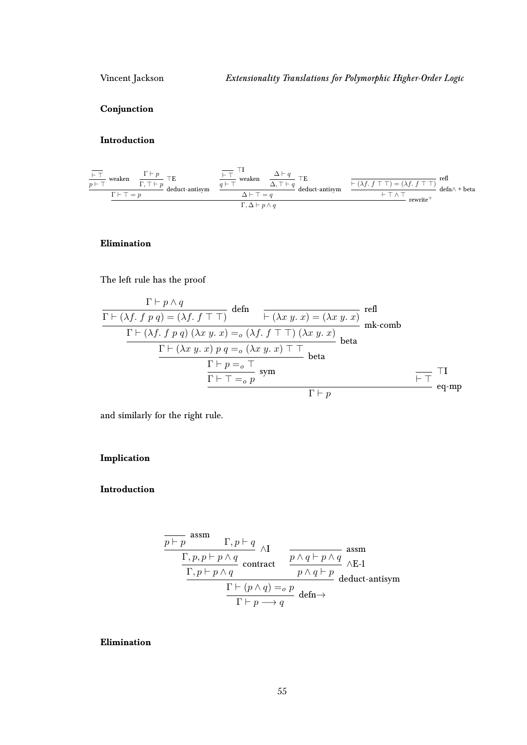## Conjunction

### Introduction

$$
\dfrac{
  \dfrac{
    \dfrac{\dfrac{}{\vdash \top}}{p \vdash \top}\ \text{weaken}
    \qquad
    \dfrac{\Gamma \vdash p}{\Gamma, \top \vdash p}\ \top\text{E}
  }{\Gamma \vdash \top = p}\ \text{deduct-antisym}
  \qquad
  \dfrac{
    \dfrac{\dfrac{}{\vdash \top}\ \top\text{I}}{q \vdash \top}\ \text{weaken}
    \qquad
    \dfrac{\Delta \vdash q}{\Delta, \top \vdash q}\ \top\text{E}
  }{\Delta \vdash \top = q}\ \text{deduct-antisym}
  \qquad
  \dfrac{\dfrac{}{\vdash (\lambda f.\ f\ \top\ \top) = (\lambda f.\ f\ \top\ \top)}\ \text{refl}}{\vdash \top \wedge \top}\ \text{defn}\wedge + \text{beta}
}{\Gamma, \Delta \vdash p \wedge q}\ \text{rewrite}^{+}
$$

### Elimination

The left rule has the proof

$$
\dfrac{
  \dfrac{
    \dfrac{
      \dfrac{
        \dfrac{
          \dfrac{\Gamma \vdash p \wedge q}{\Gamma \vdash (\lambda f.\ f\ p\ q) = (\lambda f.\ f\ \top\ \top)}\ \text{defn}
          \qquad
          \dfrac{}{\vdash (\lambda x\ y.\ x) = (\lambda x\ y.\ x)}\ \text{refl}
        }{\Gamma \vdash (\lambda f.\ f\ p\ q)\ (\lambda x\ y.\ x) =_o (\lambda f.\ f\ \top\ \top)\ (\lambda x\ y.\ x)}\ \text{mk-comb}
      }{\Gamma \vdash (\lambda x\ y.\ x)\ p\ q =_o (\lambda x\ y.\ x)\ \top\ \top}\ \text{beta}
    }{\Gamma \vdash p =_o \top}\ \text{beta}
  }{\Gamma \vdash \top =_o p}\ \text{sym}
  \qquad
  \dfrac{}{\vdash \top}\ \top\text{I}
}{\Gamma \vdash p}\ \text{eq-mp}
$$

and similarly for the right rule.

## Implication

### Introduction

$$
\dfrac{
  \dfrac{
    \dfrac{
      \dfrac{}{p \vdash p}\ \text{assm}
      \qquad
      \Gamma, p \vdash q
    }{\Gamma, p, p \vdash p \wedge q}\ \wedge\text{I}
  }{\Gamma, p \vdash p \wedge q}\ \text{contract}
  \qquad
  \dfrac{\dfrac{}{p \wedge q \vdash p \wedge q}\ \text{assm}}{p \wedge q \vdash p}\ \wedge\text{E-1}
}{
  \dfrac{\Gamma \vdash (p \wedge q) =_o p}{\Gamma \vdash p \longrightarrow q}\ \text{defn}\rightarrow
}\ \text{deduct-antisym}
$$

### Elimination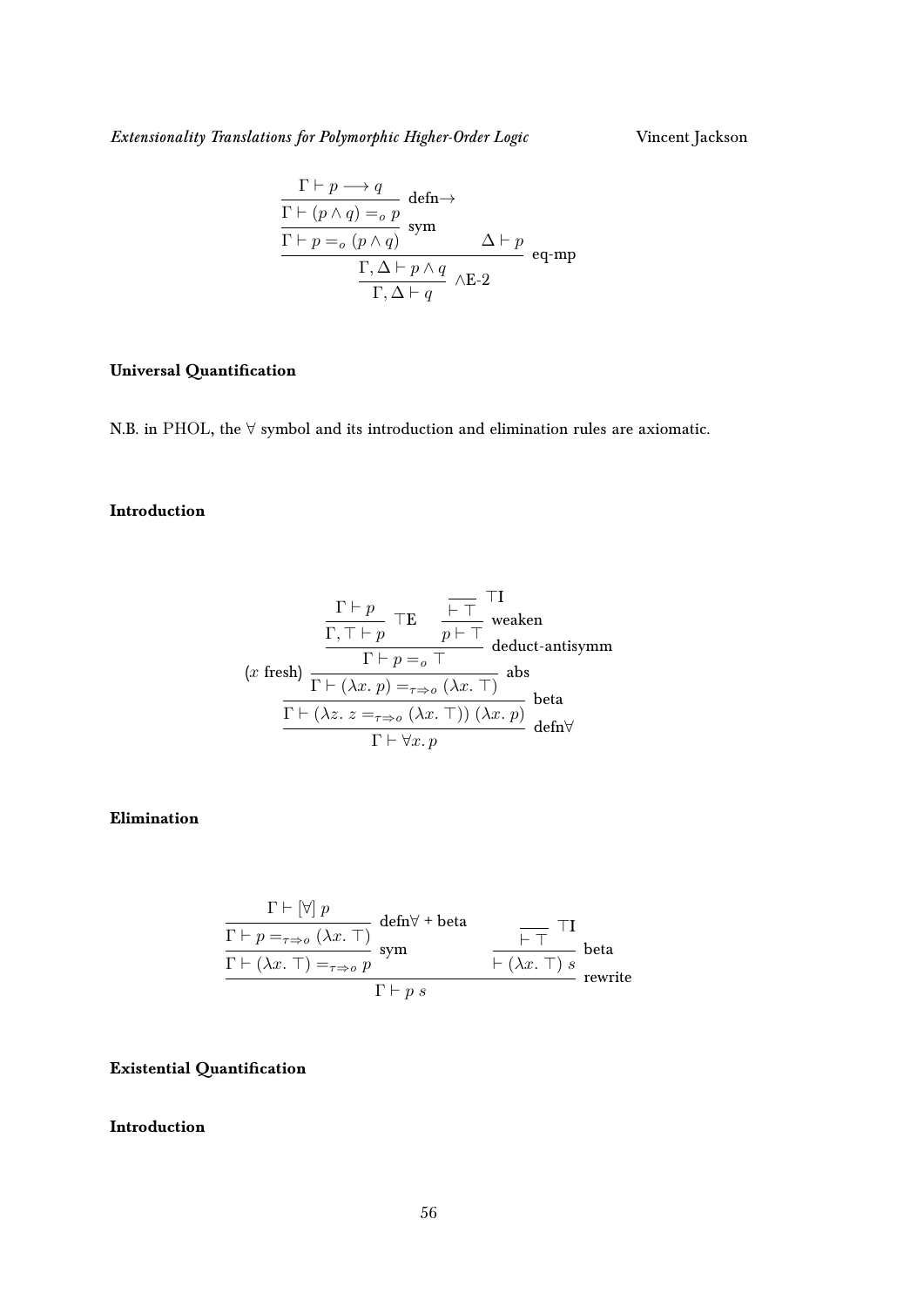$$
\dfrac{\dfrac{\dfrac{\Gamma \vdash p \longrightarrow q}{\Gamma \vdash (p \wedge q) =_o p}\ \text{defn}\!\rightarrow}{\Gamma \vdash p =_o (p \wedge q)}\ \text{sym} \qquad \Delta \vdash p}{\dfrac{\Gamma, \Delta \vdash p \wedge q}{\Gamma, \Delta \vdash q}\ \wedge\text{E-2}}\ \text{eq-mp}
$$

**Universal Quantification**

N.B. in PHOL, the $\forall$ symbol and its introduction and elimination rules are axiomatic.

**Introduction**

$$
(x \text{ fresh})\ \dfrac{\dfrac{\dfrac{\dfrac{\Gamma \vdash p}{\Gamma, \top \vdash p}\ \top\text{E} \qquad \dfrac{\overline{\vdash \top}\ \top\text{I}}{p \vdash \top}\ \text{weaken}}{\Gamma \vdash p =_o \top}\ \text{deduct-antisymm}}{\Gamma \vdash (\lambda x.\, p) =_{\tau \Rightarrow o} (\lambda x.\, \top)}\ \text{abs}}{\dfrac{\Gamma \vdash (\lambda z.\, z =_{\tau \Rightarrow o} (\lambda x.\, \top))\ (\lambda x.\, p)}{\Gamma \vdash \forall x.\, p}\ \text{defn}\forall}\ \text{beta}
$$

**Elimination**

$$
\dfrac{\dfrac{\dfrac{\Gamma \vdash [\forall]\ p}{\Gamma \vdash p =_{\tau \Rightarrow o} (\lambda x.\, \top)}\ \text{defn}\forall \text{ + beta}}{\Gamma \vdash (\lambda x.\, \top) =_{\tau \Rightarrow o} p}\ \text{sym} \qquad \dfrac{\overline{\vdash \top}\ \top\text{I}}{\vdash (\lambda x.\, \top)\ s}\ \text{beta}}{\Gamma \vdash p\ s}\ \text{rewrite}
$$

**Existential Quantification**

**Introduction**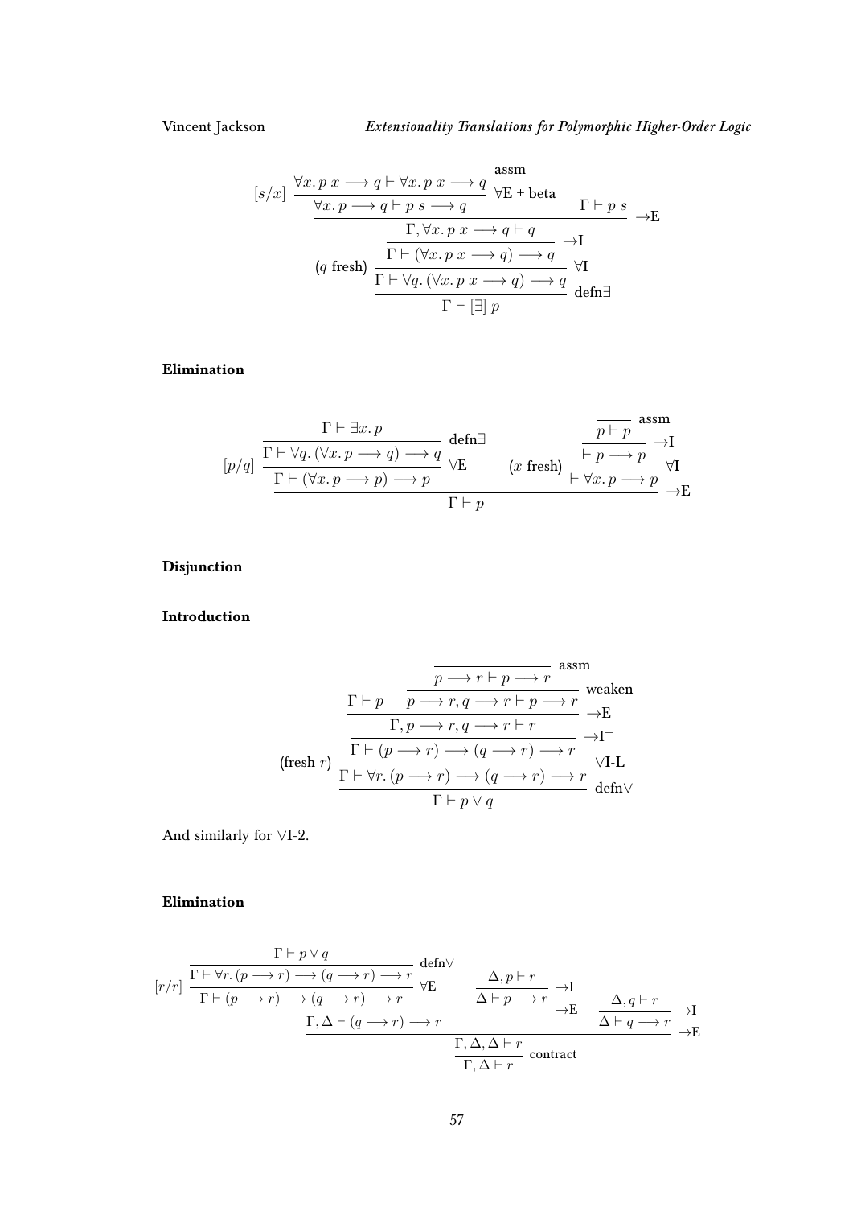$$
[s/x]\ \cfrac{\cfrac{}{\forall x.\, p\ x \longrightarrow q \vdash \forall x.\, p\ x \longrightarrow q}\ \text{assm}}{\cfrac{\forall x.\, p \longrightarrow q \vdash p\ s \longrightarrow q \qquad \Gamma \vdash p\ s}{\cfrac{\Gamma, \forall x.\, p\ x \longrightarrow q \vdash q}{(q\text{ fresh})\ \cfrac{\Gamma \vdash (\forall x.\, p\ x \longrightarrow q) \longrightarrow q}{\cfrac{\Gamma \vdash \forall q.\, (\forall x.\, p\ x \longrightarrow q) \longrightarrow q}{\Gamma \vdash [\exists]\ p}\ \text{defn}\exists}\ \forall\text{I}}\ {\to}\text{I}}\ {\to}\text{E}}\ \forall\text{E + beta}
$$

### Elimination

$$
\cfrac{[p/q]\ \cfrac{\cfrac{\Gamma \vdash \exists x.\, p}{\Gamma \vdash \forall q.\, (\forall x.\, p \longrightarrow q) \longrightarrow q}\ \text{defn}\exists}{\Gamma \vdash (\forall x.\, p \longrightarrow p) \longrightarrow p}\ \forall\text{E} \qquad (x\text{ fresh})\ \cfrac{\cfrac{\cfrac{}{p \vdash p}\ \text{assm}}{\vdash p \longrightarrow p}\ {\to}\text{I}}{\vdash \forall x.\, p \longrightarrow p}\ \forall\text{I}}{\Gamma \vdash p}\ {\to}\text{E}
$$

### Disjunction

### Introduction

$$
(\text{fresh } r)\ \cfrac{\cfrac{\cfrac{\Gamma \vdash p \qquad \cfrac{\cfrac{}{p \longrightarrow r \vdash p \longrightarrow r}\ \text{assm}}{p \longrightarrow r, q \longrightarrow r \vdash p \longrightarrow r}\ \text{weaken}}{\Gamma, p \longrightarrow r, q \longrightarrow r \vdash r}\ {\to}\text{E}}{\Gamma \vdash (p \longrightarrow r) \longrightarrow (q \longrightarrow r) \longrightarrow r}\ {\to}\text{I}^{+}}{\cfrac{\Gamma \vdash \forall r.\, (p \longrightarrow r) \longrightarrow (q \longrightarrow r) \longrightarrow r}{\Gamma \vdash p \vee q}\ \text{defn}\vee}\ \vee\text{I-L}
$$

And similarly for $\vee$I-2.

### Elimination

$$
\cfrac{\cfrac{\cfrac{[r/r]\ \cfrac{\cfrac{\Gamma \vdash p \vee q}{\Gamma \vdash \forall r.\, (p \longrightarrow r) \longrightarrow (q \longrightarrow r) \longrightarrow r}\ \text{defn}\vee}{\Gamma \vdash (p \longrightarrow r) \longrightarrow (q \longrightarrow r) \longrightarrow r}\ \forall\text{E} \qquad \cfrac{\Delta, p \vdash r}{\Delta \vdash p \longrightarrow r}\ {\to}\text{I}}{\Gamma, \Delta \vdash (q \longrightarrow r) \longrightarrow r}\ {\to}\text{E} \qquad \cfrac{\Delta, q \vdash r}{\Delta \vdash q \longrightarrow r}\ {\to}\text{I}}{\Gamma, \Delta, \Delta \vdash r}\ {\to}\text{E}}{\Gamma, \Delta \vdash r}\ \text{contract}
$$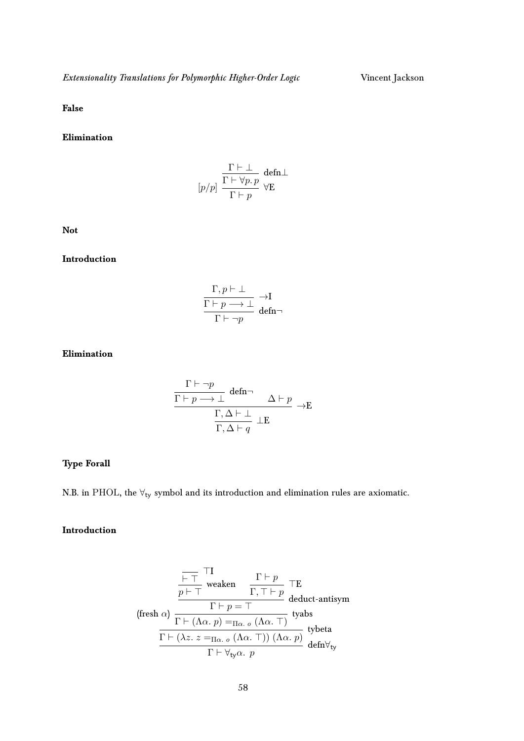**False**

**Elimination**

$$[p/p]\ \dfrac{\dfrac{\Gamma \vdash \bot}{\Gamma \vdash \forall p.\, p}\ \text{defn}\bot}{\Gamma \vdash p}\ \forall\text{E}$$

**Not**

**Introduction**

$$\dfrac{\dfrac{\Gamma, p \vdash \bot}{\Gamma \vdash p \longrightarrow \bot}\ \rightarrow\text{I}}{\Gamma \vdash \neg p}\ \text{defn}\neg$$

**Elimination**

$$\dfrac{\dfrac{\dfrac{\Gamma \vdash \neg p}{\Gamma \vdash p \longrightarrow \bot}\ \text{defn}\neg \qquad \Delta \vdash p}{\Gamma, \Delta \vdash \bot}\ \rightarrow\text{E}}{\Gamma, \Delta \vdash q}\ \bot\text{E}$$

**Type Forall**

N.B. in PHOL, the $\forall_{\mathsf{ty}}$ symbol and its introduction and elimination rules are axiomatic.

**Introduction**

$$\dfrac{\dfrac{(\text{fresh } \alpha)\ \dfrac{\dfrac{\dfrac{\dfrac{}{\vdash \top}\ \top\text{I}}{p \vdash \top}\ \text{weaken} \qquad \dfrac{\Gamma \vdash p}{\Gamma, \top \vdash p}\ \top\text{E}}{\Gamma \vdash p = \top}\ \text{deduct-antisym}}{\Gamma \vdash (\Lambda\alpha.\ p) =_{\Pi\alpha.\ o} (\Lambda\alpha.\ \top)}\ \text{tyabs}}{\Gamma \vdash (\lambda z.\ z =_{\Pi\alpha.\ o} (\Lambda\alpha.\ \top))\ (\Lambda\alpha.\ p)}\ \text{tybeta}}{\Gamma \vdash \forall_{\mathsf{ty}}\alpha.\ p}\ \text{defn}\forall_{\mathsf{ty}}$$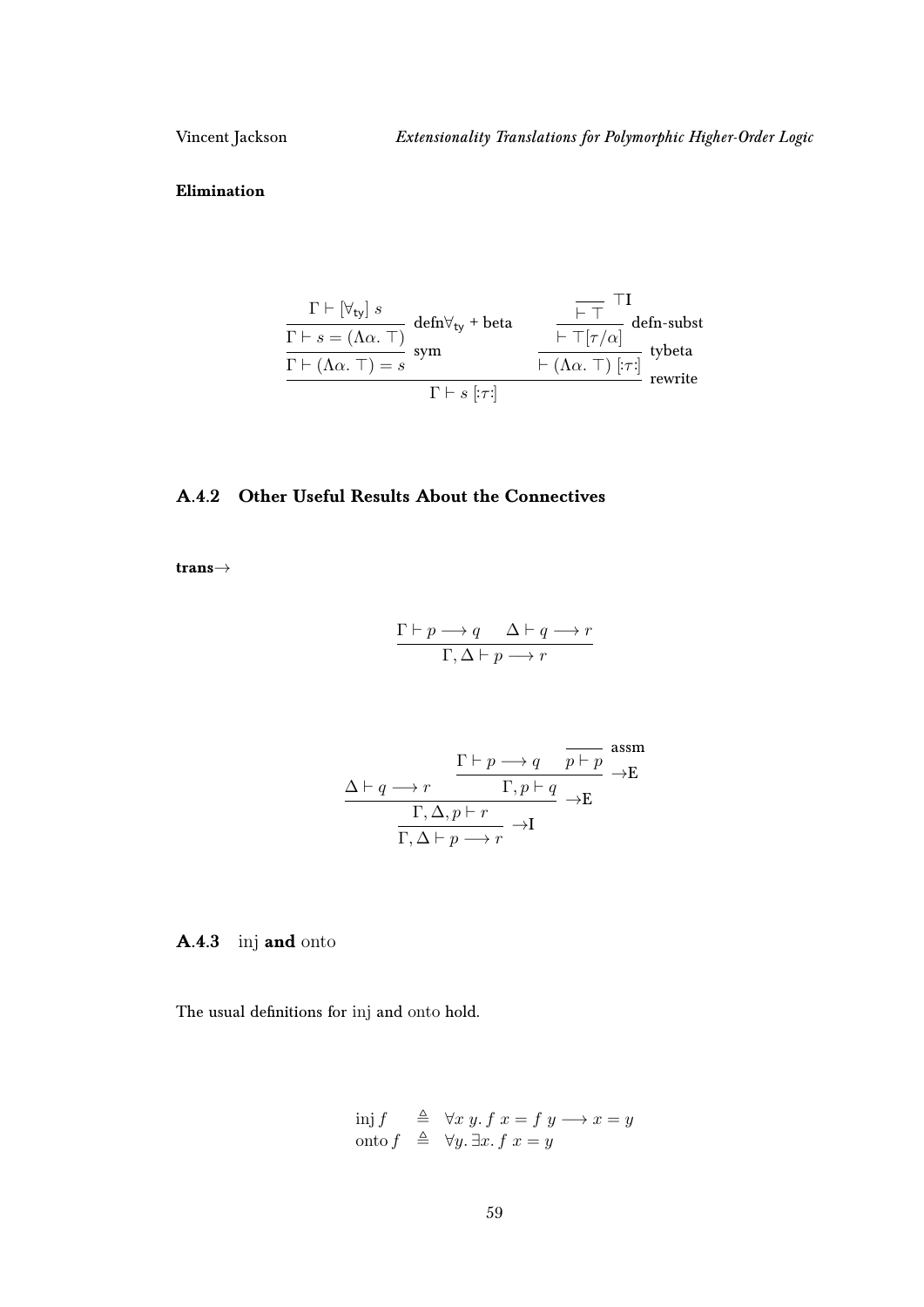**Elimination**

$$\dfrac{\dfrac{\dfrac{\Gamma \vdash [\forall_{\mathsf{ty}}]\ s}{\Gamma \vdash s = (\Lambda\alpha.\ \top)}\ \text{defn}\forall_{\mathsf{ty}} + \text{beta}}{\Gamma \vdash (\Lambda\alpha.\ \top) = s}\ \text{sym} \qquad \dfrac{\dfrac{\dfrac{}{\vdash \top}\ \top\text{I}}{\vdash \top[\tau/\alpha]}\ \text{defn-subst}}{\vdash (\Lambda\alpha.\ \top)\ [:\tau:]}\ \text{tybeta}}{\Gamma \vdash s\ [:\tau:]}\ \text{rewrite}$$

### A.4.2 Other Useful Results About the Connectives

**trans$\rightarrow$**

$$\dfrac{\Gamma \vdash p \longrightarrow q \qquad \Delta \vdash q \longrightarrow r}{\Gamma, \Delta \vdash p \longrightarrow r}$$

$$\dfrac{\dfrac{\Delta \vdash q \longrightarrow r \qquad \dfrac{\Gamma \vdash p \longrightarrow q \qquad \dfrac{}{p \vdash p}\ \text{assm}}{\Gamma, p \vdash q}\ \rightarrow\text{E}}{\Gamma, \Delta, p \vdash r}\ \rightarrow\text{E}}{\Gamma, \Delta \vdash p \longrightarrow r}\ \rightarrow\text{I}$$

### A.4.3 inj and onto

The usual definitions for inj and onto hold.

$$\begin{array}{lcl} \text{inj}\, f & \triangleq & \forall x\ y.\ f\ x = f\ y \longrightarrow x = y \\ \text{onto}\, f & \triangleq & \forall y.\ \exists x.\ f\ x = y \end{array}$$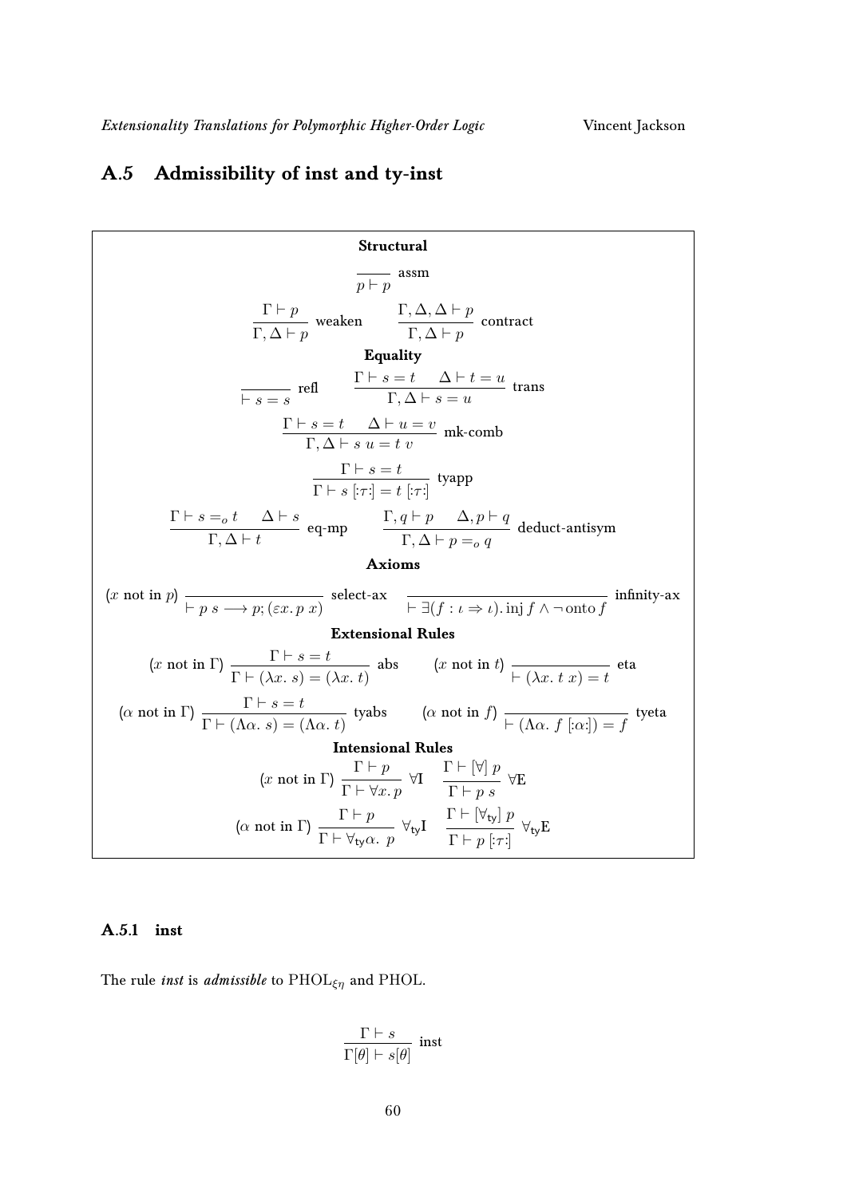## A.5 Admissibility of inst and ty-inst

**Structural**

$$\frac{}{p \vdash p} \text{ assm}$$

$$\frac{\Gamma \vdash p}{\Gamma, \Delta \vdash p} \text{ weaken} \qquad \frac{\Gamma, \Delta, \Delta \vdash p}{\Gamma, \Delta \vdash p} \text{ contract}$$

**Equality**

$$\frac{}{\vdash s = s} \text{ refl} \qquad \frac{\Gamma \vdash s = t \quad \Delta \vdash t = u}{\Gamma, \Delta \vdash s = u} \text{ trans}$$

$$\frac{\Gamma \vdash s = t \quad \Delta \vdash u = v}{\Gamma, \Delta \vdash s\ u = t\ v} \text{ mk-comb}$$

$$\frac{\Gamma \vdash s = t}{\Gamma \vdash s\ [:\tau:] = t\ [:\tau:]} \text{ tyapp}$$

$$\frac{\Gamma \vdash s =_o t \quad \Delta \vdash s}{\Gamma, \Delta \vdash t} \text{ eq-mp} \qquad \frac{\Gamma, q \vdash p \quad \Delta, p \vdash q}{\Gamma, \Delta \vdash p =_o q} \text{ deduct-antisym}$$

**Axioms**

$$(x \text{ not in } p)\ \frac{}{\vdash p\ s \longrightarrow p; (\varepsilon x.\ p\ x)} \text{ select-ax} \qquad \frac{}{\vdash \exists (f : \iota \Rightarrow \iota).\ \text{inj}\ f \land \neg\, \text{onto}\ f} \text{ infinity-ax}$$

**Extensional Rules**

$$(x \text{ not in } \Gamma)\ \frac{\Gamma \vdash s = t}{\Gamma \vdash (\lambda x.\ s) = (\lambda x.\ t)} \text{ abs} \qquad (x \text{ not in } t)\ \frac{}{\vdash (\lambda x.\ t\ x) = t} \text{ eta}$$

$$(\alpha \text{ not in } \Gamma)\ \frac{\Gamma \vdash s = t}{\Gamma \vdash (\Lambda \alpha.\ s) = (\Lambda \alpha.\ t)} \text{ tyabs} \qquad (\alpha \text{ not in } f)\ \frac{}{\vdash (\Lambda \alpha.\ f\ [:\alpha:]) = f} \text{ tyeta}$$

**Intensional Rules**

$$(x \text{ not in } \Gamma)\ \frac{\Gamma \vdash p}{\Gamma \vdash \forall x.\ p}\ \forall\text{I} \qquad \frac{\Gamma \vdash [\forall]\ p}{\Gamma \vdash p\ s}\ \forall\text{E}$$

$$(\alpha \text{ not in } \Gamma)\ \frac{\Gamma \vdash p}{\Gamma \vdash \forall_{\mathsf{ty}} \alpha.\ p}\ \forall_{\mathsf{ty}}\text{I} \qquad \frac{\Gamma \vdash [\forall_{\mathsf{ty}}]\ p}{\Gamma \vdash p\ [:\tau:]}\ \forall_{\mathsf{ty}}\text{E}$$

### A.5.1 inst

The rule *inst* is *admissible* to $\text{PHOL}_{\xi\eta}$ and PHOL.

$$\frac{\Gamma \vdash s}{\Gamma[\theta] \vdash s[\theta]} \text{ inst}$$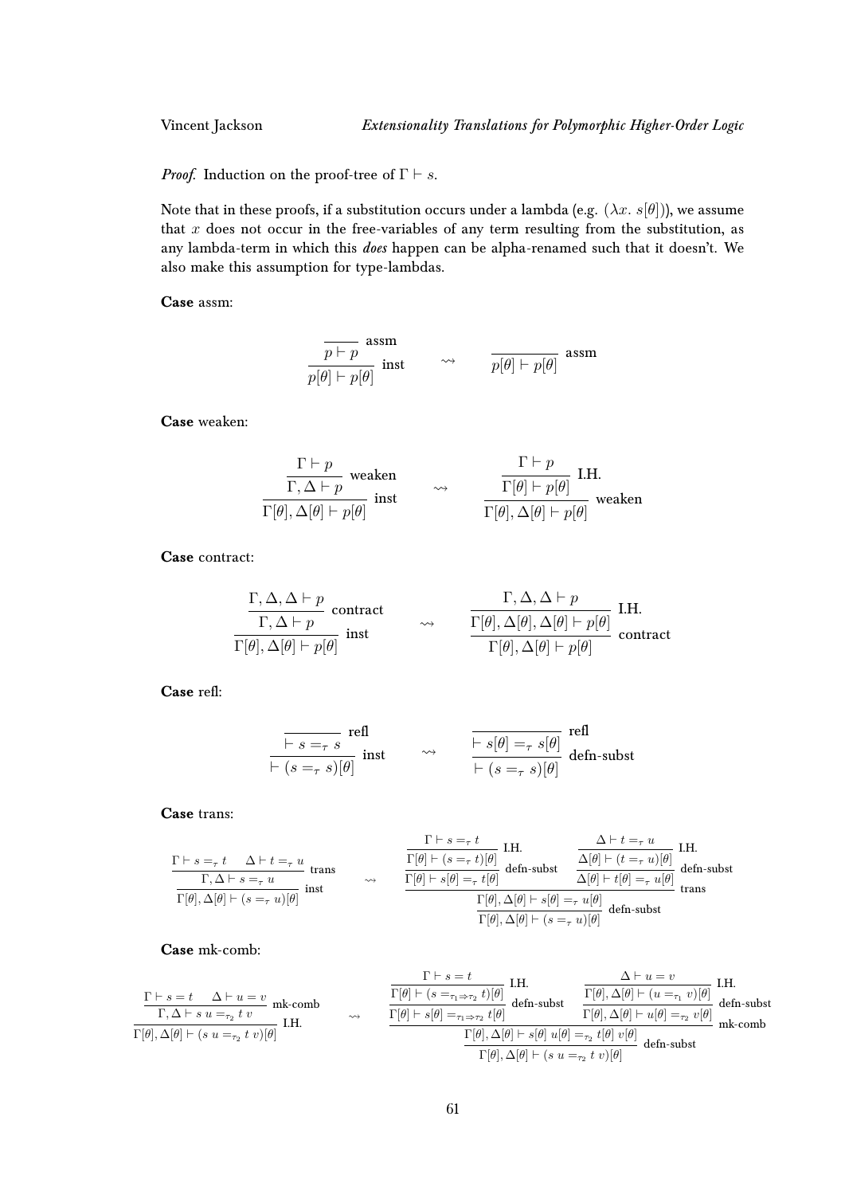*Proof.* Induction on the proof-tree of $\Gamma \vdash s$.

Note that in these proofs, if a substitution occurs under a lambda (e.g. $(\lambda x.\ s[\theta])$), we assume that $x$ does not occur in the free-variables of any term resulting from the substitution, as any lambda-term in which this *does* happen can be alpha-renamed such that it doesn't. We also make this assumption for type-lambdas.

**Case** assm:

$$\dfrac{\dfrac{}{p \vdash p}\ \text{assm}}{p[\theta] \vdash p[\theta]}\ \text{inst} \quad \rightsquigarrow \quad \dfrac{}{p[\theta] \vdash p[\theta]}\ \text{assm}$$

**Case** weaken:

$$\dfrac{\dfrac{\Gamma \vdash p}{\Gamma, \Delta \vdash p}\ \text{weaken}}{\Gamma[\theta], \Delta[\theta] \vdash p[\theta]}\ \text{inst} \quad \rightsquigarrow \quad \dfrac{\dfrac{\Gamma \vdash p}{\Gamma[\theta] \vdash p[\theta]}\ \text{I.H.}}{\Gamma[\theta], \Delta[\theta] \vdash p[\theta]}\ \text{weaken}$$

**Case** contract:

$$\dfrac{\dfrac{\Gamma, \Delta, \Delta \vdash p}{\Gamma, \Delta \vdash p}\ \text{contract}}{\Gamma[\theta], \Delta[\theta] \vdash p[\theta]}\ \text{inst} \quad \rightsquigarrow \quad \dfrac{\dfrac{\Gamma, \Delta, \Delta \vdash p}{\Gamma[\theta], \Delta[\theta], \Delta[\theta] \vdash p[\theta]}\ \text{I.H.}}{\Gamma[\theta], \Delta[\theta] \vdash p[\theta]}\ \text{contract}$$

**Case** refl:

$$\dfrac{\dfrac{}{\vdash s =_\tau s}\ \text{refl}}{\vdash (s =_\tau s)[\theta]}\ \text{inst} \quad \rightsquigarrow \quad \dfrac{\dfrac{}{\vdash s[\theta] =_\tau s[\theta]}\ \text{refl}}{\vdash (s =_\tau s)[\theta]}\ \text{defn-subst}$$

**Case** trans:

$$\dfrac{\dfrac{\Gamma \vdash s =_\tau t \quad \Delta \vdash t =_\tau u}{\Gamma, \Delta \vdash s =_\tau u}\ \text{trans}}{\Gamma[\theta], \Delta[\theta] \vdash (s =_\tau u)[\theta]}\ \text{inst} \quad \rightsquigarrow \quad \dfrac{\dfrac{\dfrac{\dfrac{\Gamma \vdash s =_\tau t}{\Gamma[\theta] \vdash (s =_\tau t)[\theta]}\ \text{I.H.}}{\Gamma[\theta] \vdash s[\theta] =_\tau t[\theta]}\ \text{defn-subst} \quad \dfrac{\dfrac{\Delta \vdash t =_\tau u}{\Delta[\theta] \vdash (t =_\tau u)[\theta]}\ \text{I.H.}}{\Delta[\theta] \vdash t[\theta] =_\tau u[\theta]}\ \text{defn-subst}}{\Gamma[\theta], \Delta[\theta] \vdash s[\theta] =_\tau u[\theta]}\ \text{trans}}{\Gamma[\theta], \Delta[\theta] \vdash (s =_\tau u)[\theta]}\ \text{defn-subst}$$

**Case** mk-comb:

$$\dfrac{\dfrac{\Gamma \vdash s = t \quad \Delta \vdash u = v}{\Gamma, \Delta \vdash s\ u =_{\tau_2} t\ v}\ \text{mk-comb}}{\Gamma[\theta], \Delta[\theta] \vdash (s\ u =_{\tau_2} t\ v)[\theta]}\ \text{I.H.} \quad \rightsquigarrow \quad \dfrac{\dfrac{\dfrac{\dfrac{\Gamma \vdash s = t}{\Gamma[\theta] \vdash (s =_{\tau_1 \Rightarrow \tau_2} t)[\theta]}\ \text{I.H.}}{\Gamma[\theta] \vdash s[\theta] =_{\tau_1 \Rightarrow \tau_2} t[\theta]}\ \text{defn-subst} \quad \dfrac{\dfrac{\Delta \vdash u = v}{\Gamma[\theta], \Delta[\theta] \vdash (u =_{\tau_1} v)[\theta]}\ \text{I.H.}}{\Gamma[\theta], \Delta[\theta] \vdash u[\theta] =_{\tau_2} v[\theta]}\ \text{defn-subst}}{\Gamma[\theta], \Delta[\theta] \vdash s[\theta]\ u[\theta] =_{\tau_2} t[\theta]\ v[\theta]}\ \text{mk-comb}}{\Gamma[\theta], \Delta[\theta] \vdash (s\ u =_{\tau_2} t\ v)[\theta]}\ \text{defn-subst}$$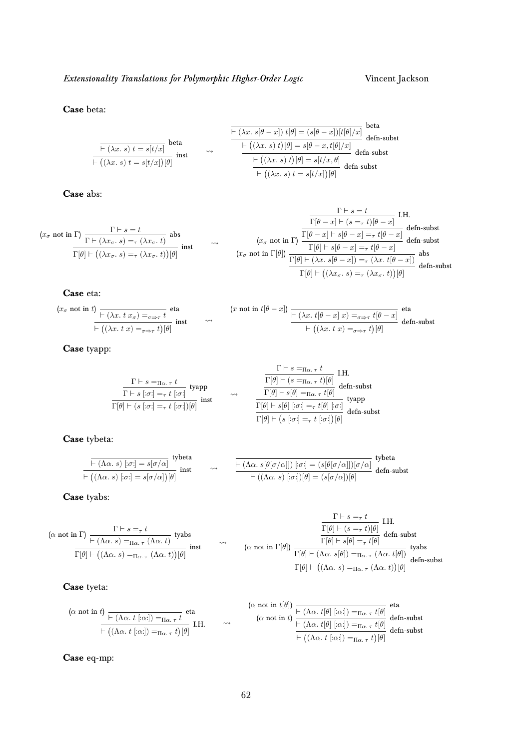**Case** beta:

$$\dfrac{\dfrac{}{\vdash (\lambda x.\ s)\ t = s[t/x]}\ \text{beta}}{\vdash \big((\lambda x.\ s)\ t = s[t/x]\big)[\theta]}\ \text{inst} \quad \rightsquigarrow \quad \dfrac{\dfrac{\dfrac{\dfrac{}{\vdash (\lambda x.\ s[\theta - x])\ t[\theta] = (s[\theta - x])[t[\theta]/x]}\ \text{beta}}{\vdash \big((\lambda x.\ s)\ t\big)[\theta] = s[\theta - x, t[\theta]/x]}\ \text{defn-subst}}{\vdash \big((\lambda x.\ s)\ t\big)[\theta] = s[t/x, \theta]}\ \text{defn-subst}}{\vdash \big((\lambda x.\ s)\ t = s[t/x]\big)[\theta]}\ \text{defn-subst}$$

**Case** abs:

$$(x_\sigma \text{ not in } \Gamma)\ \dfrac{\dfrac{\Gamma \vdash s = t}{\Gamma \vdash (\lambda x_\sigma.\ s) =_\tau (\lambda x_\sigma.\ t)}\ \text{abs}}{\Gamma[\theta] \vdash \big((\lambda x_\sigma.\ s) =_\tau (\lambda x_\sigma.\ t)\big)[\theta]}\ \text{inst} \quad \rightsquigarrow \quad \begin{array}{c}(x_\sigma \text{ not in } \Gamma)\\ (x_\sigma \text{ not in } \Gamma[\theta])\end{array}\ \dfrac{\dfrac{\dfrac{\dfrac{\dfrac{\Gamma \vdash s = t}{\Gamma[\theta - x] \vdash (s =_\tau t)[\theta - x]}\ \text{I.H.}}{\Gamma[\theta - x] \vdash s[\theta - x] =_\tau t[\theta - x]}\ \text{defn-subst}}{\Gamma[\theta] \vdash s[\theta - x] =_\tau t[\theta - x]}\ \text{defn-subst}}{\Gamma[\theta] \vdash (\lambda x.\ s[\theta - x]) =_\tau (\lambda x.\ t[\theta - x])}\ \text{abs}}{\Gamma[\theta] \vdash \big((\lambda x_\sigma.\ s) =_\tau (\lambda x_\sigma.\ t)\big)[\theta]}\ \text{defn-subst}$$

**Case** eta:

$$(x_\sigma \text{ not in } t)\ \dfrac{\dfrac{}{\vdash (\lambda x.\ t\ x_\sigma) =_{\sigma\Rightarrow\tau} t}\ \text{eta}}{\vdash \big((\lambda x.\ t\ x) =_{\sigma\Rightarrow\tau} t\big)[\theta]}\ \text{inst} \quad \rightsquigarrow \quad (x \text{ not in } t[\theta - x])\ \dfrac{\dfrac{}{\vdash (\lambda x.\ t[\theta - x]\ x) =_{\sigma\Rightarrow\tau} t[\theta - x]}\ \text{eta}}{\vdash \big((\lambda x.\ t\ x) =_{\sigma\Rightarrow\tau} t\big)[\theta]}\ \text{defn-subst}$$

**Case** tyapp:

$$\dfrac{\dfrac{\Gamma \vdash s =_{\Pi\alpha.\ \tau} t}{\Gamma \vdash s\ [:\sigma:] =_\tau t\ [:\sigma:]}\ \text{tyapp}}{\Gamma[\theta] \vdash (s\ [:\sigma:] =_\tau t\ [:\sigma:])[\theta]}\ \text{inst} \quad \rightsquigarrow \quad \dfrac{\dfrac{\dfrac{\dfrac{\Gamma \vdash s =_{\Pi\alpha.\ \tau} t}{\Gamma[\theta] \vdash (s =_{\Pi\alpha.\ \tau} t)[\theta]}\ \text{I.H.}}{\Gamma[\theta] \vdash s[\theta] =_{\Pi\alpha.\ \tau} t[\theta]}\ \text{defn-subst}}{\Gamma[\theta] \vdash s[\theta]\ [:\sigma:] =_\tau t[\theta]\ [:\sigma:]}\ \text{tyapp}}{\Gamma[\theta] \vdash \big(s\ [:\sigma:] =_\tau t\ [:\sigma:]\big)[\theta]}\ \text{defn-subst}$$

**Case** tybeta:

$$\dfrac{\dfrac{}{\vdash (\Lambda\alpha.\ s)\ [:\sigma:] = s[\sigma/\alpha]}\ \text{tybeta}}{\vdash \big((\Lambda\alpha.\ s)\ [:\sigma:] = s[\sigma/\alpha]\big)[\theta]}\ \text{inst} \quad \rightsquigarrow \quad \dfrac{\dfrac{}{\vdash (\Lambda\alpha.\ s[\theta[\sigma/\alpha]])\ [:\sigma:] = (s[\theta[\sigma/\alpha]])[\sigma/\alpha]}\ \text{tybeta}}{\vdash ((\Lambda\alpha.\ s)\ [:\sigma:])[\theta] = (s[\sigma/\alpha])[\theta]}\ \text{defn-subst}$$

**Case** tyabs:

$$(\alpha \text{ not in } \Gamma)\ \dfrac{\dfrac{\Gamma \vdash s =_\tau t}{\vdash (\Lambda\alpha.\ s) =_{\Pi\alpha.\ \tau} (\Lambda\alpha.\ t)}\ \text{tyabs}}{\Gamma[\theta] \vdash \big((\Lambda\alpha.\ s) =_{\Pi\alpha.\ \tau} (\Lambda\alpha.\ t)\big)[\theta]}\ \text{inst} \quad \rightsquigarrow \quad (\alpha \text{ not in } \Gamma[\theta])\ \dfrac{\dfrac{\dfrac{\dfrac{\Gamma \vdash s =_\tau t}{\Gamma[\theta] \vdash (s =_\tau t)[\theta]}\ \text{I.H.}}{\Gamma[\theta] \vdash s[\theta] =_\tau t[\theta]}\ \text{defn-subst}}{\Gamma[\theta] \vdash (\Lambda\alpha.\ s[\theta]) =_{\Pi\alpha.\ \tau} (\Lambda\alpha.\ t[\theta])}\ \text{tyabs}}{\Gamma[\theta] \vdash \big((\Lambda\alpha.\ s) =_{\Pi\alpha.\ \tau} (\Lambda\alpha.\ t)\big)[\theta]}\ \text{defn-subst}$$

**Case** tyeta:

$$(\alpha \text{ not in } t)\ \dfrac{\dfrac{}{\vdash (\Lambda\alpha.\ t\ [:\alpha:]) =_{\Pi\alpha.\ \tau} t}\ \text{eta}}{\vdash \big((\Lambda\alpha.\ t\ [:\alpha:]) =_{\Pi\alpha.\ \tau} t\big)[\theta]}\ \text{I.H.} \quad \rightsquigarrow \quad \begin{array}{c}(\alpha \text{ not in } t[\theta])\\ (\alpha \text{ not in } t)\end{array}\ \dfrac{\dfrac{\dfrac{}{\vdash (\Lambda\alpha.\ t[\theta]\ [:\alpha:]) =_{\Pi\alpha.\ \tau} t[\theta]}\ \text{eta}}{\vdash (\Lambda\alpha.\ t[\theta]\ [:\alpha:]) =_{\Pi\alpha.\ \tau} t[\theta]}\ \text{defn-subst}}{\vdash \big((\Lambda\alpha.\ t\ [:\alpha:]) =_{\Pi\alpha.\ \tau} t\big)[\theta]}\ \text{defn-subst}$$

**Case** eq-mp: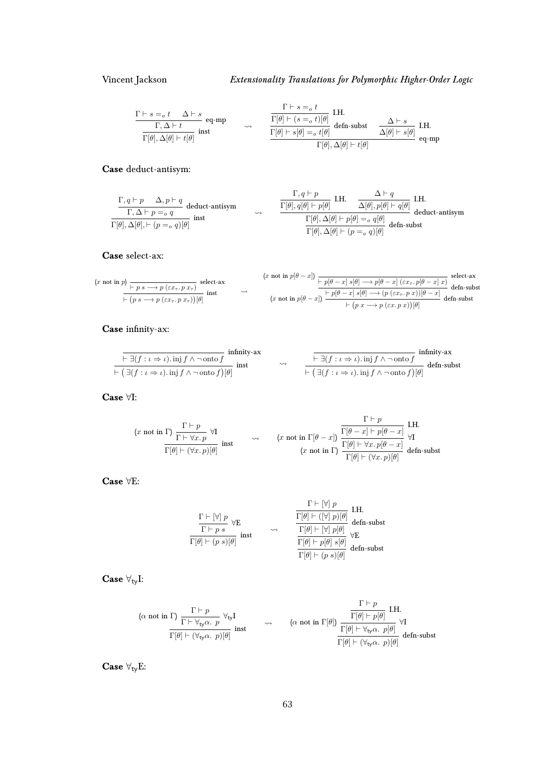$$
\dfrac{\dfrac{\Gamma \vdash s =_o t \qquad \Delta \vdash s}{\Gamma, \Delta \vdash t}\ \text{eq-mp}}{\Gamma[\theta], \Delta[\theta] \vdash t[\theta]}\ \text{inst}
\quad \rightsquigarrow \quad
\dfrac{\dfrac{\dfrac{\Gamma \vdash s =_o t}{\Gamma[\theta] \vdash (s =_o t)[\theta]}\ \text{I.H.}}{\Gamma[\theta] \vdash s[\theta] =_o t[\theta]}\ \text{defn-subst} \qquad \dfrac{\Delta \vdash s}{\Delta[\theta] \vdash s[\theta]}\ \text{I.H.}}{\Gamma[\theta], \Delta[\theta] \vdash t[\theta]}\ \text{eq-mp}
$$

**Case** deduct-antisym:

$$
\dfrac{\dfrac{\Gamma, q \vdash p \qquad \Delta, p \vdash q}{\Gamma, \Delta \vdash p =_o q}\ \text{deduct-antisym}}{\Gamma[\theta], \Delta[\theta], \vdash (p =_o q)[\theta]}\ \text{inst}
\quad \rightsquigarrow \quad
\dfrac{\dfrac{\dfrac{\Gamma, q \vdash p}{\Gamma[\theta], q[\theta] \vdash p[\theta]}\ \text{I.H.} \qquad \dfrac{\Delta \vdash q}{\Delta[\theta], p[\theta] \vdash q[\theta]}\ \text{I.H.}}{\Gamma[\theta], \Delta[\theta] \vdash p[\theta] =_o q[\theta]}\ \text{deduct-antisym}}{\Gamma[\theta], \Delta[\theta] \vdash (p =_o q)[\theta]}\ \text{defn-subst}
$$

**Case** select-ax:

$$
(x \text{ not in } p)\ \dfrac{\dfrac{}{\vdash p\ s \longrightarrow p\ (\varepsilon x_\tau.\ p\ x_\tau)}\ \text{select-ax}}{\vdash (p\ s \longrightarrow p\ (\varepsilon x_\tau.\ p\ x_\tau))[\theta]}\ \text{inst}
\quad \rightsquigarrow \quad
(x \text{ not in } p[\theta - x])\ \dfrac{(x \text{ not in } p[\theta - x])\ \dfrac{\dfrac{}{\vdash p[\theta - x]\ s[\theta] \longrightarrow p[\theta - x]\ (\varepsilon x_\tau.\ p[\theta - x]\ x)}\ \text{select-ax}}{\vdash p[\theta - x]\ s[\theta] \longrightarrow (p\ (\varepsilon x_\tau.\ p\ x))[\theta - x]}\ \text{defn-subst}}{\vdash (p\ x \longrightarrow p\ (\varepsilon x.\ p\ x))[\theta]}\ \text{defn-subst}
$$

**Case** infinity-ax:

$$
\dfrac{\dfrac{}{\vdash \exists (f : \iota \Rightarrow \iota).\ \text{inj}\ f \wedge \neg\, \text{onto}\ f}\ \text{infinity-ax}}{\vdash \big(\exists (f : \iota \Rightarrow \iota).\ \text{inj}\ f \wedge \neg\, \text{onto}\ f\big)[\theta]}\ \text{inst}
\quad \rightsquigarrow \quad
\dfrac{\dfrac{}{\vdash \exists (f : \iota \Rightarrow \iota).\ \text{inj}\ f \wedge \neg\, \text{onto}\ f}\ \text{infinity-ax}}{\vdash \big(\exists (f : \iota \Rightarrow \iota).\ \text{inj}\ f \wedge \neg\, \text{onto}\ f\big)[\theta]}\ \text{defn-subst}
$$

**Case** $\forall$I:

$$
(x \text{ not in } \Gamma)\ \dfrac{\dfrac{\Gamma \vdash p}{\Gamma \vdash \forall x.\ p}\ \forall\text{I}}{\Gamma[\theta] \vdash (\forall x.\ p)[\theta]}\ \text{inst}
\quad \rightsquigarrow \quad
(x \text{ not in } \Gamma)\ \dfrac{(x \text{ not in } \Gamma[\theta - x])\ \dfrac{\dfrac{\Gamma \vdash p}{\Gamma[\theta - x] \vdash p[\theta - x]}\ \text{I.H.}}{\Gamma[\theta] \vdash \forall x.\ p[\theta - x]}\ \forall\text{I}}{\Gamma[\theta] \vdash (\forall x.\ p)[\theta]}\ \text{defn-subst}
$$

**Case** $\forall$E:

$$
\dfrac{\dfrac{\Gamma \vdash [\forall]\ p}{\Gamma \vdash p\ s}\ \forall\text{E}}{\Gamma[\theta] \vdash (p\ s)[\theta]}\ \text{inst}
\quad \rightsquigarrow \quad
\dfrac{\dfrac{\dfrac{\dfrac{\Gamma \vdash [\forall]\ p}{\Gamma[\theta] \vdash ([\forall]\ p)[\theta]}\ \text{I.H.}}{\Gamma[\theta] \vdash [\forall]\ p[\theta]}\ \text{defn-subst}}{\Gamma[\theta] \vdash p[\theta]\ s[\theta]}\ \forall\text{E}}{\Gamma[\theta] \vdash (p\ s)[\theta]}\ \text{defn-subst}
$$

**Case** $\forall_{\mathsf{ty}}$I:

$$
(\alpha \text{ not in } \Gamma)\ \dfrac{\dfrac{\Gamma \vdash p}{\Gamma \vdash \forall_{\mathsf{ty}}\alpha.\ p}\ \forall_{\mathsf{ty}}\text{I}}{\Gamma[\theta] \vdash (\forall_{\mathsf{ty}}\alpha.\ p)[\theta]}\ \text{inst}
\quad \rightsquigarrow \quad
(\alpha \text{ not in } \Gamma[\theta])\ \dfrac{\dfrac{\dfrac{\Gamma \vdash p}{\Gamma[\theta] \vdash p[\theta]}\ \text{I.H.}}{\Gamma[\theta] \vdash \forall_{\mathsf{ty}}\alpha.\ p[\theta]}\ \forall\text{I}}{\Gamma[\theta] \vdash (\forall_{\mathsf{ty}}\alpha.\ p)[\theta]}\ \text{defn-subst}
$$

**Case** $\forall_{\mathsf{ty}}$E: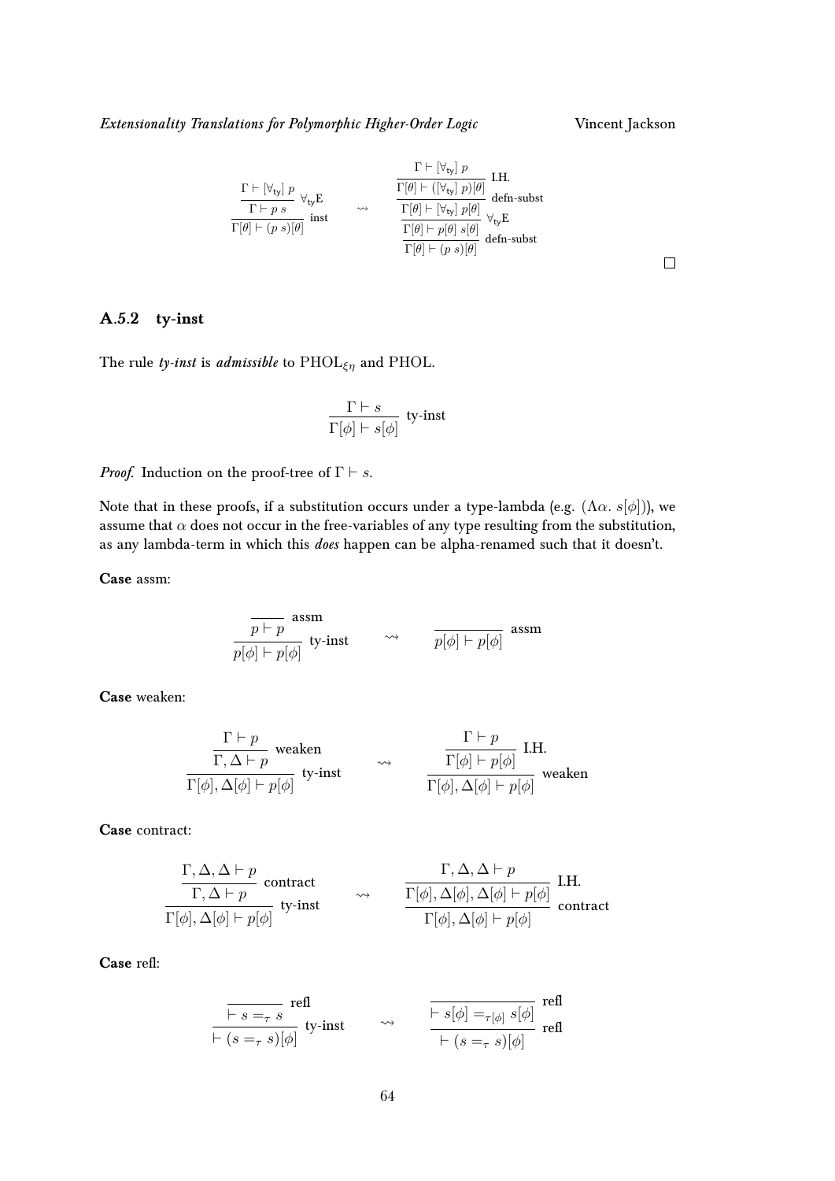$$
\dfrac{\dfrac{\Gamma \vdash [\forall_{\mathsf{ty}}]\ p}{\Gamma \vdash p\ s}\ \forall_{\mathsf{ty}}\mathrm{E}}{\Gamma[\theta] \vdash (p\ s)[\theta]}\ \text{inst}
\quad \rightsquigarrow \quad
\dfrac{\dfrac{\dfrac{\dfrac{\Gamma \vdash [\forall_{\mathsf{ty}}]\ p}{\Gamma[\theta] \vdash ([\forall_{\mathsf{ty}}]\ p)[\theta]}\ \text{I.H.}}{\Gamma[\theta] \vdash [\forall_{\mathsf{ty}}]\ p[\theta]}\ \text{defn-subst}}{\Gamma[\theta] \vdash p[\theta]\ s[\theta]}\ \forall_{\mathsf{ty}}\mathrm{E}}{\Gamma[\theta] \vdash (p\ s)[\theta]}\ \text{defn-subst}
$$

□

### A.5.2 ty-inst

The rule *ty-inst* is *admissible* to $\mathrm{PHOL}_{\xi\eta}$ and PHOL.

$$
\dfrac{\Gamma \vdash s}{\Gamma[\phi] \vdash s[\phi]}\ \text{ty-inst}
$$

*Proof.* Induction on the proof-tree of $\Gamma \vdash s$.

Note that in these proofs, if a substitution occurs under a type-lambda (e.g. $(\Lambda\alpha.\ s[\phi])$), we assume that $\alpha$ does not occur in the free-variables of any type resulting from the substitution, as any lambda-term in which this *does* happen can be alpha-renamed such that it doesn't.

**Case** assm:

$$
\dfrac{\dfrac{}{p \vdash p}\ \text{assm}}{p[\phi] \vdash p[\phi]}\ \text{ty-inst}
\quad \rightsquigarrow \quad
\dfrac{}{p[\phi] \vdash p[\phi]}\ \text{assm}
$$

**Case** weaken:

$$
\dfrac{\dfrac{\Gamma \vdash p}{\Gamma, \Delta \vdash p}\ \text{weaken}}{\Gamma[\phi], \Delta[\phi] \vdash p[\phi]}\ \text{ty-inst}
\quad \rightsquigarrow \quad
\dfrac{\dfrac{\Gamma \vdash p}{\Gamma[\phi] \vdash p[\phi]}\ \text{I.H.}}{\Gamma[\phi], \Delta[\phi] \vdash p[\phi]}\ \text{weaken}
$$

**Case** contract:

$$
\dfrac{\dfrac{\Gamma, \Delta, \Delta \vdash p}{\Gamma, \Delta \vdash p}\ \text{contract}}{\Gamma[\phi], \Delta[\phi] \vdash p[\phi]}\ \text{ty-inst}
\quad \rightsquigarrow \quad
\dfrac{\dfrac{\Gamma, \Delta, \Delta \vdash p}{\Gamma[\phi], \Delta[\phi], \Delta[\phi] \vdash p[\phi]}\ \text{I.H.}}{\Gamma[\phi], \Delta[\phi] \vdash p[\phi]}\ \text{contract}
$$

**Case** refl:

$$
\dfrac{\dfrac{}{\vdash s =_\tau s}\ \text{refl}}{\vdash (s =_\tau s)[\phi]}\ \text{ty-inst}
\quad \rightsquigarrow \quad
\dfrac{\dfrac{}{\vdash s[\phi] =_{\tau[\phi]} s[\phi]}\ \text{refl}}{\vdash (s =_\tau s)[\phi]}\ \text{refl}
$$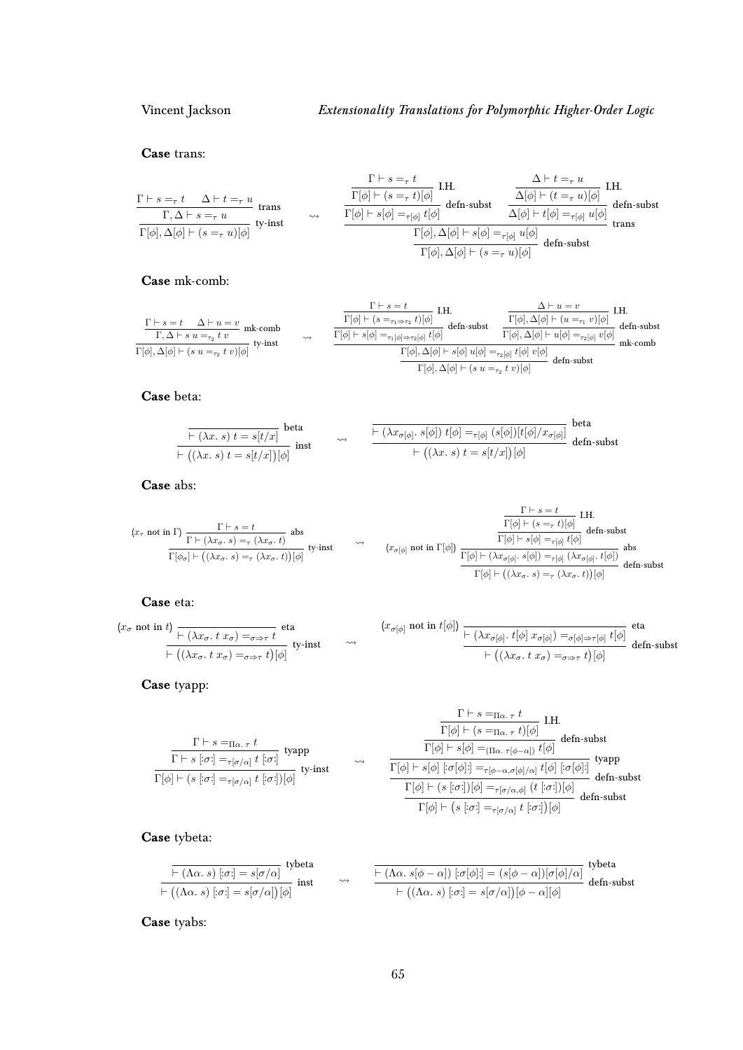**Case** trans:

$$\dfrac{\dfrac{\Gamma \vdash s =_\tau t \quad \Delta \vdash t =_\tau u}{\Gamma, \Delta \vdash s =_\tau u}\ \text{trans}}{\Gamma[\phi], \Delta[\phi] \vdash (s =_\tau u)[\phi]}\ \text{ty-inst} \quad \rightsquigarrow \quad \dfrac{\dfrac{\dfrac{\dfrac{\Gamma \vdash s =_\tau t}{\Gamma[\phi] \vdash (s =_\tau t)[\phi]}\ \text{I.H.}}{\Gamma[\phi] \vdash s[\phi] =_{\tau[\phi]} t[\phi]}\ \text{defn-subst} \quad \dfrac{\dfrac{\Delta \vdash t =_\tau u}{\Delta[\phi] \vdash (t =_\tau u)[\phi]}\ \text{I.H.}}{\Delta[\phi] \vdash t[\phi] =_{\tau[\phi]} u[\phi]}\ \text{defn-subst}}{\Gamma[\phi], \Delta[\phi] \vdash s[\phi] =_{\tau[\phi]} u[\phi]}\ \text{trans}}{\Gamma[\phi], \Delta[\phi] \vdash (s =_\tau u)[\phi]}\ \text{defn-subst}$$

**Case** mk-comb:

$$\dfrac{\dfrac{\Gamma \vdash s = t \quad \Delta \vdash u = v}{\Gamma, \Delta \vdash s\ u =_{\tau_2} t\ v}\ \text{mk-comb}}{\Gamma[\phi], \Delta[\phi] \vdash (s\ u =_{\tau_2} t\ v)[\phi]}\ \text{ty-inst} \quad \rightsquigarrow \quad \dfrac{\dfrac{\dfrac{\dfrac{\Gamma \vdash s = t}{\Gamma[\phi] \vdash (s =_{\tau_1 \Rightarrow \tau_2} t)[\phi]}\ \text{I.H.}}{\Gamma[\phi] \vdash s[\phi] =_{\tau_1[\phi] \Rightarrow \tau_2[\phi]} t[\phi]}\ \text{defn-subst} \quad \dfrac{\dfrac{\Delta \vdash u = v}{\Gamma[\phi], \Delta[\phi] \vdash (u =_{\tau_1} v)[\phi]}\ \text{I.H.}}{\Gamma[\phi], \Delta[\phi] \vdash u[\phi] =_{\tau_2[\phi]} v[\phi]}\ \text{defn-subst}}{\Gamma[\phi], \Delta[\phi] \vdash s[\phi]\ u[\phi] =_{\tau_2[\phi]} t[\phi]\ v[\phi]}\ \text{mk-comb}}{\Gamma[\phi], \Delta[\phi] \vdash (s\ u =_{\tau_2} t\ v)[\phi]}\ \text{defn-subst}$$

**Case** beta:

$$\dfrac{\overline{\vdash (\lambda x.\ s)\ t = s[t/x]}\ \text{beta}}{\vdash \big((\lambda x.\ s)\ t = s[t/x]\big)[\phi]}\ \text{inst} \quad \rightsquigarrow \quad \dfrac{\overline{\vdash (\lambda x_{\sigma[\phi]}.\ s[\phi])\ t[\phi] =_{\tau[\phi]} (s[\phi])[t[\phi]/x_{\sigma[\phi]}]}\ \text{beta}}{\vdash \big((\lambda x.\ s)\ t = s[t/x]\big)[\phi]}\ \text{defn-subst}$$

**Case** abs:

$$(x_\tau \text{ not in } \Gamma)\ \dfrac{\dfrac{\Gamma \vdash s = t}{\Gamma \vdash (\lambda x_\sigma.\ s) =_\tau (\lambda x_\sigma.\ t)}\ \text{abs}}{\Gamma[\phi_\sigma] \vdash \big((\lambda x_\sigma.\ s) =_\tau (\lambda x_\sigma.\ t)\big)[\phi]}\ \text{ty-inst} \quad \rightsquigarrow \quad (x_{\sigma[\phi]} \text{ not in } \Gamma[\phi])\ \dfrac{\dfrac{\dfrac{\dfrac{\Gamma \vdash s = t}{\Gamma[\phi] \vdash (s =_\tau t)[\phi]}\ \text{I.H.}}{\Gamma[\phi] \vdash s[\phi] =_{\tau[\phi]} t[\phi]}\ \text{defn-subst}}{\Gamma[\phi] \vdash (\lambda x_{\sigma[\phi]}.\ s[\phi]) =_{\tau[\phi]} (\lambda x_{\sigma[\phi]}.\ t[\phi])}\ \text{abs}}{\Gamma[\phi] \vdash \big((\lambda x_\sigma.\ s) =_\tau (\lambda x_\sigma.\ t)\big)[\phi]}\ \text{defn-subst}$$

**Case** eta:

$$(x_\sigma \text{ not in } t)\ \dfrac{\overline{\vdash (\lambda x_\sigma.\ t\ x_\sigma) =_{\sigma \Rightarrow \tau} t}\ \text{eta}}{\vdash \big((\lambda x_\sigma.\ t\ x_\sigma) =_{\sigma \Rightarrow \tau} t\big)[\phi]}\ \text{ty-inst} \quad \rightsquigarrow \quad (x_{\sigma[\phi]} \text{ not in } t[\phi])\ \dfrac{\overline{\vdash (\lambda x_{\sigma[\phi]}.\ t[\phi]\ x_{\sigma[\phi]}) =_{\sigma[\phi] \Rightarrow \tau[\phi]} t[\phi]}\ \text{eta}}{\vdash \big((\lambda x_\sigma.\ t\ x_\sigma) =_{\sigma \Rightarrow \tau} t\big)[\phi]}\ \text{defn-subst}$$

**Case** tyapp:

$$\dfrac{\dfrac{\Gamma \vdash s =_{\Pi\alpha.\ \tau} t}{\Gamma \vdash s\ [:\sigma:] =_{\tau[\sigma/\alpha]} t\ [:\sigma:]}\ \text{tyapp}}{\Gamma[\phi] \vdash (s\ [:\sigma:] =_{\tau[\sigma/\alpha]} t\ [:\sigma:])[\phi]}\ \text{ty-inst} \quad \rightsquigarrow \quad \dfrac{\dfrac{\dfrac{\dfrac{\dfrac{\Gamma \vdash s =_{\Pi\alpha.\ \tau} t}{\Gamma[\phi] \vdash (s =_{\Pi\alpha.\ \tau} t)[\phi]}\ \text{I.H.}}{\Gamma[\phi] \vdash s[\phi] =_{(\Pi\alpha.\ \tau[\phi - \alpha])} t[\phi]}\ \text{defn-subst}}{\Gamma[\phi] \vdash s[\phi]\ [:\sigma[\phi]:] =_{\tau[\phi - \alpha, \sigma[\phi]/\alpha]} t[\phi]\ [:\sigma[\phi]:]}\ \text{tyapp}}{\Gamma[\phi] \vdash (s\ [:\sigma:])[\phi] =_{\tau[\sigma/\alpha, \phi]} (t\ [:\sigma:])[\phi]}\ \text{defn-subst}}{\Gamma[\phi] \vdash \big(s\ [:\sigma:] =_{\tau[\sigma/\alpha]} t\ [:\sigma:]\big)[\phi]}\ \text{defn-subst}$$

**Case** tybeta:

$$\dfrac{\overline{\vdash (\Lambda\alpha.\ s)\ [:\sigma:] = s[\sigma/\alpha]}\ \text{tybeta}}{\vdash \big((\Lambda\alpha.\ s)\ [:\sigma:] = s[\sigma/\alpha]\big)[\phi]}\ \text{inst} \quad \rightsquigarrow \quad \dfrac{\overline{\vdash (\Lambda\alpha.\ s[\phi - \alpha])\ [:\sigma[\phi]:] = (s[\phi - \alpha])[\sigma[\phi]/\alpha]}\ \text{tybeta}}{\vdash \big((\Lambda\alpha.\ s)\ [:\sigma:] = s[\sigma/\alpha]\big)[\phi - \alpha][\phi]}\ \text{defn-subst}$$

**Case** tyabs: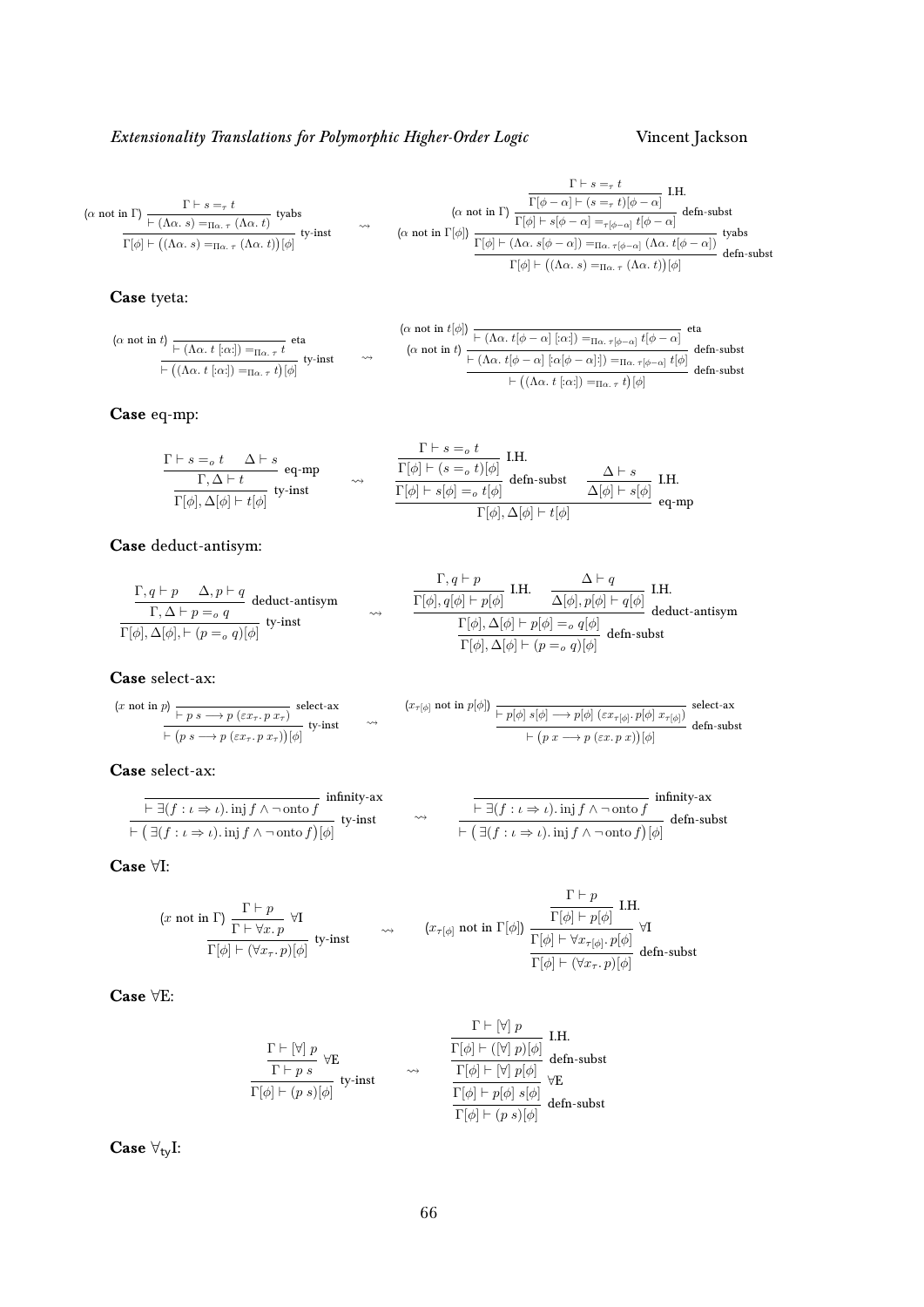$$(\alpha \text{ not in } \Gamma)\ \dfrac{\dfrac{\Gamma \vdash s =_\tau t}{\vdash (\Lambda\alpha.\ s) =_{\Pi\alpha.\ \tau} (\Lambda\alpha.\ t)}\ \text{tyabs}}{\Gamma[\phi] \vdash \big((\Lambda\alpha.\ s) =_{\Pi\alpha.\ \tau} (\Lambda\alpha.\ t)\big)[\phi]}\ \text{ty-inst} \quad \rightsquigarrow \quad (\alpha \text{ not in } \Gamma[\phi])\ \dfrac{(\alpha \text{ not in } \Gamma)\ \dfrac{\dfrac{\Gamma \vdash s =_\tau t}{\Gamma[\phi - \alpha] \vdash (s =_\tau t)[\phi - \alpha]}\ \text{I.H.}}{\Gamma[\phi] \vdash s[\phi - \alpha] =_{\tau[\phi-\alpha]} t[\phi - \alpha]}\ \text{defn-subst}}{\dfrac{\Gamma[\phi] \vdash (\Lambda\alpha.\ s[\phi - \alpha]) =_{\Pi\alpha.\ \tau[\phi-\alpha]} (\Lambda\alpha.\ t[\phi - \alpha])}{\Gamma[\phi] \vdash \big((\Lambda\alpha.\ s) =_{\Pi\alpha.\ \tau} (\Lambda\alpha.\ t)\big)[\phi]}\ \text{defn-subst}}\ \text{tyabs}$$

**Case** tyeta:

$$(\alpha \text{ not in } t)\ \dfrac{\dfrac{}{\vdash (\Lambda\alpha.\ t\ [:\alpha:]) =_{\Pi\alpha.\ \tau} t}\ \text{eta}}{\vdash \big((\Lambda\alpha.\ t\ [:\alpha:]) =_{\Pi\alpha.\ \tau} t\big)[\phi]}\ \text{ty-inst} \quad \rightsquigarrow \quad (\alpha \text{ not in } t)\ \dfrac{(\alpha \text{ not in } t[\phi]) \dfrac{}{\vdash (\Lambda\alpha.\ t[\phi - \alpha]\ [:\alpha:]) =_{\Pi\alpha.\ \tau[\phi-\alpha]} t[\phi - \alpha]}\ \text{eta}}{\dfrac{\vdash (\Lambda\alpha.\ t[\phi - \alpha]\ [:\alpha[\phi - \alpha]:]) =_{\Pi\alpha.\ \tau[\phi-\alpha]} t[\phi]}{\vdash \big((\Lambda\alpha.\ t\ [:\alpha:]) =_{\Pi\alpha.\ \tau} t\big)[\phi]}\ \text{defn-subst}}\ \text{defn-subst}$$

**Case** eq-mp:

$$\dfrac{\dfrac{\Gamma \vdash s =_o t \quad \Delta \vdash s}{\Gamma, \Delta \vdash t}\ \text{eq-mp}}{\Gamma[\phi], \Delta[\phi] \vdash t[\phi]}\ \text{ty-inst} \quad \rightsquigarrow \quad \dfrac{\dfrac{\dfrac{\Gamma \vdash s =_o t}{\Gamma[\phi] \vdash (s =_o t)[\phi]}\ \text{I.H.}}{\Gamma[\phi] \vdash s[\phi] =_o t[\phi]}\ \text{defn-subst} \quad \dfrac{\Delta \vdash s}{\Delta[\phi] \vdash s[\phi]}\ \text{I.H.}}{\Gamma[\phi], \Delta[\phi] \vdash t[\phi]}\ \text{eq-mp}$$

**Case** deduct-antisym:

$$\dfrac{\dfrac{\Gamma, q \vdash p \quad \Delta, p \vdash q}{\Gamma, \Delta \vdash p =_o q}\ \text{deduct-antisym}}{\Gamma[\phi], \Delta[\phi], \vdash (p =_o q)[\phi]}\ \text{ty-inst} \quad \rightsquigarrow \quad \dfrac{\dfrac{\dfrac{\Gamma, q \vdash p}{\Gamma[\phi], q[\phi] \vdash p[\phi]}\ \text{I.H.} \quad \dfrac{\Delta \vdash q}{\Delta[\phi], p[\phi] \vdash q[\phi]}\ \text{I.H.}}{\Gamma[\phi], \Delta[\phi] \vdash p[\phi] =_o q[\phi]}\ \text{deduct-antisym}}{\Gamma[\phi], \Delta[\phi] \vdash (p =_o q)[\phi]}\ \text{defn-subst}$$

**Case** select-ax:

$$(x \text{ not in } p)\ \dfrac{\dfrac{}{\vdash p\ s \longrightarrow p\ (\varepsilon x_\tau.\ p\ x_\tau)}\ \text{select-ax}}{\vdash \big(p\ s \longrightarrow p\ (\varepsilon x_\tau.\ p\ x_\tau)\big)[\phi]}\ \text{ty-inst} \quad \rightsquigarrow \quad (x_{\tau[\phi]} \text{ not in } p[\phi])\ \dfrac{\dfrac{}{\vdash p[\phi]\ s[\phi] \longrightarrow p[\phi]\ (\varepsilon x_{\tau[\phi]}.\ p[\phi]\ x_{\tau[\phi]})}\ \text{select-ax}}{\vdash \big(p\ x \longrightarrow p\ (\varepsilon x.\ p\ x)\big)[\phi]}\ \text{defn-subst}$$

**Case** select-ax:

$$\dfrac{\dfrac{}{\vdash \exists(f : \iota \Rightarrow \iota).\ \text{inj}\ f \wedge \neg\, \text{onto}\ f}\ \text{infinity-ax}}{\vdash \big(\exists(f : \iota \Rightarrow \iota).\ \text{inj}\ f \wedge \neg\, \text{onto}\ f\big)[\phi]}\ \text{ty-inst} \quad \rightsquigarrow \quad \dfrac{\dfrac{}{\vdash \exists(f : \iota \Rightarrow \iota).\ \text{inj}\ f \wedge \neg\, \text{onto}\ f}\ \text{infinity-ax}}{\vdash \big(\exists(f : \iota \Rightarrow \iota).\ \text{inj}\ f \wedge \neg\, \text{onto}\ f\big)[\phi]}\ \text{defn-subst}$$

**Case** $\forall$I:

$$(x \text{ not in } \Gamma)\ \dfrac{\dfrac{\Gamma \vdash p}{\Gamma \vdash \forall x.\ p}\ \forall\text{I}}{\Gamma[\phi] \vdash (\forall x_\tau.\ p)[\phi]}\ \text{ty-inst} \quad \rightsquigarrow \quad (x_{\tau[\phi]} \text{ not in } \Gamma[\phi])\ \dfrac{\dfrac{\dfrac{\Gamma \vdash p}{\Gamma[\phi] \vdash p[\phi]}\ \text{I.H.}}{\Gamma[\phi] \vdash \forall x_{\tau[\phi]}.\ p[\phi]}\ \forall\text{I}}{\Gamma[\phi] \vdash (\forall x_\tau.\ p)[\phi]}\ \text{defn-subst}$$

**Case** $\forall$E:

$$\dfrac{\dfrac{\Gamma \vdash [\forall]\ p}{\Gamma \vdash p\ s}\ \forall\text{E}}{\Gamma[\phi] \vdash (p\ s)[\phi]}\ \text{ty-inst} \quad \rightsquigarrow \quad \dfrac{\dfrac{\dfrac{\dfrac{\Gamma \vdash [\forall]\ p}{\Gamma[\phi] \vdash ([\forall]\ p)[\phi]}\ \text{I.H.}}{\Gamma[\phi] \vdash [\forall]\ p[\phi]}\ \text{defn-subst}}{\Gamma[\phi] \vdash p[\phi]\ s[\phi]}\ \forall\text{E}}{\Gamma[\phi] \vdash (p\ s)[\phi]}\ \text{defn-subst}$$

**Case** $\forall_{\text{ty}}$I: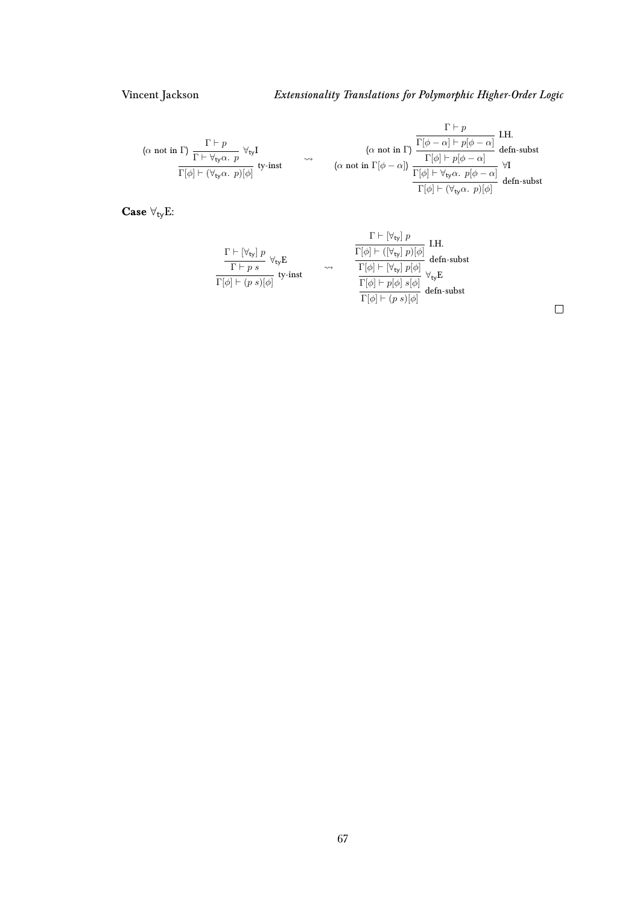$$
\dfrac{(\alpha \text{ not in } \Gamma)\ \dfrac{\Gamma \vdash p}{\Gamma \vdash \forall_{\mathsf{ty}}\alpha.\ p}\ \forall_{\mathsf{ty}}\mathrm{I}}{\Gamma[\phi] \vdash (\forall_{\mathsf{ty}}\alpha.\ p)[\phi]}\ \text{ty-inst}
\quad \rightsquigarrow \quad
\dfrac{(\alpha \text{ not in } \Gamma[\phi - \alpha])\ \dfrac{(\alpha \text{ not in } \Gamma)\ \dfrac{\dfrac{\Gamma \vdash p}{\Gamma[\phi - \alpha] \vdash p[\phi - \alpha]}\ \text{I.H.}}{\Gamma[\phi] \vdash p[\phi - \alpha]}\ \text{defn-subst}}{\Gamma[\phi] \vdash \forall_{\mathsf{ty}}\alpha.\ p[\phi - \alpha]}\ \forall\mathrm{I}}{\Gamma[\phi] \vdash (\forall_{\mathsf{ty}}\alpha.\ p)[\phi]}\ \text{defn-subst}
$$

**Case** $\forall_{\mathsf{ty}}\mathrm{E}$:

$$
\dfrac{\dfrac{\Gamma \vdash [\forall_{\mathsf{ty}}]\ p}{\Gamma \vdash p\ s}\ \forall_{\mathsf{ty}}\mathrm{E}}{\Gamma[\phi] \vdash (p\ s)[\phi]}\ \text{ty-inst}
\quad \rightsquigarrow \quad
\dfrac{\dfrac{\dfrac{\dfrac{\Gamma \vdash [\forall_{\mathsf{ty}}]\ p}{\Gamma[\phi] \vdash ([\forall_{\mathsf{ty}}]\ p)[\phi]}\ \text{I.H.}}{\Gamma[\phi] \vdash [\forall_{\mathsf{ty}}]\ p[\phi]}\ \text{defn-subst}}{\Gamma[\phi] \vdash p[\phi]\ s[\phi]}\ \forall_{\mathsf{ty}}\mathrm{E}}{\Gamma[\phi] \vdash (p\ s)[\phi]}\ \text{defn-subst}
$$

$\square$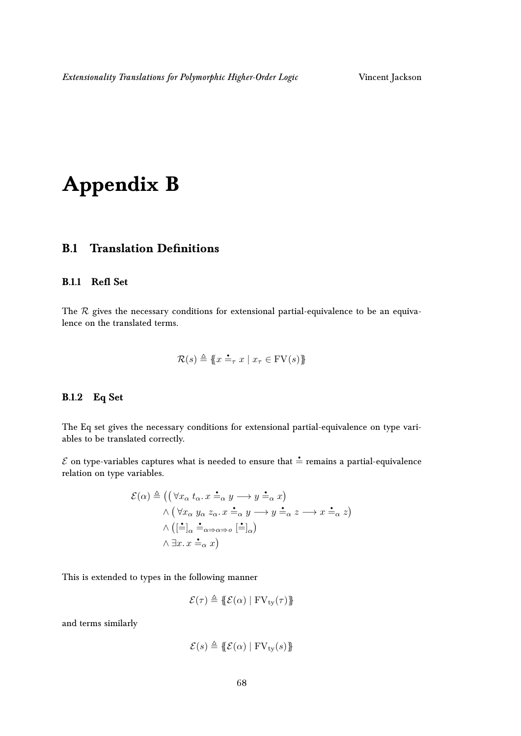# Appendix B

## B.1 Translation Definitions

### B.1.1 Refl Set

The $\mathcal{R}$ gives the necessary conditions for extensional partial-equivalence to be an equivalence on the translated terms.

$$\mathcal{R}(s) \triangleq \{\!\!\{ x \mathrel{\dot{=}}_\tau x \mid x_\tau \in \mathrm{FV}(s) \}\!\!\}$$

### B.1.2 Eq Set

The Eq set gives the necessary conditions for extensional partial-equivalence on type variables to be translated correctly.

$\mathcal{E}$ on type-variables captures what is needed to ensure that $\dot{=}$ remains a partial-equivalence relation on type variables.

$$\begin{aligned}
\mathcal{E}(\alpha) \triangleq \big( & \big( \forall x_\alpha \; t_\alpha .\, x \mathrel{\dot{=}}_\alpha y \longrightarrow y \mathrel{\dot{=}}_\alpha x \big) \\
& \wedge \big( \forall x_\alpha \; y_\alpha \; z_\alpha .\, x \mathrel{\dot{=}}_\alpha y \longrightarrow y \mathrel{\dot{=}}_\alpha z \longrightarrow x \mathrel{\dot{=}}_\alpha z \big) \\
& \wedge \big( [\dot{=}]_\alpha \mathrel{\dot{=}}_{\alpha \Rightarrow \alpha \Rightarrow o} [\dot{=}]_\alpha \big) \\
& \wedge \exists x .\, x \mathrel{\dot{=}}_\alpha x \big)
\end{aligned}$$

This is extended to types in the following manner

$$\mathcal{E}(\tau) \triangleq \{\!\!\{ \mathcal{E}(\alpha) \mid \mathrm{FV}_{\mathrm{ty}}(\tau) \}\!\!\}$$

and terms similarly

$$\mathcal{E}(s) \triangleq \{\!\!\{ \mathcal{E}(\alpha) \mid \mathrm{FV}_{\mathrm{ty}}(s) \}\!\!\}$$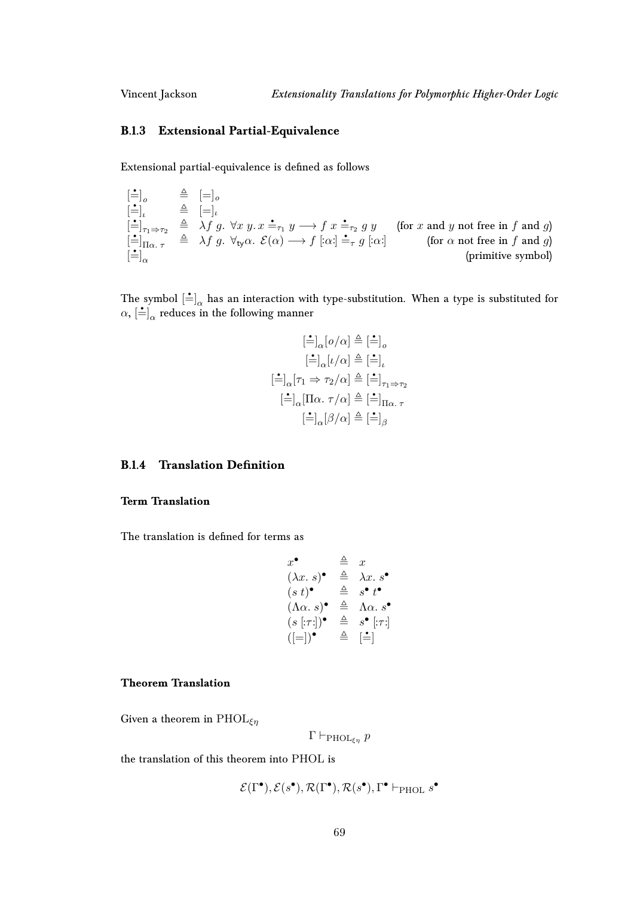### B.1.3 Extensional Partial-Equivalence

Extensional partial-equivalence is defined as follows

$$
\begin{array}{lcll}
[\dot{=}]_o & \triangleq & [=]_o & \\
[\dot{=}]_\iota & \triangleq & [=]_\iota & \\
[\dot{=}]_{\tau_1 \Rightarrow \tau_2} & \triangleq & \lambda f\ g.\ \forall x\ y.\ x \doteq_{\tau_1} y \longrightarrow f\ x \doteq_{\tau_2} g\ y & \text{(for } x \text{ and } y \text{ not free in } f \text{ and } g\text{)} \\
[\dot{=}]_{\Pi\alpha.\ \tau} & \triangleq & \lambda f\ g.\ \forall_{\mathsf{ty}}\alpha.\ \mathcal{E}(\alpha) \longrightarrow f\ [:\alpha:] \doteq_\tau g\ [:\alpha:] & \text{(for } \alpha \text{ not free in } f \text{ and } g\text{)} \\
[\dot{=}]_\alpha & & & \text{(primitive symbol)}
\end{array}
$$

The symbol $[\dot{=}]_\alpha$ has an interaction with type-substitution. When a type is substituted for $\alpha$, $[\dot{=}]_\alpha$ reduces in the following manner

$$
\begin{array}{c}
[\dot{=}]_\alpha[o/\alpha] \triangleq [\dot{=}]_o \\
[\dot{=}]_\alpha[\iota/\alpha] \triangleq [\dot{=}]_\iota \\
[\dot{=}]_\alpha[\tau_1 \Rightarrow \tau_2/\alpha] \triangleq [\dot{=}]_{\tau_1 \Rightarrow \tau_2} \\
[\dot{=}]_\alpha[\Pi\alpha.\ \tau/\alpha] \triangleq [\dot{=}]_{\Pi\alpha.\ \tau} \\
[\dot{=}]_\alpha[\beta/\alpha] \triangleq [\dot{=}]_\beta
\end{array}
$$

### B.1.4 Translation Definition

#### Term Translation

The translation is defined for terms as

$$
\begin{array}{lcl}
x^\bullet & \triangleq & x \\
(\lambda x.\ s)^\bullet & \triangleq & \lambda x.\ s^\bullet \\
(s\ t)^\bullet & \triangleq & s^\bullet\ t^\bullet \\
(\Lambda\alpha.\ s)^\bullet & \triangleq & \Lambda\alpha.\ s^\bullet \\
(s\ [:\tau:])^\bullet & \triangleq & s^\bullet\ [:\tau:] \\
([=])^\bullet & \triangleq & [\dot{=}]
\end{array}
$$

#### Theorem Translation

Given a theorem in $\mathrm{PHOL}_{\xi\eta}$

$$\Gamma \vdash_{\mathrm{PHOL}_{\xi\eta}} p$$

the translation of this theorem into PHOL is

$$\mathcal{E}(\Gamma^\bullet), \mathcal{E}(s^\bullet), \mathcal{R}(\Gamma^\bullet), \mathcal{R}(s^\bullet), \Gamma^\bullet \vdash_{\mathrm{PHOL}} s^\bullet$$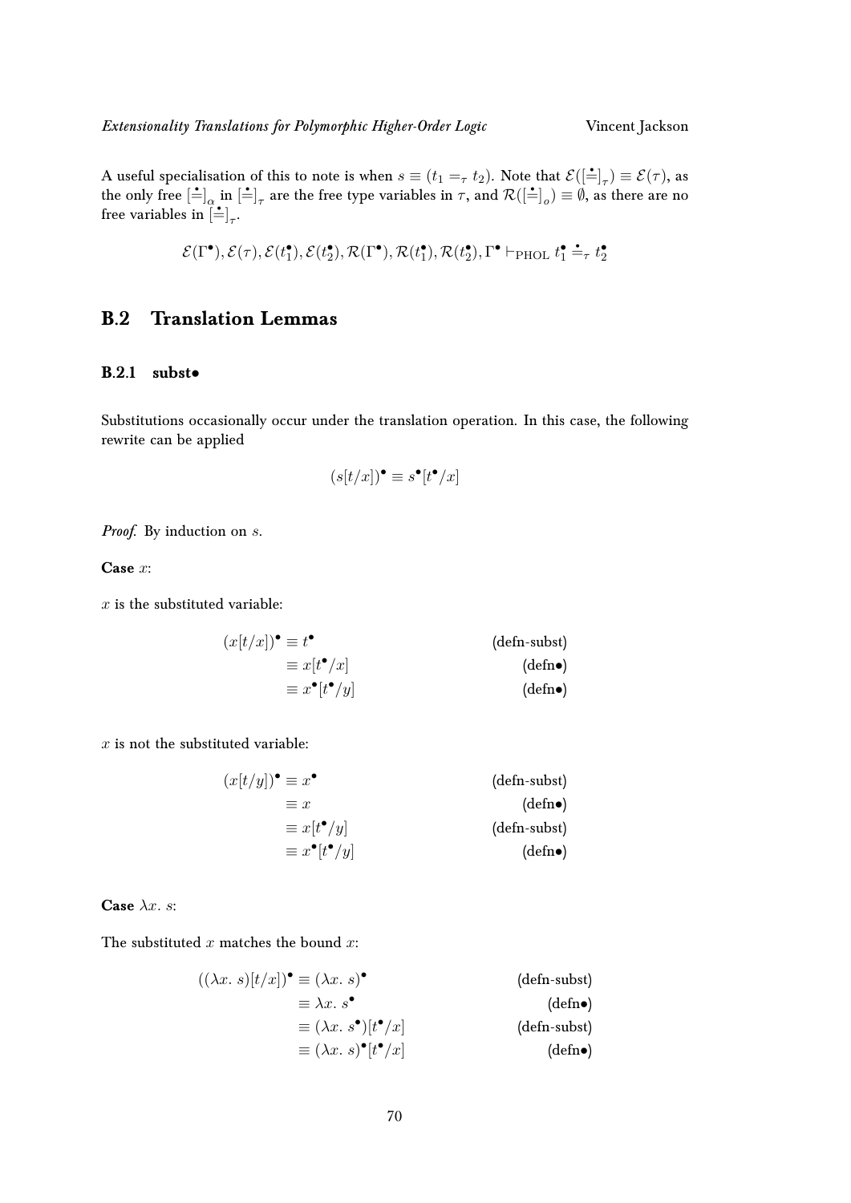A useful specialisation of this to note is when $s \equiv (t_1 =_\tau t_2)$. Note that $\mathcal{E}([\dot{=}]_\tau) \equiv \mathcal{E}(\tau)$, as the only free $[\dot{=}]_\alpha$ in $[\dot{=}]_\tau$ are the free type variables in $\tau$, and $\mathcal{R}([\dot{=}]_o) \equiv \emptyset$, as there are no free variables in $[\dot{=}]_\tau$.

$$\mathcal{E}(\Gamma^\bullet), \mathcal{E}(\tau), \mathcal{E}(t_1^\bullet), \mathcal{E}(t_2^\bullet), \mathcal{R}(\Gamma^\bullet), \mathcal{R}(t_1^\bullet), \mathcal{R}(t_2^\bullet), \Gamma^\bullet \vdash_{\text{PHOL}} t_1^\bullet \doteq_\tau t_2^\bullet$$

## B.2 Translation Lemmas

### B.2.1 subst•

Substitutions occasionally occur under the translation operation. In this case, the following rewrite can be applied

$$(s[t/x])^\bullet \equiv s^\bullet[t^\bullet/x]$$

*Proof.* By induction on $s$.

**Case** $x$:

$x$ is the substituted variable:

$$\begin{aligned}
(x[t/x])^\bullet &\equiv t^\bullet && \text{(defn-subst)} \\
&\equiv x[t^\bullet/x] && \text{(defn}\bullet\text{)} \\
&\equiv x^\bullet[t^\bullet/y] && \text{(defn}\bullet\text{)}
\end{aligned}$$

$x$ is not the substituted variable:

$$\begin{aligned}
(x[t/y])^\bullet &\equiv x^\bullet && \text{(defn-subst)} \\
&\equiv x && \text{(defn}\bullet\text{)} \\
&\equiv x[t^\bullet/y] && \text{(defn-subst)} \\
&\equiv x^\bullet[t^\bullet/y] && \text{(defn}\bullet\text{)}
\end{aligned}$$

**Case** $\lambda x.\ s$:

The substituted $x$ matches the bound $x$:

$$\begin{aligned}
((\lambda x.\ s)[t/x])^\bullet &\equiv (\lambda x.\ s)^\bullet && \text{(defn-subst)} \\
&\equiv \lambda x.\ s^\bullet && \text{(defn}\bullet\text{)} \\
&\equiv (\lambda x.\ s^\bullet)[t^\bullet/x] && \text{(defn-subst)} \\
&\equiv (\lambda x.\ s)^\bullet[t^\bullet/x] && \text{(defn}\bullet\text{)}
\end{aligned}$$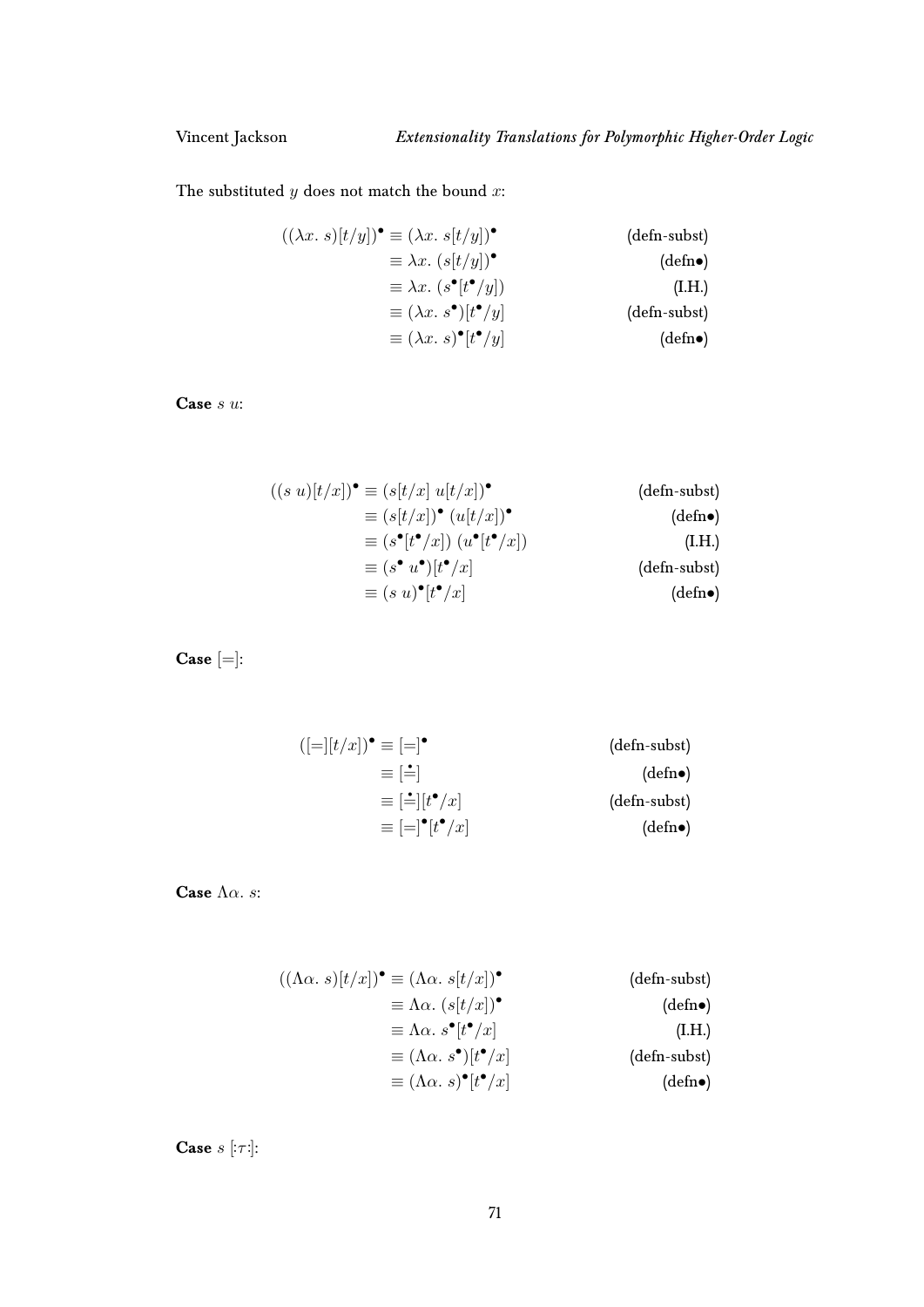The substituted $y$ does not match the bound $x$:

$$
\begin{aligned}
((\lambda x.\ s)[t/y])^{\bullet} &\equiv (\lambda x.\ s[t/y])^{\bullet} && \text{(defn-subst)} \\
&\equiv \lambda x.\ (s[t/y])^{\bullet} && \text{(defn}\bullet\text{)} \\
&\equiv \lambda x.\ (s^{\bullet}[t^{\bullet}/y]) && \text{(I.H.)} \\
&\equiv (\lambda x.\ s^{\bullet})[t^{\bullet}/y] && \text{(defn-subst)} \\
&\equiv (\lambda x.\ s)^{\bullet}[t^{\bullet}/y] && \text{(defn}\bullet\text{)}
\end{aligned}
$$

**Case** $s\ u$:

$$
\begin{aligned}
((s\ u)[t/x])^{\bullet} &\equiv (s[t/x]\ u[t/x])^{\bullet} && \text{(defn-subst)} \\
&\equiv (s[t/x])^{\bullet}\ (u[t/x])^{\bullet} && \text{(defn}\bullet\text{)} \\
&\equiv (s^{\bullet}[t^{\bullet}/x])\ (u^{\bullet}[t^{\bullet}/x]) && \text{(I.H.)} \\
&\equiv (s^{\bullet}\ u^{\bullet})[t^{\bullet}/x] && \text{(defn-subst)} \\
&\equiv (s\ u)^{\bullet}[t^{\bullet}/x] && \text{(defn}\bullet\text{)}
\end{aligned}
$$

**Case** $[=]$:

$$
\begin{aligned}
([=][t/x])^{\bullet} &\equiv [=]^{\bullet} && \text{(defn-subst)} \\
&\equiv [\doteq] && \text{(defn}\bullet\text{)} \\
&\equiv [\doteq][t^{\bullet}/x] && \text{(defn-subst)} \\
&\equiv [=]^{\bullet}[t^{\bullet}/x] && \text{(defn}\bullet\text{)}
\end{aligned}
$$

**Case** $\Lambda\alpha.\ s$:

$$
\begin{aligned}
((\Lambda\alpha.\ s)[t/x])^{\bullet} &\equiv (\Lambda\alpha.\ s[t/x])^{\bullet} && \text{(defn-subst)} \\
&\equiv \Lambda\alpha.\ (s[t/x])^{\bullet} && \text{(defn}\bullet\text{)} \\
&\equiv \Lambda\alpha.\ s^{\bullet}[t^{\bullet}/x] && \text{(I.H.)} \\
&\equiv (\Lambda\alpha.\ s^{\bullet})[t^{\bullet}/x] && \text{(defn-subst)} \\
&\equiv (\Lambda\alpha.\ s)^{\bullet}[t^{\bullet}/x] && \text{(defn}\bullet\text{)}
\end{aligned}
$$

**Case** $s\ [:\tau:]$: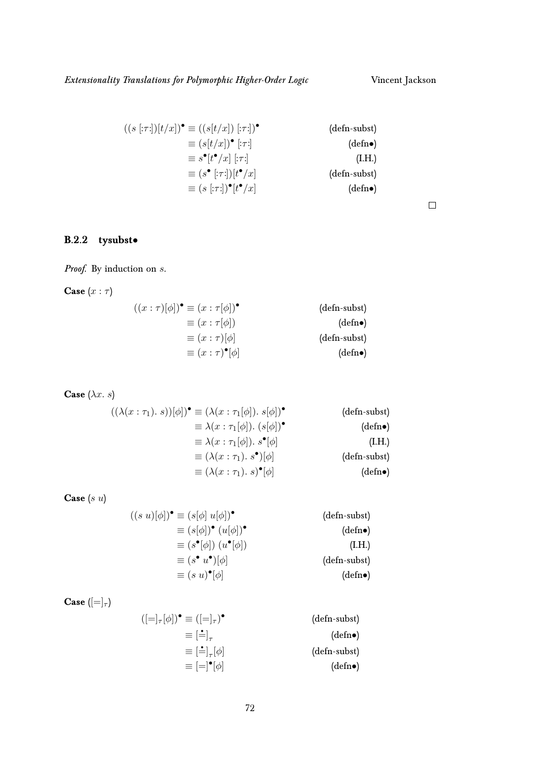$$
\begin{aligned}
((s\ [:\tau:])[t/x])^\bullet &\equiv ((s[t/x])\ [:\tau:])^\bullet && \text{(defn-subst)} \\
&\equiv (s[t/x])^\bullet\ [:\tau:] && \text{(defn}\bullet\text{)} \\
&\equiv s^\bullet[t^\bullet/x]\ [:\tau:] && \text{(I.H.)} \\
&\equiv (s^\bullet\ [:\tau:])[t^\bullet/x] && \text{(defn-subst)} \\
&\equiv (s\ [:\tau:])^\bullet[t^\bullet/x] && \text{(defn}\bullet\text{)}
\end{aligned}
$$

□

### B.2.2 tysubst•

*Proof.* By induction on $s$.

**Case** $(x : \tau)$

$$
\begin{aligned}
((x : \tau)[\phi])^\bullet &\equiv (x : \tau[\phi])^\bullet && \text{(defn-subst)} \\
&\equiv (x : \tau[\phi]) && \text{(defn}\bullet\text{)} \\
&\equiv (x : \tau)[\phi] && \text{(defn-subst)} \\
&\equiv (x : \tau)^\bullet[\phi] && \text{(defn}\bullet\text{)}
\end{aligned}
$$

**Case** $(\lambda x.\ s)$

$$
\begin{aligned}
((\lambda(x : \tau_1).\ s))[\phi])^\bullet &\equiv (\lambda(x : \tau_1[\phi]).\ s[\phi])^\bullet && \text{(defn-subst)} \\
&\equiv \lambda(x : \tau_1[\phi]).\ (s[\phi])^\bullet && \text{(defn}\bullet\text{)} \\
&\equiv \lambda(x : \tau_1[\phi]).\ s^\bullet[\phi] && \text{(I.H.)} \\
&\equiv (\lambda(x : \tau_1).\ s^\bullet)[\phi] && \text{(defn-subst)} \\
&\equiv (\lambda(x : \tau_1).\ s)^\bullet[\phi] && \text{(defn}\bullet\text{)}
\end{aligned}
$$

**Case** $(s\ u)$

$$
\begin{aligned}
((s\ u)[\phi])^\bullet &\equiv (s[\phi]\ u[\phi])^\bullet && \text{(defn-subst)} \\
&\equiv (s[\phi])^\bullet\ (u[\phi])^\bullet && \text{(defn}\bullet\text{)} \\
&\equiv (s^\bullet[\phi])\ (u^\bullet[\phi]) && \text{(I.H.)} \\
&\equiv (s^\bullet\ u^\bullet)[\phi] && \text{(defn-subst)} \\
&\equiv (s\ u)^\bullet[\phi] && \text{(defn}\bullet\text{)}
\end{aligned}
$$

**Case** $([=]_\tau)$

$$
\begin{aligned}
([=]_\tau[\phi])^\bullet &\equiv ([=]_\tau)^\bullet && \text{(defn-subst)} \\
&\equiv [\dot{=}]_\tau && \text{(defn}\bullet\text{)} \\
&\equiv [\dot{=}]_\tau[\phi] && \text{(defn-subst)} \\
&\equiv [=]^\bullet[\phi] && \text{(defn}\bullet\text{)}
\end{aligned}
$$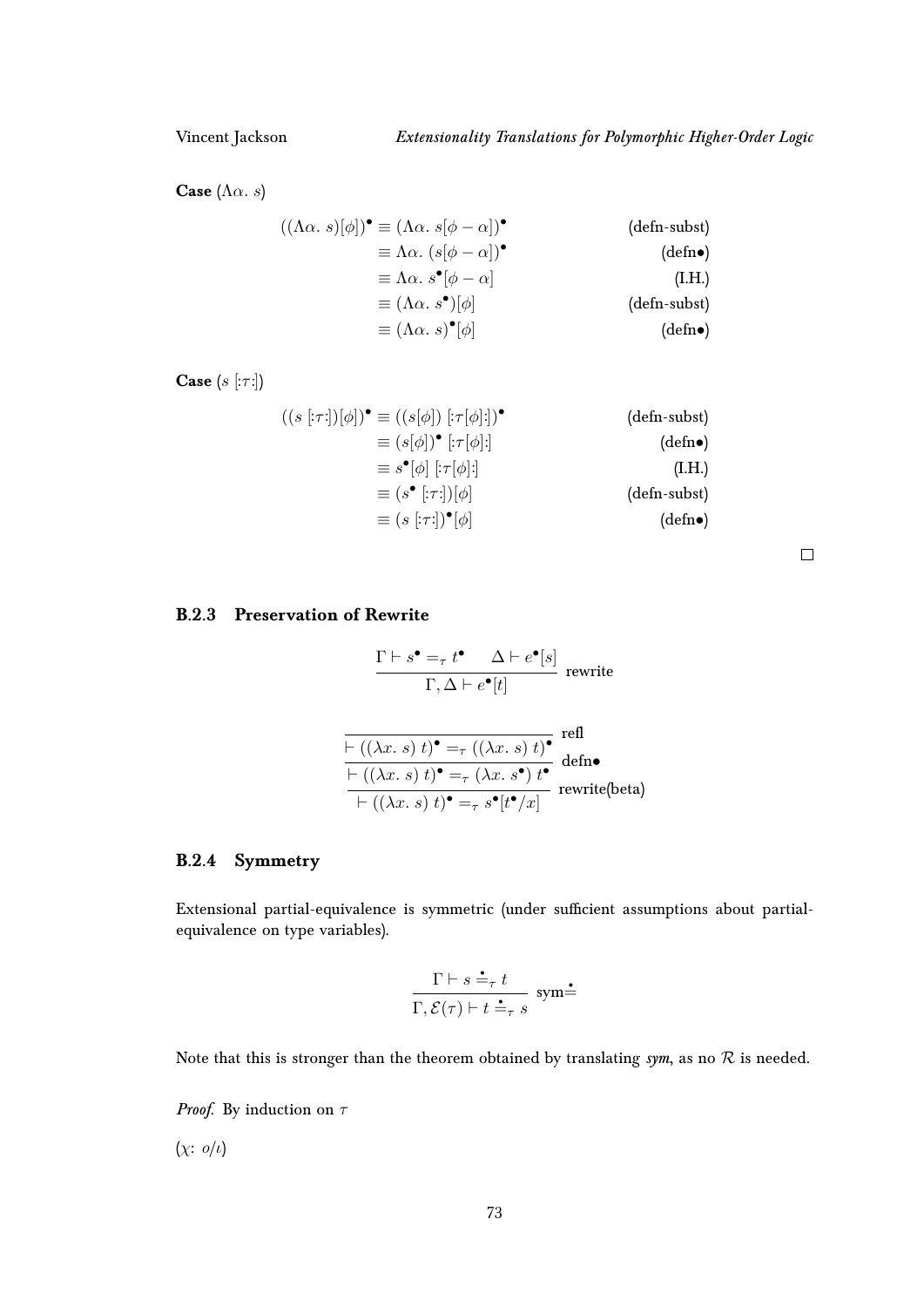**Case** $(\Lambda\alpha.\ s)$

$$
\begin{aligned}
((\Lambda\alpha.\ s)[\phi])^\bullet &\equiv (\Lambda\alpha.\ s[\phi - \alpha])^\bullet && \text{(defn-subst)} \\
&\equiv \Lambda\alpha.\ (s[\phi - \alpha])^\bullet && \text{(defn}\bullet\text{)} \\
&\equiv \Lambda\alpha.\ s^\bullet[\phi - \alpha] && \text{(I.H.)} \\
&\equiv (\Lambda\alpha.\ s^\bullet)[\phi] && \text{(defn-subst)} \\
&\equiv (\Lambda\alpha.\ s)^\bullet[\phi] && \text{(defn}\bullet\text{)}
\end{aligned}
$$

**Case** $(s\ [:\tau:])$

$$
\begin{aligned}
((s\ [:\tau:])[\phi])^\bullet &\equiv ((s[\phi])\ [:\tau[\phi]:])^\bullet && \text{(defn-subst)} \\
&\equiv (s[\phi])^\bullet\ [:\tau[\phi]:] && \text{(defn}\bullet\text{)} \\
&\equiv s^\bullet[\phi]\ [:\tau[\phi]:] && \text{(I.H.)} \\
&\equiv (s^\bullet\ [:\tau:])[\phi] && \text{(defn-subst)} \\
&\equiv (s\ [:\tau:])^\bullet[\phi] && \text{(defn}\bullet\text{)}
\end{aligned}
$$

□

### B.2.3 Preservation of Rewrite

$$
\frac{\Gamma \vdash s^\bullet =_\tau t^\bullet \qquad \Delta \vdash e^\bullet[s]}{\Gamma, \Delta \vdash e^\bullet[t]}\ \text{rewrite}
$$

$$
\cfrac{\cfrac{\cfrac{}{\vdash ((\lambda x.\ s)\ t)^\bullet =_\tau ((\lambda x.\ s)\ t)^\bullet}\ \text{refl}}{\vdash ((\lambda x.\ s)\ t)^\bullet =_\tau (\lambda x.\ s^\bullet)\ t^\bullet}\ \text{defn}\bullet}{\vdash ((\lambda x.\ s)\ t)^\bullet =_\tau s^\bullet[t^\bullet/x]}\ \text{rewrite(beta)}
$$

### B.2.4 Symmetry

Extensional partial-equivalence is symmetric (under sufficient assumptions about partial-equivalence on type variables).

$$
\frac{\Gamma \vdash s \doteq_\tau t}{\Gamma, \mathcal{E}(\tau) \vdash t \doteq_\tau s}\ \text{sym}\doteq
$$

Note that this is stronger than the theorem obtained by translating *sym*, as no $\mathcal{R}$ is needed.

*Proof.* By induction on $\tau$

$(\chi\colon\ o/\iota)$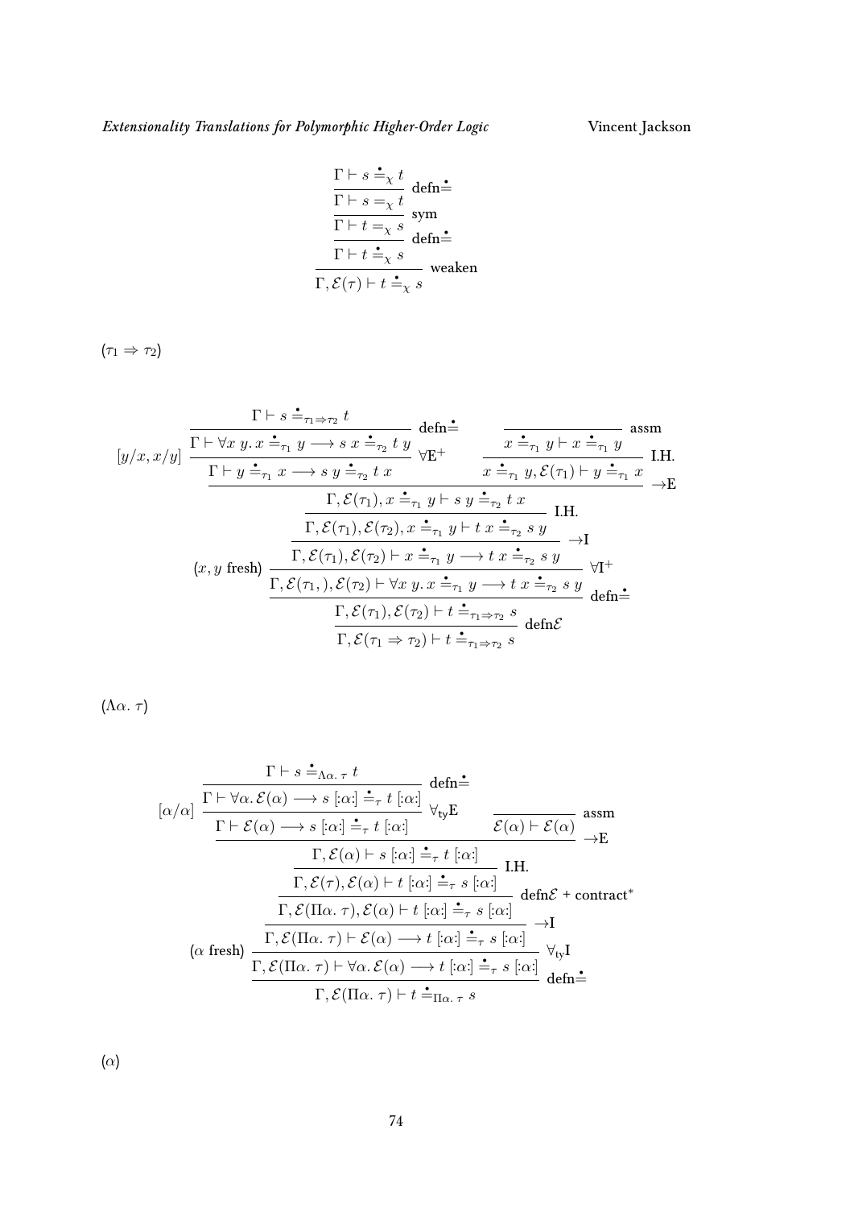$$
\dfrac{\dfrac{\dfrac{\dfrac{\Gamma \vdash s \doteq_\chi t}{\Gamma \vdash s =_\chi t}\ \text{defn}\doteq}{\Gamma \vdash t =_\chi s}\ \text{sym}}{\Gamma \vdash t \doteq_\chi s}\ \text{defn}\doteq}{\Gamma, \mathcal{E}(\tau) \vdash t \doteq_\chi s}\ \text{weaken}
$$

$(\tau_1 \Rightarrow \tau_2)$

$$
\dfrac{\dfrac{\dfrac{\dfrac{\dfrac{\dfrac{[y/x, x/y]\ \dfrac{\dfrac{\Gamma \vdash s \doteq_{\tau_1 \Rightarrow \tau_2} t}{\Gamma \vdash \forall x\ y.\ x \doteq_{\tau_1} y \longrightarrow s\ x \doteq_{\tau_2} t\ y}\ \text{defn}\doteq}{\Gamma \vdash y \doteq_{\tau_1} x \longrightarrow s\ y \doteq_{\tau_2} t\ x}\ \forall\text{E}^+ \qquad \dfrac{\overline{x \doteq_{\tau_1} y \vdash x \doteq_{\tau_1} y}\ \text{assm}}{x \doteq_{\tau_1} y, \mathcal{E}(\tau_1) \vdash y \doteq_{\tau_1} x}\ \text{I.H.}}{\Gamma, \mathcal{E}(\tau_1), x \doteq_{\tau_1} y \vdash s\ y \doteq_{\tau_2} t\ x}\ \to\text{E}}{\Gamma, \mathcal{E}(\tau_1), \mathcal{E}(\tau_2), x \doteq_{\tau_1} y \vdash t\ x \doteq_{\tau_2} s\ y}\ \text{I.H.}}{\Gamma, \mathcal{E}(\tau_1), \mathcal{E}(\tau_2) \vdash x \doteq_{\tau_1} y \longrightarrow t\ x \doteq_{\tau_2} s\ y}\ \to\text{I}}{(x, y \text{ fresh})\ \Gamma, \mathcal{E}(\tau_1, ), \mathcal{E}(\tau_2) \vdash \forall x\ y.\ x \doteq_{\tau_1} y \longrightarrow t\ x \doteq_{\tau_2} s\ y}\ \forall\text{I}^+}{\Gamma, \mathcal{E}(\tau_1), \mathcal{E}(\tau_2) \vdash t \doteq_{\tau_1 \Rightarrow \tau_2} s}\ \text{defn}\doteq}{\Gamma, \mathcal{E}(\tau_1 \Rightarrow \tau_2) \vdash t \doteq_{\tau_1 \Rightarrow \tau_2} s}\ \text{defn}\mathcal{E}
$$

$(\Lambda\alpha.\ \tau)$

$$
\dfrac{\dfrac{\dfrac{\dfrac{\dfrac{\dfrac{[\alpha/\alpha]\ \dfrac{\dfrac{\Gamma \vdash s \doteq_{\Lambda\alpha.\ \tau} t}{\Gamma \vdash \forall \alpha.\ \mathcal{E}(\alpha) \longrightarrow s\ [:\alpha:] \doteq_\tau t\ [:\alpha:]}\ \text{defn}\doteq}{\Gamma \vdash \mathcal{E}(\alpha) \longrightarrow s\ [:\alpha:] \doteq_\tau t\ [:\alpha:]}\ \forall_{\text{ty}}\text{E} \qquad \overline{\mathcal{E}(\alpha) \vdash \mathcal{E}(\alpha)}\ \text{assm}}{\Gamma, \mathcal{E}(\alpha) \vdash s\ [:\alpha:] \doteq_\tau t\ [:\alpha:]}\ \to\text{E}}{\Gamma, \mathcal{E}(\tau), \mathcal{E}(\alpha) \vdash t\ [:\alpha:] \doteq_\tau s\ [:\alpha:]}\ \text{I.H.}}{\Gamma, \mathcal{E}(\Pi\alpha.\ \tau), \mathcal{E}(\alpha) \vdash t\ [:\alpha:] \doteq_\tau s\ [:\alpha:]}\ \text{defn}\mathcal{E} + \text{contract}^*}{\Gamma, \mathcal{E}(\Pi\alpha.\ \tau) \vdash \mathcal{E}(\alpha) \longrightarrow t\ [:\alpha:] \doteq_\tau s\ [:\alpha:]}\ \to\text{I}}{(\alpha \text{ fresh})\ \dfrac{\Gamma, \mathcal{E}(\Pi\alpha.\ \tau) \vdash \forall \alpha.\ \mathcal{E}(\alpha) \longrightarrow t\ [:\alpha:] \doteq_\tau s\ [:\alpha:]}{\Gamma, \mathcal{E}(\Pi\alpha.\ \tau) \vdash t \doteq_{\Pi\alpha.\ \tau} s}\ \text{defn}\doteq}\ \forall_{\text{ty}}\text{I}
$$

$(\alpha)$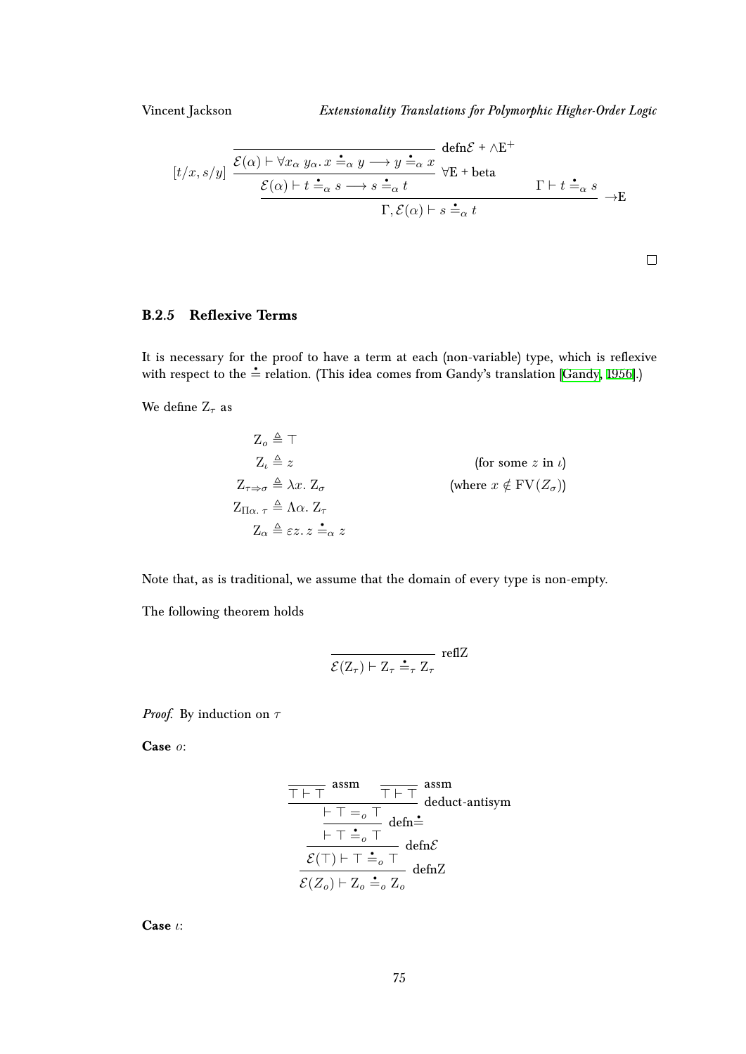$$
[t/x, s/y] \; \cfrac{\cfrac{}{\mathcal{E}(\alpha) \vdash \forall x_\alpha \, y_\alpha . \, x \stackrel{\bullet}{=}_\alpha y \longrightarrow y \stackrel{\bullet}{=}_\alpha x} \text{ defn}\mathcal{E} + \wedge\text{E}^+}{\cfrac{\mathcal{E}(\alpha) \vdash t \stackrel{\bullet}{=}_\alpha s \longrightarrow s \stackrel{\bullet}{=}_\alpha t}{} \forall\text{E + beta}} \qquad
\cfrac{\mathcal{E}(\alpha) \vdash t \stackrel{\bullet}{=}_\alpha s \longrightarrow s \stackrel{\bullet}{=}_\alpha t \qquad \Gamma \vdash t \stackrel{\bullet}{=}_\alpha s}{\Gamma, \mathcal{E}(\alpha) \vdash s \stackrel{\bullet}{=}_\alpha t} \to\text{E}
$$

□

### B.2.5 Reflexive Terms

It is necessary for the proof to have a term at each (non-variable) type, which is reflexive with respect to the $\stackrel{\bullet}{=}$ relation. (This idea comes from Gandy's translation [Gandy, 1956].)

We define $\mathrm{Z}_\tau$ as

$$
\begin{aligned}
\mathrm{Z}_o &\triangleq \top \\
\mathrm{Z}_\iota &\triangleq z && \text{(for some } z \text{ in } \iota\text{)} \\
\mathrm{Z}_{\tau \Rightarrow \sigma} &\triangleq \lambda x. \, \mathrm{Z}_\sigma && \text{(where } x \notin \mathrm{FV}(Z_\sigma)\text{)} \\
\mathrm{Z}_{\Pi\alpha. \, \tau} &\triangleq \Lambda\alpha. \, \mathrm{Z}_\tau \\
\mathrm{Z}_\alpha &\triangleq \varepsilon z. \, z \stackrel{\bullet}{=}_\alpha z
\end{aligned}
$$

Note that, as is traditional, we assume that the domain of every type is non-empty.

The following theorem holds

$$
\cfrac{}{\mathcal{E}(\mathrm{Z}_\tau) \vdash \mathrm{Z}_\tau \stackrel{\bullet}{=}_\tau \mathrm{Z}_\tau} \text{ reflZ}
$$

*Proof.* By induction on $\tau$

**Case** $o$:

$$
\cfrac{\cfrac{\cfrac{\cfrac{\cfrac{}{\top \vdash \top} \text{ assm} \qquad \cfrac{}{\top \vdash \top} \text{ assm}}{\vdash \top =_o \top} \text{ deduct-antisym}}{\vdash \top \stackrel{\bullet}{=}_o \top} \text{ defn}\stackrel{\bullet}{=}}{\mathcal{E}(\top) \vdash \top \stackrel{\bullet}{=}_o \top} \text{ defn}\mathcal{E}}{\mathcal{E}(Z_o) \vdash \mathrm{Z}_o \stackrel{\bullet}{=}_o \mathrm{Z}_o} \text{ defnZ}
$$

**Case** $\iota$: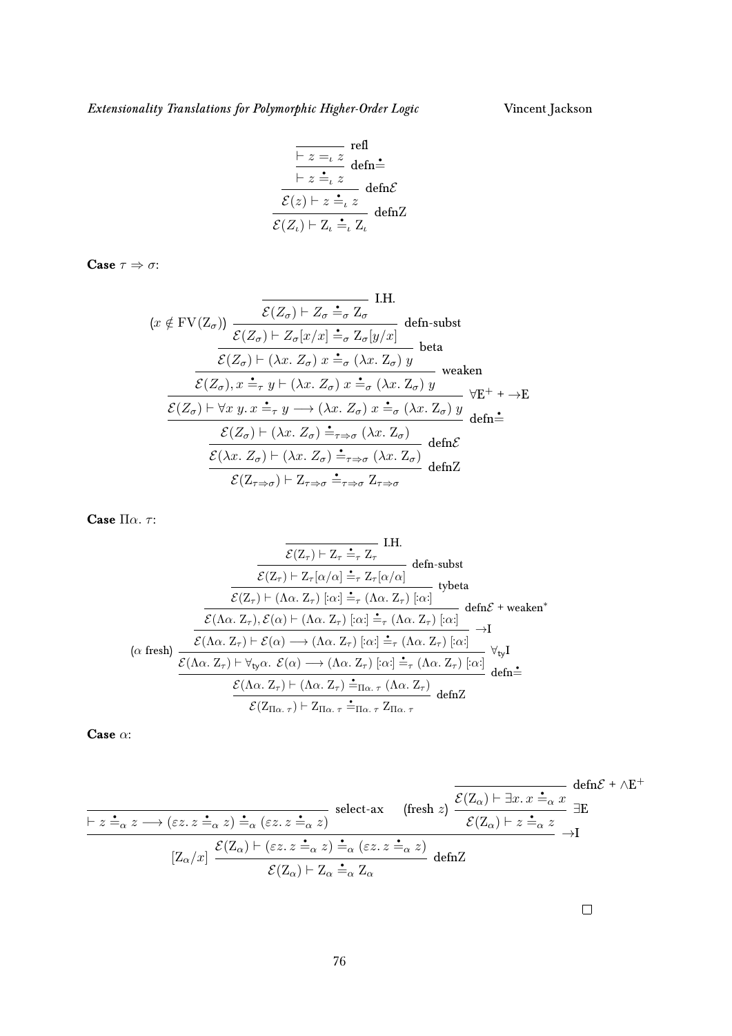$$\dfrac{\dfrac{\dfrac{\dfrac{}{\vdash z =_\iota z}\ \text{refl}}{\vdash z \mathrel{\dot{=}}_\iota z}\ \text{defn}\dot{=}}{\mathcal{E}(z) \vdash z \mathrel{\dot{=}}_\iota z}\ \text{defn}\mathcal{E}}{\mathcal{E}(Z_\iota) \vdash Z_\iota \mathrel{\dot{=}}_\iota Z_\iota}\ \text{defnZ}$$

**Case** $\tau \Rightarrow \sigma$:

$$\dfrac{\dfrac{\dfrac{\dfrac{\dfrac{(x \notin \mathrm{FV}(Z_\sigma))\ \dfrac{\dfrac{}{\mathcal{E}(Z_\sigma) \vdash Z_\sigma \mathrel{\dot{=}}_\sigma Z_\sigma}\ \text{I.H.}}{\mathcal{E}(Z_\sigma) \vdash Z_\sigma[x/x] \mathrel{\dot{=}}_\sigma Z_\sigma[y/x]}\ \text{defn-subst}}{\mathcal{E}(Z_\sigma) \vdash (\lambda x.\ Z_\sigma)\ x \mathrel{\dot{=}}_\sigma (\lambda x.\ Z_\sigma)\ y}\ \text{beta}}{\mathcal{E}(Z_\sigma), x \mathrel{\dot{=}}_\tau y \vdash (\lambda x.\ Z_\sigma)\ x \mathrel{\dot{=}}_\sigma (\lambda x.\ Z_\sigma)\ y}\ \text{weaken}}{\mathcal{E}(Z_\sigma) \vdash \forall x\ y.\ x \mathrel{\dot{=}}_\tau y \longrightarrow (\lambda x.\ Z_\sigma)\ x \mathrel{\dot{=}}_\sigma (\lambda x.\ Z_\sigma)\ y}\ \forall\text{E}^+ + \to\text{E}}{\dfrac{\mathcal{E}(Z_\sigma) \vdash (\lambda x.\ Z_\sigma) \mathrel{\dot{=}}_{\tau\Rightarrow\sigma} (\lambda x.\ Z_\sigma)}{\dfrac{\mathcal{E}(\lambda x.\ Z_\sigma) \vdash (\lambda x.\ Z_\sigma) \mathrel{\dot{=}}_{\tau\Rightarrow\sigma} (\lambda x.\ Z_\sigma)}{\mathcal{E}(Z_{\tau\Rightarrow\sigma}) \vdash Z_{\tau\Rightarrow\sigma} \mathrel{\dot{=}}_{\tau\Rightarrow\sigma} Z_{\tau\Rightarrow\sigma}}\ \text{defnZ}}\ \text{defn}\mathcal{E}}\ \text{defn}\dot{=}$$

**Case** $\Pi\alpha.\ \tau$:

$$\dfrac{\dfrac{\dfrac{\dfrac{\dfrac{\dfrac{}{\mathcal{E}(Z_\tau) \vdash Z_\tau \mathrel{\dot{=}}_\tau Z_\tau}\ \text{I.H.}}{\mathcal{E}(Z_\tau) \vdash Z_\tau[\alpha/\alpha] \mathrel{\dot{=}}_\tau Z_\tau[\alpha/\alpha]}\ \text{defn-subst}}{\mathcal{E}(Z_\tau) \vdash (\Lambda\alpha.\ Z_\tau)\ [:\alpha:] \mathrel{\dot{=}}_\tau (\Lambda\alpha.\ Z_\tau)\ [:\alpha:]}\ \text{tybeta}}{\mathcal{E}(\Lambda\alpha.\ Z_\tau), \mathcal{E}(\alpha) \vdash (\Lambda\alpha.\ Z_\tau)\ [:\alpha:] \mathrel{\dot{=}}_\tau (\Lambda\alpha.\ Z_\tau)\ [:\alpha:]}\ \text{defn}\mathcal{E} + \text{weaken}^*}{\mathcal{E}(\Lambda\alpha.\ Z_\tau) \vdash \mathcal{E}(\alpha) \longrightarrow (\Lambda\alpha.\ Z_\tau)\ [:\alpha:] \mathrel{\dot{=}}_\tau (\Lambda\alpha.\ Z_\tau)\ [:\alpha:]}\ \to\text{I}}{(\alpha\ \text{fresh})\ \dfrac{\mathcal{E}(\Lambda\alpha.\ Z_\tau) \vdash \forall_{\text{ty}}\alpha.\ \mathcal{E}(\alpha) \longrightarrow (\Lambda\alpha.\ Z_\tau)\ [:\alpha:] \mathrel{\dot{=}}_\tau (\Lambda\alpha.\ Z_\tau)\ [:\alpha:]}{\dfrac{\mathcal{E}(\Lambda\alpha.\ Z_\tau) \vdash (\Lambda\alpha.\ Z_\tau) \mathrel{\dot{=}}_{\Pi\alpha.\ \tau} (\Lambda\alpha.\ Z_\tau)}{\mathcal{E}(Z_{\Pi\alpha.\ \tau}) \vdash Z_{\Pi\alpha.\ \tau} \mathrel{\dot{=}}_{\Pi\alpha.\ \tau} Z_{\Pi\alpha.\ \tau}}\ \text{defnZ}}\ \text{defn}\dot{=}}\ \forall_{\text{ty}}\text{I}$$

**Case** $\alpha$:

$$\dfrac{\dfrac{}{\vdash z \mathrel{\dot{=}}_\alpha z \longrightarrow (\varepsilon z.\ z \mathrel{\dot{=}}_\alpha z) \mathrel{\dot{=}}_\alpha (\varepsilon z.\ z \mathrel{\dot{=}}_\alpha z)}\ \text{select-ax} \qquad (\text{fresh}\ z)\ \dfrac{\dfrac{}{\mathcal{E}(Z_\alpha) \vdash \exists x.\ x \mathrel{\dot{=}}_\alpha x}\ \text{defn}\mathcal{E} + \wedge\text{E}^+}{\mathcal{E}(Z_\alpha) \vdash z \mathrel{\dot{=}}_\alpha z}\ \exists\text{E}}{[Z_\alpha/x]\ \dfrac{\mathcal{E}(Z_\alpha) \vdash (\varepsilon z.\ z \mathrel{\dot{=}}_\alpha z) \mathrel{\dot{=}}_\alpha (\varepsilon z.\ z \mathrel{\dot{=}}_\alpha z)}{\mathcal{E}(Z_\alpha) \vdash Z_\alpha \mathrel{\dot{=}}_\alpha Z_\alpha}\ \text{defnZ}}\ \to\text{I}$$

$\square$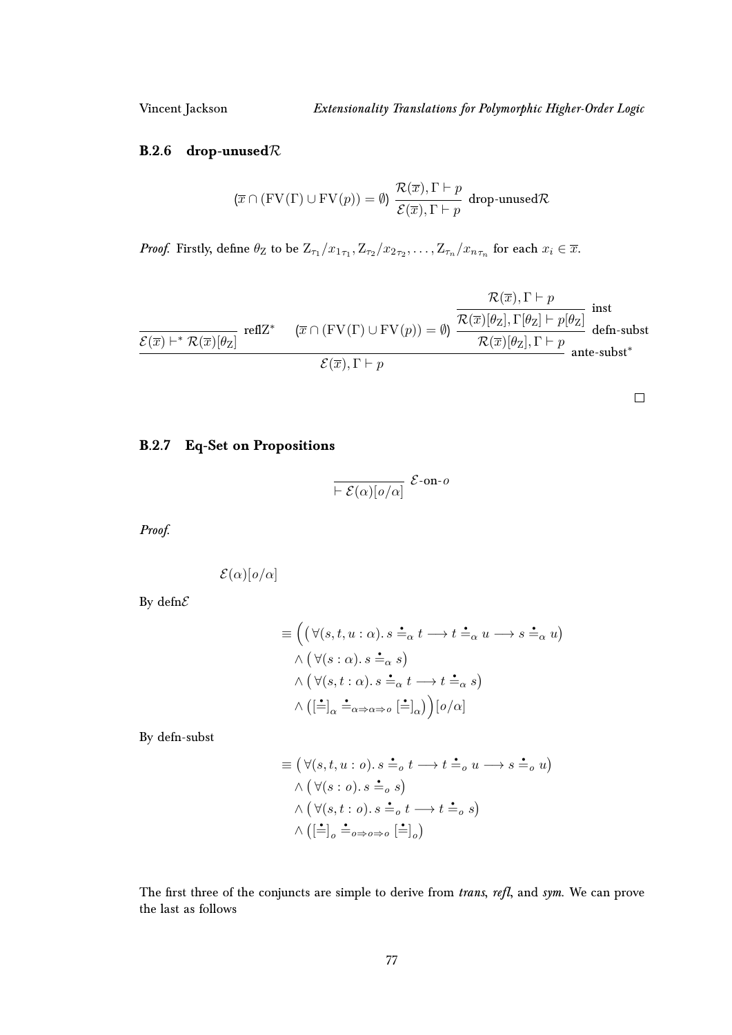### B.2.6 drop-unused$\mathcal{R}$

$$(\overline{x} \cap (\mathrm{FV}(\Gamma) \cup \mathrm{FV}(p)) = \emptyset) \; \frac{\mathcal{R}(\overline{x}), \Gamma \vdash p}{\mathcal{E}(\overline{x}), \Gamma \vdash p} \text{ drop-unused}\mathcal{R}$$

*Proof.* Firstly, define $\theta_{\mathrm{Z}}$ to be $\mathrm{Z}_{\tau_1}/x_{1_{\tau_1}}, \mathrm{Z}_{\tau_2}/x_{2_{\tau_2}}, \ldots, \mathrm{Z}_{\tau_n}/x_{n_{\tau_n}}$ for each $x_i \in \overline{x}$.

$$\dfrac{\dfrac{}{\mathcal{E}(\overline{x}) \vdash^* \mathcal{R}(\overline{x})[\theta_{\mathrm{Z}}]} \text{ reflZ}^* \qquad (\overline{x} \cap (\mathrm{FV}(\Gamma) \cup \mathrm{FV}(p)) = \emptyset) \; \dfrac{\dfrac{\mathcal{R}(\overline{x}), \Gamma \vdash p}{\mathcal{R}(\overline{x})[\theta_{\mathrm{Z}}], \Gamma[\theta_{\mathrm{Z}}] \vdash p[\theta_{\mathrm{Z}}]} \text{ inst}}{\mathcal{R}(\overline{x})[\theta_{\mathrm{Z}}], \Gamma \vdash p} \text{ defn-subst}}{\mathcal{E}(\overline{x}), \Gamma \vdash p} \text{ ante-subst}^*$$

□

### B.2.7 Eq-Set on Propositions

$$\frac{}{\vdash \mathcal{E}(\alpha)[o/\alpha]} \; \mathcal{E}\text{-on-}o$$

***Proof.***

$$\mathcal{E}(\alpha)[o/\alpha]$$

By defn$\mathcal{E}$

$$\begin{aligned}
&\equiv \Big( \big(\forall (s, t, u : \alpha).\, s \doteq_\alpha t \longrightarrow t \doteq_\alpha u \longrightarrow s \doteq_\alpha u\big) \\
&\quad \wedge \big(\forall (s : \alpha).\, s \doteq_\alpha s\big) \\
&\quad \wedge \big(\forall (s, t : \alpha).\, s \doteq_\alpha t \longrightarrow t \doteq_\alpha s\big) \\
&\quad \wedge \big([\doteq]_\alpha \doteq_{\alpha \Rightarrow \alpha \Rightarrow o} [\doteq]_\alpha\big)\Big)[o/\alpha]
\end{aligned}$$

By defn-subst

$$\begin{aligned}
&\equiv \big(\forall (s, t, u : o).\, s \doteq_o t \longrightarrow t \doteq_o u \longrightarrow s \doteq_o u\big) \\
&\quad \wedge \big(\forall (s : o).\, s \doteq_o s\big) \\
&\quad \wedge \big(\forall (s, t : o).\, s \doteq_o t \longrightarrow t \doteq_o s\big) \\
&\quad \wedge \big([\doteq]_o \doteq_{o \Rightarrow o \Rightarrow o} [\doteq]_o\big)
\end{aligned}$$

The first three of the conjuncts are simple to derive from *trans*, *refl*, and *sym*. We can prove the last as follows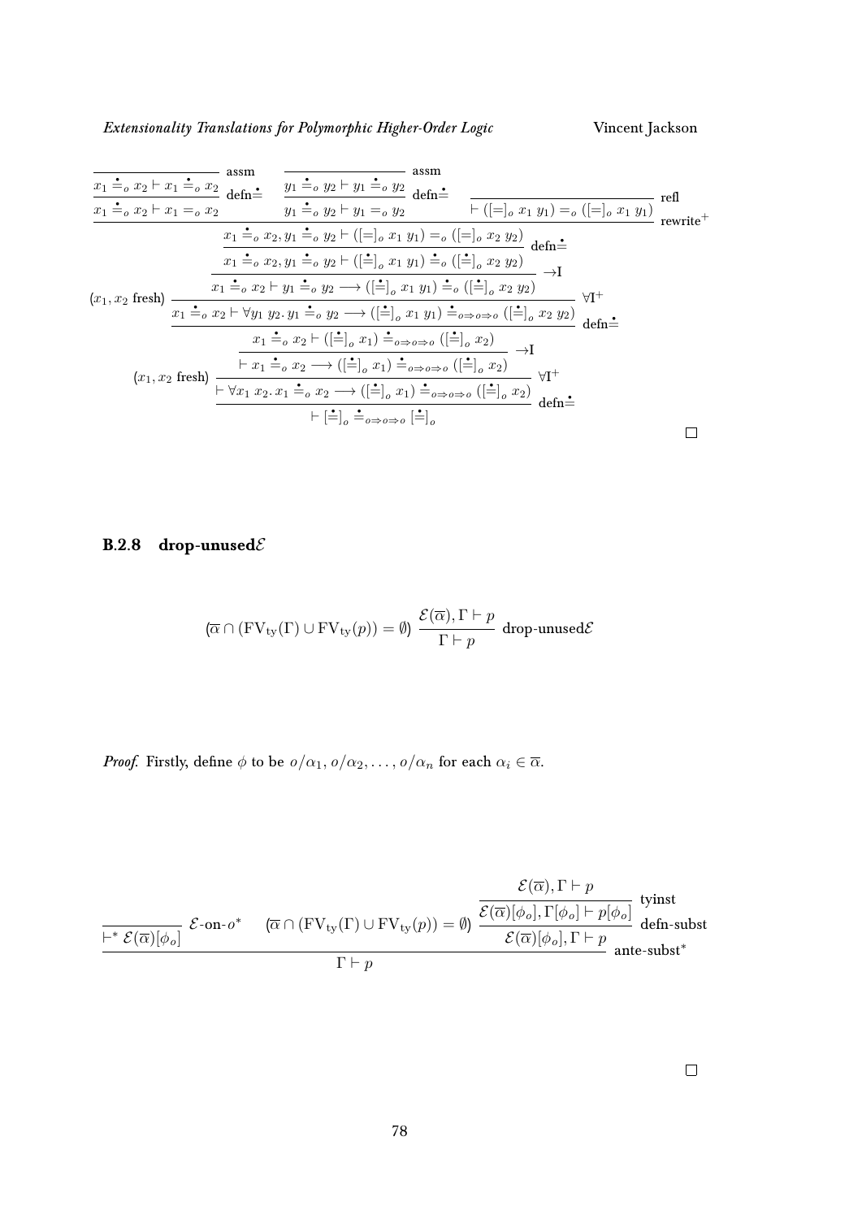$$
\dfrac{
  \dfrac{
    \dfrac{
      \dfrac{
        \dfrac{
          \dfrac{
            \dfrac{
              \dfrac{}{x_1 \doteq_o x_2 \vdash x_1 \doteq_o x_2}\,\text{assm}
            }{x_1 \doteq_o x_2 \vdash x_1 =_o x_2}\,\text{defn}\doteq
            \quad
            \dfrac{
              \dfrac{}{y_1 \doteq_o y_2 \vdash y_1 \doteq_o y_2}\,\text{assm}
            }{y_1 \doteq_o y_2 \vdash y_1 =_o y_2}\,\text{defn}\doteq
            \quad
            \dfrac{}{\vdash ([=]_o\ x_1\ y_1) =_o ([=]_o\ x_1\ y_1)}\,\text{refl}
          }{x_1 \doteq_o x_2, y_1 \doteq_o y_2 \vdash ([=]_o\ x_1\ y_1) =_o ([=]_o\ x_2\ y_2)}\,\text{rewrite}^+
        }{x_1 \doteq_o x_2, y_1 \doteq_o y_2 \vdash ([\doteq]_o\ x_1\ y_1) \doteq_o ([\doteq]_o\ x_2\ y_2)}\,\text{defn}\doteq
      }{x_1 \doteq_o x_2 \vdash y_1 \doteq_o y_2 \longrightarrow ([\doteq]_o\ x_1\ y_1) \doteq_o ([\doteq]_o\ x_2\ y_2)}\,\to\text{I}
    }{(x_1, x_2 \text{ fresh})\ \ x_1 \doteq_o x_2 \vdash \forall y_1\ y_2.\, y_1 \doteq_o y_2 \longrightarrow ([\doteq]_o\ x_1\ y_1) \doteq_{o\Rightarrow o\Rightarrow o} ([\doteq]_o\ x_2\ y_2)}\,\forall\text{I}^+
  }{
    \dfrac{
      \dfrac{x_1 \doteq_o x_2 \vdash ([\doteq]_o\ x_1) \doteq_{o\Rightarrow o\Rightarrow o} ([\doteq]_o\ x_2)}{\vdash x_1 \doteq_o x_2 \longrightarrow ([\doteq]_o\ x_1) \doteq_{o\Rightarrow o\Rightarrow o} ([\doteq]_o\ x_2)}\,\to\text{I}
    }{(x_1, x_2 \text{ fresh})\ \ \vdash \forall x_1\ x_2.\, x_1 \doteq_o x_2 \longrightarrow ([\doteq]_o\ x_1) \doteq_{o\Rightarrow o\Rightarrow o} ([\doteq]_o\ x_2)}\,\forall\text{I}^+
  }\,\text{defn}\doteq
}{\vdash [\doteq]_o \doteq_{o\Rightarrow o\Rightarrow o} [\doteq]_o}\,\text{defn}\doteq
$$

□

### B.2.8 drop-unused$\mathcal{E}$

$$
(\overline{\alpha} \cap (\mathrm{FV}_{\mathrm{ty}}(\Gamma) \cup \mathrm{FV}_{\mathrm{ty}}(p)) = \emptyset)\ \ \frac{\mathcal{E}(\overline{\alpha}), \Gamma \vdash p}{\Gamma \vdash p}\ \text{drop-unused}\mathcal{E}
$$

*Proof.* Firstly, define $\phi$ to be $o/\alpha_1, o/\alpha_2, \ldots, o/\alpha_n$ for each $\alpha_i \in \overline{\alpha}$.

$$
\dfrac{
  \dfrac{}{\vdash^* \mathcal{E}(\overline{\alpha})[\phi_o]}\,\mathcal{E}\text{-on-}o^*
  \qquad
  (\overline{\alpha} \cap (\mathrm{FV}_{\mathrm{ty}}(\Gamma) \cup \mathrm{FV}_{\mathrm{ty}}(p)) = \emptyset)\ \
  \dfrac{
    \dfrac{\mathcal{E}(\overline{\alpha}), \Gamma \vdash p}{\mathcal{E}(\overline{\alpha})[\phi_o], \Gamma[\phi_o] \vdash p[\phi_o]}\,\text{tyinst}
  }{\mathcal{E}(\overline{\alpha})[\phi_o], \Gamma \vdash p}\,\text{defn-subst}
}{\Gamma \vdash p}\,\text{ante-subst}^*
$$

□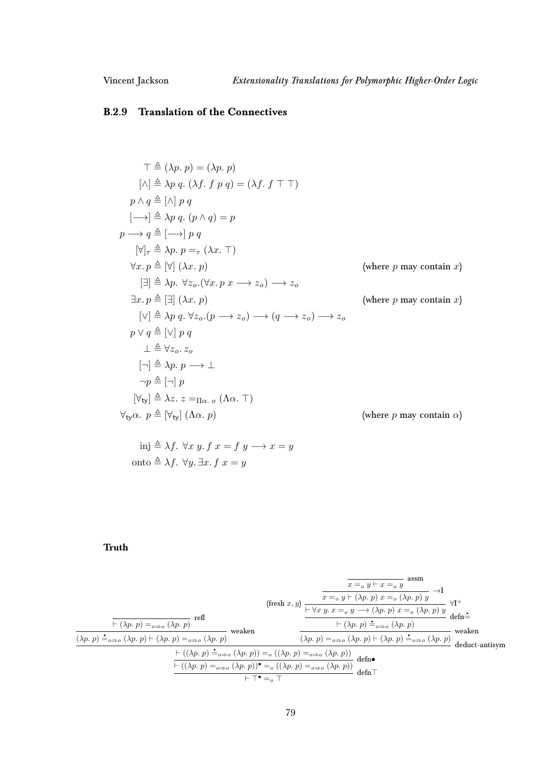### B.2.9 Translation of the Connectives

$$
\begin{aligned}
\top &\triangleq (\lambda p.\ p) = (\lambda p.\ p) \\
[\wedge] &\triangleq \lambda p\ q.\ (\lambda f.\ f\ p\ q) = (\lambda f.\ f\ \top\ \top) \\
p \wedge q &\triangleq [\wedge]\ p\ q \\
[\longrightarrow] &\triangleq \lambda p\ q.\ (p \wedge q) = p \\
p \longrightarrow q &\triangleq [\longrightarrow]\ p\ q \\
[\forall]_\tau &\triangleq \lambda p.\ p =_\tau (\lambda x.\ \top) \\
\forall x.\ p &\triangleq [\forall]\ (\lambda x.\ p) && \text{(where } p \text{ may contain } x\text{)} \\
[\exists] &\triangleq \lambda p.\ \forall z_o.(\forall x.\ p\ x \longrightarrow z_o) \longrightarrow z_o \\
\exists x.\ p &\triangleq [\exists]\ (\lambda x.\ p) && \text{(where } p \text{ may contain } x\text{)} \\
[\vee] &\triangleq \lambda p\ q.\ \forall z_o.(p \longrightarrow z_o) \longrightarrow (q \longrightarrow z_o) \longrightarrow z_o \\
p \vee q &\triangleq [\vee]\ p\ q \\
\bot &\triangleq \forall z_o.\ z_o \\
[\neg] &\triangleq \lambda p.\ p \longrightarrow \bot \\
\neg p &\triangleq [\neg]\ p \\
[\forall_{\mathsf{ty}}] &\triangleq \lambda z.\ z =_{\Pi\alpha.\ o} (\Lambda\alpha.\ \top) \\
\forall_{\mathsf{ty}}\alpha.\ p &\triangleq [\forall_{\mathsf{ty}}]\ (\Lambda\alpha.\ p) && \text{(where } p \text{ may contain } \alpha\text{)}
\end{aligned}
$$

$$
\begin{aligned}
\text{inj} &\triangleq \lambda f.\ \forall x\ y.\ f\ x = f\ y \longrightarrow x = y \\
\text{onto} &\triangleq \lambda f.\ \forall y.\ \exists x.\ f\ x = y
\end{aligned}
$$

**Truth**

$$
\dfrac{
\dfrac{
\dfrac{\dfrac{}{\vdash (\lambda p.\ p) =_{o\Rightarrow o} (\lambda p.\ p)}\ \text{refl}}{(\lambda p.\ p) \doteq_{o\Rightarrow o} (\lambda p.\ p) \vdash (\lambda p.\ p) =_{o\Rightarrow o} (\lambda p.\ p)}\ \text{weaken}
\qquad
\dfrac{\dfrac{\text{(fresh } x, y\text{)}\ \dfrac{\dfrac{\dfrac{}{x =_o y \vdash x =_o y}\ \text{assm}}{x =_o y \vdash (\lambda p.\ p)\ x =_o (\lambda p.\ p)\ y}\ \to\text{I}}{\vdash \forall x\ y.\ x =_o y \longrightarrow (\lambda p.\ p)\ x =_o (\lambda p.\ p)\ y}\ \forall\text{I}^+}{\vdash (\lambda p.\ p) \doteq_{o\Rightarrow o} (\lambda p.\ p)}\ \text{defn}\doteq}{(\lambda p.\ p) =_{o\Rightarrow o} (\lambda p.\ p) \vdash (\lambda p.\ p) \doteq_{o\Rightarrow o} (\lambda p.\ p)}\ \text{weaken}
}{\vdash ((\lambda p.\ p) \doteq_{o\Rightarrow o} (\lambda p.\ p)) =_o ((\lambda p.\ p) =_{o\Rightarrow o} (\lambda p.\ p))}\ \text{deduct-antisym}
}{
\dfrac{\vdash ((\lambda p.\ p) =_{o\Rightarrow o} (\lambda p.\ p))^\bullet =_o ((\lambda p.\ p) =_{o\Rightarrow o} (\lambda p.\ p))}{\vdash \top^\bullet =_o \top}\ \text{defn}\top
}\ \text{defn}\bullet
$$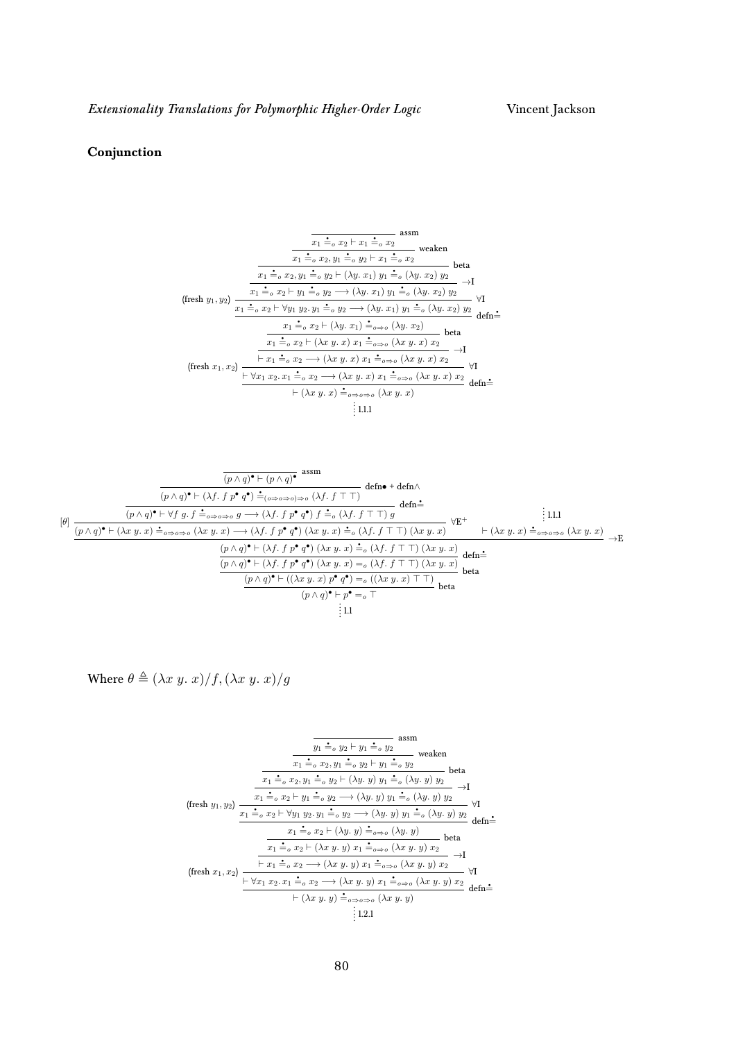**Conjunction**

$$
\dfrac{(\text{fresh } x_1, x_2)\ \dfrac{\dfrac{\dfrac{\dfrac{(\text{fresh } y_1, y_2)\ \dfrac{\dfrac{\dfrac{\dfrac{\dfrac{}{x_1 \doteq_o x_2 \vdash x_1 \doteq_o x_2}\ \text{assm}}{x_1 \doteq_o x_2, y_1 \doteq_o y_2 \vdash x_1 \doteq_o x_2}\ \text{weaken}}{x_1 \doteq_o x_2, y_1 \doteq_o y_2 \vdash (\lambda y.\ x_1)\ y_1 \doteq_o (\lambda y.\ x_2)\ y_2}\ \text{beta}}{x_1 \doteq_o x_2 \vdash y_1 \doteq_o y_2 \longrightarrow (\lambda y.\ x_1)\ y_1 \doteq_o (\lambda y.\ x_2)\ y_2}\ {\to}\text{I}}{x_1 \doteq_o x_2 \vdash \forall y_1\ y_2.\ y_1 \doteq_o y_2 \longrightarrow (\lambda y.\ x_1)\ y_1 \doteq_o (\lambda y.\ x_2)\ y_2}\ \forall\text{I}}{x_1 \doteq_o x_2 \vdash (\lambda y.\ x_1) \doteq_{o \Rightarrow o} (\lambda y.\ x_2)}\ \text{defn}\doteq}{x_1 \doteq_o x_2 \vdash (\lambda x\ y.\ x)\ x_1 \doteq_{o \Rightarrow o} (\lambda x\ y.\ x)\ x_2}\ \text{beta}}{\vdash x_1 \doteq_o x_2 \longrightarrow (\lambda x\ y.\ x)\ x_1 \doteq_{o \Rightarrow o} (\lambda x\ y.\ x)\ x_2}\ {\to}\text{I}}{\vdash \forall x_1\ x_2.\ x_1 \doteq_o x_2 \longrightarrow (\lambda x\ y.\ x)\ x_1 \doteq_{o \Rightarrow o} (\lambda x\ y.\ x)\ x_2}\ \forall\text{I}}{\vdash (\lambda x\ y.\ x) \doteq_{o \Rightarrow o \Rightarrow o} (\lambda x\ y.\ x)}\ \text{defn}\doteq
$$

$\vdots$ 1.1.1

$$
\dfrac{\dfrac{\dfrac{\dfrac{[\theta]\ \dfrac{\dfrac{\dfrac{\dfrac{}{(p \wedge q)^\bullet \vdash (p \wedge q)^\bullet}\ \text{assm}}{(p \wedge q)^\bullet \vdash (\lambda f.\ f\ p^\bullet\ q^\bullet) \doteq_{(o \Rightarrow o \Rightarrow o) \Rightarrow o} (\lambda f.\ f\ \top\ \top)}\ \text{defn}\bullet + \text{defn}\wedge}{(p \wedge q)^\bullet \vdash \forall f\ g.\ f \doteq_{o \Rightarrow o \Rightarrow o} g \longrightarrow (\lambda f.\ f\ p^\bullet\ q^\bullet)\ f \doteq_o (\lambda f.\ f\ \top\ \top)\ g}\ \text{defn}\doteq}{(p \wedge q)^\bullet \vdash (\lambda x\ y.\ x) \doteq_{o \Rightarrow o \Rightarrow o} (\lambda x\ y.\ x) \longrightarrow (\lambda f.\ f\ p^\bullet\ q^\bullet)\ (\lambda x\ y.\ x) \doteq_o (\lambda f.\ f\ \top\ \top)\ (\lambda x\ y.\ x)}\ \forall\text{E}^+ \qquad \dfrac{\vdots\ 1.1.1}{\vdash (\lambda x\ y.\ x) \doteq_{o \Rightarrow o \Rightarrow o} (\lambda x\ y.\ x)}}{(p \wedge q)^\bullet \vdash (\lambda f.\ f\ p^\bullet\ q^\bullet)\ (\lambda x\ y.\ x) \doteq_o (\lambda f.\ f\ \top\ \top)\ (\lambda x\ y.\ x)}\ {\to}\text{E}}{(p \wedge q)^\bullet \vdash (\lambda f.\ f\ p^\bullet\ q^\bullet)\ (\lambda x\ y.\ x) =_o (\lambda f.\ f\ \top\ \top)\ (\lambda x\ y.\ x)}\ \text{defn}\doteq}{(p \wedge q)^\bullet \vdash ((\lambda x\ y.\ x)\ p^\bullet\ q^\bullet) =_o ((\lambda x\ y.\ x)\ \top\ \top)}\ \text{beta}}{(p \wedge q)^\bullet \vdash p^\bullet =_o \top}\ \text{beta}
$$

$\vdots$ 1.1

Where $\theta \triangleq (\lambda x\ y.\ x)/f, (\lambda x\ y.\ x)/g$

$$
\dfrac{(\text{fresh } x_1, x_2)\ \dfrac{\dfrac{\dfrac{\dfrac{(\text{fresh } y_1, y_2)\ \dfrac{\dfrac{\dfrac{\dfrac{\dfrac{}{y_1 \doteq_o y_2 \vdash y_1 \doteq_o y_2}\ \text{assm}}{x_1 \doteq_o x_2, y_1 \doteq_o y_2 \vdash y_1 \doteq_o y_2}\ \text{weaken}}{x_1 \doteq_o x_2, y_1 \doteq_o y_2 \vdash (\lambda y.\ y)\ y_1 \doteq_o (\lambda y.\ y)\ y_2}\ \text{beta}}{x_1 \doteq_o x_2 \vdash y_1 \doteq_o y_2 \longrightarrow (\lambda y.\ y)\ y_1 \doteq_o (\lambda y.\ y)\ y_2}\ {\to}\text{I}}{x_1 \doteq_o x_2 \vdash \forall y_1\ y_2.\ y_1 \doteq_o y_2 \longrightarrow (\lambda y.\ y)\ y_1 \doteq_o (\lambda y.\ y)\ y_2}\ \forall\text{I}}{x_1 \doteq_o x_2 \vdash (\lambda y.\ y) \doteq_{o \Rightarrow o} (\lambda y.\ y)}\ \text{defn}\doteq}{x_1 \doteq_o x_2 \vdash (\lambda x\ y.\ y)\ x_1 \doteq_{o \Rightarrow o} (\lambda x\ y.\ y)\ x_2}\ \text{beta}}{\vdash x_1 \doteq_o x_2 \longrightarrow (\lambda x\ y.\ y)\ x_1 \doteq_{o \Rightarrow o} (\lambda x\ y.\ y)\ x_2}\ {\to}\text{I}}{\vdash \forall x_1\ x_2.\ x_1 \doteq_o x_2 \longrightarrow (\lambda x\ y.\ y)\ x_1 \doteq_{o \Rightarrow o} (\lambda x\ y.\ y)\ x_2}\ \forall\text{I}}{\vdash (\lambda x\ y.\ y) \doteq_{o \Rightarrow o \Rightarrow o} (\lambda x\ y.\ y)}\ \text{defn}\doteq
$$

$\vdots$ 1.2.1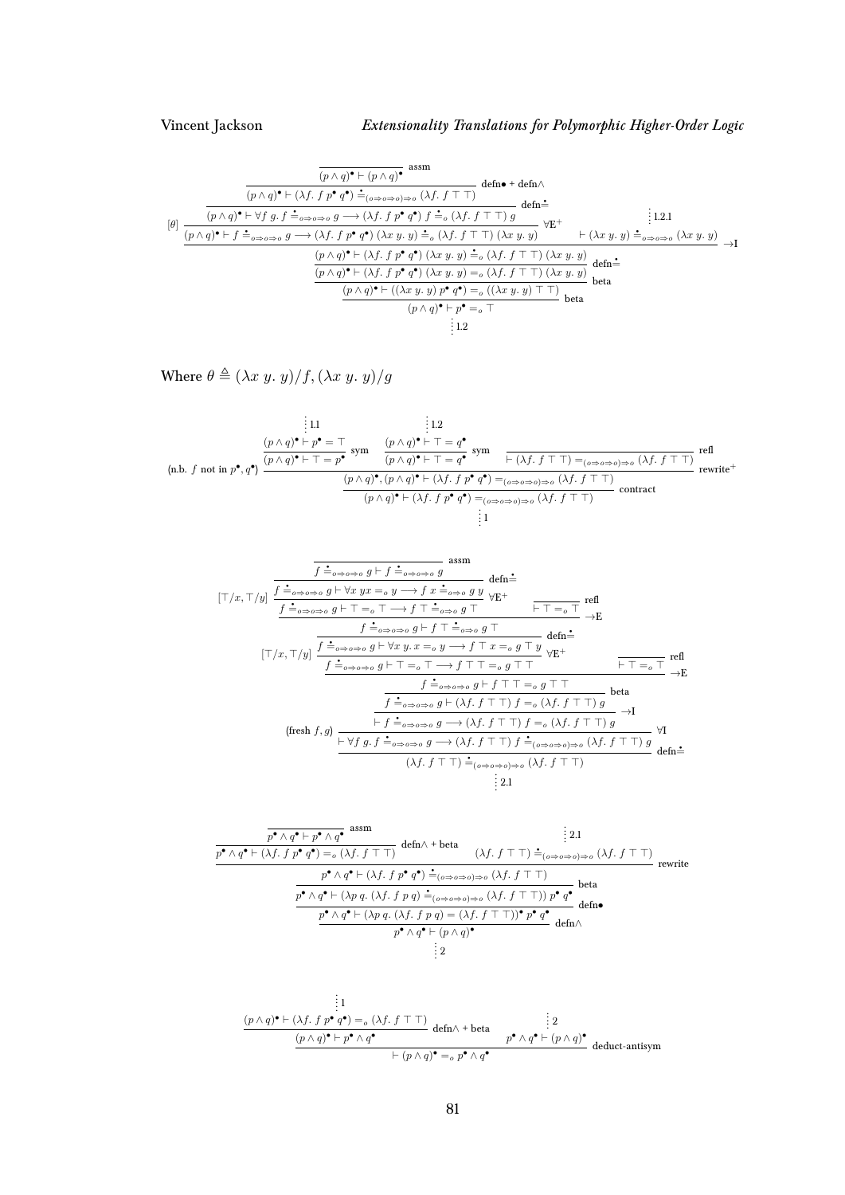$$
\dfrac{
  [\theta]\;\dfrac{
    \dfrac{
      \dfrac{
        \dfrac{}{(p \wedge q)^\bullet \vdash (p \wedge q)^\bullet}\ \text{assm}
      }{
        (p \wedge q)^\bullet \vdash (\lambda f.\ f\ p^\bullet\ q^\bullet) \doteq_{(o \Rightarrow o \Rightarrow o) \Rightarrow o} (\lambda f.\ f\ \top\ \top)
      }\ \text{defn}\bullet + \text{defn}\wedge
    }{
      (p \wedge q)^\bullet \vdash \forall f\ g.\ f \doteq_{o \Rightarrow o \Rightarrow o} g \longrightarrow (\lambda f.\ f\ p^\bullet\ q^\bullet)\ f \doteq_o (\lambda f.\ f\ \top\ \top)\ g
    }\ \text{defn}\doteq
  }{
    (p \wedge q)^\bullet \vdash f \doteq_{o \Rightarrow o \Rightarrow o} g \longrightarrow (\lambda f.\ f\ p^\bullet\ q^\bullet)\ (\lambda x\ y.\ y) \doteq_o (\lambda f.\ f\ \top\ \top)\ (\lambda x\ y.\ y)
  }\ \forall\text{E}^+
  \qquad
  \dfrac{\vdots\ 1.2.1}{\vdash (\lambda x\ y.\ y) \doteq_{o \Rightarrow o \Rightarrow o} (\lambda x\ y.\ y)}
}{
  (p \wedge q)^\bullet \vdash (\lambda f.\ f\ p^\bullet\ q^\bullet)\ (\lambda x\ y.\ y) \doteq_o (\lambda f.\ f\ \top\ \top)\ (\lambda x\ y.\ y)
}\ \rightarrow\text{I}
$$

$$
\dfrac{
  \dfrac{
    \dfrac{
      (p \wedge q)^\bullet \vdash (\lambda f.\ f\ p^\bullet\ q^\bullet)\ (\lambda x\ y.\ y) \doteq_o (\lambda f.\ f\ \top\ \top)\ (\lambda x\ y.\ y)
    }{
      (p \wedge q)^\bullet \vdash (\lambda f.\ f\ p^\bullet\ q^\bullet)\ (\lambda x\ y.\ y) =_o (\lambda f.\ f\ \top\ \top)\ (\lambda x\ y.\ y)
    }\ \text{defn}\doteq
  }{
    (p \wedge q)^\bullet \vdash ((\lambda x\ y.\ y)\ p^\bullet\ q^\bullet) =_o ((\lambda x\ y.\ y)\ \top\ \top)
  }\ \text{beta}
}{
  (p \wedge q)^\bullet \vdash p^\bullet =_o \top
}\ \text{beta}
\quad \vdots\ 1.2
$$

Where $\theta \triangleq (\lambda x\ y.\ y)/f, (\lambda x\ y.\ y)/g$

$$
(\text{n.b. } f \text{ not in } p^\bullet, q^\bullet)\;
\dfrac{
  \dfrac{
    \dfrac{
      \dfrac{\vdots\ 1.1}{(p \wedge q)^\bullet \vdash p^\bullet = \top}
    }{
      (p \wedge q)^\bullet \vdash \top = p^\bullet
    }\ \text{sym}
    \quad
    \dfrac{
      \dfrac{\vdots\ 1.2}{(p \wedge q)^\bullet \vdash \top = q^\bullet}
    }{
      (p \wedge q)^\bullet \vdash \top = q^\bullet
    }\ \text{sym}
    \quad
    \dfrac{}{\vdash (\lambda f.\ f\ \top\ \top) =_{(o \Rightarrow o \Rightarrow o) \Rightarrow o} (\lambda f.\ f\ \top\ \top)}\ \text{refl}
  }{
    (p \wedge q)^\bullet, (p \wedge q)^\bullet \vdash (\lambda f.\ f\ p^\bullet\ q^\bullet) =_{(o \Rightarrow o \Rightarrow o) \Rightarrow o} (\lambda f.\ f\ \top\ \top)
  }\ \text{rewrite}^+
}{
  (p \wedge q)^\bullet \vdash (\lambda f.\ f\ p^\bullet\ q^\bullet) =_{(o \Rightarrow o \Rightarrow o) \Rightarrow o} (\lambda f.\ f\ \top\ \top)
}\ \text{contract}
\quad \vdots\ 1
$$

$$
\dfrac{
  [\top/x, \top/y]\;\dfrac{
    \dfrac{
      \dfrac{}{f \doteq_{o \Rightarrow o \Rightarrow o} g \vdash f \doteq_{o \Rightarrow o \Rightarrow o} g}\ \text{assm}
    }{
      f \doteq_{o \Rightarrow o \Rightarrow o} g \vdash \forall x\ y x =_o y \longrightarrow f\ x \doteq_{o \Rightarrow o}\ g\ y
    }\ \text{defn}\doteq
  }{
    f \doteq_{o \Rightarrow o \Rightarrow o} g \vdash \top =_o \top \longrightarrow f\ \top \doteq_{o \Rightarrow o} g\ \top
  }\ \forall\text{E}^+
  \qquad
  \dfrac{}{\vdash \top =_o \top}\ \text{refl}
}{
  f \doteq_{o \Rightarrow o \Rightarrow o} g \vdash f\ \top \doteq_{o \Rightarrow o} g\ \top
}\ \rightarrow\text{E}
$$

$$
\dfrac{
  [\top/x, \top/y]\;\dfrac{
    \dfrac{
      f \doteq_{o \Rightarrow o \Rightarrow o} g \vdash f\ \top \doteq_{o \Rightarrow o} g\ \top
    }{
      f \doteq_{o \Rightarrow o \Rightarrow o} g \vdash \forall x\ y.\ x =_o y \longrightarrow f\ \top\ x =_o g\ \top\ y
    }\ \text{defn}\doteq
  }{
    f \doteq_{o \Rightarrow o \Rightarrow o} g \vdash \top =_o \top \longrightarrow f\ \top\ \top =_o g\ \top\ \top
  }\ \forall\text{E}^+
  \qquad
  \dfrac{}{\vdash \top =_o \top}\ \text{refl}
}{
  f \doteq_{o \Rightarrow o \Rightarrow o} g \vdash f\ \top\ \top =_o g\ \top\ \top
}\ \rightarrow\text{E}
$$

$$
\dfrac{
  (\text{fresh } f, g)\;\dfrac{
    \dfrac{
      \dfrac{
        f \doteq_{o \Rightarrow o \Rightarrow o} g \vdash f\ \top\ \top =_o g\ \top\ \top
      }{
        f \doteq_{o \Rightarrow o \Rightarrow o} g \vdash (\lambda f.\ f\ \top\ \top)\ f =_o (\lambda f.\ f\ \top\ \top)\ g
      }\ \text{beta}
    }{
      \vdash f \doteq_{o \Rightarrow o \Rightarrow o} g \longrightarrow (\lambda f.\ f\ \top\ \top)\ f =_o (\lambda f.\ f\ \top\ \top)\ g
    }\ \rightarrow\text{I}
  }{
    \vdash \forall f\ g.\ f \doteq_{o \Rightarrow o \Rightarrow o} g \longrightarrow (\lambda f.\ f\ \top\ \top)\ f \doteq_{(o \Rightarrow o \Rightarrow o)} (\lambda f.\ f\ \top\ \top)\ g
  }\ \forall\text{I}
}{
  (\lambda f.\ f\ \top\ \top) \doteq_{(o \Rightarrow o \Rightarrow o) \Rightarrow o} (\lambda f.\ f\ \top\ \top)
}\ \text{defn}\doteq
\quad \vdots\ 2.1
$$

$$
\dfrac{
  \dfrac{
    \dfrac{
      \dfrac{
        \dfrac{
          \dfrac{}{p^\bullet \wedge q^\bullet \vdash p^\bullet \wedge q^\bullet}\ \text{assm}
        }{
          p^\bullet \wedge q^\bullet \vdash (\lambda f.\ f\ p^\bullet\ q^\bullet) =_o (\lambda f.\ f\ \top\ \top)
        }\ \text{defn}\wedge + \text{beta}
        \qquad
        \dfrac{\vdots\ 2.1}{(\lambda f.\ f\ \top\ \top) \doteq_{(o \Rightarrow o \Rightarrow o) \Rightarrow o} (\lambda f.\ f\ \top\ \top)}
      }{
        p^\bullet \wedge q^\bullet \vdash (\lambda f.\ f\ p^\bullet\ q^\bullet) \doteq_{(o \Rightarrow o \Rightarrow o) \Rightarrow o} (\lambda f.\ f\ \top\ \top)
      }\ \text{rewrite}
    }{
      p^\bullet \wedge q^\bullet \vdash (\lambda p\ q.\ (\lambda f.\ f\ p\ q) \doteq_{(o \Rightarrow o \Rightarrow o) \Rightarrow o} (\lambda f.\ f\ \top\ \top))\ p^\bullet\ q^\bullet
    }\ \text{beta}
  }{
    p^\bullet \wedge q^\bullet \vdash (\lambda p\ q.\ (\lambda f.\ f\ p\ q) = (\lambda f.\ f\ \top\ \top))^\bullet\ p^\bullet\ q^\bullet
  }\ \text{defn}\bullet
}{
  p^\bullet \wedge q^\bullet \vdash (p \wedge q)^\bullet
}\ \text{defn}\wedge
\quad \vdots\ 2
$$

$$
\dfrac{
  \dfrac{
    \dfrac{\vdots\ 1}{(p \wedge q)^\bullet \vdash (\lambda f.\ f\ p^\bullet\ q^\bullet) =_o (\lambda f.\ f\ \top\ \top)}
  }{
    (p \wedge q)^\bullet \vdash p^\bullet \wedge q^\bullet
  }\ \text{defn}\wedge + \text{beta}
  \qquad
  \dfrac{\vdots\ 2}{p^\bullet \wedge q^\bullet \vdash (p \wedge q)^\bullet}
}{
  \vdash (p \wedge q)^\bullet =_o p^\bullet \wedge q^\bullet
}\ \text{deduct-antisym}
$$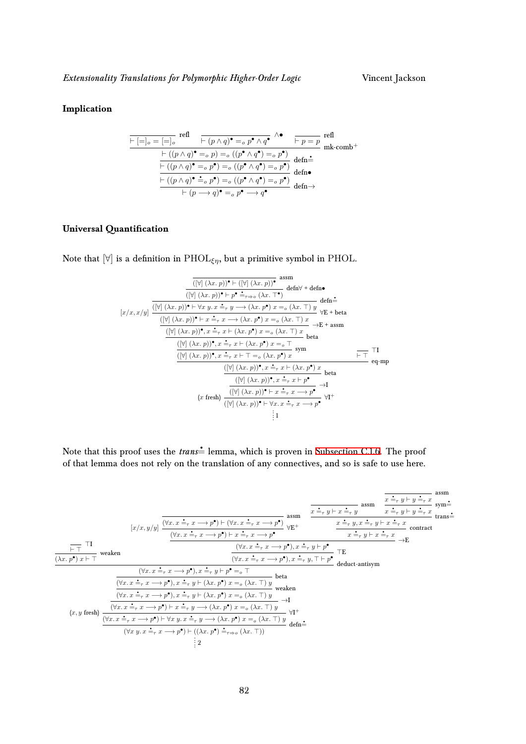#### Implication

$$
\dfrac{\dfrac{\dfrac{\dfrac{\dfrac{}{\vdash [=]_o = [=]_o}\ \text{refl} \quad \dfrac{}{\vdash (p \wedge q)^\bullet =_o p^\bullet \wedge q^\bullet}\ \wedge\bullet \quad \dfrac{}{\vdash p = p}\ \text{refl}}{\vdash ((p \wedge q)^\bullet =_o p) =_o ((p^\bullet \wedge q^\bullet) =_o p^\bullet)}\ \text{mk-comb}^+}{\vdash ((p \wedge q)^\bullet =_o p^\bullet) =_o ((p^\bullet \wedge q^\bullet) =_o p^\bullet)}\ \text{defn}\dot{=}}{\vdash ((p \wedge q)^\bullet \doteq_o p^\bullet) =_o ((p^\bullet \wedge q^\bullet) =_o p^\bullet)}\ \text{defn}\bullet}{\vdash (p \longrightarrow q)^\bullet =_o p^\bullet \longrightarrow q^\bullet}\ \text{defn}\rightarrow
$$

#### Universal Quantification

Note that $[\forall]$ is a definition in $\text{PHOL}_{\xi\eta}$, but a primitive symbol in $\text{PHOL}$.

$$
\dfrac{\dfrac{\dfrac{\dfrac{\dfrac{}{([\forall]\ (\lambda x.\ p))^\bullet \vdash ([\forall]\ (\lambda x.\ p))^\bullet}\ \text{assm}}{([\forall]\ (\lambda x.\ p))^\bullet \vdash p^\bullet \doteq_{\tau\Rightarrow o} (\lambda x.\ \top^\bullet)}\ \text{defn}\forall + \text{defn}\bullet}{([\forall]\ (\lambda x.\ p))^\bullet \vdash \forall x\ y.\ x \doteq_\tau y \longrightarrow (\lambda x.\ p^\bullet)\ x =_o (\lambda x.\ \top)\ y}\ \text{defn}\dot{=}}{([\forall]\ (\lambda x.\ p))^\bullet \vdash x \doteq_\tau x \longrightarrow (\lambda x.\ p^\bullet)\ x =_o (\lambda x.\ \top)\ x}\ \forall\text{E} + \text{beta}\ [x/x, x/y]}{([\forall]\ (\lambda x.\ p))^\bullet, x \doteq_\tau x \vdash (\lambda x.\ p^\bullet)\ x =_o (\lambda x.\ \top)\ x}\ \rightarrow\text{E} + \text{assm}
$$

$$
\dfrac{\dfrac{\dfrac{\dfrac{\dfrac{\dfrac{([\forall]\ (\lambda x.\ p))^\bullet, x \doteq_\tau x \vdash (\lambda x.\ p^\bullet)\ x =_o (\lambda x.\ \top)\ x}{([\forall]\ (\lambda x.\ p))^\bullet, x \doteq_\tau x \vdash (\lambda x.\ p^\bullet)\ x =_o \top}\ \text{beta}}{([\forall]\ (\lambda x.\ p))^\bullet, x \doteq_\tau x \vdash \top =_o (\lambda x.\ p^\bullet)\ x}\ \text{sym} \quad \dfrac{}{\vdash \top}\ \top\text{I}}{([\forall]\ (\lambda x.\ p))^\bullet, x \doteq_\tau x \vdash (\lambda x.\ p^\bullet)\ x}\ \text{eq-mp}}{([\forall]\ (\lambda x.\ p))^\bullet, x \doteq_\tau x \vdash p^\bullet}\ \text{beta}}{([\forall]\ (\lambda x.\ p))^\bullet \vdash x \doteq_\tau x \longrightarrow p^\bullet}\ \rightarrow\text{I}}{([\forall]\ (\lambda x.\ p))^\bullet \vdash \forall x.\ x \doteq_\tau x \longrightarrow p^\bullet}\ \forall\text{I}^+\ (x \text{ fresh})
$$

$$\vdots\ 1$$

Note that this proof uses the *trans*$\dot{=}$ lemma, which is proven in Subsection C.1.6. The proof of that lemma does not rely on the translation of any connectives, and so is safe to use here.

$$
\dfrac{\dfrac{\dfrac{}{(\forall x.\ x \doteq_\tau x \longrightarrow p^\bullet) \vdash (\forall x.\ x \doteq_\tau x \longrightarrow p^\bullet)}\ \text{assm}}{(\forall x.\ x \doteq_\tau x \longrightarrow p^\bullet) \vdash x \doteq_\tau x \longrightarrow p^\bullet}\ \forall\text{E}^+\ [x/x, y/y] \quad \dfrac{\dfrac{\dfrac{}{x \doteq_\tau y \vdash x \doteq_\tau y}\ \text{assm} \quad \dfrac{\dfrac{}{x \doteq_\tau y \vdash y \doteq_\tau x}\ \text{assm}}{x \doteq_\tau y \vdash y \doteq_\tau x}\ \text{sym}\dot{=}}{x \doteq_\tau y, x \doteq_\tau y \vdash x \doteq_\tau x}\ \text{trans}\dot{=}}{x \doteq_\tau y \vdash x \doteq_\tau x}\ \text{contract}}{(\forall x.\ x \doteq_\tau x \longrightarrow p^\bullet), x \doteq_\tau y \vdash p^\bullet}\ \rightarrow\text{E}
$$

$$
\dfrac{\dfrac{\dfrac{}{\vdash \top}\ \top\text{I}}{(\lambda x.\ p^\bullet)\ x \vdash \top}\ \text{weaken} \quad \dfrac{(\forall x.\ x \doteq_\tau x \longrightarrow p^\bullet), x \doteq_\tau y \vdash p^\bullet}{(\forall x.\ x \doteq_\tau x \longrightarrow p^\bullet), x \doteq_\tau y, \top \vdash p^\bullet}\ \top\text{E}}{(\forall x.\ x \doteq_\tau x \longrightarrow p^\bullet), x \doteq_\tau y \vdash p^\bullet =_o \top}\ \text{deduct-antisym}
$$

$$
\dfrac{\dfrac{\dfrac{\dfrac{\dfrac{(\forall x.\ x \doteq_\tau x \longrightarrow p^\bullet), x \doteq_\tau y \vdash p^\bullet =_o \top}{(\forall x.\ x \doteq_\tau x \longrightarrow p^\bullet), x \doteq_\tau y \vdash (\lambda x.\ p^\bullet)\ x =_o (\lambda x.\ \top)\ y}\ \text{beta}}{(\forall x.\ x \doteq_\tau x \longrightarrow p^\bullet), x \doteq_\tau y \vdash (\lambda x.\ p^\bullet)\ x =_o (\lambda x.\ \top)\ y}\ \text{weaken}}{(\forall x.\ x \doteq_\tau x \longrightarrow p^\bullet) \vdash x \doteq_\tau y \longrightarrow (\lambda x.\ p^\bullet)\ x =_o (\lambda x.\ \top)\ y}\ \rightarrow\text{I}}{(\forall x.\ x \doteq_\tau x \longrightarrow p^\bullet) \vdash \forall x\ y.\ x \doteq_\tau y \longrightarrow (\lambda x.\ p^\bullet)\ x =_o (\lambda x.\ \top)\ y}\ \forall\text{I}^+\ (x, y \text{ fresh})}{(\forall x\ y.\ x \doteq_\tau x \longrightarrow p^\bullet) \vdash ((\lambda x.\ p^\bullet) \doteq_{\tau\Rightarrow o} (\lambda x.\ \top))}\ \text{defn}\dot{=}
$$

$$\vdots\ 2$$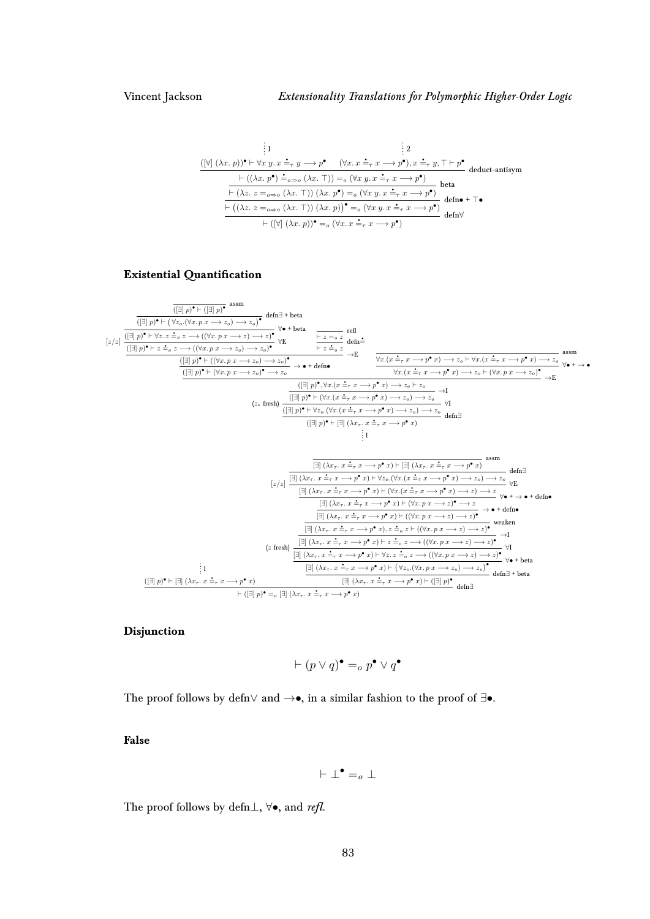$$
\dfrac{
\begin{array}{c}\vdots\,1\\ ([\forall]\;(\lambda x.\,p))^\bullet \vdash \forall x\,y.\,x \doteq_\tau y \longrightarrow p^\bullet\end{array}
\qquad
\begin{array}{c}\vdots\,2\\ (\forall x.\,x \doteq_\tau x \longrightarrow p^\bullet), x \doteq_\tau y, \top \vdash p^\bullet\end{array}
}{
\dfrac{
\dfrac{
\dfrac{\vdash ((\lambda x.\,p^\bullet) \doteq_{o \Rightarrow o} (\lambda x.\,\top)) =_o (\forall x\,y.\,x \doteq_\tau x \longrightarrow p^\bullet)}{\vdash (\lambda z.\,z =_{o \Rightarrow o} (\lambda x.\,\top))\;(\lambda x.\,p^\bullet) =_o (\forall x\,y.\,x \doteq_\tau x \longrightarrow p^\bullet)}\;\text{beta}
}{\vdash ((\lambda z.\,z =_{o \Rightarrow o} (\lambda x.\,\top))\;(\lambda x.\,p))^\bullet =_o (\forall x\,y.\,x \doteq_\tau x \longrightarrow p^\bullet)}\;\text{defn}\bullet + \top\bullet
}{\vdash ([\forall]\;(\lambda x.\,p))^\bullet =_o (\forall x.\,x \doteq_\tau x \longrightarrow p^\bullet)}\;\text{defn}\forall
}\;\text{deduct-antisym}
$$

### Existential Quantification

$$
\dfrac{
\dfrac{
\dfrac{
\dfrac{
\dfrac{
\dfrac{
\dfrac{\overline{([\exists]\;p)^\bullet \vdash ([\exists]\;p)^\bullet}\;\text{assm}}{([\exists]\;p)^\bullet \vdash \left(\forall z_o.(\forall x.\,p\;x \longrightarrow z_o) \longrightarrow z_o\right)^\bullet}\;\text{defn}\exists + \text{beta}
}{([\exists]\;p)^\bullet \vdash \forall z.\,z \doteq_o z \longrightarrow ((\forall x.\,p\;x \longrightarrow z) \longrightarrow z)^\bullet}\;\forall\bullet + \text{beta}
}{([\exists]\;p)^\bullet \vdash z \doteq_o z \longrightarrow ((\forall x.\,p\;x \longrightarrow z_o) \longrightarrow z_o)^\bullet}\;\forall\text{E}\;[z/z]
\quad
\dfrac{\overline{\vdash z =_o z}\;\text{refl}}{\vdash z \doteq_o z}\;\text{defn}\doteq
}{([\exists]\;p)^\bullet \vdash ((\forall x.\,p\;x \longrightarrow z_o) \longrightarrow z_o)^\bullet}\;\to\text{E}
}{([\exists]\;p)^\bullet \vdash (\forall x.\,p\;x \longrightarrow z_o)^\bullet \longrightarrow z_o}\;\to\bullet + \text{defn}\bullet
\quad
\dfrac{\overline{\forall x.(x \doteq_\tau x \longrightarrow p^\bullet\;x) \longrightarrow z_o \vdash \forall x.(x \doteq_\tau x \longrightarrow p^\bullet\;x) \longrightarrow z_o}\;\text{assm}}{\forall x.(x \doteq_\tau x \longrightarrow p^\bullet\;x) \longrightarrow z_o \vdash (\forall x.\,p\;x \longrightarrow z_o)^\bullet}\;\forall\bullet + \to\bullet
}{([\exists]\;p)^\bullet, \forall x.(x \doteq_\tau x \longrightarrow p^\bullet\;x) \longrightarrow z_o \vdash z_o}\;\to\text{E}
}{([\exists]\;p)^\bullet \vdash (\forall x.(x \doteq_\tau x \longrightarrow p^\bullet\;x) \longrightarrow z_o) \longrightarrow z_o}\;\to\text{I}
$$

$$
\dfrac{
\dfrac{([\exists]\;p)^\bullet \vdash (\forall x.(x \doteq_\tau x \longrightarrow p^\bullet\;x) \longrightarrow z_o) \longrightarrow z_o}{([\exists]\;p)^\bullet \vdash \forall z_o.(\forall x.(x \doteq_\tau x \longrightarrow p^\bullet\;x) \longrightarrow z_o) \longrightarrow z_o}\;\forall\text{I}\;(z_o\text{ fresh})
}{([\exists]\;p)^\bullet \vdash [\exists]\;(\lambda x_\tau.\,x \doteq_\tau x \longrightarrow p^\bullet\;x)}\;\text{defn}\exists
$$

$$\vdots\,1$$

$$
\dfrac{
\dfrac{
\dfrac{
\dfrac{
\dfrac{
\dfrac{\overline{[\exists]\;(\lambda x_\tau.\,x \doteq_\tau x \longrightarrow p^\bullet\;x) \vdash [\exists]\;(\lambda x_\tau.\,x \doteq_\tau x \longrightarrow p^\bullet\;x)}\;\text{assm}}{[\exists]\;(\lambda x_\tau.\,x \doteq_\tau x \longrightarrow p^\bullet\;x) \vdash \forall z_o.(\forall x.(x \doteq_\tau x \longrightarrow p^\bullet\;x) \longrightarrow z_o) \longrightarrow z_o}\;\text{defn}\exists
}{[\exists]\;(\lambda x_\tau.\,x \doteq_\tau x \longrightarrow p^\bullet\;x) \vdash (\forall x.(x \doteq_\tau x \longrightarrow p^\bullet\;x) \longrightarrow z) \longrightarrow z}\;\forall\text{E}\;[z/z]
}{[\exists]\;(\lambda x_\tau.\,x \doteq_\tau x \longrightarrow p^\bullet\;x) \vdash (\forall x.\,p\;x \longrightarrow z)^\bullet \longrightarrow z}\;\forall\bullet + \to\bullet + \text{defn}\bullet
}{[\exists]\;(\lambda x_\tau.\,x \doteq_\tau x \longrightarrow p^\bullet\;x) \vdash ((\forall x.\,p\;x \longrightarrow z) \longrightarrow z)^\bullet}\;\to\bullet + \text{defn}\bullet
}{[\exists]\;(\lambda x_\tau.\,x \doteq_\tau x \longrightarrow p^\bullet\;x), z \doteq_o z \vdash ((\forall x.\,p\;x \longrightarrow z) \longrightarrow z)^\bullet}\;\text{weaken}
}{[\exists]\;(\lambda x_\tau.\,x \doteq_\tau x \longrightarrow p^\bullet\;x) \vdash z \doteq_o z \longrightarrow ((\forall x.\,p\;x \longrightarrow z) \longrightarrow z)^\bullet}\;\to\text{I}
$$

$$
\dfrac{
\begin{array}{c}\vdots\,1\\ ([\exists]\;p)^\bullet \vdash [\exists]\;(\lambda x_\tau.\,x \doteq_\tau x \longrightarrow p^\bullet\;x)\end{array}
\quad
\dfrac{
\dfrac{
\dfrac{[\exists]\;(\lambda x_\tau.\,x \doteq_\tau x \longrightarrow p^\bullet\;x) \vdash z \doteq_o z \longrightarrow ((\forall x.\,p\;x \longrightarrow z) \longrightarrow z)^\bullet}{[\exists]\;(\lambda x_\tau.\,x \doteq_\tau x \longrightarrow p^\bullet\;x) \vdash \forall z.\,z \doteq_o z \longrightarrow ((\forall x.\,p\;x \longrightarrow z) \longrightarrow z)^\bullet}\;\forall\text{I}\;(z\text{ fresh})
}{[\exists]\;(\lambda x_\tau.\,x \doteq_\tau x \longrightarrow p^\bullet\;x) \vdash \left(\forall z_o.(\forall x.\,p\;x \longrightarrow z_o) \longrightarrow z_o\right)^\bullet}\;\forall\bullet + \text{beta}
}{[\exists]\;(\lambda x_\tau.\,x \doteq_\tau x \longrightarrow p^\bullet\;x) \vdash ([\exists]\;p)^\bullet}\;\text{defn}\exists + \text{beta}
}{\vdash ([\exists]\;p)^\bullet =_o [\exists]\;(\lambda x_\tau.\,x \doteq_\tau x \longrightarrow p^\bullet\;x)}\;\text{defn}\exists
$$

### Disjunction

$$\vdash (p \vee q)^\bullet =_o p^\bullet \vee q^\bullet$$

The proof follows by defn$\vee$ and $\to\bullet$, in a similar fashion to the proof of $\exists\bullet$.

### False

$$\vdash \bot^\bullet =_o \bot$$

The proof follows by defn$\bot$, $\forall\bullet$, and *refl*.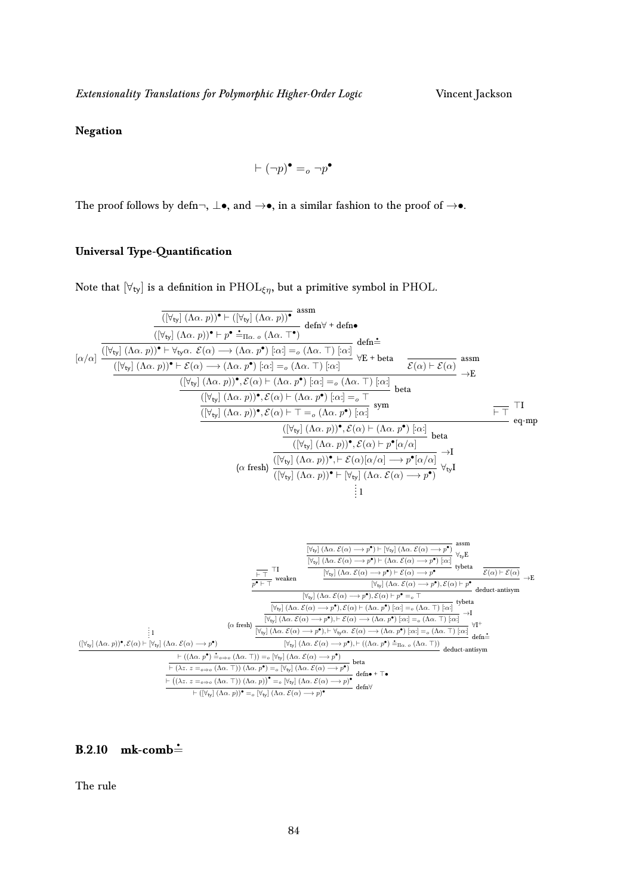**Negation**

$$\vdash (\neg p)^{\bullet} =_{o} \neg p^{\bullet}$$

The proof follows by defn¬, ⊥•, and →•, in a similar fashion to the proof of →•.

**Universal Type-Quantification**

Note that $[\forall_{\mathsf{ty}}]$ is a definition in $\mathrm{PHOL}_{\xi\eta}$, but a primitive symbol in PHOL.

$$
\dfrac{
  [\alpha/\alpha]\;
  \dfrac{
    \dfrac{
      \dfrac{
        \dfrac{
          \dfrac{}{([\forall_{\mathsf{ty}}]\;(\Lambda\alpha.\;p))^{\bullet} \vdash ([\forall_{\mathsf{ty}}]\;(\Lambda\alpha.\;p))^{\bullet}}\;\text{assm}
        }{([\forall_{\mathsf{ty}}]\;(\Lambda\alpha.\;p))^{\bullet} \vdash p^{\bullet} \doteq_{\Pi\alpha.\;o} (\Lambda\alpha.\;\top^{\bullet})}\;\text{defn}\forall + \text{defn}\bullet
      }{([\forall_{\mathsf{ty}}]\;(\Lambda\alpha.\;p))^{\bullet} \vdash \forall_{\mathsf{ty}}\alpha.\;\mathcal{E}(\alpha) \longrightarrow (\Lambda\alpha.\;p^{\bullet})\;[:\alpha:] =_{o} (\Lambda\alpha.\;\top)\;[:\alpha:]}\;\text{defn}\doteq
    }{([\forall_{\mathsf{ty}}]\;(\Lambda\alpha.\;p))^{\bullet} \vdash \mathcal{E}(\alpha) \longrightarrow (\Lambda\alpha.\;p^{\bullet})\;[:\alpha:] =_{o} (\Lambda\alpha.\;\top)\;[:\alpha:]}\;\forall\text{E} + \text{beta}
    \quad
    \dfrac{}{\mathcal{E}(\alpha) \vdash \mathcal{E}(\alpha)}\;\text{assm}
  }{
    \dfrac{
      \dfrac{([\forall_{\mathsf{ty}}]\;(\Lambda\alpha.\;p))^{\bullet}, \mathcal{E}(\alpha) \vdash (\Lambda\alpha.\;p^{\bullet})\;[:\alpha:] =_{o} (\Lambda\alpha.\;\top)\;[:\alpha:]}{([\forall_{\mathsf{ty}}]\;(\Lambda\alpha.\;p))^{\bullet}, \mathcal{E}(\alpha) \vdash (\Lambda\alpha.\;p^{\bullet})\;[:\alpha:] =_{o} \top}\;\text{beta}
    }{([\forall_{\mathsf{ty}}]\;(\Lambda\alpha.\;p))^{\bullet}, \mathcal{E}(\alpha) \vdash \top =_{o} (\Lambda\alpha.\;p^{\bullet})\;[:\alpha:]}\;\text{sym}
  }\;\to\text{E}
  \quad
  \dfrac{}{\vdash \top}\;\top\text{I}
}{
  \dfrac{
    \dfrac{([\forall_{\mathsf{ty}}]\;(\Lambda\alpha.\;p))^{\bullet}, \mathcal{E}(\alpha) \vdash (\Lambda\alpha.\;p^{\bullet})\;[:\alpha:]}{([\forall_{\mathsf{ty}}]\;(\Lambda\alpha.\;p))^{\bullet}, \mathcal{E}(\alpha) \vdash p^{\bullet}[\alpha/\alpha]}\;\text{beta}
  }{
    (\alpha\text{ fresh})\;\dfrac{([\forall_{\mathsf{ty}}]\;(\Lambda\alpha.\;p))^{\bullet}, \vdash \mathcal{E}(\alpha)[\alpha/\alpha] \longrightarrow p^{\bullet}[\alpha/\alpha]}{([\forall_{\mathsf{ty}}]\;(\Lambda\alpha.\;p))^{\bullet} \vdash [\forall_{\mathsf{ty}}]\;(\Lambda\alpha.\;\mathcal{E}(\alpha) \longrightarrow p^{\bullet})}\;\forall_{\mathsf{ty}}\text{I}
  }\;\to\text{I}
}\;\text{eq-mp}
$$

$$\vdots\;1$$

$$
\dfrac{
  \begin{array}{c}\vdots\;1\\ ([\forall_{\mathsf{ty}}]\;(\Lambda\alpha.\;p))^{\bullet}, \mathcal{E}(\alpha) \vdash [\forall_{\mathsf{ty}}]\;(\Lambda\alpha.\;\mathcal{E}(\alpha) \longrightarrow p^{\bullet})\end{array}
  \quad
  (\alpha\text{ fresh})\;
  \dfrac{
    \dfrac{
      \dfrac{
        \dfrac{
          \dfrac{\dfrac{}{\vdash \top}\;\top\text{I}}{p^{\bullet} \vdash \top}\;\text{weaken}
          \quad
          \dfrac{
            \dfrac{
              \dfrac{
                \dfrac{}{[\forall_{\mathsf{ty}}]\;(\Lambda\alpha.\;\mathcal{E}(\alpha) \longrightarrow p^{\bullet}) \vdash [\forall_{\mathsf{ty}}]\;(\Lambda\alpha.\;\mathcal{E}(\alpha) \longrightarrow p^{\bullet})}\;\text{assm}
              }{[\forall_{\mathsf{ty}}]\;(\Lambda\alpha.\;\mathcal{E}(\alpha) \longrightarrow p^{\bullet}) \vdash (\Lambda\alpha.\;\mathcal{E}(\alpha) \longrightarrow p^{\bullet})\;[:\alpha:]}\;\forall_{\mathsf{ty}}\text{E}
            }{[\forall_{\mathsf{ty}}]\;(\Lambda\alpha.\;\mathcal{E}(\alpha) \longrightarrow p^{\bullet}) \vdash \mathcal{E}(\alpha) \longrightarrow p^{\bullet}}\;\text{tybeta}
            \quad
            \dfrac{}{\mathcal{E}(\alpha) \vdash \mathcal{E}(\alpha)}
          }{[\forall_{\mathsf{ty}}]\;(\Lambda\alpha.\;\mathcal{E}(\alpha) \longrightarrow p^{\bullet}), \mathcal{E}(\alpha) \vdash p^{\bullet}}\;\to\text{E}
        }{[\forall_{\mathsf{ty}}]\;(\Lambda\alpha.\;\mathcal{E}(\alpha) \longrightarrow p^{\bullet}), \mathcal{E}(\alpha) \vdash p^{\bullet} =_{o} \top}\;\text{deduct-antisym}
      }{[\forall_{\mathsf{ty}}]\;(\Lambda\alpha.\;\mathcal{E}(\alpha) \longrightarrow p^{\bullet}), \mathcal{E}(\alpha) \vdash (\Lambda\alpha.\;p^{\bullet})\;[:\alpha:] =_{o} (\Lambda\alpha.\;\top)\;[:\alpha:]}\;\text{tybeta}
    }{
      \dfrac{[\forall_{\mathsf{ty}}]\;(\Lambda\alpha.\;\mathcal{E}(\alpha) \longrightarrow p^{\bullet}), \vdash \mathcal{E}(\alpha) \longrightarrow (\Lambda\alpha.\;p^{\bullet})\;[:\alpha:] =_{o} (\Lambda\alpha.\;\top)\;[:\alpha:]}{[\forall_{\mathsf{ty}}]\;(\Lambda\alpha.\;\mathcal{E}(\alpha) \longrightarrow p^{\bullet}), \vdash \forall_{\mathsf{ty}}\alpha.\;\mathcal{E}(\alpha) \longrightarrow (\Lambda\alpha.\;p^{\bullet})\;[:\alpha:] =_{o} (\Lambda\alpha.\;\top)\;[:\alpha:]}\;\forall\text{I}^{+}
    }\;\to\text{I}
  }{[\forall_{\mathsf{ty}}]\;(\Lambda\alpha.\;\mathcal{E}(\alpha) \longrightarrow p^{\bullet}), \vdash ((\Lambda\alpha.\;p^{\bullet}) \doteq_{\Pi\alpha.\;o} (\Lambda\alpha.\;\top))}\;\text{defn}\doteq
}{
  \dfrac{
    \dfrac{
      \dfrac{\vdash ((\Lambda\alpha.\;p^{\bullet}) \doteq_{o\Rightarrow o} (\Lambda\alpha.\;\top)) =_{o} [\forall_{\mathsf{ty}}]\;(\Lambda\alpha.\;\mathcal{E}(\alpha) \longrightarrow p^{\bullet})}{\vdash (\lambda z.\;z =_{o\Rightarrow o} (\Lambda\alpha.\;\top))\;(\Lambda\alpha.\;p^{\bullet}) =_{o} [\forall_{\mathsf{ty}}]\;(\Lambda\alpha.\;\mathcal{E}(\alpha) \longrightarrow p^{\bullet})}\;\text{beta}
    }{\vdash \left((\lambda z.\;z =_{o\Rightarrow o} (\Lambda\alpha.\;\top))\;(\Lambda\alpha.\;p)\right)^{\bullet} =_{o} [\forall_{\mathsf{ty}}]\;(\Lambda\alpha.\;\mathcal{E}(\alpha) \longrightarrow p)^{\bullet}}\;\text{defn}\bullet + \top\bullet
  }{\vdash ([\forall_{\mathsf{ty}}]\;(\Lambda\alpha.\;p))^{\bullet} =_{o} [\forall_{\mathsf{ty}}]\;(\Lambda\alpha.\;\mathcal{E}(\alpha) \longrightarrow p)^{\bullet}}\;\text{defn}\forall
}\;\text{deduct-antisym}
$$

### B.2.10 mk-comb$\doteq$

The rule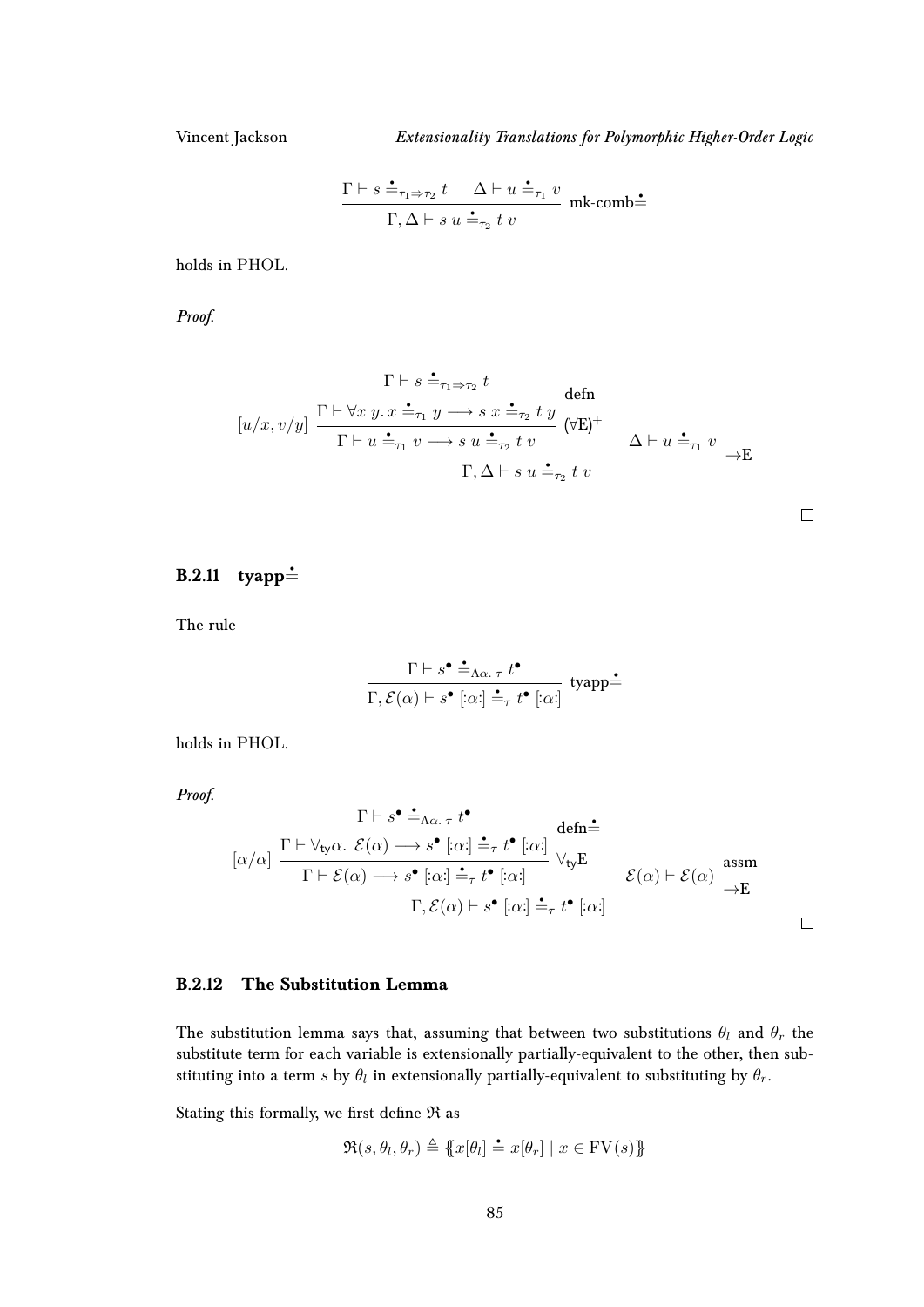$$\frac{\Gamma \vdash s \mathrel{\dot{\doteq}}_{\tau_1 \Rightarrow \tau_2} t \qquad \Delta \vdash u \mathrel{\dot{\doteq}}_{\tau_1} v}{\Gamma, \Delta \vdash s\ u \mathrel{\dot{\doteq}}_{\tau_2} t\ v}\ \text{mk-comb}\dot{\doteq}$$

holds in PHOL.

*Proof.*

$$[u/x, v/y]\ \frac{\dfrac{\dfrac{\Gamma \vdash s \mathrel{\dot{\doteq}}_{\tau_1 \Rightarrow \tau_2} t}{\Gamma \vdash \forall x\ y.\, x \mathrel{\dot{\doteq}}_{\tau_1} y \longrightarrow s\ x \mathrel{\dot{\doteq}}_{\tau_2} t\ y}\ \text{defn}}{\Gamma \vdash u \mathrel{\dot{\doteq}}_{\tau_1} v \longrightarrow s\ u \mathrel{\dot{\doteq}}_{\tau_2} t\ v}\ (\forall \text{E})^{+} \qquad \Delta \vdash u \mathrel{\dot{\doteq}}_{\tau_1} v}{\Gamma, \Delta \vdash s\ u \mathrel{\dot{\doteq}}_{\tau_2} t\ v}\ \to\!\text{E}$$

□

### B.2.11 tyapp$\dot{\doteq}$

The rule

$$\frac{\Gamma \vdash s^{\bullet} \mathrel{\dot{\doteq}}_{\Lambda\alpha.\,\tau} t^{\bullet}}{\Gamma, \mathcal{E}(\alpha) \vdash s^{\bullet}\ [:\alpha:] \mathrel{\dot{\doteq}}_{\tau} t^{\bullet}\ [:\alpha:]}\ \text{tyapp}\dot{\doteq}$$

holds in PHOL.

*Proof.*

$$[\alpha/\alpha]\ \frac{\dfrac{\dfrac{\Gamma \vdash s^{\bullet} \mathrel{\dot{\doteq}}_{\Lambda\alpha.\,\tau} t^{\bullet}}{\Gamma \vdash \forall_{\mathsf{ty}}\alpha.\ \mathcal{E}(\alpha) \longrightarrow s^{\bullet}\ [:\alpha:] \mathrel{\dot{\doteq}}_{\tau} t^{\bullet}\ [:\alpha:]}\ \text{defn}\dot{\doteq}}{\Gamma \vdash \mathcal{E}(\alpha) \longrightarrow s^{\bullet}\ [:\alpha:] \mathrel{\dot{\doteq}}_{\tau} t^{\bullet}\ [:\alpha:]}\ \forall_{\mathsf{ty}}\text{E} \qquad \dfrac{}{\mathcal{E}(\alpha) \vdash \mathcal{E}(\alpha)}\ \text{assm}}{\Gamma, \mathcal{E}(\alpha) \vdash s^{\bullet}\ [:\alpha:] \mathrel{\dot{\doteq}}_{\tau} t^{\bullet}\ [:\alpha:]}\ \to\!\text{E}$$

□

### B.2.12 The Substitution Lemma

The substitution lemma says that, assuming that between two substitutions $\theta_l$ and $\theta_r$ the substitute term for each variable is extensionally partially-equivalent to the other, then substituting into a term $s$ by $\theta_l$ in extensionally partially-equivalent to substituting by $\theta_r$.

Stating this formally, we first define $\mathfrak{R}$ as

$$\mathfrak{R}(s, \theta_l, \theta_r) \triangleq \{\!\{ x[\theta_l] \mathrel{\dot{\doteq}} x[\theta_r] \mid x \in \mathrm{FV}(s) \}\!\}$$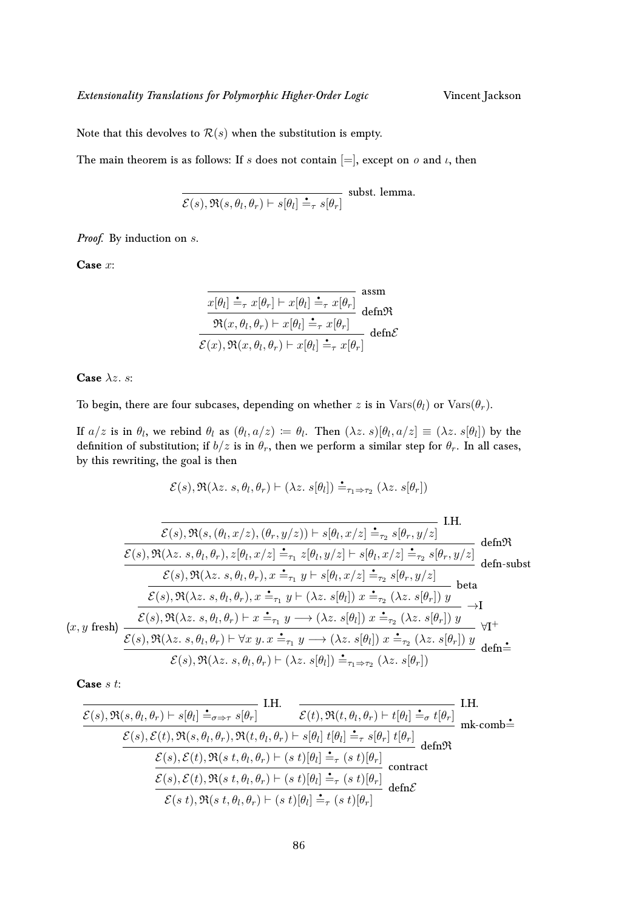Note that this devolves to $\mathcal{R}(s)$ when the substitution is empty.

The main theorem is as follows: If $s$ does not contain $[=]$, except on $o$ and $\iota$, then

$$\dfrac{}{\mathcal{E}(s), \mathfrak{R}(s, \theta_l, \theta_r) \vdash s[\theta_l] \doteq_\tau s[\theta_r]} \text{ subst. lemma.}$$

*Proof.* By induction on $s$.

**Case** $x$:

$$\dfrac{\dfrac{\dfrac{}{x[\theta_l] \doteq_\tau x[\theta_r] \vdash x[\theta_l] \doteq_\tau x[\theta_r]} \text{ assm}}{\mathfrak{R}(x, \theta_l, \theta_r) \vdash x[\theta_l] \doteq_\tau x[\theta_r]} \text{ defn}\mathfrak{R}}{\mathcal{E}(x), \mathfrak{R}(x, \theta_l, \theta_r) \vdash x[\theta_l] \doteq_\tau x[\theta_r]} \text{ defn}\mathcal{E}$$

**Case** $\lambda z.\ s$:

To begin, there are four subcases, depending on whether $z$ is in $\mathrm{Vars}(\theta_l)$ or $\mathrm{Vars}(\theta_r)$.

If $a/z$ is in $\theta_l$, we rebind $\theta_l$ as $(\theta_l, a/z) \coloneqq \theta_l$. Then $(\lambda z.\ s)[\theta_l, a/z] \equiv (\lambda z.\ s[\theta_l])$ by the definition of substitution; if $b/z$ is in $\theta_r$, then we perform a similar step for $\theta_r$. In all cases, by this rewriting, the goal is then

$$\mathcal{E}(s), \mathfrak{R}(\lambda z.\ s, \theta_l, \theta_r) \vdash (\lambda z.\ s[\theta_l]) \doteq_{\tau_1 \Rightarrow \tau_2} (\lambda z.\ s[\theta_r])$$

$$(x, y \text{ fresh}) \; \dfrac{\dfrac{\dfrac{\dfrac{\dfrac{\dfrac{\dfrac{}{\mathcal{E}(s), \mathfrak{R}(s, (\theta_l, x/z), (\theta_r, y/z)) \vdash s[\theta_l, x/z] \doteq_{\tau_2} s[\theta_r, y/z]} \text{ I.H.}}{\mathcal{E}(s), \mathfrak{R}(\lambda z.\ s, \theta_l, \theta_r), z[\theta_l, x/z] \doteq_{\tau_1} z[\theta_l, y/z] \vdash s[\theta_l, x/z] \doteq_{\tau_2} s[\theta_r, y/z]} \text{ defn}\mathfrak{R}}{\mathcal{E}(s), \mathfrak{R}(\lambda z.\ s, \theta_l, \theta_r), x \doteq_{\tau_1} y \vdash s[\theta_l, x/z] \doteq_{\tau_2} s[\theta_r, y/z]} \text{ defn-subst}}{\mathcal{E}(s), \mathfrak{R}(\lambda z.\ s, \theta_l, \theta_r), x \doteq_{\tau_1} y \vdash (\lambda z.\ s[\theta_l])\ x \doteq_{\tau_2} (\lambda z.\ s[\theta_r])\ y} \text{ beta}}{\mathcal{E}(s), \mathfrak{R}(\lambda z.\ s, \theta_l, \theta_r) \vdash x \doteq_{\tau_1} y \longrightarrow (\lambda z.\ s[\theta_l])\ x \doteq_{\tau_2} (\lambda z.\ s[\theta_r])\ y} \longrightarrow\text{I}}{\mathcal{E}(s), \mathfrak{R}(\lambda z.\ s, \theta_l, \theta_r) \vdash \forall x\ y.\ x \doteq_{\tau_1} y \longrightarrow (\lambda z.\ s[\theta_l])\ x \doteq_{\tau_2} (\lambda z.\ s[\theta_r])\ y} \forall\text{I}^+}{\mathcal{E}(s), \mathfrak{R}(\lambda z.\ s, \theta_l, \theta_r) \vdash (\lambda z.\ s[\theta_l]) \doteq_{\tau_1 \Rightarrow \tau_2} (\lambda z.\ s[\theta_r])} \text{ defn}\doteq$$

**Case** $s\ t$:

$$\dfrac{\dfrac{\dfrac{\dfrac{\dfrac{}{\mathcal{E}(s), \mathfrak{R}(s, \theta_l, \theta_r) \vdash s[\theta_l] \doteq_{\sigma \Rightarrow \tau} s[\theta_r]} \text{ I.H.} \quad \dfrac{}{\mathcal{E}(t), \mathfrak{R}(t, \theta_l, \theta_r) \vdash t[\theta_l] \doteq_\sigma t[\theta_r]} \text{ I.H.}}{\mathcal{E}(s), \mathcal{E}(t), \mathfrak{R}(s, \theta_l, \theta_r), \mathfrak{R}(t, \theta_l, \theta_r) \vdash s[\theta_l]\ t[\theta_l] \doteq_\tau s[\theta_r]\ t[\theta_r]} \text{ mk-comb}\doteq}{\mathcal{E}(s), \mathcal{E}(t), \mathfrak{R}(s\ t, \theta_l, \theta_r) \vdash (s\ t)[\theta_l] \doteq_\tau (s\ t)[\theta_r]} \text{ defn}\mathfrak{R}}{\mathcal{E}(s), \mathcal{E}(t), \mathfrak{R}(s\ t, \theta_l, \theta_r) \vdash (s\ t)[\theta_l] \doteq_\tau (s\ t)[\theta_r]} \text{ contract}}{\mathcal{E}(s\ t), \mathfrak{R}(s\ t, \theta_l, \theta_r) \vdash (s\ t)[\theta_l] \doteq_\tau (s\ t)[\theta_r]} \text{ defn}\mathcal{E}$$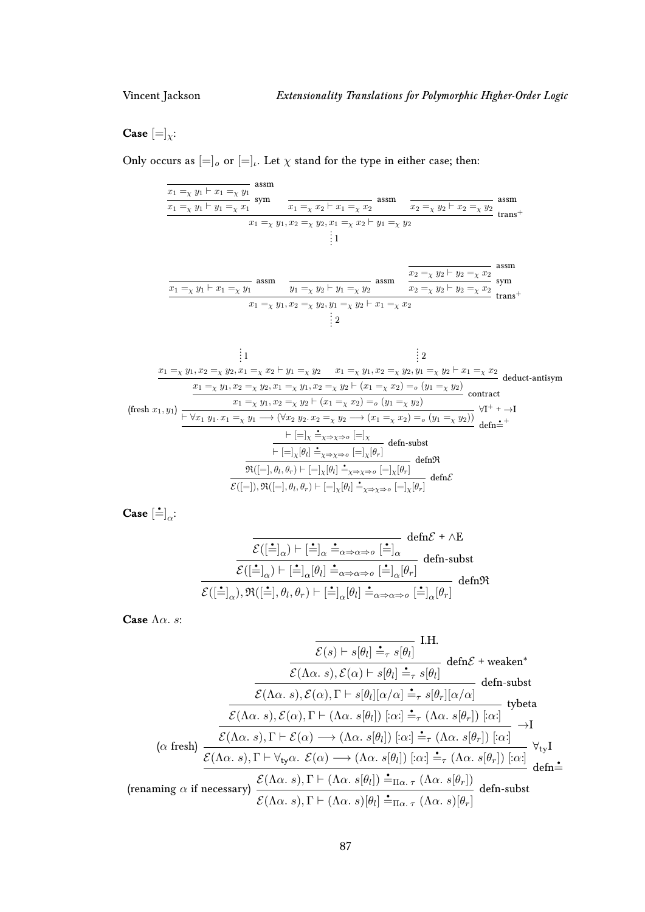**Case** $[=]_\chi$:

Only occurs as $[=]_o$ or $[=]_\iota$. Let $\chi$ stand for the type in either case; then:

$$
\dfrac{\dfrac{\dfrac{}{x_1 =_\chi y_1 \vdash x_1 =_\chi y_1}\ \text{assm}}{x_1 =_\chi y_1 \vdash y_1 =_\chi x_1}\ \text{sym} \qquad \dfrac{}{x_1 =_\chi x_2 \vdash x_1 =_\chi x_2}\ \text{assm} \qquad \dfrac{}{x_2 =_\chi y_2 \vdash x_2 =_\chi y_2}\ \text{assm}}{x_1 =_\chi y_1, x_2 =_\chi y_2, x_1 =_\chi x_2 \vdash y_1 =_\chi y_2}\ \text{trans}^+
$$

$$\vdots\, 1$$

$$
\dfrac{\dfrac{}{x_1 =_\chi y_1 \vdash x_1 =_\chi y_1}\ \text{assm} \qquad \dfrac{}{y_1 =_\chi y_2 \vdash y_1 =_\chi y_2}\ \text{assm} \qquad \dfrac{\dfrac{}{x_2 =_\chi y_2 \vdash y_2 =_\chi x_2}\ \text{assm}}{x_2 =_\chi y_2 \vdash y_2 =_\chi x_2}\ \text{sym}}{x_1 =_\chi y_1, x_2 =_\chi y_2, y_1 =_\chi y_2 \vdash x_1 =_\chi x_2}\ \text{trans}^+
$$

$$\vdots\, 2$$

$$
\dfrac{\dfrac{\dfrac{\dfrac{\dfrac{\dfrac{\dfrac{\overset{\vdots\,1}{x_1 =_\chi y_1, x_2 =_\chi y_2, x_1 =_\chi x_2 \vdash y_1 =_\chi y_2} \qquad \overset{\vdots\,2}{x_1 =_\chi y_1, x_2 =_\chi y_2, y_1 =_\chi y_2 \vdash x_1 =_\chi x_2}}{x_1 =_\chi y_1, x_2 =_\chi y_2, x_1 =_\chi y_1, x_2 =_\chi y_2 \vdash (x_1 =_\chi x_2) =_o (y_1 =_\chi y_2)}\ \text{deduct-antisym}}{x_1 =_\chi y_1, x_2 =_\chi y_2 \vdash (x_1 =_\chi x_2) =_o (y_1 =_\chi y_2)}\ \text{contract}}{\vdash \forall x_1\, y_1.\, x_1 =_\chi y_1 \longrightarrow (\forall x_2\, y_2.\, x_2 =_\chi y_2 \longrightarrow (x_1 =_\chi x_2) =_o (y_1 =_\chi y_2))}\ \forall\text{I}^+ + \longrightarrow\text{I}\ (\text{fresh } x_1, y_1)}{\vdash [=]_\chi \doteq_{\chi \Rightarrow \chi \Rightarrow o} [=]_\chi}\ \text{defn}\doteq^+}{\vdash [=]_\chi[\theta_l] \doteq_{\chi \Rightarrow \chi \Rightarrow o} [=]_\chi[\theta_r]}\ \text{defn-subst}}{\mathfrak{R}([=], \theta_l, \theta_r) \vdash [=]_\chi[\theta_l] \doteq_{\chi \Rightarrow \chi \Rightarrow o} [=]_\chi[\theta_r]}\ \text{defn}\mathfrak{R}}{\mathcal{E}([=]), \mathfrak{R}([=], \theta_l, \theta_r) \vdash [=]_\chi[\theta_l] \doteq_{\chi \Rightarrow \chi \Rightarrow o} [=]_\chi[\theta_r]}\ \text{defn}\mathcal{E}
$$

**Case** $[\doteq]_\alpha$:

$$
\dfrac{\dfrac{\dfrac{}{\mathcal{E}([\doteq]_\alpha) \vdash [\doteq]_\alpha \doteq_{\alpha \Rightarrow \alpha \Rightarrow o} [\doteq]_\alpha}\ \text{defn}\mathcal{E} + \wedge\text{E}}{\mathcal{E}([\doteq]_\alpha) \vdash [\doteq]_\alpha[\theta_l] \doteq_{\alpha \Rightarrow \alpha \Rightarrow o} [\doteq]_\alpha[\theta_r]}\ \text{defn-subst}}{\mathcal{E}([\doteq]_\alpha), \mathfrak{R}([\doteq], \theta_l, \theta_r) \vdash [\doteq]_\alpha[\theta_l] \doteq_{\alpha \Rightarrow \alpha \Rightarrow o} [\doteq]_\alpha[\theta_r]}\ \text{defn}\mathfrak{R}
$$

**Case** $\Lambda\alpha.\ s$:

$$
\dfrac{\dfrac{\dfrac{\dfrac{\dfrac{\dfrac{\dfrac{\dfrac{}{\mathcal{E}(s) \vdash s[\theta_l] \doteq_\tau s[\theta_l]}\ \text{I.H.}}{\mathcal{E}(\Lambda\alpha.\ s), \mathcal{E}(\alpha) \vdash s[\theta_l] \doteq_\tau s[\theta_l]}\ \text{defn}\mathcal{E} + \text{weaken}^*}{\mathcal{E}(\Lambda\alpha.\ s), \mathcal{E}(\alpha), \Gamma \vdash s[\theta_l][\alpha/\alpha] \doteq_\tau s[\theta_r][\alpha/\alpha]}\ \text{defn-subst}}{\mathcal{E}(\Lambda\alpha.\ s), \mathcal{E}(\alpha), \Gamma \vdash (\Lambda\alpha.\ s[\theta_l])\ [:\alpha:] \doteq_\tau (\Lambda\alpha.\ s[\theta_r])\ [:\alpha:]}\ \text{tybeta}}{\mathcal{E}(\Lambda\alpha.\ s), \Gamma \vdash \mathcal{E}(\alpha) \longrightarrow (\Lambda\alpha.\ s[\theta_l])\ [:\alpha:] \doteq_\tau (\Lambda\alpha.\ s[\theta_r])\ [:\alpha:]}\ \longrightarrow\text{I}}{\mathcal{E}(\Lambda\alpha.\ s), \Gamma \vdash \forall_{\mathsf{ty}}\alpha.\ \mathcal{E}(\alpha) \longrightarrow (\Lambda\alpha.\ s[\theta_l])\ [:\alpha:] \doteq_\tau (\Lambda\alpha.\ s[\theta_r])\ [:\alpha:]}\ \forall_{\mathsf{ty}}\text{I}\ (\alpha \text{ fresh})}{\mathcal{E}(\Lambda\alpha.\ s), \Gamma \vdash (\Lambda\alpha.\ s[\theta_l]) \doteq_{\Pi\alpha.\ \tau} (\Lambda\alpha.\ s[\theta_r])}\ \text{defn}\doteq}{\mathcal{E}(\Lambda\alpha.\ s), \Gamma \vdash (\Lambda\alpha.\ s)[\theta_l] \doteq_{\Pi\alpha.\ \tau} (\Lambda\alpha.\ s)[\theta_r]}\ \text{defn-subst}\ (\text{renaming } \alpha \text{ if necessary})
$$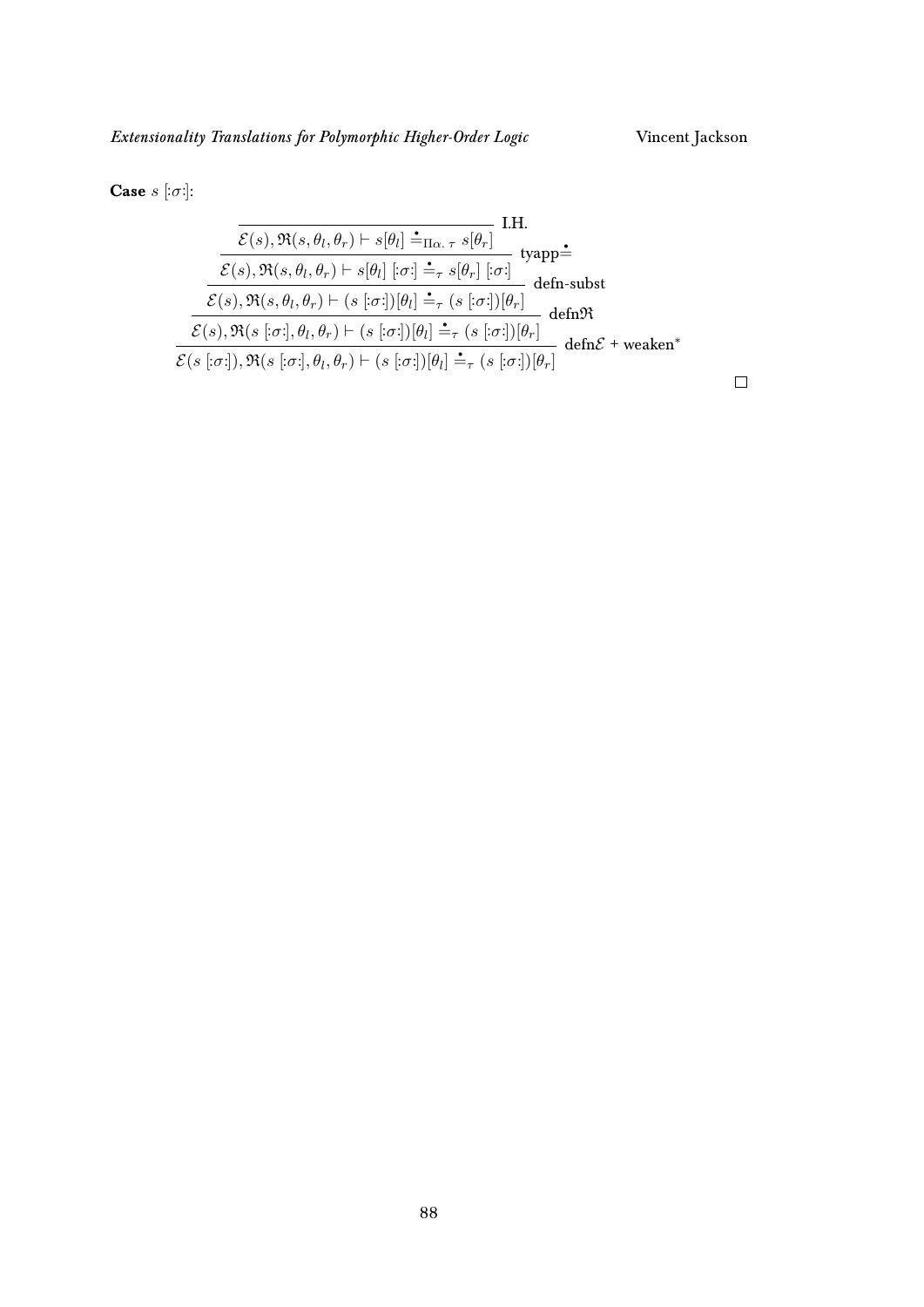**Case** $s\ [:\sigma:]$:

$$
\dfrac{\dfrac{\dfrac{\dfrac{\dfrac{}{\mathcal{E}(s), \mathfrak{R}(s, \theta_l, \theta_r) \vdash s[\theta_l] \stackrel{\bullet}{=}_{\Pi\alpha.\,\tau} s[\theta_r]}\ \text{I.H.}}{\mathcal{E}(s), \mathfrak{R}(s, \theta_l, \theta_r) \vdash s[\theta_l]\ [:\sigma:] \stackrel{\bullet}{=}_{\tau} s[\theta_r]\ [:\sigma:]}\ \text{tyapp}\stackrel{\bullet}{=}}{\mathcal{E}(s), \mathfrak{R}(s, \theta_l, \theta_r) \vdash (s\ [:\sigma:])[\theta_l] \stackrel{\bullet}{=}_{\tau} (s\ [:\sigma:])[\theta_r]}\ \text{defn-subst}}{\mathcal{E}(s), \mathfrak{R}(s\ [:\sigma:], \theta_l, \theta_r) \vdash (s\ [:\sigma:])[\theta_l] \stackrel{\bullet}{=}_{\tau} (s\ [:\sigma:])[\theta_r]}\ \text{defn}\mathfrak{R}}{\mathcal{E}(s\ [:\sigma:]), \mathfrak{R}(s\ [:\sigma:], \theta_l, \theta_r) \vdash (s\ [:\sigma:])[\theta_l] \stackrel{\bullet}{=}_{\tau} (s\ [:\sigma:])[\theta_r]}\ \text{defn}\mathcal{E} + \text{weaken}^*
$$

$\square$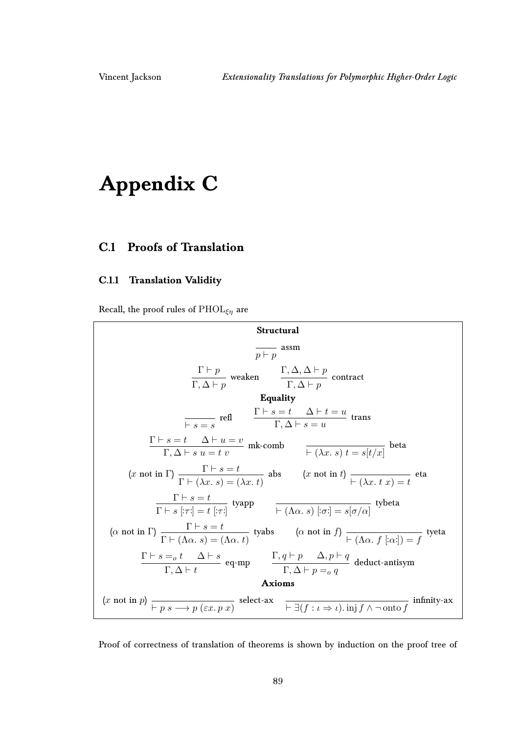# Appendix C

## C.1 Proofs of Translation

### C.1.1 Translation Validity

Recall, the proof rules of $\mathrm{PHOL}_{\xi\eta}$ are

**Structural**

$$\frac{}{p \vdash p}\ \text{assm}$$

$$\frac{\Gamma \vdash p}{\Gamma, \Delta \vdash p}\ \text{weaken} \qquad \frac{\Gamma, \Delta, \Delta \vdash p}{\Gamma, \Delta \vdash p}\ \text{contract}$$

**Equality**

$$\frac{}{\vdash s = s}\ \text{refl} \qquad \frac{\Gamma \vdash s = t \quad \Delta \vdash t = u}{\Gamma, \Delta \vdash s = u}\ \text{trans}$$

$$\frac{\Gamma \vdash s = t \quad \Delta \vdash u = v}{\Gamma, \Delta \vdash s\ u = t\ v}\ \text{mk-comb} \qquad \frac{}{\vdash (\lambda x.\ s)\ t = s[t/x]}\ \text{beta}$$

$$(x \text{ not in } \Gamma)\ \frac{\Gamma \vdash s = t}{\Gamma \vdash (\lambda x.\ s) = (\lambda x.\ t)}\ \text{abs} \qquad (x \text{ not in } t)\ \frac{}{\vdash (\lambda x.\ t\ x) = t}\ \text{eta}$$

$$\frac{\Gamma \vdash s = t}{\Gamma \vdash s\ [:\tau:] = t\ [:\tau:]}\ \text{tyapp} \qquad \frac{}{\vdash (\Lambda\alpha.\ s)\ [:\sigma:] = s[\sigma/\alpha]}\ \text{tybeta}$$

$$(\alpha \text{ not in } \Gamma)\ \frac{\Gamma \vdash s = t}{\Gamma \vdash (\Lambda\alpha.\ s) = (\Lambda\alpha.\ t)}\ \text{tyabs} \qquad (\alpha \text{ not in } f)\ \frac{}{\vdash (\Lambda\alpha.\ f\ [:\alpha:]) = f}\ \text{tyeta}$$

$$\frac{\Gamma \vdash s =_o t \quad \Delta \vdash s}{\Gamma, \Delta \vdash t}\ \text{eq-mp} \qquad \frac{\Gamma, q \vdash p \quad \Delta, p \vdash q}{\Gamma, \Delta \vdash p =_o q}\ \text{deduct-antisym}$$

**Axioms**

$$(x \text{ not in } p)\ \frac{}{\vdash p\ s \longrightarrow p\ (\varepsilon x.\ p\ x)}\ \text{select-ax} \qquad \frac{}{\vdash \exists (f : \iota \Rightarrow \iota).\ \mathrm{inj}\, f \wedge \neg\, \mathrm{onto}\, f}\ \text{infinity-ax}$$

Proof of correctness of translation of theorems is shown by induction on the proof tree of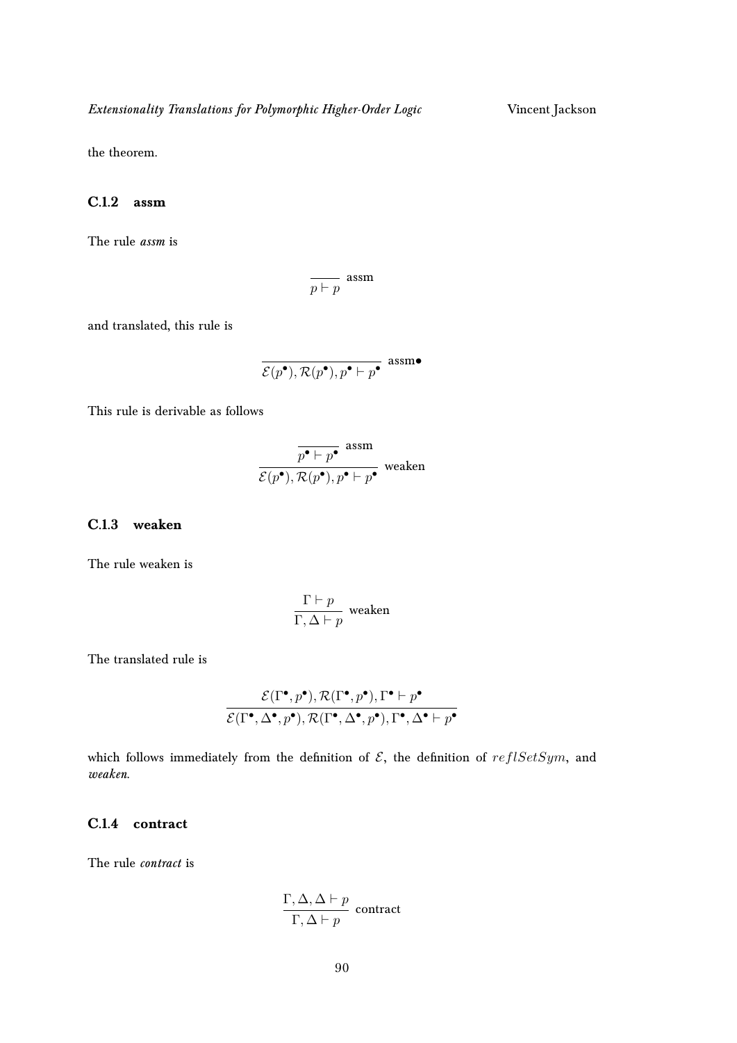the theorem.

### C.1.2 assm

The rule *assm* is

$$\frac{}{p \vdash p} \text{ assm}$$

and translated, this rule is

$$\frac{}{\mathcal{E}(p^\bullet), \mathcal{R}(p^\bullet), p^\bullet \vdash p^\bullet} \text{ assm}\bullet$$

This rule is derivable as follows

$$\frac{\overline{p^\bullet \vdash p^\bullet} \text{ assm}}{\mathcal{E}(p^\bullet), \mathcal{R}(p^\bullet), p^\bullet \vdash p^\bullet} \text{ weaken}$$

### C.1.3 weaken

The rule weaken is

$$\frac{\Gamma \vdash p}{\Gamma, \Delta \vdash p} \text{ weaken}$$

The translated rule is

$$\frac{\mathcal{E}(\Gamma^\bullet, p^\bullet), \mathcal{R}(\Gamma^\bullet, p^\bullet), \Gamma^\bullet \vdash p^\bullet}{\mathcal{E}(\Gamma^\bullet, \Delta^\bullet, p^\bullet), \mathcal{R}(\Gamma^\bullet, \Delta^\bullet, p^\bullet), \Gamma^\bullet, \Delta^\bullet \vdash p^\bullet}$$

which follows immediately from the definition of $\mathcal{E}$, the definition of $reflSetSym$, and *weaken*.

### C.1.4 contract

The rule *contract* is

$$\frac{\Gamma, \Delta, \Delta \vdash p}{\Gamma, \Delta \vdash p} \text{ contract}$$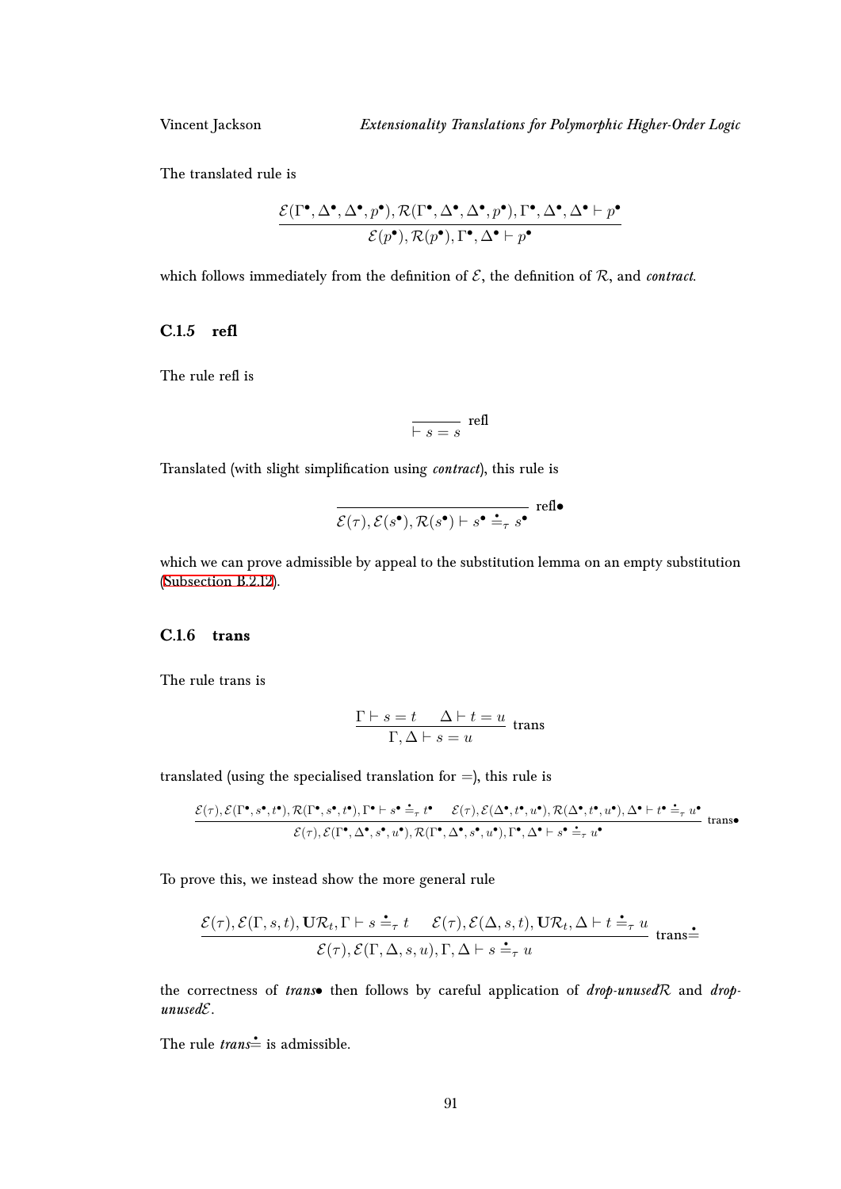The translated rule is

$$\frac{\mathcal{E}(\Gamma^\bullet, \Delta^\bullet, \Delta^\bullet, p^\bullet), \mathcal{R}(\Gamma^\bullet, \Delta^\bullet, \Delta^\bullet, p^\bullet), \Gamma^\bullet, \Delta^\bullet, \Delta^\bullet \vdash p^\bullet}{\mathcal{E}(p^\bullet), \mathcal{R}(p^\bullet), \Gamma^\bullet, \Delta^\bullet \vdash p^\bullet}$$

which follows immediately from the definition of $\mathcal{E}$, the definition of $\mathcal{R}$, and *contract*.

### C.1.5 refl

The rule refl is

$$\frac{}{\vdash s = s} \text{ refl}$$

Translated (with slight simplification using *contract*), this rule is

$$\frac{}{\mathcal{E}(\tau), \mathcal{E}(s^\bullet), \mathcal{R}(s^\bullet) \vdash s^\bullet \stackrel{\bullet}{=}_\tau s^\bullet} \text{ refl}\bullet$$

which we can prove admissible by appeal to the substitution lemma on an empty substitution (Subsection B.2.12).

### C.1.6 trans

The rule trans is

$$\frac{\Gamma \vdash s = t \qquad \Delta \vdash t = u}{\Gamma, \Delta \vdash s = u} \text{ trans}$$

translated (using the specialised translation for $=$), this rule is

$$\frac{\mathcal{E}(\tau), \mathcal{E}(\Gamma^\bullet, s^\bullet, t^\bullet), \mathcal{R}(\Gamma^\bullet, s^\bullet, t^\bullet), \Gamma^\bullet \vdash s^\bullet \stackrel{\bullet}{=}_\tau t^\bullet \qquad \mathcal{E}(\tau), \mathcal{E}(\Delta^\bullet, t^\bullet, u^\bullet), \mathcal{R}(\Delta^\bullet, t^\bullet, u^\bullet), \Delta^\bullet \vdash t^\bullet \stackrel{\bullet}{=}_\tau u^\bullet}{\mathcal{E}(\tau), \mathcal{E}(\Gamma^\bullet, \Delta^\bullet, s^\bullet, u^\bullet), \mathcal{R}(\Gamma^\bullet, \Delta^\bullet, s^\bullet, u^\bullet), \Gamma^\bullet, \Delta^\bullet \vdash s^\bullet \stackrel{\bullet}{=}_\tau u^\bullet} \text{ trans}\bullet$$

To prove this, we instead show the more general rule

$$\frac{\mathcal{E}(\tau), \mathcal{E}(\Gamma, s, t), \mathbf{U}\mathcal{R}_t, \Gamma \vdash s \stackrel{\bullet}{=}_\tau t \qquad \mathcal{E}(\tau), \mathcal{E}(\Delta, s, t), \mathbf{U}\mathcal{R}_t, \Delta \vdash t \stackrel{\bullet}{=}_\tau u}{\mathcal{E}(\tau), \mathcal{E}(\Gamma, \Delta, s, u), \Gamma, \Delta \vdash s \stackrel{\bullet}{=}_\tau u} \text{ trans}\stackrel{\bullet}{=}$$

the correctness of *trans•* then follows by careful application of *drop-unused$\mathcal{R}$* and *drop-unused$\mathcal{E}$*.

The rule *trans$\stackrel{\bullet}{=}$* is admissible.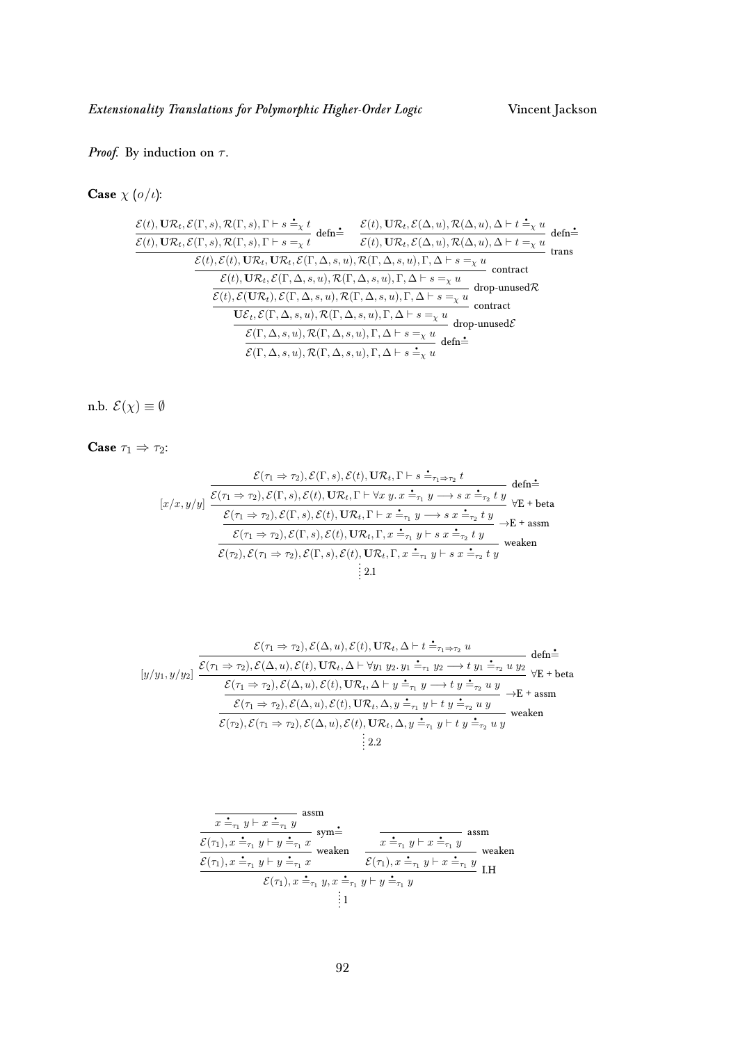*Proof.* By induction on $\tau$.

**Case** $\chi$ $(o/\iota)$:

$$
\dfrac{
\dfrac{
\dfrac{
\dfrac{
\dfrac{
\dfrac{
\dfrac{
\dfrac{\mathcal{E}(t), \mathbf{U}\mathcal{R}_t, \mathcal{E}(\Gamma, s), \mathcal{R}(\Gamma, s), \Gamma \vdash s \doteq_\chi t}{\mathcal{E}(t), \mathbf{U}\mathcal{R}_t, \mathcal{E}(\Gamma, s), \mathcal{R}(\Gamma, s), \Gamma \vdash s =_\chi t}\ \text{defn}\doteq
\quad
\dfrac{\mathcal{E}(t), \mathbf{U}\mathcal{R}_t, \mathcal{E}(\Delta, u), \mathcal{R}(\Delta, u), \Delta \vdash t \doteq_\chi u}{\mathcal{E}(t), \mathbf{U}\mathcal{R}_t, \mathcal{E}(\Delta, u), \mathcal{R}(\Delta, u), \Delta \vdash t =_\chi u}\ \text{defn}\doteq
}{\mathcal{E}(t), \mathcal{E}(t), \mathbf{U}\mathcal{R}_t, \mathbf{U}\mathcal{R}_t, \mathcal{E}(\Gamma, \Delta, s, u), \mathcal{R}(\Gamma, \Delta, s, u), \Gamma, \Delta \vdash s =_\chi u}\ \text{trans}
}{\mathcal{E}(t), \mathbf{U}\mathcal{R}_t, \mathcal{E}(\Gamma, \Delta, s, u), \mathcal{R}(\Gamma, \Delta, s, u), \Gamma, \Delta \vdash s =_\chi u}\ \text{contract}
}{\mathcal{E}(t), \mathcal{E}(\mathbf{U}\mathcal{R}_t), \mathcal{E}(\Gamma, \Delta, s, u), \mathcal{R}(\Gamma, \Delta, s, u), \Gamma, \Delta \vdash s =_\chi u}\ \text{drop-unused}\mathcal{R}
}{\mathbf{U}\mathcal{E}_t, \mathcal{E}(\Gamma, \Delta, s, u), \mathcal{R}(\Gamma, \Delta, s, u), \Gamma, \Delta \vdash s =_\chi u}\ \text{contract}
}{\mathcal{E}(\Gamma, \Delta, s, u), \mathcal{R}(\Gamma, \Delta, s, u), \Gamma, \Delta \vdash s =_\chi u}\ \text{drop-unused}\mathcal{E}
}{\mathcal{E}(\Gamma, \Delta, s, u), \mathcal{R}(\Gamma, \Delta, s, u), \Gamma, \Delta \vdash s \doteq_\chi u}\ \text{defn}\doteq
}{}
}{}
$$

n.b. $\mathcal{E}(\chi) \equiv \emptyset$

**Case** $\tau_1 \Rightarrow \tau_2$:

$$
[x/x, y/y]\ 
\dfrac{
\dfrac{
\dfrac{
\dfrac{\mathcal{E}(\tau_1 \Rightarrow \tau_2), \mathcal{E}(\Gamma, s), \mathcal{E}(t), \mathbf{U}\mathcal{R}_t, \Gamma \vdash s \doteq_{\tau_1 \Rightarrow \tau_2} t}{\mathcal{E}(\tau_1 \Rightarrow \tau_2), \mathcal{E}(\Gamma, s), \mathcal{E}(t), \mathbf{U}\mathcal{R}_t, \Gamma \vdash \forall x\, y.\, x \doteq_{\tau_1} y \longrightarrow s\ x \doteq_{\tau_2} t\ y}\ \text{defn}\doteq
}{\mathcal{E}(\tau_1 \Rightarrow \tau_2), \mathcal{E}(\Gamma, s), \mathcal{E}(t), \mathbf{U}\mathcal{R}_t, \Gamma \vdash x \doteq_{\tau_1} y \longrightarrow s\ x \doteq_{\tau_2} t\ y}\ \forall\text{E + beta}
}{\mathcal{E}(\tau_1 \Rightarrow \tau_2), \mathcal{E}(\Gamma, s), \mathcal{E}(t), \mathbf{U}\mathcal{R}_t, \Gamma, x \doteq_{\tau_1} y \vdash s\ x \doteq_{\tau_2} t\ y}\ \to\text{E + assm}
}{\mathcal{E}(\tau_2), \mathcal{E}(\tau_1 \Rightarrow \tau_2), \mathcal{E}(\Gamma, s), \mathcal{E}(t), \mathbf{U}\mathcal{R}_t, \Gamma, x \doteq_{\tau_1} y \vdash s\ x \doteq_{\tau_2} t\ y}\ \text{weaken}
$$

$\vdots$ 2.1

$$
[y/y_1, y/y_2]\ 
\dfrac{
\dfrac{
\dfrac{
\dfrac{\mathcal{E}(\tau_1 \Rightarrow \tau_2), \mathcal{E}(\Delta, u), \mathcal{E}(t), \mathbf{U}\mathcal{R}_t, \Delta \vdash t \doteq_{\tau_1 \Rightarrow \tau_2} u}{\mathcal{E}(\tau_1 \Rightarrow \tau_2), \mathcal{E}(\Delta, u), \mathcal{E}(t), \mathbf{U}\mathcal{R}_t, \Delta \vdash \forall y_1\, y_2.\, y_1 \doteq_{\tau_1} y_2 \longrightarrow t\ y_1 \doteq_{\tau_2} u\ y_2}\ \text{defn}\doteq
}{\mathcal{E}(\tau_1 \Rightarrow \tau_2), \mathcal{E}(\Delta, u), \mathcal{E}(t), \mathbf{U}\mathcal{R}_t, \Delta \vdash y \doteq_{\tau_1} y \longrightarrow t\ y \doteq_{\tau_2} u\ y}\ \forall\text{E + beta}
}{\mathcal{E}(\tau_1 \Rightarrow \tau_2), \mathcal{E}(\Delta, u), \mathcal{E}(t), \mathbf{U}\mathcal{R}_t, \Delta, y \doteq_{\tau_1} y \vdash t\ y \doteq_{\tau_2} u\ y}\ \to\text{E + assm}
}{\mathcal{E}(\tau_2), \mathcal{E}(\tau_1 \Rightarrow \tau_2), \mathcal{E}(\Delta, u), \mathcal{E}(t), \mathbf{U}\mathcal{R}_t, \Delta, y \doteq_{\tau_1} y \vdash t\ y \doteq_{\tau_2} u\ y}\ \text{weaken}
$$

$\vdots$ 2.2

$$
\dfrac{
\dfrac{
\dfrac{
\dfrac{}{x \doteq_{\tau_1} y \vdash x \doteq_{\tau_1} y}\ \text{assm}
}{\mathcal{E}(\tau_1), x \doteq_{\tau_1} y \vdash y \doteq_{\tau_1} x}\ \text{sym}\doteq
}{\mathcal{E}(\tau_1), x \doteq_{\tau_1} y \vdash y \doteq_{\tau_1} x}\ \text{weaken}
\quad
\dfrac{
\dfrac{}{x \doteq_{\tau_1} y \vdash x \doteq_{\tau_1} y}\ \text{assm}
}{\mathcal{E}(\tau_1), x \doteq_{\tau_1} y \vdash x \doteq_{\tau_1} y}\ \text{weaken}
}{\mathcal{E}(\tau_1), x \doteq_{\tau_1} y, x \doteq_{\tau_1} y \vdash y \doteq_{\tau_1} y}\ \text{I.H}
$$

$\vdots$ 1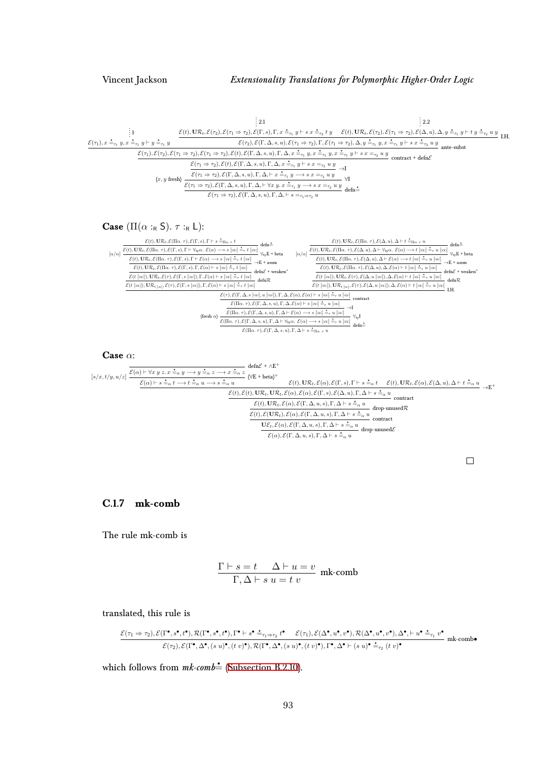$$
\dfrac{
\dfrac{\vdots\,1}{\mathcal{E}(\tau_1), x \doteq_{\tau_1} y, x \doteq_{\tau_1} y \vdash y \doteq_{\tau_1} y}
\quad
\dfrac{
\dfrac{\vdots\,2.1}{\mathcal{E}(t), \mathbf{U}\mathcal{R}_t, \mathcal{E}(\tau_2), \mathcal{E}(\tau_1 \Rightarrow \tau_2), \mathcal{E}(\Gamma, s), \Gamma, x \doteq_{\tau_1} y \vdash s\ x \doteq_{\tau_2} t\ y}
\quad
\dfrac{\vdots\,2.2}{\mathcal{E}(t), \mathbf{U}\mathcal{R}_t, \mathcal{E}(\tau_2), \mathcal{E}(\tau_1 \Rightarrow \tau_2), \mathcal{E}(\Delta, u), \Delta, y \doteq_{\tau_1} y \vdash t\ y \doteq_{\tau_2} u\ y}
}{\mathcal{E}(\tau_2), \mathcal{E}(\Gamma, \Delta, s, u), \mathcal{E}(\tau_1 \Rightarrow \tau_2), \Gamma, \mathcal{E}(\tau_1 \Rightarrow \tau_2), \Delta, y \doteq_{\tau_1} y, x \doteq_{\tau_1} y \vdash s\ x \doteq_{\tau_2} u\ y}\ \text{I.H.}
}{
\dfrac{\mathcal{E}(\tau_1), \mathcal{E}(\tau_2), \mathcal{E}(\tau_1 \Rightarrow \tau_2), \mathcal{E}(\tau_1 \Rightarrow \tau_2), \mathcal{E}(t), \mathcal{E}(\Gamma, \Delta, s, u), \Gamma, \Delta, x \doteq_{\tau_1} y, x \doteq_{\tau_1} y, x \doteq_{\tau_1} y \vdash s\ x =_{\tau_2} u\ y}{
\dfrac{\mathcal{E}(\tau_1 \Rightarrow \tau_2), \mathcal{E}(t), \mathcal{E}(\Gamma, \Delta, s, u), \Gamma, \Delta, x \doteq_{\tau_1} y \vdash s\ x =_{\tau_2} u\ y}{
\dfrac{\mathcal{E}(\tau_1 \Rightarrow \tau_2), \mathcal{E}(\Gamma, \Delta, s, u), \Gamma, \Delta, \vdash x \doteq_{\tau_1} y \longrightarrow s\ x =_{\tau_2} u\ y}{
\dfrac{\mathcal{E}(\tau_1 \Rightarrow \tau_2), \mathcal{E}(\Gamma, \Delta, s, u), \Gamma, \Delta, \vdash \forall x\ y.\ x \doteq_{\tau_1} y \longrightarrow s\ x =_{\tau_2} u\ y}{\mathcal{E}(\tau_1 \Rightarrow \tau_2), \mathcal{E}(\Gamma, \Delta, s, u), \Gamma, \Delta, \vdash s =_{\tau_1 \Rightarrow \tau_2} u}\ \text{defn}\doteq
}\ \forall\text{I}\ (x, y \text{ fresh})
}\ \rightarrow\text{I}
}\ \text{contract + defn}\mathcal{E}
}\ \text{ante-subst}
$$

**Case** $(\Pi(\alpha :_{\mathsf{R}} \mathsf{S}).\ \tau :_{\mathsf{R}} \mathsf{L})$:

$$
\dfrac{
\dfrac{
\dfrac{
\dfrac{
\dfrac{
\dfrac{\mathcal{E}(t), \mathbf{U}\mathcal{R}_t, \mathcal{E}(\Pi\alpha.\ \tau), \mathcal{E}(\Gamma, s), \Gamma \vdash s \doteq_{\Pi\alpha.\ \tau} t}{\mathcal{E}(t), \mathbf{U}\mathcal{R}_t, \mathcal{E}(\Pi\alpha.\ \tau), \mathcal{E}(\Gamma, s), \Gamma \vdash \forall_{ty}\alpha.\ \mathcal{E}(\alpha) \longrightarrow s\ [\alpha] \doteq_\tau t\ [\alpha]}\ \text{defn}\doteq
}{\mathcal{E}(t), \mathbf{U}\mathcal{R}_t, \mathcal{E}(\Pi\alpha.\ \tau), \mathcal{E}(\Gamma, s), \Gamma \vdash \mathcal{E}(\alpha) \longrightarrow s\ [\alpha] \doteq_\tau t\ [\alpha]}\ [\alpha/\alpha]\ \forall_{ty}\text{E + beta}
}{\mathcal{E}(t), \mathbf{U}\mathcal{R}_t, \mathcal{E}(\Pi\alpha.\ \tau), \mathcal{E}(\Gamma, s), \Gamma, \mathcal{E}(\alpha) \vdash s\ [\alpha] \doteq_\tau t\ [\alpha]}\ \rightarrow\text{E + assm}
}{\mathcal{E}(t\ [\alpha]), \mathbf{U}\mathcal{R}_t, \mathcal{E}(\tau), \mathcal{E}(\Gamma, s\ [\alpha]), \Gamma, \mathcal{E}(\alpha) \vdash s\ [\alpha] \doteq_\tau t\ [\alpha]}\ \text{defn}\mathcal{E}\text{ + weaken}^*
}{\mathcal{E}(t\ [\alpha]), \mathbf{U}\mathcal{R}_{t\ [\alpha]}, \mathcal{E}(\tau), \mathcal{E}(\Gamma, s\ [\alpha]), \Gamma, \mathcal{E}(\alpha) \vdash s\ [\alpha] \doteq_\tau t\ [\alpha]}\ \text{defn}\mathcal{R}
\quad
\dfrac{
\dfrac{
\dfrac{
\dfrac{
\dfrac{\mathcal{E}(t), \mathbf{U}\mathcal{R}_t, \mathcal{E}(\Pi\alpha.\ \tau), \mathcal{E}(\Delta, u), \Delta \vdash t \doteq_{\Pi\alpha.\ \tau} u}{\mathcal{E}(t), \mathbf{U}\mathcal{R}_t, \mathcal{E}(\Pi\alpha.\ \tau), \mathcal{E}(\Delta, u), \Delta \vdash \forall_{ty}\alpha.\ \mathcal{E}(\alpha) \longrightarrow t\ [\alpha] \doteq_\tau u\ [\alpha]}\ \text{defn}\doteq
}{\mathcal{E}(t), \mathbf{U}\mathcal{R}_t, \mathcal{E}(\Pi\alpha.\ \tau), \mathcal{E}(\Delta, u), \Delta \vdash \mathcal{E}(\alpha) \longrightarrow t\ [\alpha] \doteq_\tau u\ [\alpha]}\ [\alpha/\alpha]\ \forall_{ty}\text{E + beta}
}{\mathcal{E}(t), \mathbf{U}\mathcal{R}_t, \mathcal{E}(\Pi\alpha.\ \tau), \mathcal{E}(\Delta, u), \Delta, \mathcal{E}(\alpha) \vdash t\ [\alpha] \doteq_\tau u\ [\alpha]}\ \rightarrow\text{E + assm}
}{\mathcal{E}(t\ [\alpha]), \mathbf{U}\mathcal{R}_t, \mathcal{E}(\tau), \mathcal{E}(\Delta, u\ [\alpha]), \Delta, \mathcal{E}(\alpha) \vdash t\ [\alpha] \doteq_\tau u\ [\alpha]}\ \text{defn}\mathcal{E}\text{ + weaken}^*
}{\mathcal{E}(t\ [\alpha]), \mathbf{U}\mathcal{R}_{t\ [\alpha]}, \mathcal{E}(\tau), \mathcal{E}(\Delta, u\ [\alpha]), \Delta, \mathcal{E}(\alpha) \vdash t\ [\alpha] \doteq_\tau u\ [\alpha]}\ \text{defn}\mathcal{R}
}{
\dfrac{\mathcal{E}(\tau), \mathcal{E}(\Gamma, \Delta, s\ [\alpha], u\ [\alpha]), \Gamma, \Delta, \mathcal{E}(\alpha), \mathcal{E}(\alpha) \vdash s\ [\alpha] \doteq_\tau u\ [\alpha]}{
\dfrac{\mathcal{E}(\Pi\alpha.\ \tau), \mathcal{E}(\Gamma, \Delta, s, u), \Gamma, \Delta, \mathcal{E}(\alpha) \vdash s\ [\alpha] \doteq_\tau u\ [\alpha]}{
\dfrac{\mathcal{E}(\Pi\alpha.\ \tau), \mathcal{E}(\Gamma, \Delta, s, u), \Gamma, \Delta \vdash \mathcal{E}(\alpha) \longrightarrow s\ [\alpha] \doteq_\tau u\ [\alpha]}{
\dfrac{\mathcal{E}(\Pi\alpha.\ \tau), \mathcal{E}(\Gamma, \Delta, s, u), \Gamma, \Delta \vdash \forall_{ty}\alpha.\ \mathcal{E}(\alpha) \longrightarrow s\ [\alpha] \doteq_\tau u\ [\alpha]}{\mathcal{E}(\Pi\alpha.\ \tau), \mathcal{E}(\Gamma, \Delta, s, u), \Gamma, \Delta \vdash s \doteq_{\Pi\alpha.\ \tau} u}\ \text{defn}\doteq
}\ \forall_{ty}\text{I}\ (\text{fresh } \alpha)
}\ \rightarrow\text{I}
}\ \text{contract}
}\ \text{I.H.}
$$

**Case** $\alpha$:

$$
\dfrac{
\dfrac{
\dfrac{\mathcal{E}(\alpha) \vdash \forall x\ y\ z.\ x \doteq_\alpha y \longrightarrow y \doteq_\alpha z \longrightarrow x \doteq_\alpha z}{\mathcal{E}(\alpha) \vdash s \doteq_\alpha t \longrightarrow t \doteq_\alpha u \longrightarrow s \doteq_\alpha u}\ [s/x, t/y, u/z]\ (\forall\text{E + beta})^+
}{}\ \text{defn}\mathcal{E} + \wedge\text{E}^+
\quad
\mathcal{E}(t), \mathbf{U}\mathcal{R}_t, \mathcal{E}(\alpha), \mathcal{E}(\Gamma, s), \Gamma \vdash s \doteq_\alpha t
\quad
\mathcal{E}(t), \mathbf{U}\mathcal{R}_t, \mathcal{E}(\alpha), \mathcal{E}(\Delta, u), \Delta \vdash t \doteq_\alpha u
}{
\dfrac{\mathcal{E}(t), \mathcal{E}(t), \mathbf{U}\mathcal{R}_t, \mathbf{U}\mathcal{R}_t, \mathcal{E}(\alpha), \mathcal{E}(\alpha), \mathcal{E}(\Gamma, s), \mathcal{E}(\Delta, u), \Gamma, \Delta \vdash s \doteq_\alpha u}{
\dfrac{\mathcal{E}(t), \mathbf{U}\mathcal{R}_t, \mathcal{E}(\alpha), \mathcal{E}(\Gamma, \Delta, u, s), \Gamma, \Delta \vdash s \doteq_\alpha u}{
\dfrac{\mathcal{E}(t), \mathcal{E}(\mathbf{U}\mathcal{R}_t), \mathcal{E}(\alpha), \mathcal{E}(\Gamma, \Delta, u, s), \Gamma, \Delta \vdash s \doteq_\alpha u}{
\dfrac{\mathbf{U}\mathcal{E}_t, \mathcal{E}(\alpha), \mathcal{E}(\Gamma, \Delta, u, s), \Gamma, \Delta \vdash s \doteq_\alpha u}{\mathcal{E}(\alpha), \mathcal{E}(\Gamma, \Delta, u, s), \Gamma, \Delta \vdash s \doteq_\alpha u}\ \text{drop-unused}\mathcal{E}
}\ \text{contract}
}\ \text{drop-unused}\mathcal{R}
}\ \text{contract}
}\ \rightarrow\text{E}^+
$$

□

### C.1.7 mk-comb

The rule mk-comb is

$$
\frac{\Gamma \vdash s = t \qquad \Delta \vdash u = v}{\Gamma, \Delta \vdash s\ u = t\ v}\ \text{mk-comb}
$$

translated, this rule is

$$
\frac{\mathcal{E}(\tau_1 \Rightarrow \tau_2), \mathcal{E}(\Gamma^\bullet, s^\bullet, t^\bullet), \mathcal{R}(\Gamma^\bullet, s^\bullet, t^\bullet), \Gamma^\bullet \vdash s^\bullet \doteq_{\tau_1 \Rightarrow \tau_2} t^\bullet \qquad \mathcal{E}(\tau_1), \mathcal{E}(\Delta^\bullet, u^\bullet, v^\bullet), \mathcal{R}(\Delta^\bullet, u^\bullet, v^\bullet), \Delta^\bullet, \vdash u^\bullet \doteq_{\tau_1} v^\bullet}{\mathcal{E}(\tau_2), \mathcal{E}(\Gamma^\bullet, \Delta^\bullet, (s\ u)^\bullet, (t\ v)^\bullet), \mathcal{R}(\Gamma^\bullet, \Delta^\bullet, (s\ u)^\bullet, (t\ v)^\bullet), \Gamma^\bullet, \Delta^\bullet \vdash (s\ u)^\bullet \doteq_{\tau_2} (t\ v)^\bullet}\ \text{mk-comb}\bullet
$$

which follows from *mk-comb*$\doteq$ (Subsection B.2.10).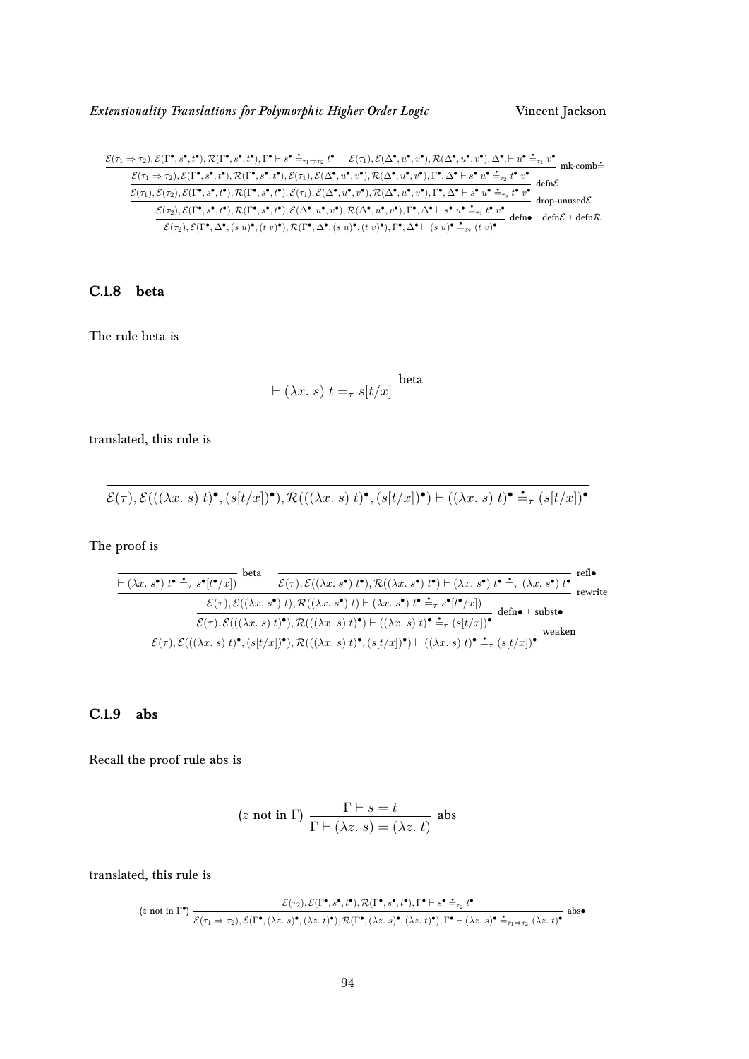$$\dfrac{\dfrac{\dfrac{\dfrac{\mathcal{E}(\tau_1 \Rightarrow \tau_2), \mathcal{E}(\Gamma^\bullet, s^\bullet, t^\bullet), \mathcal{R}(\Gamma^\bullet, s^\bullet, t^\bullet), \Gamma^\bullet \vdash s^\bullet \doteq_{\tau_1 \Rightarrow \tau_2} t^\bullet \quad \mathcal{E}(\tau_1), \mathcal{E}(\Delta^\bullet, u^\bullet, v^\bullet), \mathcal{R}(\Delta^\bullet, u^\bullet, v^\bullet), \Delta^\bullet, \vdash u^\bullet \doteq_{\tau_1} v^\bullet}{\mathcal{E}(\tau_1 \Rightarrow \tau_2), \mathcal{E}(\Gamma^\bullet, s^\bullet, t^\bullet), \mathcal{R}(\Gamma^\bullet, s^\bullet, t^\bullet), \mathcal{E}(\tau_1), \mathcal{E}(\Delta^\bullet, u^\bullet, v^\bullet), \mathcal{R}(\Delta^\bullet, u^\bullet, v^\bullet), \Gamma^\bullet, \Delta^\bullet \vdash s^\bullet\ u^\bullet \doteq_{\tau_2} t^\bullet\ v^\bullet} \text{ mk-comb}\doteq}{\mathcal{E}(\tau_1), \mathcal{E}(\tau_2), \mathcal{E}(\Gamma^\bullet, s^\bullet, t^\bullet), \mathcal{R}(\Gamma^\bullet, s^\bullet, t^\bullet), \mathcal{E}(\tau_1), \mathcal{E}(\Delta^\bullet, u^\bullet, v^\bullet), \mathcal{R}(\Delta^\bullet, u^\bullet, v^\bullet), \Gamma^\bullet, \Delta^\bullet \vdash s^\bullet\ u^\bullet \doteq_{\tau_2} t^\bullet\ v^\bullet} \text{ defn}\mathcal{E}}{\mathcal{E}(\tau_2), \mathcal{E}(\Gamma^\bullet, s^\bullet, t^\bullet), \mathcal{R}(\Gamma^\bullet, s^\bullet, t^\bullet), \mathcal{E}(\Delta^\bullet, u^\bullet, v^\bullet), \mathcal{R}(\Delta^\bullet, u^\bullet, v^\bullet), \Gamma^\bullet, \Delta^\bullet \vdash s^\bullet\ u^\bullet \doteq_{\tau_2} t^\bullet\ v^\bullet} \text{ drop-unused}\mathcal{E}}{\mathcal{E}(\tau_2), \mathcal{E}(\Gamma^\bullet, \Delta^\bullet, (s\ u)^\bullet, (t\ v)^\bullet), \mathcal{R}(\Gamma^\bullet, \Delta^\bullet, (s\ u)^\bullet, (t\ v)^\bullet), \Gamma^\bullet, \Delta^\bullet \vdash (s\ u)^\bullet \doteq_{\tau_2} (t\ v)^\bullet} \text{ defn}\bullet + \text{defn}\mathcal{E} + \text{defn}\mathcal{R}$$

### C.1.8 beta

The rule beta is

$$\dfrac{}{\vdash (\lambda x.\ s)\ t =_\tau s[t/x]} \text{ beta}$$

translated, this rule is

$$\dfrac{}{\mathcal{E}(\tau), \mathcal{E}(((\lambda x.\ s)\ t)^\bullet, (s[t/x])^\bullet), \mathcal{R}(((\lambda x.\ s)\ t)^\bullet, (s[t/x])^\bullet) \vdash ((\lambda x.\ s)\ t)^\bullet \doteq_\tau (s[t/x])^\bullet}$$

The proof is

$$\dfrac{\dfrac{\dfrac{\dfrac{}{\vdash (\lambda x.\ s^\bullet)\ t^\bullet \doteq_\tau s^\bullet[t^\bullet/x])} \text{ beta} \quad \dfrac{}{\mathcal{E}(\tau), \mathcal{E}((\lambda x.\ s^\bullet)\ t^\bullet), \mathcal{R}((\lambda x.\ s^\bullet)\ t^\bullet) \vdash (\lambda x.\ s^\bullet)\ t^\bullet \doteq_\tau (\lambda x.\ s^\bullet)\ t^\bullet} \text{ refl}\bullet}{\mathcal{E}(\tau), \mathcal{E}((\lambda x.\ s^\bullet)\ t), \mathcal{R}((\lambda x.\ s^\bullet)\ t) \vdash (\lambda x.\ s^\bullet)\ t^\bullet \doteq_\tau s^\bullet[t^\bullet/x])} \text{ rewrite}}{\mathcal{E}(\tau), \mathcal{E}(((\lambda x.\ s)\ t)^\bullet), \mathcal{R}(((\lambda x.\ s)\ t)^\bullet) \vdash ((\lambda x.\ s)\ t)^\bullet \doteq_\tau (s[t/x])^\bullet} \text{ defn}\bullet + \text{subst}\bullet}{\mathcal{E}(\tau), \mathcal{E}(((\lambda x.\ s)\ t)^\bullet, (s[t/x])^\bullet), \mathcal{R}(((\lambda x.\ s)\ t)^\bullet, (s[t/x])^\bullet) \vdash ((\lambda x.\ s)\ t)^\bullet \doteq_\tau (s[t/x])^\bullet} \text{ weaken}$$

### C.1.9 abs

Recall the proof rule abs is

$$(z \text{ not in } \Gamma)\ \dfrac{\Gamma \vdash s = t}{\Gamma \vdash (\lambda z.\ s) = (\lambda z.\ t)} \text{ abs}$$

translated, this rule is

$$(z \text{ not in } \Gamma^\bullet)\ \dfrac{\mathcal{E}(\tau_2), \mathcal{E}(\Gamma^\bullet, s^\bullet, t^\bullet), \mathcal{R}(\Gamma^\bullet, s^\bullet, t^\bullet), \Gamma^\bullet \vdash s^\bullet \doteq_{\tau_2} t^\bullet}{\mathcal{E}(\tau_1 \Rightarrow \tau_2), \mathcal{E}(\Gamma^\bullet, (\lambda z.\ s)^\bullet, (\lambda z.\ t)^\bullet), \mathcal{R}(\Gamma^\bullet, (\lambda z.\ s)^\bullet, (\lambda z.\ t)^\bullet), \Gamma^\bullet \vdash (\lambda z.\ s)^\bullet \doteq_{\tau_1 \Rightarrow \tau_2} (\lambda z.\ t)^\bullet} \text{ abs}\bullet$$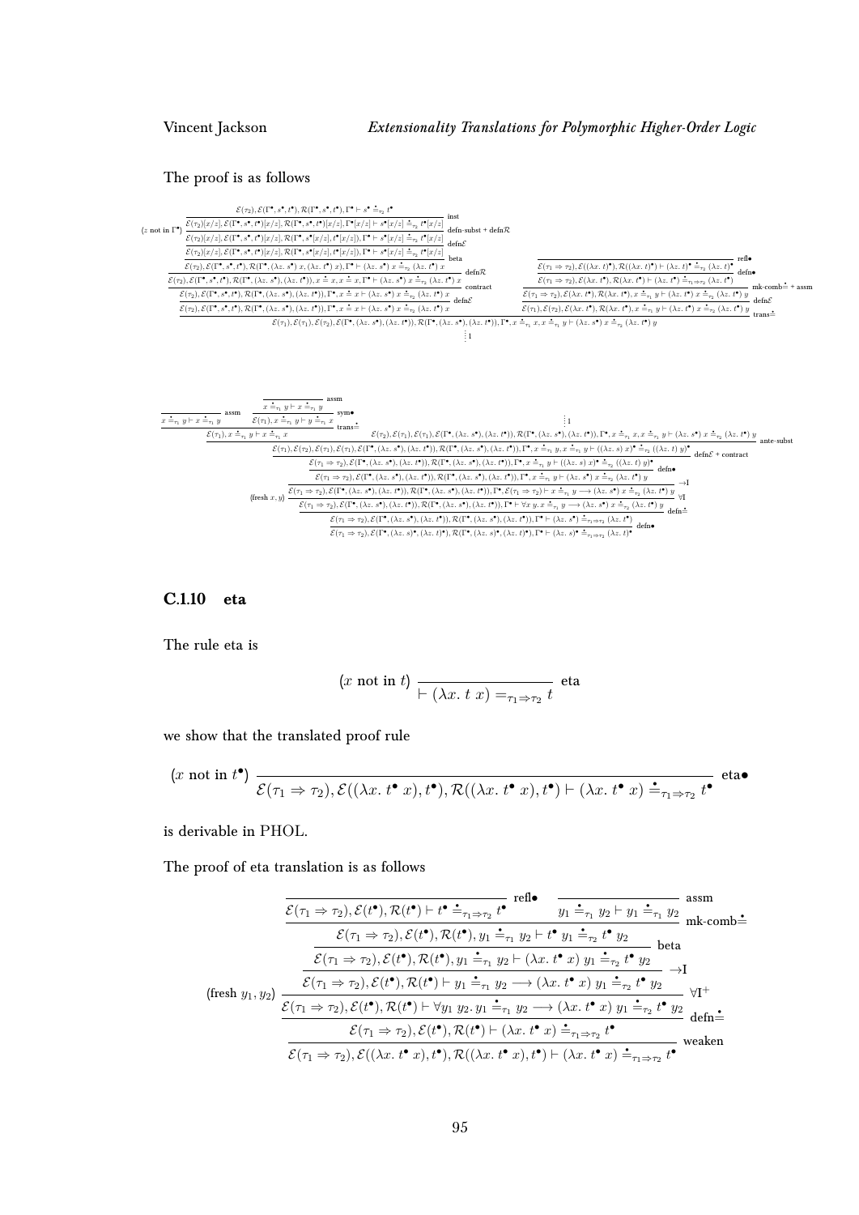The proof is as follows

$$
\dfrac{
\dfrac{
\dfrac{
\dfrac{
\dfrac{
(z \text{ not in } \Gamma^\bullet)\ \dfrac{
\dfrac{\mathcal{E}(\tau_2), \mathcal{E}(\Gamma^\bullet, s^\bullet, t^\bullet), \mathcal{R}(\Gamma^\bullet, s^\bullet, t^\bullet), \Gamma^\bullet \vdash s^\bullet \doteq_{\tau_2} t^\bullet}{\mathcal{E}(\tau_2)[x/z], \mathcal{E}(\Gamma^\bullet, s^\bullet, t^\bullet)[x/z], \mathcal{R}(\Gamma^\bullet, s^\bullet, t^\bullet)[x/z], \Gamma^\bullet[x/z] \vdash s^\bullet[x/z] \doteq_{\tau_2} t^\bullet[x/z]} \text{ inst}
}{\mathcal{E}(\tau_2)[x/z], \mathcal{E}(\Gamma^\bullet, s^\bullet, t^\bullet)[x/z], \mathcal{R}(\Gamma^\bullet, s^\bullet[x/z], t^\bullet[x/z]), \Gamma^\bullet \vdash s^\bullet[x/z] \doteq_{\tau_2} t^\bullet[x/z]} \text{ defn-subst + defn}\mathcal{R}
}{\mathcal{E}(\tau_2)[x/z], \mathcal{E}(\Gamma^\bullet, s^\bullet, t^\bullet)[x/z], \mathcal{R}(\Gamma^\bullet, s^\bullet[x/z], t^\bullet[x/z]), \Gamma^\bullet \vdash s^\bullet[x/z] \doteq_{\tau_2} t^\bullet[x/z]} \text{ defn}\mathcal{E}
}{\mathcal{E}(\tau_2), \mathcal{E}(\Gamma^\bullet, s^\bullet, t^\bullet), \mathcal{R}(\Gamma^\bullet, (\lambda z.\ s^\bullet)\ x, (\lambda z.\ t^\bullet)\ x), \Gamma^\bullet \vdash (\lambda z.\ s^\bullet)\ x \doteq_{\tau_2} (\lambda z.\ t^\bullet)\ x} \text{ beta}
}{\mathcal{E}(\tau_2), \mathcal{E}(\Gamma^\bullet, s^\bullet, t^\bullet), \mathcal{R}(\Gamma^\bullet, (\lambda z.\ s^\bullet), (\lambda z.\ t^\bullet)), x \doteq x, x \doteq x, \Gamma^\bullet \vdash (\lambda z.\ s^\bullet)\ x \doteq_{\tau_2} (\lambda z.\ t^\bullet)\ x} \text{ defn}\mathcal{R}
}{\mathcal{E}(\tau_2), \mathcal{E}(\Gamma^\bullet, s^\bullet, t^\bullet), \mathcal{R}(\Gamma^\bullet, (\lambda z.\ s^\bullet), (\lambda z.\ t^\bullet)), \Gamma^\bullet, x \doteq x \vdash (\lambda z.\ s^\bullet)\ x \doteq_{\tau_2} (\lambda z.\ t^\bullet)\ x} \text{ contract}
}{\mathcal{E}(\tau_2), \mathcal{E}(\Gamma^\bullet, (\lambda z.\ s^\bullet), (\lambda z.\ t^\bullet)), \mathcal{R}(\Gamma^\bullet, (\lambda z.\ s^\bullet), (\lambda z.\ t^\bullet)), \Gamma^\bullet, x \doteq x \vdash (\lambda z.\ s^\bullet)\ x \doteq_{\tau_2} (\lambda z.\ t^\bullet)\ x} \text{ defn}\mathcal{E}
\quad
\dfrac{
\dfrac{
\dfrac{\mathcal{E}(\tau_1 \Rightarrow \tau_2), \mathcal{E}((\lambda z.\ t)^\bullet), \mathcal{R}((\lambda z.\ t)^\bullet) \vdash (\lambda z.\ t)^\bullet \doteq_{\tau_2} (\lambda z.\ t)^\bullet}{} \text{ refl}\bullet
}{\mathcal{E}(\tau_1 \Rightarrow \tau_2), \mathcal{E}(\lambda z.\ t^\bullet), \mathcal{R}(\lambda z.\ t^\bullet) \vdash (\lambda z.\ t^\bullet) \doteq_{\tau_1 \Rightarrow \tau_2} (\lambda z.\ t^\bullet)} \text{ defn}\bullet
}{\mathcal{E}(\tau_1 \Rightarrow \tau_2), \mathcal{E}(\lambda z.\ t^\bullet), \mathcal{R}(\lambda z.\ t^\bullet), x \doteq_{\tau_1} y \vdash (\lambda z.\ t^\bullet)\ x \doteq_{\tau_2} (\lambda z.\ t^\bullet)\ y} \text{ mk-comb}\doteq \text{ + assm}
}
{\mathcal{E}(\tau_1), \mathcal{E}(\tau_2), \mathcal{E}(\Gamma^\bullet, (\lambda z.\ s^\bullet), (\lambda z.\ t^\bullet)), \mathcal{R}(\Gamma^\bullet, (\lambda z.\ s^\bullet), (\lambda z.\ t^\bullet)), \Gamma^\bullet, x \doteq_{\tau_1} x, x \doteq_{\tau_1} y \vdash (\lambda z.\ s^\bullet)\ x \doteq_{\tau_2} (\lambda z.\ t^\bullet)\ y} \text{ trans}\doteq
$$

(the right branch concludes with $\mathcal{E}(\tau_1), \mathcal{E}(\tau_2), \mathcal{E}(\lambda z.\ t^\bullet), \mathcal{R}(\lambda z.\ t^\bullet), x \doteq_{\tau_1} y \vdash (\lambda z.\ t^\bullet)\ x \doteq_{\tau_2} (\lambda z.\ t^\bullet)\ y$ by defn$\mathcal{E}$)

$\vdots\ 1$

$$
\dfrac{
\dfrac{
\dfrac{
\dfrac{
\dfrac{
\dfrac{
\dfrac{
\dfrac{\overline{x \doteq_{\tau_1} y \vdash x \doteq_{\tau_1} y}\ \text{assm} \quad \dfrac{\overline{x \doteq_{\tau_1} y \vdash x \doteq_{\tau_1} y}\ \text{assm}}{\mathcal{E}(\tau_1), x \doteq_{\tau_1} y \vdash y \doteq_{\tau_1} x} \text{ sym}\bullet}{\mathcal{E}(\tau_1), x \doteq_{\tau_1} y \vdash x \doteq_{\tau_1} x} \text{ trans}\doteq
\quad
\begin{array}{c}\vdots\ 1 \\ \mathcal{E}(\tau_2), \mathcal{E}(\tau_1), \mathcal{E}(\Gamma^\bullet, (\lambda z.\ s^\bullet), (\lambda z.\ t^\bullet)), \mathcal{R}(\Gamma^\bullet, (\lambda z.\ s^\bullet), (\lambda z.\ t^\bullet)), \Gamma^\bullet, x \doteq_{\tau_1} x, x \doteq_{\tau_1} y \vdash (\lambda z.\ s^\bullet)\ x \doteq_{\tau_2} (\lambda z.\ t^\bullet)\ y\end{array}
}{\mathcal{E}(\tau_1), \mathcal{E}(\tau_2), \mathcal{E}(\tau_1), \mathcal{E}(\tau_1), \mathcal{E}(\Gamma^\bullet, (\lambda z.\ s^\bullet), (\lambda z.\ t^\bullet)), \mathcal{R}(\Gamma^\bullet, (\lambda z.\ s^\bullet), (\lambda z.\ t^\bullet)), \Gamma^\bullet, x \doteq_{\tau_1} y, x \doteq_{\tau_1} y \vdash ((\lambda z.\ s)\ x)^\bullet \doteq_{\tau_2} ((\lambda z.\ t)\ y)^\bullet} \text{ ante-subst}
}{\mathcal{E}(\tau_1 \Rightarrow \tau_2), \mathcal{E}(\Gamma^\bullet, (\lambda z.\ s^\bullet), (\lambda z.\ t^\bullet)), \mathcal{R}(\Gamma^\bullet, (\lambda z.\ s^\bullet), (\lambda z.\ t^\bullet)), \Gamma^\bullet, x \doteq_{\tau_1} y \vdash ((\lambda z.\ s)\ x)^\bullet \doteq_{\tau_2} ((\lambda z.\ t)\ y)^\bullet} \text{ defn}\mathcal{E} \text{ + contract}
}{\mathcal{E}(\tau_1 \Rightarrow \tau_2), \mathcal{E}(\Gamma^\bullet, (\lambda z.\ s^\bullet), (\lambda z.\ t^\bullet)), \mathcal{R}(\Gamma^\bullet, (\lambda z.\ s^\bullet), (\lambda z.\ t^\bullet)), \Gamma^\bullet, x \doteq_{\tau_1} y \vdash (\lambda z.\ s^\bullet)\ x \doteq_{\tau_2} (\lambda z.\ t^\bullet)\ y} \text{ defn}\bullet
}{\mathcal{E}(\tau_1 \Rightarrow \tau_2), \mathcal{E}(\Gamma^\bullet, (\lambda z.\ s^\bullet), (\lambda z.\ t^\bullet)), \mathcal{R}(\Gamma^\bullet, (\lambda z.\ s^\bullet), (\lambda z.\ t^\bullet)), \Gamma^\bullet, \mathcal{E}(\tau_1 \Rightarrow \tau_2) \vdash x \doteq_{\tau_1} y \longrightarrow (\lambda z.\ s^\bullet)\ x \doteq_{\tau_2} (\lambda z.\ t^\bullet)\ y} \longrightarrow\text{I}
}{(\text{fresh } x, y)\ \mathcal{E}(\tau_1 \Rightarrow \tau_2), \mathcal{E}(\Gamma^\bullet, (\lambda z.\ s^\bullet), (\lambda z.\ t^\bullet)), \mathcal{R}(\Gamma^\bullet, (\lambda z.\ s^\bullet), (\lambda z.\ t^\bullet)), \Gamma^\bullet \vdash \forall x\ y.\ x \doteq_{\tau_1} y \longrightarrow (\lambda z.\ s^\bullet)\ x \doteq_{\tau_2} (\lambda z.\ t^\bullet)\ y} \forall\text{I}
}{\mathcal{E}(\tau_1 \Rightarrow \tau_2), \mathcal{E}(\Gamma^\bullet, (\lambda z.\ s^\bullet), (\lambda z.\ t^\bullet)), \mathcal{R}(\Gamma^\bullet, (\lambda z.\ s^\bullet), (\lambda z.\ t^\bullet)), \Gamma^\bullet \vdash (\lambda z.\ s^\bullet) \doteq_{\tau_1 \Rightarrow \tau_2} (\lambda z.\ t^\bullet)} \text{ defn}\doteq
}{\mathcal{E}(\tau_1 \Rightarrow \tau_2), \mathcal{E}(\Gamma^\bullet, (\lambda z.\ s)^\bullet, (\lambda z.\ t)^\bullet), \mathcal{R}(\Gamma^\bullet, (\lambda z.\ s)^\bullet, (\lambda z.\ t)^\bullet), \Gamma^\bullet \vdash (\lambda z.\ s)^\bullet \doteq_{\tau_1 \Rightarrow \tau_2} (\lambda z.\ t)^\bullet} \text{ defn}\bullet
$$

### C.1.10 eta

The rule eta is

$$(x \text{ not in } t)\ \dfrac{}{\vdash (\lambda x.\ t\ x) =_{\tau_1 \Rightarrow \tau_2} t} \text{ eta}$$

we show that the translated proof rule

$$(x \text{ not in } t^\bullet)\ \dfrac{}{\mathcal{E}(\tau_1 \Rightarrow \tau_2), \mathcal{E}((\lambda x.\ t^\bullet\ x), t^\bullet), \mathcal{R}((\lambda x.\ t^\bullet\ x), t^\bullet) \vdash (\lambda x.\ t^\bullet\ x) \doteq_{\tau_1 \Rightarrow \tau_2} t^\bullet} \text{ eta}\bullet$$

is derivable in PHOL.

The proof of eta translation is as follows

$$
\dfrac{
\dfrac{
(\text{fresh } y_1, y_2)\ \dfrac{
\dfrac{
\dfrac{
\dfrac{\overline{\mathcal{E}(\tau_1 \Rightarrow \tau_2), \mathcal{E}(t^\bullet), \mathcal{R}(t^\bullet) \vdash t^\bullet \doteq_{\tau_1 \Rightarrow \tau_2} t^\bullet}\ \text{refl}\bullet \quad \overline{y_1 \doteq_{\tau_1} y_2 \vdash y_1 \doteq_{\tau_1} y_2}\ \text{assm}}{\mathcal{E}(\tau_1 \Rightarrow \tau_2), \mathcal{E}(t^\bullet), \mathcal{R}(t^\bullet), y_1 \doteq_{\tau_1} y_2 \vdash t^\bullet\ y_1 \doteq_{\tau_2} t^\bullet\ y_2} \text{ mk-comb}\doteq
}{\mathcal{E}(\tau_1 \Rightarrow \tau_2), \mathcal{E}(t^\bullet), \mathcal{R}(t^\bullet), y_1 \doteq_{\tau_1} y_2 \vdash (\lambda x.\ t^\bullet\ x)\ y_1 \doteq_{\tau_2} t^\bullet\ y_2} \text{ beta}
}{\mathcal{E}(\tau_1 \Rightarrow \tau_2), \mathcal{E}(t^\bullet), \mathcal{R}(t^\bullet) \vdash y_1 \doteq_{\tau_1} y_2 \longrightarrow (\lambda x.\ t^\bullet\ x)\ y_1 \doteq_{\tau_2} t^\bullet\ y_2} \longrightarrow\text{I}
}{\mathcal{E}(\tau_1 \Rightarrow \tau_2), \mathcal{E}(t^\bullet), \mathcal{R}(t^\bullet) \vdash \forall y_1\ y_2.\ y_1 \doteq_{\tau_1} y_2 \longrightarrow (\lambda x.\ t^\bullet\ x)\ y_1 \doteq_{\tau_2} t^\bullet\ y_2} \forall\text{I}^+
}{\mathcal{E}(\tau_1 \Rightarrow \tau_2), \mathcal{E}(t^\bullet), \mathcal{R}(t^\bullet) \vdash (\lambda x.\ t^\bullet\ x) \doteq_{\tau_1 \Rightarrow \tau_2} t^\bullet} \text{ defn}\doteq
}{\mathcal{E}(\tau_1 \Rightarrow \tau_2), \mathcal{E}((\lambda x.\ t^\bullet\ x), t^\bullet), \mathcal{R}((\lambda x.\ t^\bullet\ x), t^\bullet) \vdash (\lambda x.\ t^\bullet\ x) \doteq_{\tau_1 \Rightarrow \tau_2} t^\bullet} \text{ weaken}
$$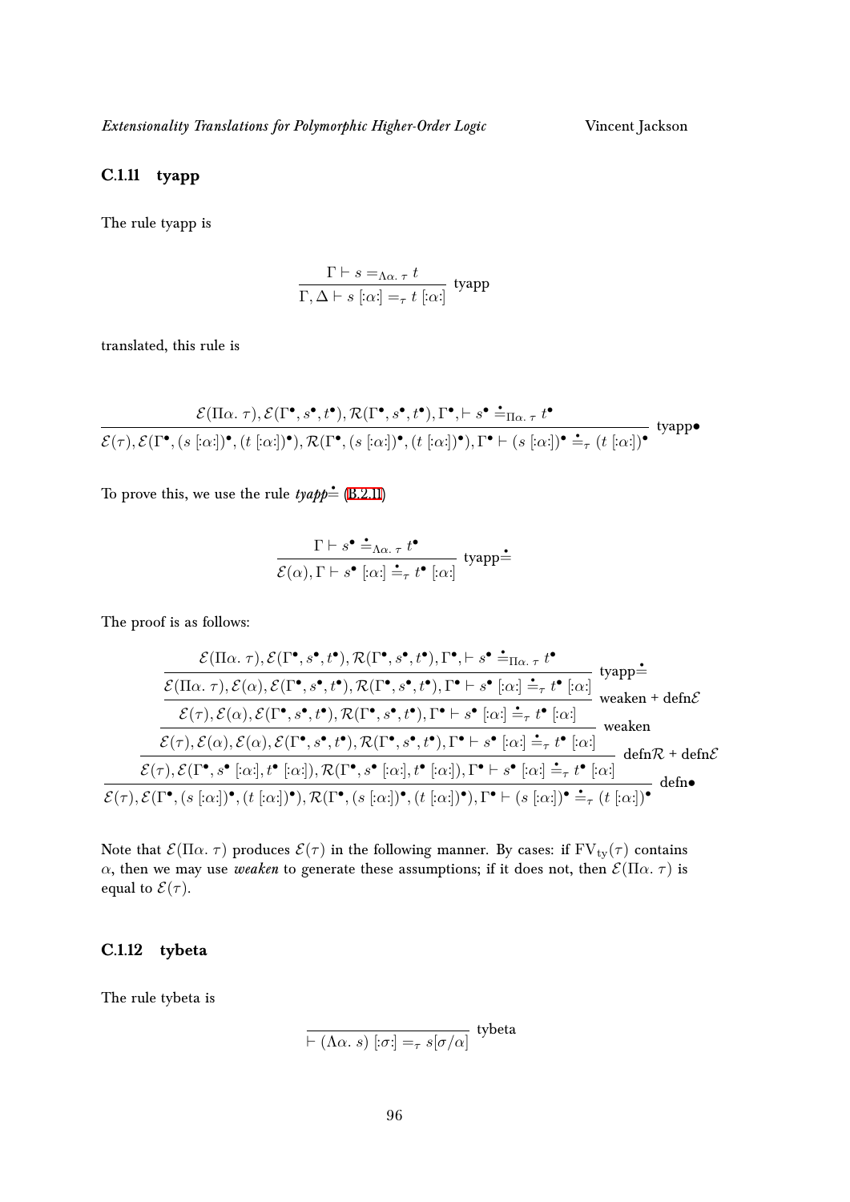### C.1.11 tyapp

The rule tyapp is

$$\frac{\Gamma \vdash s =_{\Lambda\alpha.\ \tau} t}{\Gamma, \Delta \vdash s\ [:\alpha:] =_{\tau} t\ [:\alpha:]}\ \text{tyapp}$$

translated, this rule is

$$\frac{\mathcal{E}(\Pi\alpha.\ \tau), \mathcal{E}(\Gamma^\bullet, s^\bullet, t^\bullet), \mathcal{R}(\Gamma^\bullet, s^\bullet, t^\bullet), \Gamma^\bullet, \vdash s^\bullet \doteq_{\Pi\alpha.\ \tau} t^\bullet}{\mathcal{E}(\tau), \mathcal{E}(\Gamma^\bullet, (s\ [:\alpha:])^\bullet, (t\ [:\alpha:])^\bullet), \mathcal{R}(\Gamma^\bullet, (s\ [:\alpha:])^\bullet, (t\ [:\alpha:])^\bullet), \Gamma^\bullet \vdash (s\ [:\alpha:])^\bullet \doteq_{\tau} (t\ [:\alpha:])^\bullet}\ \text{tyapp}\bullet$$

To prove this, we use the rule *tyapp*$\doteq$ (B.2.11)

$$\frac{\Gamma \vdash s^\bullet \doteq_{\Lambda\alpha.\ \tau} t^\bullet}{\mathcal{E}(\alpha), \Gamma \vdash s^\bullet\ [:\alpha:] \doteq_{\tau} t^\bullet\ [:\alpha:]}\ \text{tyapp}\doteq$$

The proof is as follows:

$$\dfrac{\dfrac{\dfrac{\dfrac{\dfrac{\mathcal{E}(\Pi\alpha.\ \tau), \mathcal{E}(\Gamma^\bullet, s^\bullet, t^\bullet), \mathcal{R}(\Gamma^\bullet, s^\bullet, t^\bullet), \Gamma^\bullet, \vdash s^\bullet \doteq_{\Pi\alpha.\ \tau} t^\bullet}{\mathcal{E}(\Pi\alpha.\ \tau), \mathcal{E}(\alpha), \mathcal{E}(\Gamma^\bullet, s^\bullet, t^\bullet), \mathcal{R}(\Gamma^\bullet, s^\bullet, t^\bullet), \Gamma^\bullet \vdash s^\bullet\ [:\alpha:] \doteq_{\tau} t^\bullet\ [:\alpha:]}\ \text{tyapp}\doteq}{\mathcal{E}(\tau), \mathcal{E}(\alpha), \mathcal{E}(\Gamma^\bullet, s^\bullet, t^\bullet), \mathcal{R}(\Gamma^\bullet, s^\bullet, t^\bullet), \Gamma^\bullet \vdash s^\bullet\ [:\alpha:] \doteq_{\tau} t^\bullet\ [:\alpha:]}\ \text{weaken + defn}\mathcal{E}}{\mathcal{E}(\tau), \mathcal{E}(\alpha), \mathcal{E}(\alpha), \mathcal{E}(\Gamma^\bullet, s^\bullet, t^\bullet), \mathcal{R}(\Gamma^\bullet, s^\bullet, t^\bullet), \Gamma^\bullet \vdash s^\bullet\ [:\alpha:] \doteq_{\tau} t^\bullet\ [:\alpha:]}\ \text{weaken}}{\mathcal{E}(\tau), \mathcal{E}(\Gamma^\bullet, s^\bullet\ [:\alpha:], t^\bullet\ [:\alpha:]), \mathcal{R}(\Gamma^\bullet, s^\bullet\ [:\alpha:], t^\bullet\ [:\alpha:]), \Gamma^\bullet \vdash s^\bullet\ [:\alpha:] \doteq_{\tau} t^\bullet\ [:\alpha:]}\ \text{defn}\mathcal{R}\text{ + defn}\mathcal{E}}{\mathcal{E}(\tau), \mathcal{E}(\Gamma^\bullet, (s\ [:\alpha:])^\bullet, (t\ [:\alpha:])^\bullet), \mathcal{R}(\Gamma^\bullet, (s\ [:\alpha:])^\bullet, (t\ [:\alpha:])^\bullet), \Gamma^\bullet \vdash (s\ [:\alpha:])^\bullet \doteq_{\tau} (t\ [:\alpha:])^\bullet}\ \text{defn}\bullet$$

Note that $\mathcal{E}(\Pi\alpha.\ \tau)$ produces $\mathcal{E}(\tau)$ in the following manner. By cases: if $\mathrm{FV}_{\mathrm{ty}}(\tau)$ contains $\alpha$, then we may use *weaken* to generate these assumptions; if it does not, then $\mathcal{E}(\Pi\alpha.\ \tau)$ is equal to $\mathcal{E}(\tau)$.

### C.1.12 tybeta

The rule tybeta is

$$\frac{}{\vdash (\Lambda\alpha.\ s)\ [:\sigma:] =_{\tau} s[\sigma/\alpha]}\ \text{tybeta}$$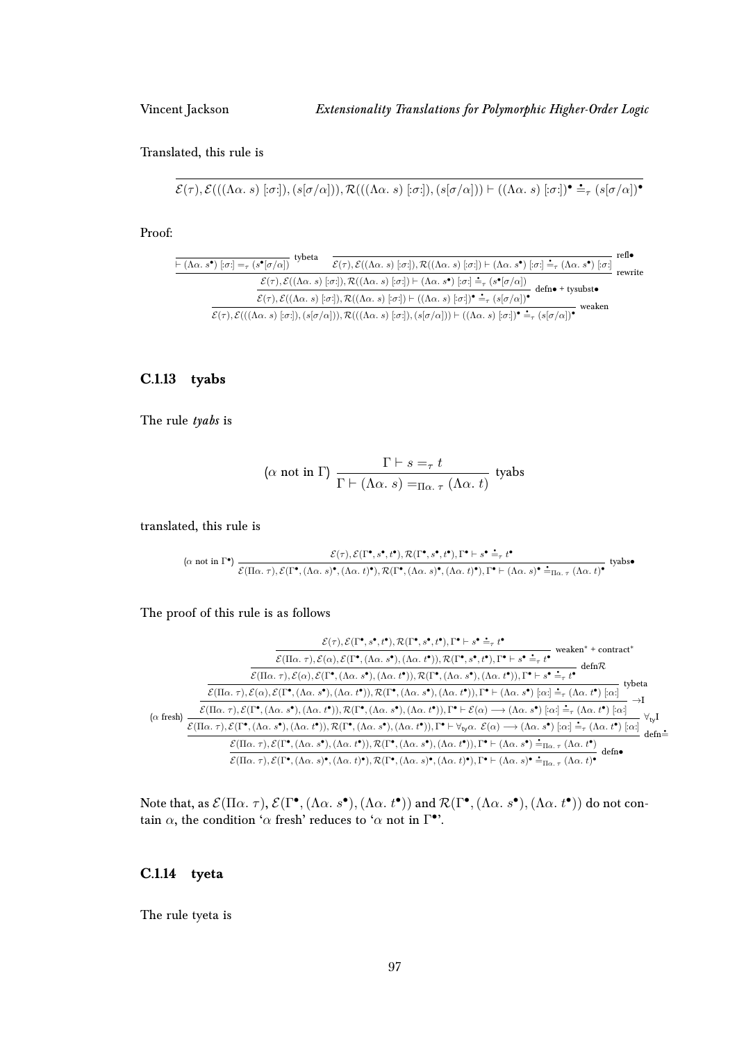Translated, this rule is

$$\overline{\mathcal{E}(\tau), \mathcal{E}(((\Lambda\alpha.\ s)\ [:\sigma:]), (s[\sigma/\alpha])), \mathcal{R}(((\Lambda\alpha.\ s)\ [:\sigma:]), (s[\sigma/\alpha])) \vdash ((\Lambda\alpha.\ s)\ [:\sigma:])^\bullet \doteq_\tau (s[\sigma/\alpha])^\bullet}$$

Proof:

$$\dfrac{\dfrac{\dfrac{\dfrac{}{\vdash (\Lambda\alpha.\ s^\bullet)\ [:\sigma:] =_\tau (s^\bullet[\sigma/\alpha])}\ \text{tybeta} \quad \dfrac{}{\mathcal{E}(\tau), \mathcal{E}((\Lambda\alpha.\ s)\ [:\sigma:]), \mathcal{R}((\Lambda\alpha.\ s)\ [:\sigma:]) \vdash (\Lambda\alpha.\ s^\bullet)\ [:\sigma:] \doteq_\tau (\Lambda\alpha.\ s^\bullet)\ [:\sigma:]}\ \text{refl}\bullet}{\mathcal{E}(\tau), \mathcal{E}((\Lambda\alpha.\ s)\ [:\sigma:]), \mathcal{R}((\Lambda\alpha.\ s)\ [:\sigma:]) \vdash (\Lambda\alpha.\ s^\bullet)\ [:\sigma:] \doteq_\tau (s^\bullet[\sigma/\alpha])}\ \text{rewrite}}{\mathcal{E}(\tau), \mathcal{E}((\Lambda\alpha.\ s)\ [:\sigma:]), \mathcal{R}((\Lambda\alpha.\ s)\ [:\sigma:]) \vdash ((\Lambda\alpha.\ s)\ [:\sigma:])^\bullet \doteq_\tau (s[\sigma/\alpha])^\bullet}\ \text{defn}\bullet + \text{tysubst}\bullet}{\mathcal{E}(\tau), \mathcal{E}(((\Lambda\alpha.\ s)\ [:\sigma:]), (s[\sigma/\alpha])), \mathcal{R}(((\Lambda\alpha.\ s)\ [:\sigma:]), (s[\sigma/\alpha])) \vdash ((\Lambda\alpha.\ s)\ [:\sigma:])^\bullet \doteq_\tau (s[\sigma/\alpha])^\bullet}\ \text{weaken}$$

### C.1.13 tyabs

The rule *tyabs* is

$$(\alpha \text{ not in } \Gamma)\ \dfrac{\Gamma \vdash s =_\tau t}{\Gamma \vdash (\Lambda\alpha.\ s) =_{\Pi\alpha.\ \tau} (\Lambda\alpha.\ t)}\ \text{tyabs}$$

translated, this rule is

$$(\alpha \text{ not in } \Gamma^\bullet)\ \dfrac{\mathcal{E}(\tau), \mathcal{E}(\Gamma^\bullet, s^\bullet, t^\bullet), \mathcal{R}(\Gamma^\bullet, s^\bullet, t^\bullet), \Gamma^\bullet \vdash s^\bullet \doteq_\tau t^\bullet}{\mathcal{E}(\Pi\alpha.\ \tau), \mathcal{E}(\Gamma^\bullet, (\Lambda\alpha.\ s)^\bullet, (\Lambda\alpha.\ t)^\bullet), \mathcal{R}(\Gamma^\bullet, (\Lambda\alpha.\ s)^\bullet, (\Lambda\alpha.\ t)^\bullet), \Gamma^\bullet \vdash (\Lambda\alpha.\ s)^\bullet \doteq_{\Pi\alpha.\ \tau} (\Lambda\alpha.\ t)^\bullet}\ \text{tyabs}\bullet$$

The proof of this rule is as follows

$$(\alpha \text{ fresh})\ \dfrac{\dfrac{\dfrac{\dfrac{\dfrac{\dfrac{\mathcal{E}(\tau), \mathcal{E}(\Gamma^\bullet, s^\bullet, t^\bullet), \mathcal{R}(\Gamma^\bullet, s^\bullet, t^\bullet), \Gamma^\bullet \vdash s^\bullet \doteq_\tau t^\bullet}{\mathcal{E}(\Pi\alpha.\ \tau), \mathcal{E}(\alpha), \mathcal{E}(\Gamma^\bullet, (\Lambda\alpha.\ s^\bullet), (\Lambda\alpha.\ t^\bullet)), \mathcal{R}(\Gamma^\bullet, s^\bullet, t^\bullet), \Gamma^\bullet \vdash s^\bullet \doteq_\tau t^\bullet}\ \text{weaken}^* + \text{contract}^*}{\mathcal{E}(\Pi\alpha.\ \tau), \mathcal{E}(\alpha), \mathcal{E}(\Gamma^\bullet, (\Lambda\alpha.\ s^\bullet), (\Lambda\alpha.\ t^\bullet)), \mathcal{R}(\Gamma^\bullet, (\Lambda\alpha.\ s^\bullet), (\Lambda\alpha.\ t^\bullet)), \Gamma^\bullet \vdash s^\bullet \doteq_\tau t^\bullet}\ \text{defn}\mathcal{R}}{\mathcal{E}(\Pi\alpha.\ \tau), \mathcal{E}(\alpha), \mathcal{E}(\Gamma^\bullet, (\Lambda\alpha.\ s^\bullet), (\Lambda\alpha.\ t^\bullet)), \mathcal{R}(\Gamma^\bullet, (\Lambda\alpha.\ s^\bullet), (\Lambda\alpha.\ t^\bullet)), \Gamma^\bullet \vdash (\Lambda\alpha.\ s^\bullet)\ [:\alpha:] \doteq_\tau (\Lambda\alpha.\ t^\bullet)\ [:\alpha:]}\ \text{tybeta}}{\mathcal{E}(\Pi\alpha.\ \tau), \mathcal{E}(\Gamma^\bullet, (\Lambda\alpha.\ s^\bullet), (\Lambda\alpha.\ t^\bullet)), \mathcal{R}(\Gamma^\bullet, (\Lambda\alpha.\ s^\bullet), (\Lambda\alpha.\ t^\bullet)), \Gamma^\bullet \vdash \mathcal{E}(\alpha) \longrightarrow (\Lambda\alpha.\ s^\bullet)\ [:\alpha:] \doteq_\tau (\Lambda\alpha.\ t^\bullet)\ [:\alpha:]}\ \to\text{I}}{\mathcal{E}(\Pi\alpha.\ \tau), \mathcal{E}(\Gamma^\bullet, (\Lambda\alpha.\ s^\bullet), (\Lambda\alpha.\ t^\bullet)), \mathcal{R}(\Gamma^\bullet, (\Lambda\alpha.\ s^\bullet), (\Lambda\alpha.\ t^\bullet)), \Gamma^\bullet \vdash \forall_{\text{ty}}\alpha.\ \mathcal{E}(\alpha) \longrightarrow (\Lambda\alpha.\ s^\bullet)\ [:\alpha:] \doteq_\tau (\Lambda\alpha.\ t^\bullet)\ [:\alpha:]}\ \forall_{\text{ty}}\text{I}}{\dfrac{\mathcal{E}(\Pi\alpha.\ \tau), \mathcal{E}(\Gamma^\bullet, (\Lambda\alpha.\ s^\bullet), (\Lambda\alpha.\ t^\bullet)), \mathcal{R}(\Gamma^\bullet, (\Lambda\alpha.\ s^\bullet), (\Lambda\alpha.\ t^\bullet)), \Gamma^\bullet \vdash (\Lambda\alpha.\ s^\bullet) \doteq_{\Pi\alpha.\ \tau} (\Lambda\alpha.\ t^\bullet)}{\mathcal{E}(\Pi\alpha.\ \tau), \mathcal{E}(\Gamma^\bullet, (\Lambda\alpha.\ s)^\bullet, (\Lambda\alpha.\ t)^\bullet), \mathcal{R}(\Gamma^\bullet, (\Lambda\alpha.\ s)^\bullet, (\Lambda\alpha.\ t)^\bullet), \Gamma^\bullet \vdash (\Lambda\alpha.\ s)^\bullet \doteq_{\Pi\alpha.\ \tau} (\Lambda\alpha.\ t)^\bullet}\ \text{defn}\bullet}\ \text{defn}\doteq$$

Note that, as $\mathcal{E}(\Pi\alpha.\ \tau)$, $\mathcal{E}(\Gamma^\bullet, (\Lambda\alpha.\ s^\bullet), (\Lambda\alpha.\ t^\bullet))$ and $\mathcal{R}(\Gamma^\bullet, (\Lambda\alpha.\ s^\bullet), (\Lambda\alpha.\ t^\bullet))$ do not contain $\alpha$, the condition '$\alpha$ fresh' reduces to '$\alpha$ not in $\Gamma^\bullet$'.

### C.1.14 tyeta

The rule tyeta is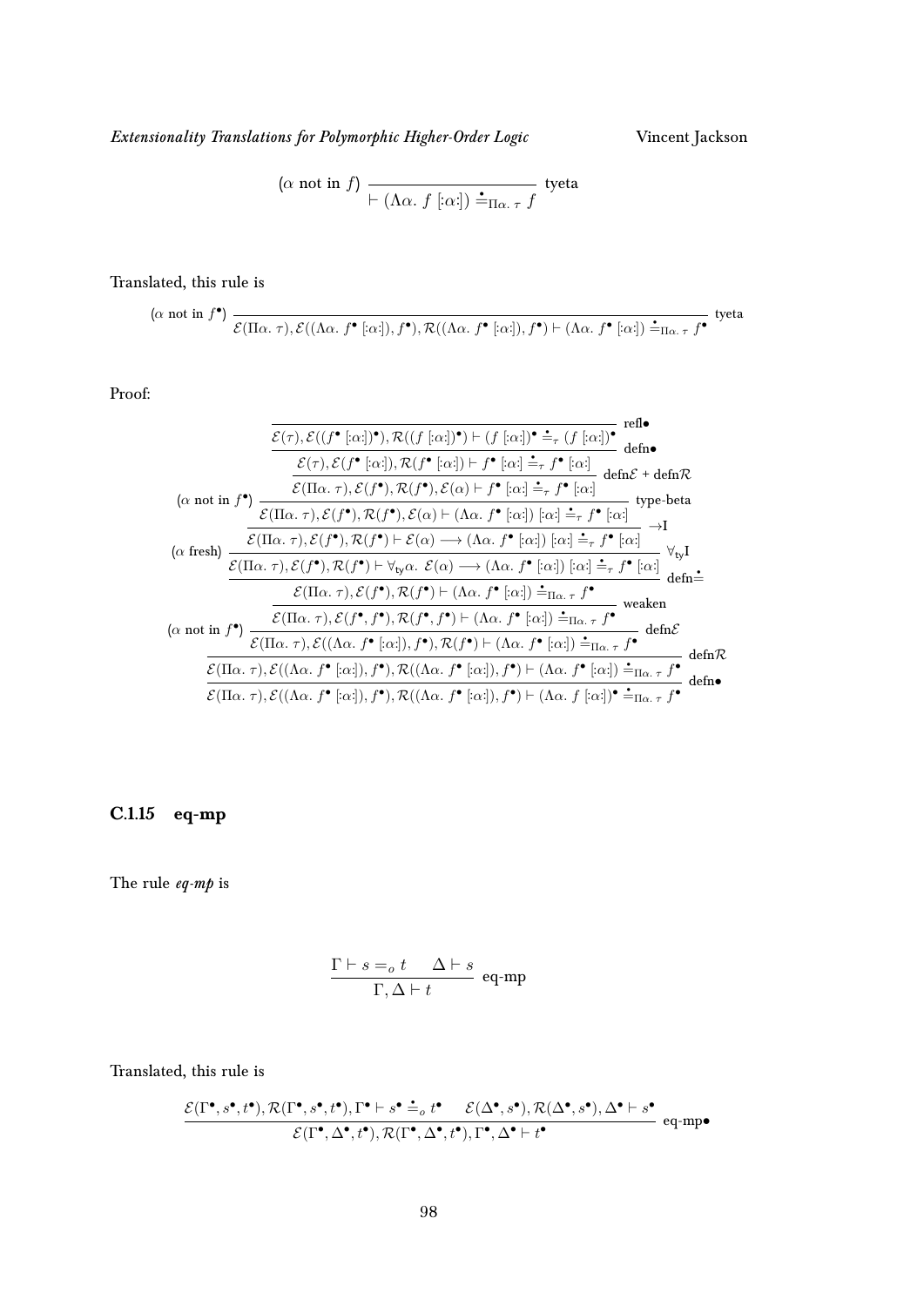$$\frac{}{\vdash (\Lambda\alpha.\ f\ [:\alpha:]) \mathrel{\dot{=}}_{\Pi\alpha.\ \tau}\ f}\ \text{tyeta} \quad (\alpha \text{ not in } f)$$

Translated, this rule is

$$(\alpha \text{ not in } f^\bullet)\ \frac{}{\mathcal{E}(\Pi\alpha.\ \tau), \mathcal{E}((\Lambda\alpha.\ f^\bullet\ [:\alpha:]), f^\bullet), \mathcal{R}((\Lambda\alpha.\ f^\bullet\ [:\alpha:]), f^\bullet) \vdash (\Lambda\alpha.\ f^\bullet\ [:\alpha:]) \mathrel{\dot{=}}_{\Pi\alpha.\ \tau}\ f^\bullet}\ \text{tyeta}$$

Proof:

$$\cfrac{\cfrac{\cfrac{\cfrac{(\alpha \text{ not in } f^\bullet)\ \cfrac{\cfrac{(\alpha \text{ fresh})\ \cfrac{\cfrac{(\alpha \text{ not in } f^\bullet)\ \cfrac{\cfrac{\cfrac{\overline{\mathcal{E}(\tau), \mathcal{E}((f^\bullet\ [:\alpha:])^\bullet), \mathcal{R}((f\ [:\alpha:])^\bullet) \vdash (f\ [:\alpha:])^\bullet \mathrel{\dot{=}}_\tau (f\ [:\alpha:])^\bullet}\ \text{refl}\bullet}{\mathcal{E}(\tau), \mathcal{E}(f^\bullet\ [:\alpha:]), \mathcal{R}(f^\bullet\ [:\alpha:]) \vdash f^\bullet\ [:\alpha:] \mathrel{\dot{=}}_\tau f^\bullet\ [:\alpha:]}\ \text{defn}\bullet}{\mathcal{E}(\Pi\alpha.\ \tau), \mathcal{E}(f^\bullet), \mathcal{R}(f^\bullet), \mathcal{E}(\alpha) \vdash f^\bullet\ [:\alpha:] \mathrel{\dot{=}}_\tau f^\bullet\ [:\alpha:]}\ \text{defn}\mathcal{E} + \text{defn}\mathcal{R}}{\mathcal{E}(\Pi\alpha.\ \tau), \mathcal{E}(f^\bullet), \mathcal{R}(f^\bullet), \mathcal{E}(\alpha) \vdash (\Lambda\alpha.\ f^\bullet\ [:\alpha:])\ [:\alpha:] \mathrel{\dot{=}}_\tau f^\bullet\ [:\alpha:]}\ \text{type-beta}}{\mathcal{E}(\Pi\alpha.\ \tau), \mathcal{E}(f^\bullet), \mathcal{R}(f^\bullet) \vdash \mathcal{E}(\alpha) \longrightarrow (\Lambda\alpha.\ f^\bullet\ [:\alpha:])\ [:\alpha:] \mathrel{\dot{=}}_\tau f^\bullet\ [:\alpha:]}\ \to\text{I}}{\mathcal{E}(\Pi\alpha.\ \tau), \mathcal{E}(f^\bullet), \mathcal{R}(f^\bullet) \vdash \forall_{\text{ty}}\alpha.\ \mathcal{E}(\alpha) \longrightarrow (\Lambda\alpha.\ f^\bullet\ [:\alpha:])\ [:\alpha:] \mathrel{\dot{=}}_\tau f^\bullet\ [:\alpha:]}\ \forall_{\text{ty}}\text{I}}{\mathcal{E}(\Pi\alpha.\ \tau), \mathcal{E}(f^\bullet), \mathcal{R}(f^\bullet) \vdash (\Lambda\alpha.\ f^\bullet\ [:\alpha:]) \mathrel{\dot{=}}_{\Pi\alpha.\ \tau} f^\bullet}\ \text{defn}\dot{=}}{\mathcal{E}(\Pi\alpha.\ \tau), \mathcal{E}(f^\bullet, f^\bullet), \mathcal{R}(f^\bullet, f^\bullet) \vdash (\Lambda\alpha.\ f^\bullet\ [:\alpha:]) \mathrel{\dot{=}}_{\Pi\alpha.\ \tau} f^\bullet}\ \text{weaken}}{\mathcal{E}(\Pi\alpha.\ \tau), \mathcal{E}((\Lambda\alpha.\ f^\bullet\ [:\alpha:]), f^\bullet), \mathcal{R}(f^\bullet) \vdash (\Lambda\alpha.\ f^\bullet\ [:\alpha:]) \mathrel{\dot{=}}_{\Pi\alpha.\ \tau} f^\bullet}\ \text{defn}\mathcal{E}}{\mathcal{E}(\Pi\alpha.\ \tau), \mathcal{E}((\Lambda\alpha.\ f^\bullet\ [:\alpha:]), f^\bullet), \mathcal{R}((\Lambda\alpha.\ f^\bullet\ [:\alpha:]), f^\bullet) \vdash (\Lambda\alpha.\ f^\bullet\ [:\alpha:]) \mathrel{\dot{=}}_{\Pi\alpha.\ \tau} f^\bullet}\ \text{defn}\mathcal{R}}{\mathcal{E}(\Pi\alpha.\ \tau), \mathcal{E}((\Lambda\alpha.\ f^\bullet\ [:\alpha:]), f^\bullet), \mathcal{R}((\Lambda\alpha.\ f^\bullet\ [:\alpha:]), f^\bullet) \vdash (\Lambda\alpha.\ f\ [:\alpha:])^\bullet \mathrel{\dot{=}}_{\Pi\alpha.\ \tau} f^\bullet}\ \text{defn}\bullet$$

### C.1.15 eq-mp

The rule *eq-mp* is

$$\frac{\Gamma \vdash s =_o t \qquad \Delta \vdash s}{\Gamma, \Delta \vdash t}\ \text{eq-mp}$$

Translated, this rule is

$$\frac{\mathcal{E}(\Gamma^\bullet, s^\bullet, t^\bullet), \mathcal{R}(\Gamma^\bullet, s^\bullet, t^\bullet), \Gamma^\bullet \vdash s^\bullet \mathrel{\dot{=}}_o t^\bullet \qquad \mathcal{E}(\Delta^\bullet, s^\bullet), \mathcal{R}(\Delta^\bullet, s^\bullet), \Delta^\bullet \vdash s^\bullet}{\mathcal{E}(\Gamma^\bullet, \Delta^\bullet, t^\bullet), \mathcal{R}(\Gamma^\bullet, \Delta^\bullet, t^\bullet), \Gamma^\bullet, \Delta^\bullet \vdash t^\bullet}\ \text{eq-mp}\bullet$$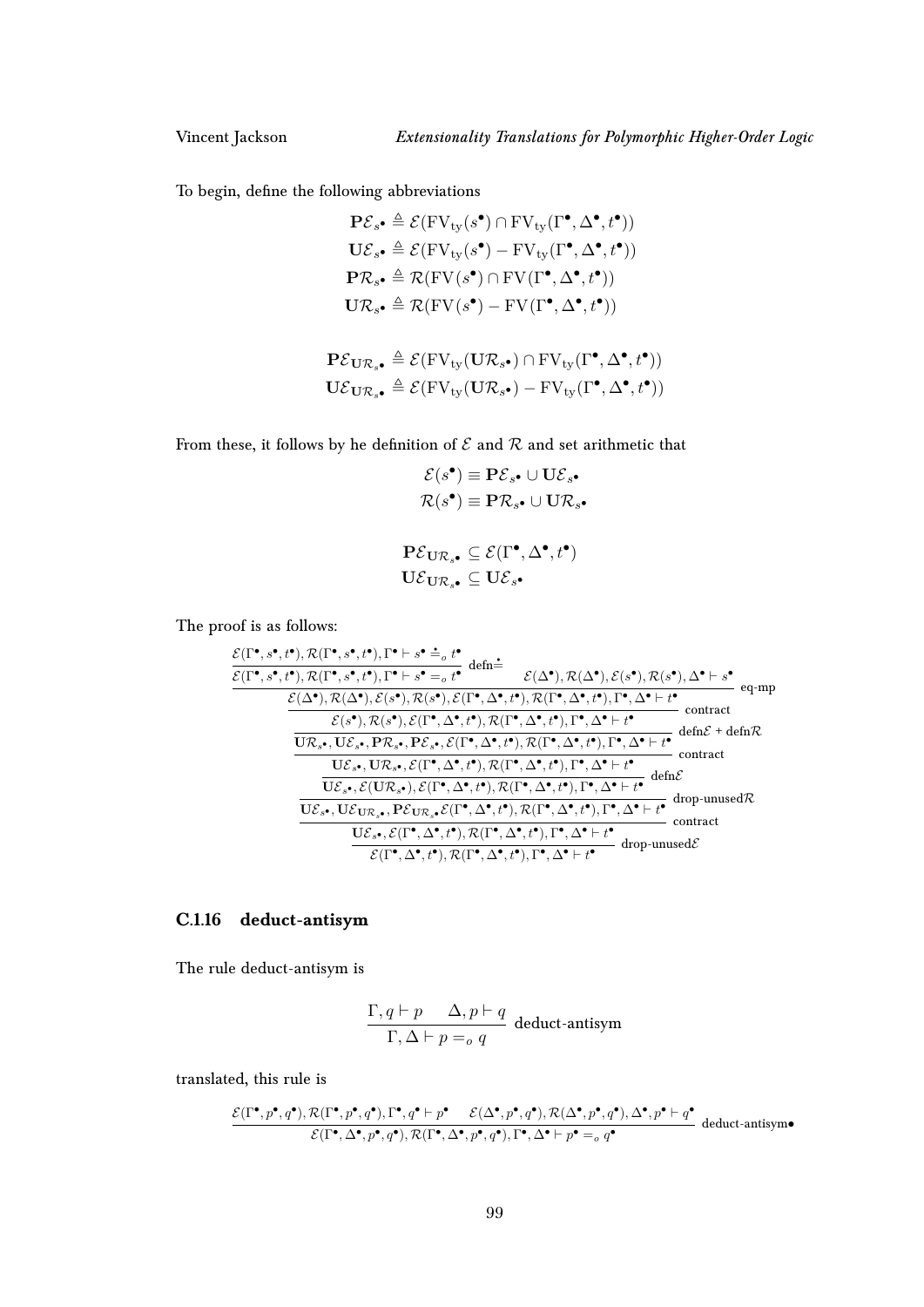To begin, define the following abbreviations

$$\mathbf{P}\mathcal{E}_{s^\bullet} \triangleq \mathcal{E}(\mathrm{FV}_{\mathrm{ty}}(s^\bullet) \cap \mathrm{FV}_{\mathrm{ty}}(\Gamma^\bullet, \Delta^\bullet, t^\bullet))$$
$$\mathbf{U}\mathcal{E}_{s^\bullet} \triangleq \mathcal{E}(\mathrm{FV}_{\mathrm{ty}}(s^\bullet) - \mathrm{FV}_{\mathrm{ty}}(\Gamma^\bullet, \Delta^\bullet, t^\bullet))$$
$$\mathbf{P}\mathcal{R}_{s^\bullet} \triangleq \mathcal{R}(\mathrm{FV}(s^\bullet) \cap \mathrm{FV}(\Gamma^\bullet, \Delta^\bullet, t^\bullet))$$
$$\mathbf{U}\mathcal{R}_{s^\bullet} \triangleq \mathcal{R}(\mathrm{FV}(s^\bullet) - \mathrm{FV}(\Gamma^\bullet, \Delta^\bullet, t^\bullet))$$

$$\mathbf{P}\mathcal{E}_{\mathbf{U}\mathcal{R}_{s^\bullet}} \triangleq \mathcal{E}(\mathrm{FV}_{\mathrm{ty}}(\mathbf{U}\mathcal{R}_{s^\bullet}) \cap \mathrm{FV}_{\mathrm{ty}}(\Gamma^\bullet, \Delta^\bullet, t^\bullet))$$
$$\mathbf{U}\mathcal{E}_{\mathbf{U}\mathcal{R}_{s^\bullet}} \triangleq \mathcal{E}(\mathrm{FV}_{\mathrm{ty}}(\mathbf{U}\mathcal{R}_{s^\bullet}) - \mathrm{FV}_{\mathrm{ty}}(\Gamma^\bullet, \Delta^\bullet, t^\bullet))$$

From these, it follows by he definition of $\mathcal{E}$ and $\mathcal{R}$ and set arithmetic that

$$\mathcal{E}(s^\bullet) \equiv \mathbf{P}\mathcal{E}_{s^\bullet} \cup \mathbf{U}\mathcal{E}_{s^\bullet}$$
$$\mathcal{R}(s^\bullet) \equiv \mathbf{P}\mathcal{R}_{s^\bullet} \cup \mathbf{U}\mathcal{R}_{s^\bullet}$$

$$\mathbf{P}\mathcal{E}_{\mathbf{U}\mathcal{R}_{s^\bullet}} \subseteq \mathcal{E}(\Gamma^\bullet, \Delta^\bullet, t^\bullet)$$
$$\mathbf{U}\mathcal{E}_{\mathbf{U}\mathcal{R}_{s^\bullet}} \subseteq \mathbf{U}\mathcal{E}_{s^\bullet}$$

The proof is as follows:

$$\dfrac{\dfrac{\dfrac{\dfrac{\dfrac{\dfrac{\dfrac{\dfrac{\dfrac{\mathcal{E}(\Gamma^\bullet, s^\bullet, t^\bullet), \mathcal{R}(\Gamma^\bullet, s^\bullet, t^\bullet), \Gamma^\bullet \vdash s^\bullet \doteq_o t^\bullet}{\mathcal{E}(\Gamma^\bullet, s^\bullet, t^\bullet), \mathcal{R}(\Gamma^\bullet, s^\bullet, t^\bullet), \Gamma^\bullet \vdash s^\bullet =_o t^\bullet}\ \mathrm{defn}\doteq \qquad \mathcal{E}(\Delta^\bullet), \mathcal{R}(\Delta^\bullet), \mathcal{E}(s^\bullet), \mathcal{R}(s^\bullet), \Delta^\bullet \vdash s^\bullet}{\mathcal{E}(\Delta^\bullet), \mathcal{R}(\Delta^\bullet), \mathcal{E}(s^\bullet), \mathcal{R}(s^\bullet), \mathcal{E}(\Gamma^\bullet, \Delta^\bullet, t^\bullet), \mathcal{R}(\Gamma^\bullet, \Delta^\bullet, t^\bullet), \Gamma^\bullet, \Delta^\bullet \vdash t^\bullet}\ \text{eq-mp}}{\mathcal{E}(s^\bullet), \mathcal{R}(s^\bullet), \mathcal{E}(\Gamma^\bullet, \Delta^\bullet, t^\bullet), \mathcal{R}(\Gamma^\bullet, \Delta^\bullet, t^\bullet), \Gamma^\bullet, \Delta^\bullet \vdash t^\bullet}\ \text{contract}}{\mathbf{U}\mathcal{R}_{s^\bullet}, \mathbf{U}\mathcal{E}_{s^\bullet}, \mathbf{P}\mathcal{R}_{s^\bullet}, \mathbf{P}\mathcal{E}_{s^\bullet}, \mathcal{E}(\Gamma^\bullet, \Delta^\bullet, t^\bullet), \mathcal{R}(\Gamma^\bullet, \Delta^\bullet, t^\bullet), \Gamma^\bullet, \Delta^\bullet \vdash t^\bullet}\ \mathrm{defn}\mathcal{E} + \mathrm{defn}\mathcal{R}}{\mathbf{U}\mathcal{E}_{s^\bullet}, \mathbf{U}\mathcal{R}_{s^\bullet}, \mathcal{E}(\Gamma^\bullet, \Delta^\bullet, t^\bullet), \mathcal{R}(\Gamma^\bullet, \Delta^\bullet, t^\bullet), \Gamma^\bullet, \Delta^\bullet \vdash t^\bullet}\ \text{contract}}{\mathbf{U}\mathcal{E}_{s^\bullet}, \mathcal{E}(\mathbf{U}\mathcal{R}_{s^\bullet}), \mathcal{E}(\Gamma^\bullet, \Delta^\bullet, t^\bullet), \mathcal{R}(\Gamma^\bullet, \Delta^\bullet, t^\bullet), \Gamma^\bullet, \Delta^\bullet \vdash t^\bullet}\ \mathrm{defn}\mathcal{E}}{\mathbf{U}\mathcal{E}_{s^\bullet}, \mathbf{U}\mathcal{E}_{\mathbf{U}\mathcal{R}_{s^\bullet}}, \mathbf{P}\mathcal{E}_{\mathbf{U}\mathcal{R}_{s^\bullet}} \mathcal{E}(\Gamma^\bullet, \Delta^\bullet, t^\bullet), \mathcal{R}(\Gamma^\bullet, \Delta^\bullet, t^\bullet), \Gamma^\bullet, \Delta^\bullet \vdash t^\bullet}\ \text{drop-unused}\mathcal{R}}{\mathbf{U}\mathcal{E}_{s^\bullet}, \mathcal{E}(\Gamma^\bullet, \Delta^\bullet, t^\bullet), \mathcal{R}(\Gamma^\bullet, \Delta^\bullet, t^\bullet), \Gamma^\bullet, \Delta^\bullet \vdash t^\bullet}\ \text{contract}}{\mathcal{E}(\Gamma^\bullet, \Delta^\bullet, t^\bullet), \mathcal{R}(\Gamma^\bullet, \Delta^\bullet, t^\bullet), \Gamma^\bullet, \Delta^\bullet \vdash t^\bullet}\ \text{drop-unused}\mathcal{E}$$

### C.1.16 deduct-antisym

The rule deduct-antisym is

$$\dfrac{\Gamma, q \vdash p \qquad \Delta, p \vdash q}{\Gamma, \Delta \vdash p =_o q}\ \text{deduct-antisym}$$

translated, this rule is

$$\dfrac{\mathcal{E}(\Gamma^\bullet, p^\bullet, q^\bullet), \mathcal{R}(\Gamma^\bullet, p^\bullet, q^\bullet), \Gamma^\bullet, q^\bullet \vdash p^\bullet \qquad \mathcal{E}(\Delta^\bullet, p^\bullet, q^\bullet), \mathcal{R}(\Delta^\bullet, p^\bullet, q^\bullet), \Delta^\bullet, p^\bullet \vdash q^\bullet}{\mathcal{E}(\Gamma^\bullet, \Delta^\bullet, p^\bullet, q^\bullet), \mathcal{R}(\Gamma^\bullet, \Delta^\bullet, p^\bullet, q^\bullet), \Gamma^\bullet, \Delta^\bullet \vdash p^\bullet =_o q^\bullet}\ \text{deduct-antisym}\bullet$$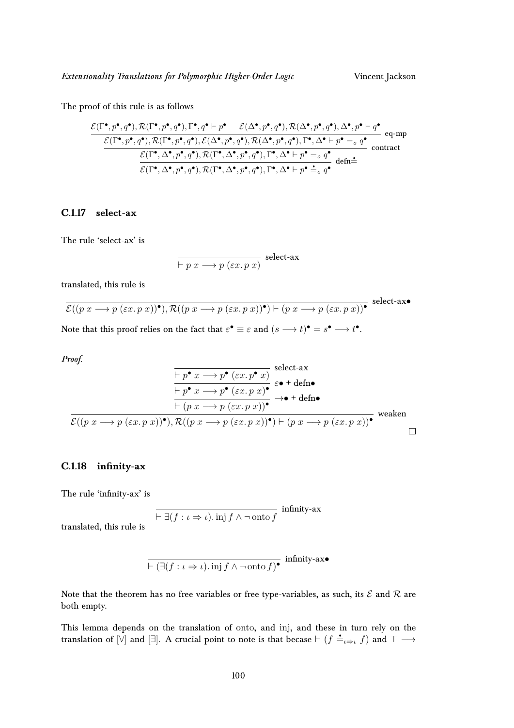The proof of this rule is as follows

$$
\dfrac{\dfrac{\dfrac{\mathcal{E}(\Gamma^\bullet, p^\bullet, q^\bullet), \mathcal{R}(\Gamma^\bullet, p^\bullet, q^\bullet), \Gamma^\bullet, q^\bullet \vdash p^\bullet \qquad \mathcal{E}(\Delta^\bullet, p^\bullet, q^\bullet), \mathcal{R}(\Delta^\bullet, p^\bullet, q^\bullet), \Delta^\bullet, p^\bullet \vdash q^\bullet}{\mathcal{E}(\Gamma^\bullet, p^\bullet, q^\bullet), \mathcal{R}(\Gamma^\bullet, p^\bullet, q^\bullet), \mathcal{E}(\Delta^\bullet, p^\bullet, q^\bullet), \mathcal{R}(\Delta^\bullet, p^\bullet, q^\bullet), \Gamma^\bullet, \Delta^\bullet \vdash p^\bullet =_o q^\bullet}\ \text{eq-mp}}{\mathcal{E}(\Gamma^\bullet, \Delta^\bullet, p^\bullet, q^\bullet), \mathcal{R}(\Gamma^\bullet, \Delta^\bullet, p^\bullet, q^\bullet), \Gamma^\bullet, \Delta^\bullet \vdash p^\bullet =_o q^\bullet}\ \text{contract}}{\mathcal{E}(\Gamma^\bullet, \Delta^\bullet, p^\bullet, q^\bullet), \mathcal{R}(\Gamma^\bullet, \Delta^\bullet, p^\bullet, q^\bullet), \Gamma^\bullet, \Delta^\bullet \vdash p^\bullet \doteq_o q^\bullet}\ \text{defn}\doteq
$$

### C.1.17 select-ax

The rule 'select-ax' is

$$
\dfrac{}{\vdash p\ x \longrightarrow p\ (\varepsilon x.\, p\ x)}\ \text{select-ax}
$$

translated, this rule is

$$
\dfrac{}{\mathcal{E}((p\ x \longrightarrow p\ (\varepsilon x.\, p\ x))^\bullet), \mathcal{R}((p\ x \longrightarrow p\ (\varepsilon x.\, p\ x))^\bullet) \vdash (p\ x \longrightarrow p\ (\varepsilon x.\, p\ x))^\bullet}\ \text{select-ax}\bullet
$$

Note that this proof relies on the fact that $\varepsilon^\bullet \equiv \varepsilon$ and $(s \longrightarrow t)^\bullet = s^\bullet \longrightarrow t^\bullet$.

*Proof.*

$$
\dfrac{\dfrac{\dfrac{\dfrac{}{\vdash p^\bullet\ x \longrightarrow p^\bullet\ (\varepsilon x.\, p^\bullet\ x)}\ \text{select-ax}}{\vdash p^\bullet\ x \longrightarrow p^\bullet\ (\varepsilon x.\, p\ x)^\bullet}\ \varepsilon\bullet + \text{defn}\bullet}{\vdash (p\ x \longrightarrow p\ (\varepsilon x.\, p\ x))^\bullet}\ \longrightarrow\bullet + \text{defn}\bullet}{\mathcal{E}((p\ x \longrightarrow p\ (\varepsilon x.\, p\ x))^\bullet), \mathcal{R}((p\ x \longrightarrow p\ (\varepsilon x.\, p\ x))^\bullet) \vdash (p\ x \longrightarrow p\ (\varepsilon x.\, p\ x))^\bullet}\ \text{weaken}
$$

□

### C.1.18 infinity-ax

The rule 'infinity-ax' is

$$
\dfrac{}{\vdash \exists (f : \iota \Rightarrow \iota).\, \text{inj}\, f \wedge \neg\, \text{onto}\, f}\ \text{infinity-ax}
$$

translated, this rule is

$$
\dfrac{}{\vdash (\exists (f : \iota \Rightarrow \iota).\, \text{inj}\, f \wedge \neg\, \text{onto}\, f)^\bullet}\ \text{infinity-ax}\bullet
$$

Note that the theorem has no free variables or free type-variables, as such, its $\mathcal{E}$ and $\mathcal{R}$ are both empty.

This lemma depends on the translation of onto, and inj, and these in turn rely on the translation of $[\forall]$ and $[\exists]$. A crucial point to note is that becase $\vdash (f \doteq_{\iota \Rightarrow \iota} f)$ and $\top \longrightarrow$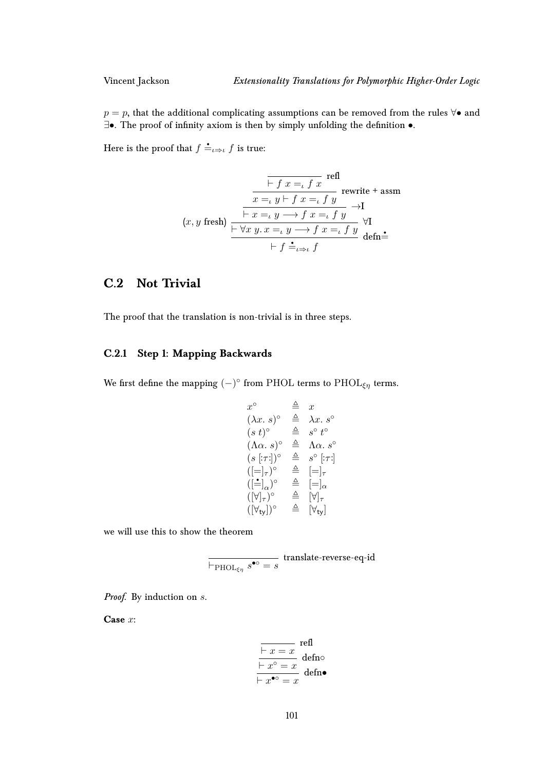$p = p$, that the additional complicating assumptions can be removed from the rules $\forall\bullet$ and $\exists\bullet$. The proof of infinity axiom is then by simply unfolding the definition $\bullet$.

Here is the proof that $f \mathrel{\dot{=}}_{\iota\Rightarrow\iota} f$ is true:

$$
(x, y \text{ fresh})\ \dfrac{\dfrac{\dfrac{\dfrac{\dfrac{}{\vdash f\ x =_\iota f\ x}\ \text{refl}}{x =_\iota y \vdash f\ x =_\iota f\ y}\ \text{rewrite + assm}}{\vdash x =_\iota y \longrightarrow f\ x =_\iota f\ y}\ \to\text{I}}{\vdash \forall x\ y.\, x =_\iota y \longrightarrow f\ x =_\iota f\ y}\ \forall\text{I}}{\vdash f \mathrel{\dot{=}}_{\iota\Rightarrow\iota} f}\ \text{defn}\dot{=}
$$

## C.2 Not Trivial

The proof that the translation is non-trivial is in three steps.

### C.2.1 Step 1: Mapping Backwards

We first define the mapping $(-)^\circ$ from PHOL terms to $\text{PHOL}_{\xi\eta}$ terms.

$$
\begin{array}{lll}
x^\circ & \triangleq & x \\
(\lambda x.\ s)^\circ & \triangleq & \lambda x.\ s^\circ \\
(s\ t)^\circ & \triangleq & s^\circ\ t^\circ \\
(\Lambda \alpha.\ s)^\circ & \triangleq & \Lambda \alpha.\ s^\circ \\
(s\ [:\tau:])^\circ & \triangleq & s^\circ\ [:\tau:] \\
([=]_\tau)^\circ & \triangleq & [=]_\tau \\
([\dot{=}]_\alpha)^\circ & \triangleq & [=]_\alpha \\
([\forall]_\tau)^\circ & \triangleq & [\forall]_\tau \\
([\forall_{\mathsf{ty}}])^\circ & \triangleq & [\forall_{\mathsf{ty}}]
\end{array}
$$

we will use this to show the theorem

$$
\dfrac{}{\vdash_{\text{PHOL}_{\xi\eta}} s^{\bullet\circ} = s}\ \text{translate-reverse-eq-id}
$$

*Proof.* By induction on $s$.

**Case** $x$:

$$
\dfrac{\dfrac{\dfrac{}{\vdash x = x}\ \text{refl}}{\vdash x^\circ = x}\ \text{defn}\circ}{\vdash x^{\bullet\circ} = x}\ \text{defn}\bullet
$$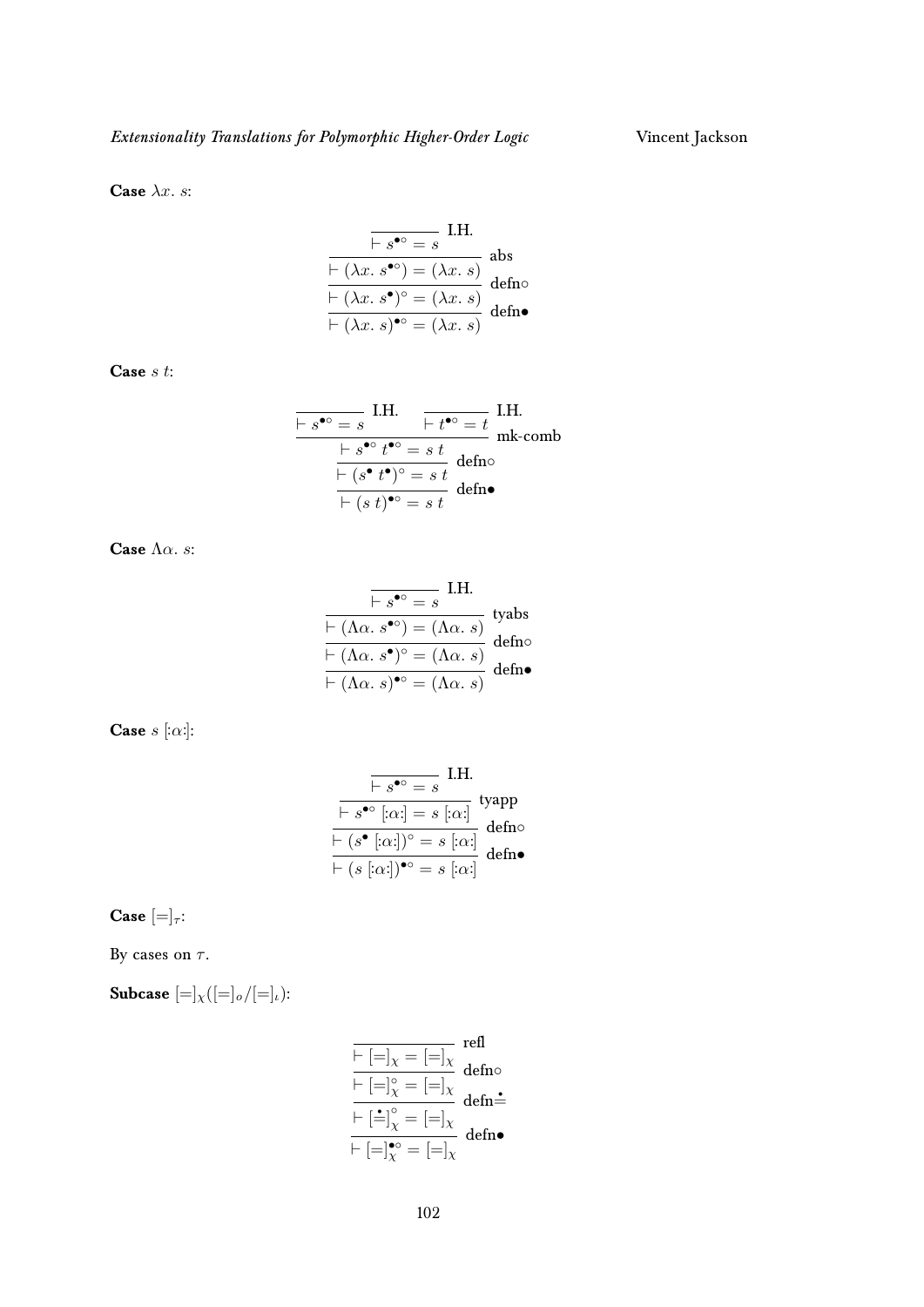**Case** $\lambda x.\ s$:

$$\dfrac{\dfrac{\dfrac{\dfrac{}{\vdash s^{\bullet\circ} = s}\ \text{I.H.}}{\vdash (\lambda x.\ s^{\bullet\circ}) = (\lambda x.\ s)}\ \text{abs}}{\vdash (\lambda x.\ s^{\bullet})^{\circ} = (\lambda x.\ s)}\ \text{defn}\circ}{\vdash (\lambda x.\ s)^{\bullet\circ} = (\lambda x.\ s)}\ \text{defn}\bullet$$

**Case** $s\ t$:

$$\dfrac{\dfrac{\dfrac{\dfrac{}{\vdash s^{\bullet\circ} = s}\ \text{I.H.} \qquad \dfrac{}{\vdash t^{\bullet\circ} = t}\ \text{I.H.}}{\vdash s^{\bullet\circ}\ t^{\bullet\circ} = s\ t}\ \text{mk-comb}}{\vdash (s^{\bullet}\ t^{\bullet})^{\circ} = s\ t}\ \text{defn}\circ}{\vdash (s\ t)^{\bullet\circ} = s\ t}\ \text{defn}\bullet$$

**Case** $\Lambda\alpha.\ s$:

$$\dfrac{\dfrac{\dfrac{\dfrac{}{\vdash s^{\bullet\circ} = s}\ \text{I.H.}}{\vdash (\Lambda\alpha.\ s^{\bullet\circ}) = (\Lambda\alpha.\ s)}\ \text{tyabs}}{\vdash (\Lambda\alpha.\ s^{\bullet})^{\circ} = (\Lambda\alpha.\ s)}\ \text{defn}\circ}{\vdash (\Lambda\alpha.\ s)^{\bullet\circ} = (\Lambda\alpha.\ s)}\ \text{defn}\bullet$$

**Case** $s\ [\!:\alpha:\!]$:

$$\dfrac{\dfrac{\dfrac{\dfrac{}{\vdash s^{\bullet\circ} = s}\ \text{I.H.}}{\vdash s^{\bullet\circ}\ [\!:\alpha:\!] = s\ [\!:\alpha:\!]}\ \text{tyapp}}{\vdash (s^{\bullet}\ [\!:\alpha:\!])^{\circ} = s\ [\!:\alpha:\!]}\ \text{defn}\circ}{\vdash (s\ [\!:\alpha:\!])^{\bullet\circ} = s\ [\!:\alpha:\!]}\ \text{defn}\bullet$$

**Case** $[=]_{\tau}$:

By cases on $\tau$.

**Subcase** $[=]_{\chi}([=]_{o}/[=]_{\iota})$:

$$\dfrac{\dfrac{\dfrac{\dfrac{}{\vdash [=]_{\chi} = [=]_{\chi}}\ \text{refl}}{\vdash [=]_{\chi}^{\circ} = [=]_{\chi}}\ \text{defn}\circ}{\vdash [\dot{=}]_{\chi}^{\circ} = [=]_{\chi}}\ \text{defn}\dot{=}}{\vdash [=]_{\chi}^{\bullet\circ} = [=]_{\chi}}\ \text{defn}\bullet$$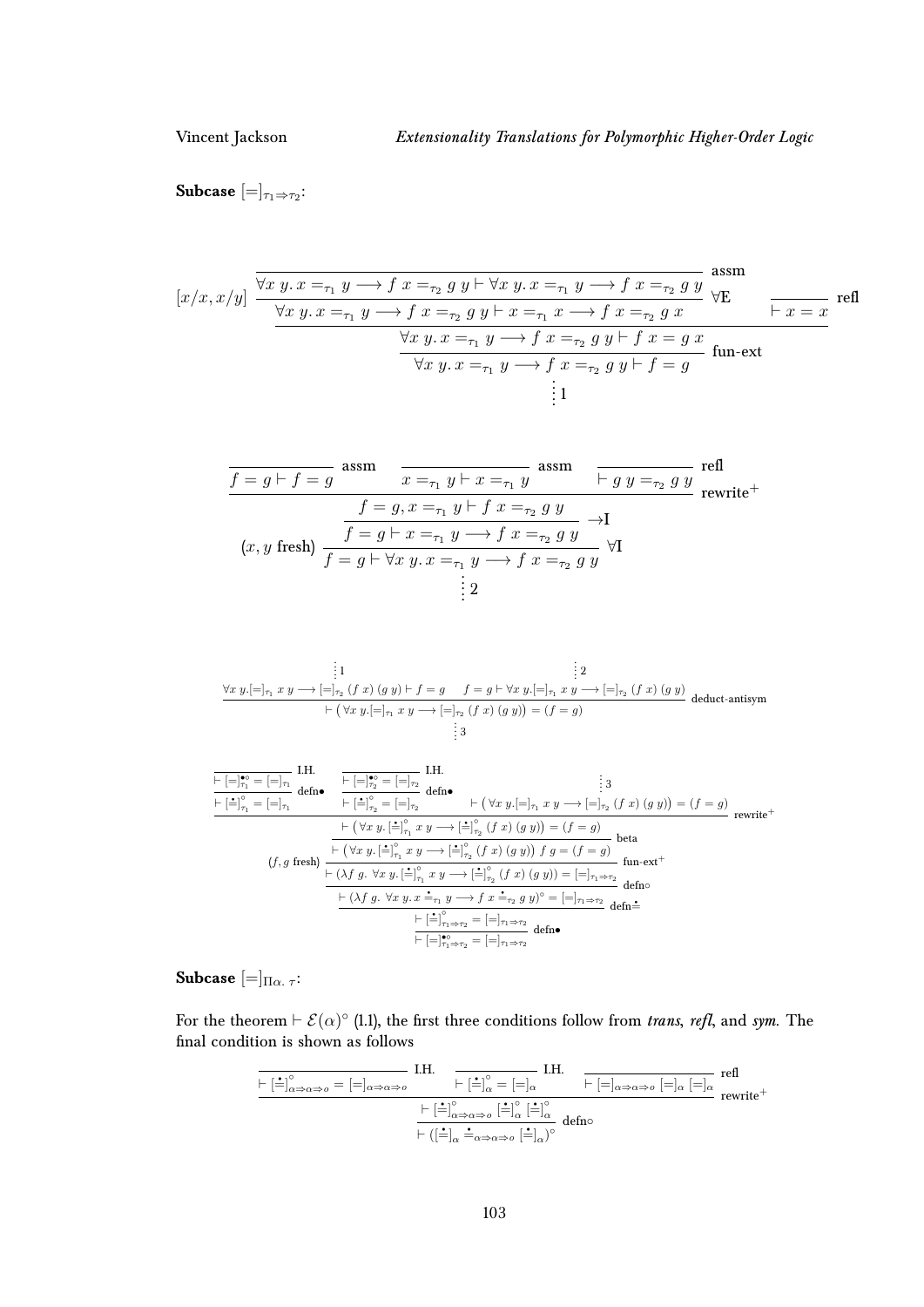**Subcase** $[=]_{\tau_1 \Rightarrow \tau_2}$:

$$
[x/x, x/y] \; \dfrac{\dfrac{\dfrac{}{\forall x\ y.\, x =_{\tau_1} y \longrightarrow f\ x =_{\tau_2} g\ y \vdash \forall x\ y.\, x =_{\tau_1} y \longrightarrow f\ x =_{\tau_2} g\ y}\ \text{assm}}{\forall x\ y.\, x =_{\tau_1} y \longrightarrow f\ x =_{\tau_2} g\ y \vdash x =_{\tau_1} x \longrightarrow f\ x =_{\tau_2} g\ x}\ \forall\text{E} \qquad \dfrac{}{\vdash x = x}\ \text{refl}}{\dfrac{\forall x\ y.\, x =_{\tau_1} y \longrightarrow f\ x =_{\tau_2} g\ y \vdash f\ x = g\ x}{\forall x\ y.\, x =_{\tau_1} y \longrightarrow f\ x =_{\tau_2} g\ y \vdash f = g}\ \text{fun-ext}}
$$

$$\vdots\, 1$$

$$
\dfrac{\dfrac{}{f = g \vdash f = g}\ \text{assm} \qquad \dfrac{}{x =_{\tau_1} y \vdash x =_{\tau_1} y}\ \text{assm} \qquad \dfrac{}{\vdash g\ y =_{\tau_2} g\ y}\ \text{refl}}{(x, y \text{ fresh})\ \dfrac{\dfrac{f = g, x =_{\tau_1} y \vdash f\ x =_{\tau_2} g\ y}{f = g \vdash x =_{\tau_1} y \longrightarrow f\ x =_{\tau_2} g\ y}\ \rightarrow\text{I}}{f = g \vdash \forall x\ y.\, x =_{\tau_1} y \longrightarrow f\ x =_{\tau_2} g\ y}\ \forall\text{I}}\ \text{rewrite}^+
$$

$$\vdots\, 2$$

$$
\dfrac{\overset{\vdots\, 1}{\forall x\ y. [=]_{\tau_1}\ x\ y \longrightarrow [=]_{\tau_2}\ (f\ x)\ (g\ y) \vdash f = g} \qquad \overset{\vdots\, 2}{f = g \vdash \forall x\ y. [=]_{\tau_1}\ x\ y \longrightarrow [=]_{\tau_2}\ (f\ x)\ (g\ y)}}{\vdash \big(\forall x\ y. [=]_{\tau_1}\ x\ y \longrightarrow [=]_{\tau_2}\ (f\ x)\ (g\ y)\big) = (f = g)}\ \text{deduct-antisym}
$$

$$\vdots\, 3$$

$$
\dfrac{\dfrac{\dfrac{}{\vdash [=]^{\bullet\circ}_{\tau_1} = [=]_{\tau_1}}\ \text{I.H.}}{\vdash [\dot{=}]^{\circ}_{\tau_1} = [=]_{\tau_1}}\ \text{defn}\bullet \quad \dfrac{\dfrac{}{\vdash [=]^{\bullet\circ}_{\tau_2} = [=]_{\tau_2}}\ \text{I.H.}}{\vdash [\dot{=}]^{\circ}_{\tau_2} = [=]_{\tau_2}}\ \text{defn}\bullet \quad \overset{\vdots\, 3}{\vdash \big(\forall x\ y. [=]_{\tau_1}\ x\ y \longrightarrow [=]_{\tau_2}\ (f\ x)\ (g\ y)\big) = (f = g)}}{\vdash \big(\forall x\ y.\, [\dot{=}]^{\circ}_{\tau_1}\ x\ y \longrightarrow [\dot{=}]^{\circ}_{\tau_2}\ (f\ x)\ (g\ y)\big) = (f = g)}\ \text{rewrite}^+
$$

$$
(f, g \text{ fresh})\ \dfrac{\dfrac{\vdash \big(\forall x\ y.\, [\dot{=}]^{\circ}_{\tau_1}\ x\ y \longrightarrow [\dot{=}]^{\circ}_{\tau_2}\ (f\ x)\ (g\ y)\big) = (f = g)}{\vdash \big(\forall x\ y.\, [\dot{=}]^{\circ}_{\tau_1}\ x\ y \longrightarrow [\dot{=}]^{\circ}_{\tau_2}\ (f\ x)\ (g\ y)\big)\ f\ g = (f = g)}\ \text{beta}}{\dfrac{\vdash (\lambda f\ g.\ \forall x\ y.\, [\dot{=}]^{\circ}_{\tau_1}\ x\ y \longrightarrow [\dot{=}]^{\circ}_{\tau_2}\ (f\ x)\ (g\ y)) = [=]_{\tau_1 \Rightarrow \tau_2}}{\dfrac{\vdash (\lambda f\ g.\ \forall x\ y.\, x \doteq_{\tau_1} y \longrightarrow f\ x \doteq_{\tau_2} g\ y)^{\circ} = [=]_{\tau_1 \Rightarrow \tau_2}}{\dfrac{\vdash [\dot{=}]^{\circ}_{\tau_1 \Rightarrow \tau_2} = [=]_{\tau_1 \Rightarrow \tau_2}}{\vdash [=]^{\bullet\circ}_{\tau_1 \Rightarrow \tau_2} = [=]_{\tau_1 \Rightarrow \tau_2}}\ \text{defn}\bullet}\ \text{defn}\dot{=}}\ \text{defn}\circ}\ \text{fun-ext}^+
$$

**Subcase** $[=]_{\Pi\alpha.\, \tau}$:

For the theorem $\vdash \mathcal{E}(\alpha)^{\circ}$ (1.1), the first three conditions follow from *trans*, *refl*, and *sym*. The final condition is shown as follows

$$
\dfrac{\dfrac{}{\vdash [\dot{=}]^{\circ}_{\alpha \Rightarrow \alpha \Rightarrow o} = [=]_{\alpha \Rightarrow \alpha \Rightarrow o}}\ \text{I.H.} \qquad \dfrac{}{\vdash [\dot{=}]^{\circ}_{\alpha} = [=]_{\alpha}}\ \text{I.H.} \qquad \dfrac{}{\vdash [=]_{\alpha \Rightarrow \alpha \Rightarrow o}\ [=]_{\alpha}\ [=]_{\alpha}}\ \text{refl}}{\dfrac{\vdash [\dot{=}]^{\circ}_{\alpha \Rightarrow \alpha \Rightarrow o}\ [\dot{=}]^{\circ}_{\alpha}\ [\dot{=}]^{\circ}_{\alpha}}{\vdash ([\dot{=}]_{\alpha} \doteq_{\alpha \Rightarrow \alpha \Rightarrow o} [\dot{=}]_{\alpha})^{\circ}}\ \text{defn}\circ}\ \text{rewrite}^+
$$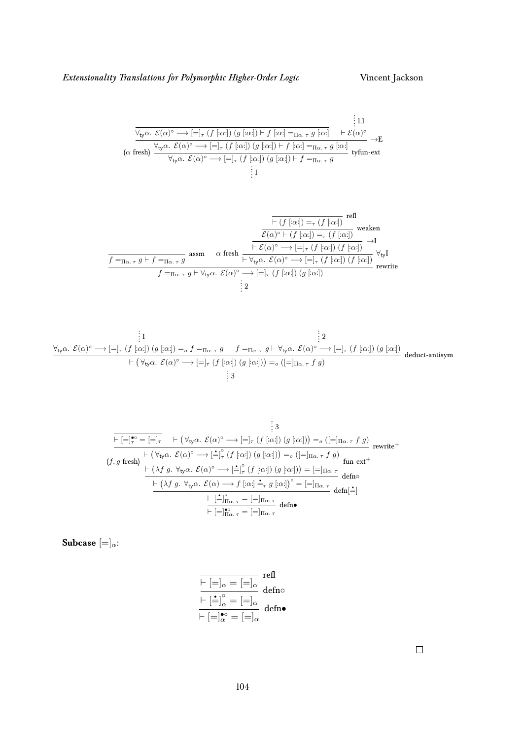$$
\dfrac{\dfrac{(\alpha \text{ fresh}) \quad \dfrac{\overline{\forall_{\mathsf{ty}}\alpha.\ \mathcal{E}(\alpha)^{\circ} \longrightarrow [=]_{\tau}\ (f\ [:\alpha:])\ (g\ [:\alpha:]) \vdash f\ [:\alpha:] =_{\Pi\alpha.\ \tau}\ g\ [:\alpha:]} \qquad \overset{\vdots\, 1.1}{\vdash \mathcal{E}(\alpha)^{\circ}}}{\forall_{\mathsf{ty}}\alpha.\ \mathcal{E}(\alpha)^{\circ} \longrightarrow [=]_{\tau}\ (f\ [:\alpha:])\ (g\ [:\alpha:]) \vdash f\ [:\alpha:] =_{\Pi\alpha.\ \tau}\ g\ [:\alpha:]}\ \to\!\text{E}}{\forall_{\mathsf{ty}}\alpha.\ \mathcal{E}(\alpha)^{\circ} \longrightarrow [=]_{\tau}\ (f\ [:\alpha:])\ (g\ [:\alpha:]) \vdash f =_{\Pi\alpha.\ \tau}\ g}\ \text{tyfun-ext}}{\vdots\, 1}
$$

$$
\dfrac{\overline{f =_{\Pi\alpha.\ \tau}\ g \vdash f =_{\Pi\alpha.\ \tau}\ g}\ \text{assm} \qquad \alpha \text{ fresh}\ \dfrac{\dfrac{\dfrac{\overline{\vdash (f\ [:\alpha:]) =_{\tau} (f\ [:\alpha:])}\ \text{refl}}{\mathcal{E}(\alpha)^{\circ} \vdash (f\ [:\alpha:]) =_{\tau} (f\ [:\alpha:])}\ \text{weaken}}{\vdash \mathcal{E}(\alpha)^{\circ} \longrightarrow [=]_{\tau}\ (f\ [:\alpha:])\ (f\ [:\alpha:])}\ \to\!\text{I}}{\vdash \forall_{\mathsf{ty}}\alpha.\ \mathcal{E}(\alpha)^{\circ} \longrightarrow [=]_{\tau}\ (f\ [:\alpha:])\ (f\ [:\alpha:])}\ \forall_{\mathsf{ty}}\text{I}}{f =_{\Pi\alpha.\ \tau}\ g \vdash \forall_{\mathsf{ty}}\alpha.\ \mathcal{E}(\alpha)^{\circ} \longrightarrow [=]_{\tau}\ (f\ [:\alpha:])\ (g\ [:\alpha:])}\ \text{rewrite}
$$
$$\vdots\, 2$$

$$
\dfrac{\overset{\vdots\, 1}{\forall_{\mathsf{ty}}\alpha.\ \mathcal{E}(\alpha)^{\circ} \longrightarrow [=]_{\tau}\ (f\ [:\alpha:])\ (g\ [:\alpha:]) =_{o} f =_{\Pi\alpha.\ \tau}\ g} \qquad \overset{\vdots\, 2}{f =_{\Pi\alpha.\ \tau}\ g \vdash \forall_{\mathsf{ty}}\alpha.\ \mathcal{E}(\alpha)^{\circ} \longrightarrow [=]_{\tau}\ (f\ [:\alpha:])\ (g\ [:\alpha:])}}{\vdash \left(\forall_{\mathsf{ty}}\alpha.\ \mathcal{E}(\alpha)^{\circ} \longrightarrow [=]_{\tau}\ (f\ [:\alpha:])\ (g\ [:\alpha:])\right) =_{o} ([=]_{\Pi\alpha.\ \tau}\ f\ g)}\ \text{deduct-antisym}
$$
$$\vdots\, 3$$

$$
\dfrac{\dfrac{\dfrac{(f, g \text{ fresh})\ \dfrac{\dfrac{\overline{\vdash [=]^{\bullet\circ}_{\tau} = [=]_{\tau}} \qquad \overset{\vdots\, 3}{\vdash \left(\forall_{\mathsf{ty}}\alpha.\ \mathcal{E}(\alpha)^{\circ} \longrightarrow [=]_{\tau}\ (f\ [:\alpha:])\ (g\ [:\alpha:])\right) =_{o} ([=]_{\Pi\alpha.\ \tau}\ f\ g)}}{\vdash \left(\forall_{\mathsf{ty}}\alpha.\ \mathcal{E}(\alpha)^{\circ} \longrightarrow [\dot{=}]^{\circ}_{\tau}\ (f\ [:\alpha:])\ (g\ [:\alpha:])\right) =_{o} ([=]_{\Pi\alpha.\ \tau}\ f\ g)}\ \text{rewrite}^{+}}{\vdash \left(\lambda f\ g.\ \forall_{\mathsf{ty}}\alpha.\ \mathcal{E}(\alpha)^{\circ} \longrightarrow [\dot{=}]^{\circ}_{\tau}\ (f\ [:\alpha:])\ (g\ [:\alpha:])\right) = [=]_{\Pi\alpha.\ \tau}}\ \text{fun-ext}^{+}}{\vdash \left(\lambda f\ g.\ \forall_{\mathsf{ty}}\alpha.\ \mathcal{E}(\alpha) \longrightarrow f\ [:\alpha:] \mathrel{\dot{=}_{\tau}} g\ [:\alpha:]\right)^{\circ} = [=]_{\Pi\alpha.\ \tau}}\ \text{defn}\circ}{\vdash [\dot{=}]^{\circ}_{\Pi\alpha.\ \tau} = [=]_{\Pi\alpha.\ \tau}}\ \text{defn}[\dot{=}]}{\vdash [=]^{\bullet\circ}_{\Pi\alpha.\ \tau} = [=]_{\Pi\alpha.\ \tau}}\ \text{defn}\bullet
$$

**Subcase** $[=]_{\alpha}$:

$$
\dfrac{\dfrac{\overline{\vdash [=]_{\alpha} = [=]_{\alpha}}\ \text{refl}}{\vdash [\dot{=}]^{\circ}_{\alpha} = [=]_{\alpha}}\ \text{defn}\circ}{\vdash [=]^{\bullet\circ}_{\alpha} = [=]_{\alpha}}\ \text{defn}\bullet
$$

□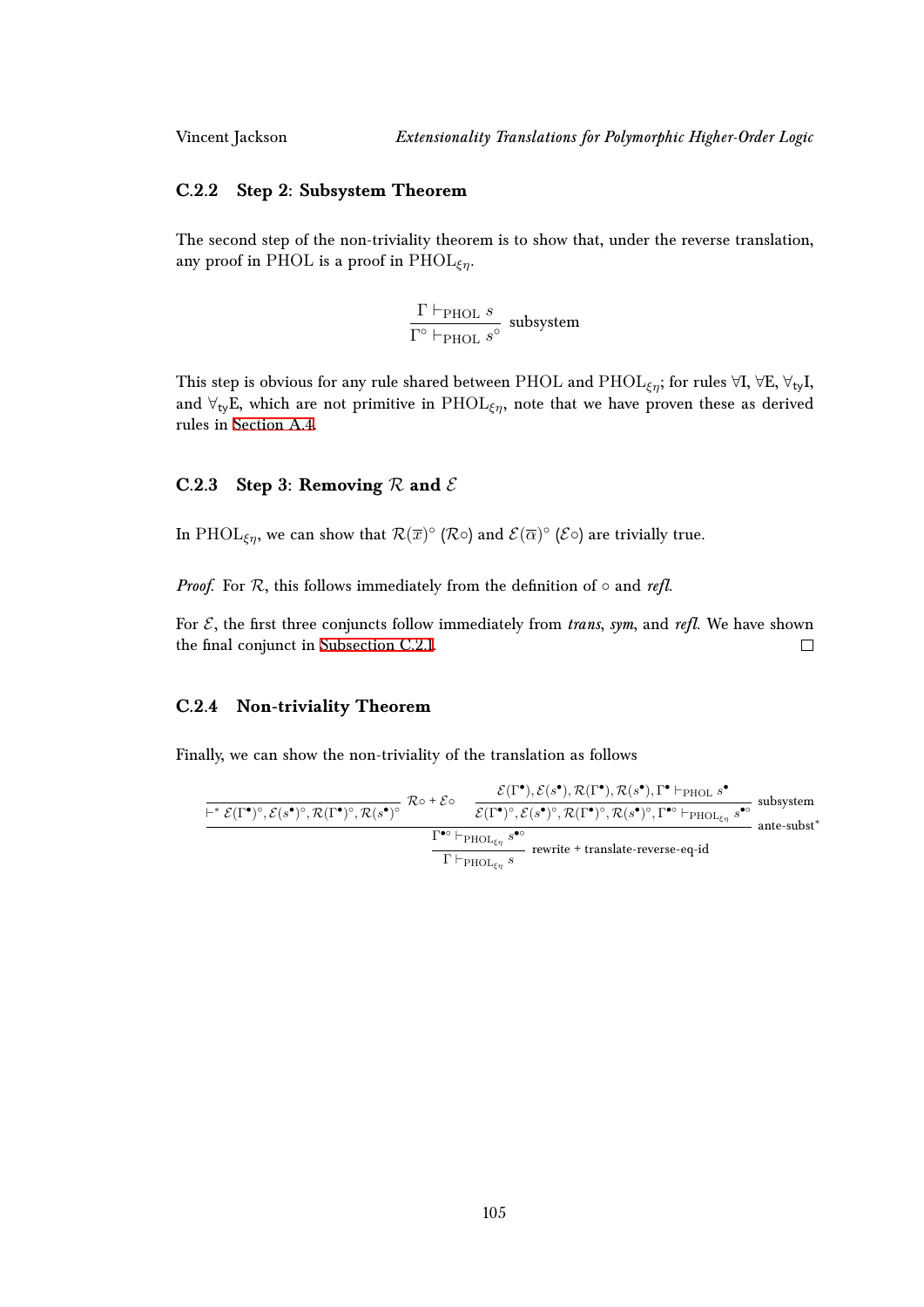### C.2.2 Step 2: Subsystem Theorem

The second step of the non-triviality theorem is to show that, under the reverse translation, any proof in PHOL is a proof in $\mathrm{PHOL}_{\xi\eta}$.

$$\frac{\Gamma \vdash_{\mathrm{PHOL}} s}{\Gamma^{\circ} \vdash_{\mathrm{PHOL}} s^{\circ}} \text{ subsystem}$$

This step is obvious for any rule shared between PHOL and $\mathrm{PHOL}_{\xi\eta}$; for rules $\forall$I, $\forall$E, $\forall_{\mathsf{ty}}$I, and $\forall_{\mathsf{ty}}$E, which are not primitive in $\mathrm{PHOL}_{\xi\eta}$, note that we have proven these as derived rules in Section A.4.

### C.2.3 Step 3: Removing $\mathcal{R}$ and $\mathcal{E}$

In $\mathrm{PHOL}_{\xi\eta}$, we can show that $\mathcal{R}(\overline{x})^{\circ}$ ($\mathcal{R}\circ$) and $\mathcal{E}(\overline{\alpha})^{\circ}$ ($\mathcal{E}\circ$) are trivially true.

*Proof.* For $\mathcal{R}$, this follows immediately from the definition of $\circ$ and *refl*.

For $\mathcal{E}$, the first three conjuncts follow immediately from *trans*, *sym*, and *refl*. We have shown the final conjunct in Subsection C.2.1. □

### C.2.4 Non-triviality Theorem

Finally, we can show the non-triviality of the translation as follows

$$\dfrac{\dfrac{}{\vdash^{*} \mathcal{E}(\Gamma^{\bullet})^{\circ}, \mathcal{E}(s^{\bullet})^{\circ}, \mathcal{R}(\Gamma^{\bullet})^{\circ}, \mathcal{R}(s^{\bullet})^{\circ}} \mathcal{R}\circ + \mathcal{E}\circ \qquad \dfrac{\mathcal{E}(\Gamma^{\bullet}), \mathcal{E}(s^{\bullet}), \mathcal{R}(\Gamma^{\bullet}), \mathcal{R}(s^{\bullet}), \Gamma^{\bullet} \vdash_{\mathrm{PHOL}} s^{\bullet}}{\mathcal{E}(\Gamma^{\bullet})^{\circ}, \mathcal{E}(s^{\bullet})^{\circ}, \mathcal{R}(\Gamma^{\bullet})^{\circ}, \mathcal{R}(s^{\bullet})^{\circ}, \Gamma^{\bullet\circ} \vdash_{\mathrm{PHOL}_{\xi\eta}} s^{\bullet\circ}} \text{ subsystem}}{\dfrac{\Gamma^{\bullet\circ} \vdash_{\mathrm{PHOL}_{\xi\eta}} s^{\bullet\circ}}{\Gamma \vdash_{\mathrm{PHOL}_{\xi\eta}} s} \text{ rewrite + translate-reverse-eq-id}} \text{ ante-subst}^{*}$$